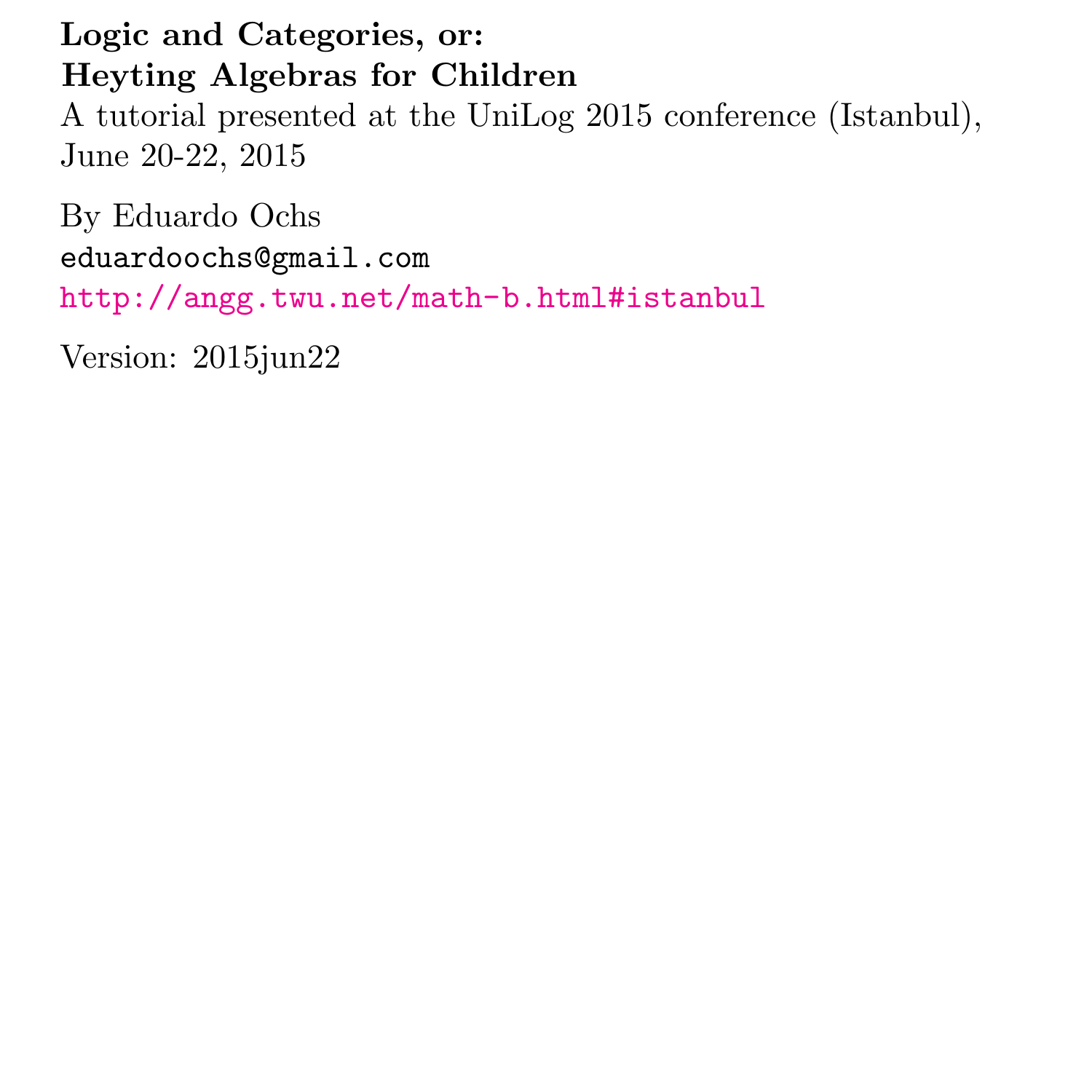**Logic and Categories, or:**
**Heyting Algebras for Children**

A tutorial presented at the UniLog 2015 conference (Istanbul), June 20-22, 2015

By Eduardo Ochs

eduardoochs@gmail.com

http://angg.twu.net/math-b.html#istanbul

Version: 2015jun22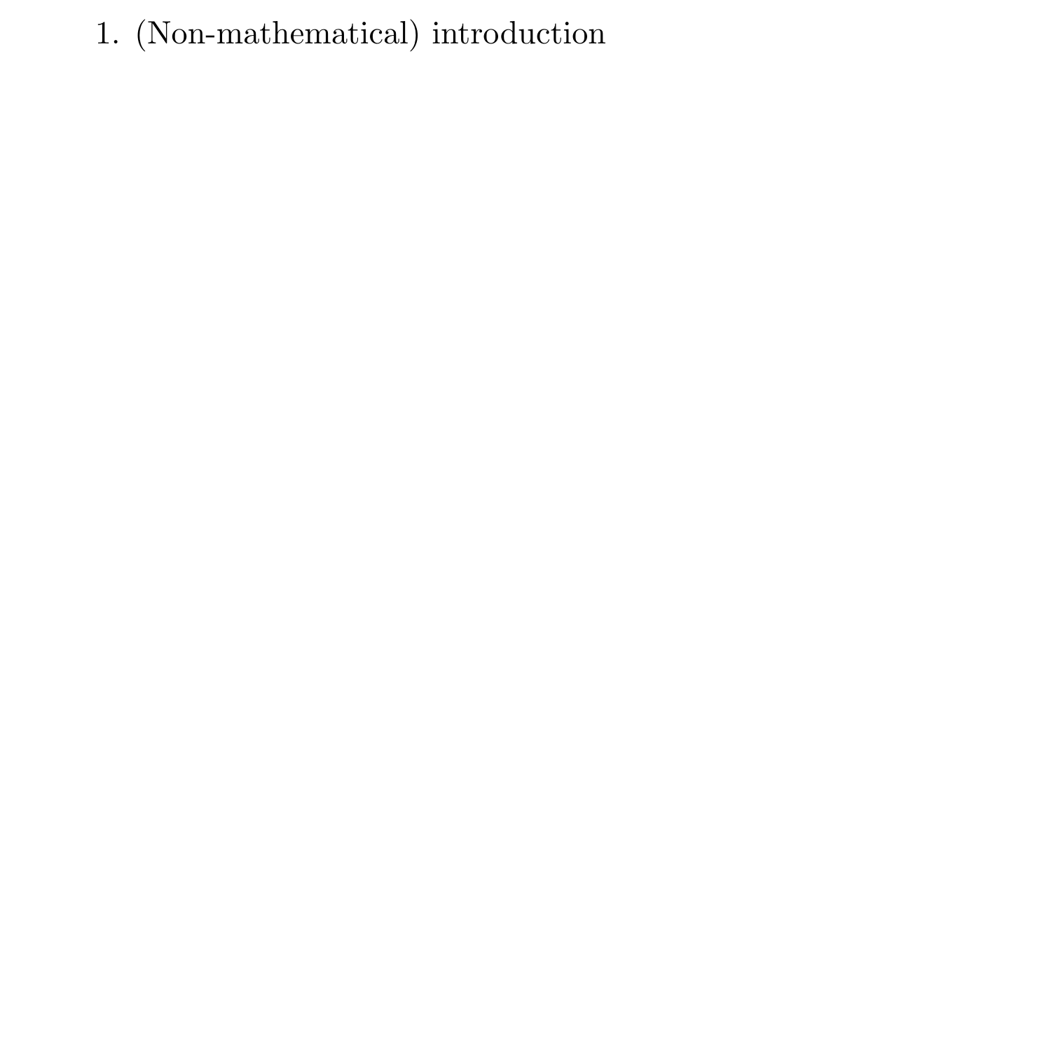1. (Non-mathematical) introduction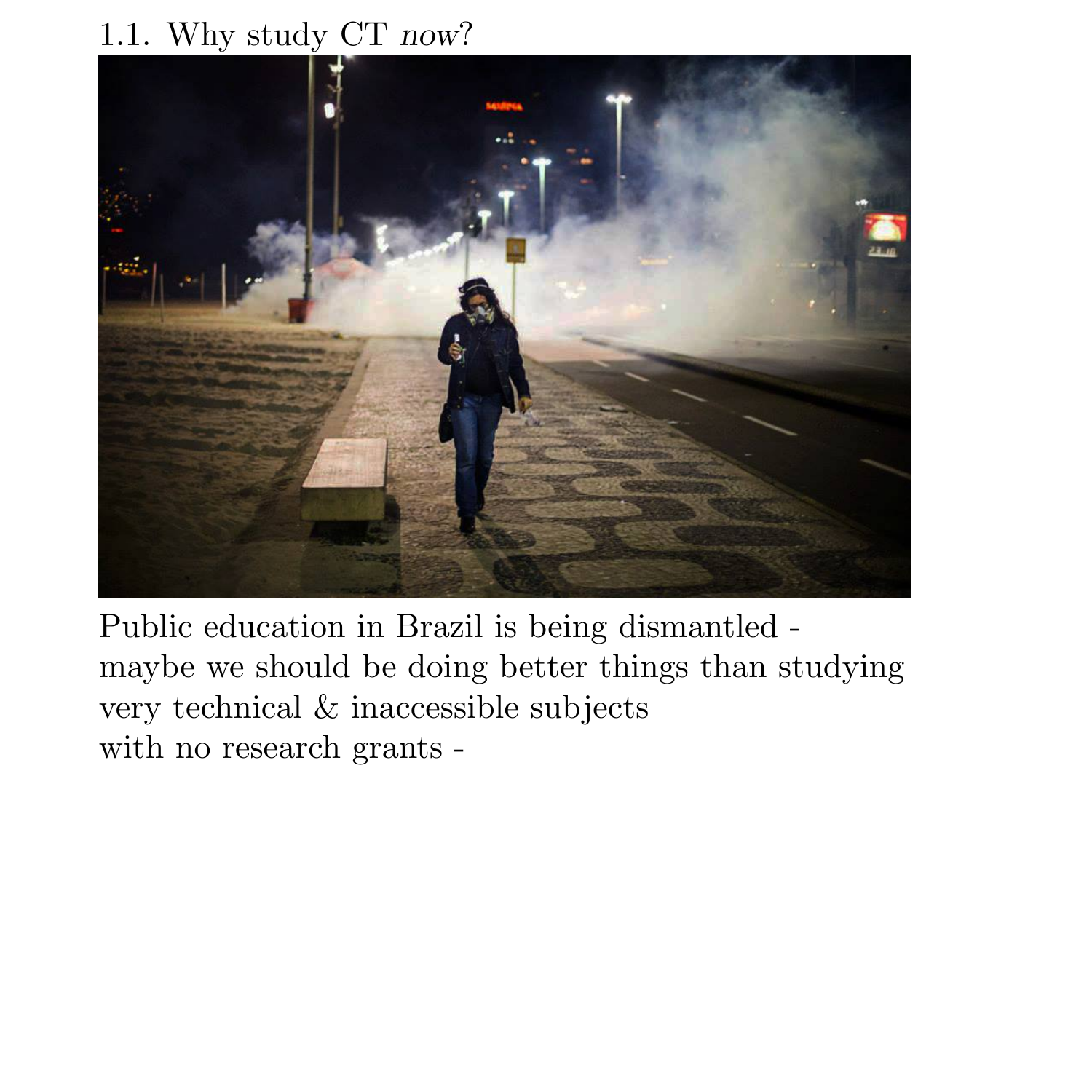1.1. Why study CT *now*?

Public education in Brazil is being dismantled -
maybe we should be doing better things than studying
very technical & inaccessible subjects
with no research grants -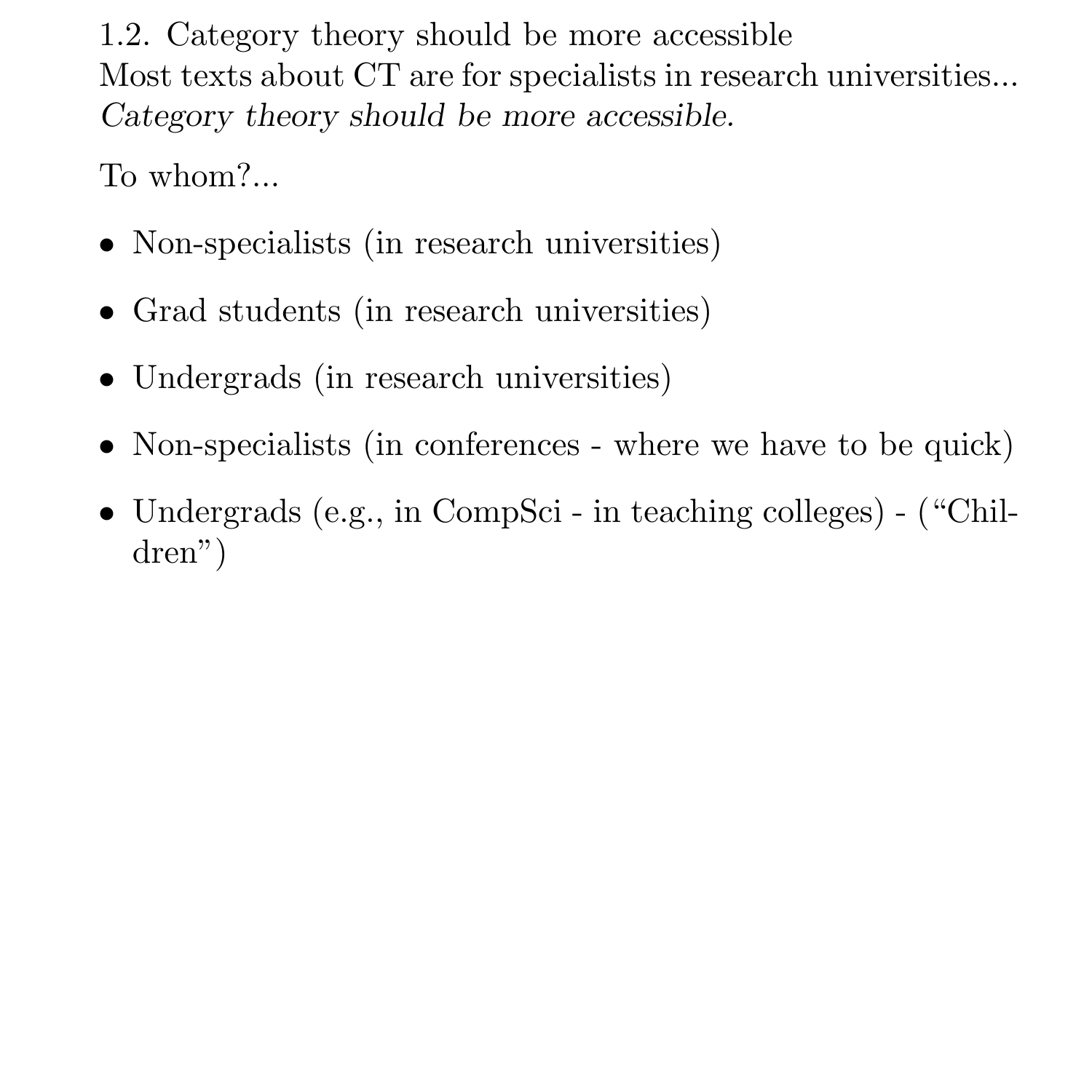## 1.2. Category theory should be more accessible

Most texts about CT are for specialists in research universities...
*Category theory should be more accessible.*

To whom?...

- Non-specialists (in research universities)
- Grad students (in research universities)
- Undergrads (in research universities)
- Non-specialists (in conferences - where we have to be quick)
- Undergrads (e.g., in CompSci - in teaching colleges) - ("Children")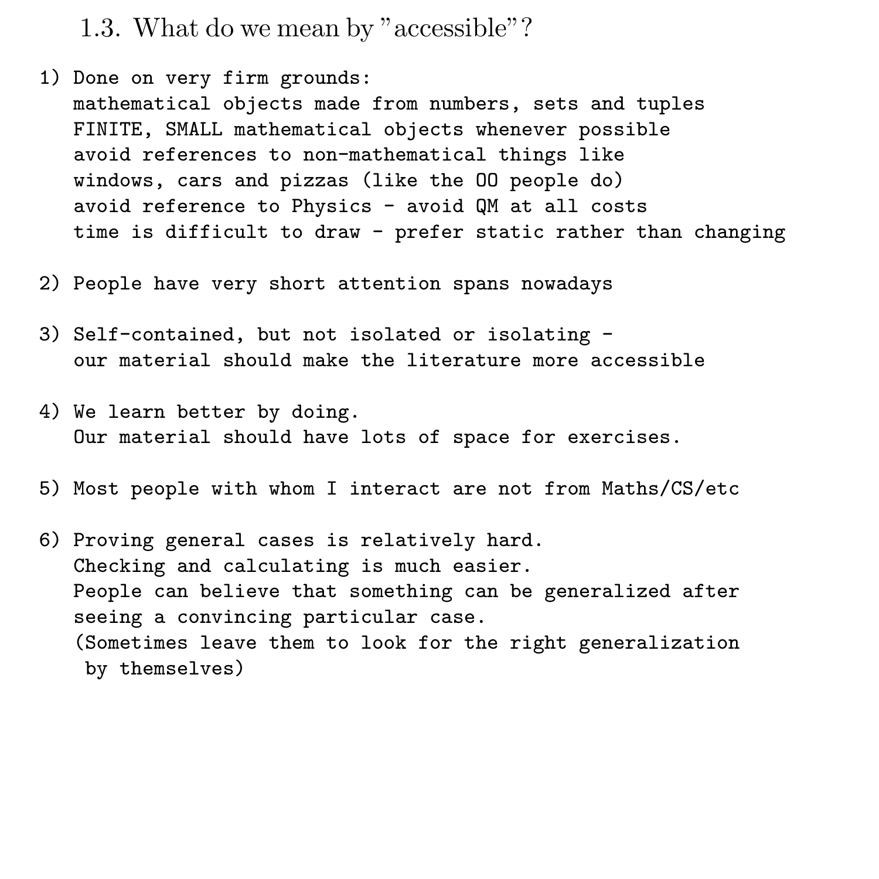## 1.3. What do we mean by "accessible"?

```
1) Done on very firm grounds:
   mathematical objects made from numbers, sets and tuples
   FINITE, SMALL mathematical objects whenever possible
   avoid references to non-mathematical things like
   windows, cars and pizzas (like the OO people do)
   avoid reference to Physics - avoid QM at all costs
   time is difficult to draw - prefer static rather than changing

2) People have very short attention spans nowadays

3) Self-contained, but not isolated or isolating -
   our material should make the literature more accessible

4) We learn better by doing.
   Our material should have lots of space for exercises.

5) Most people with whom I interact are not from Maths/CS/etc

6) Proving general cases is relatively hard.
   Checking and calculating is much easier.
   People can believe that something can be generalized after
   seeing a convincing particular case.
   (Sometimes leave them to look for the right generalization
    by themselves)
```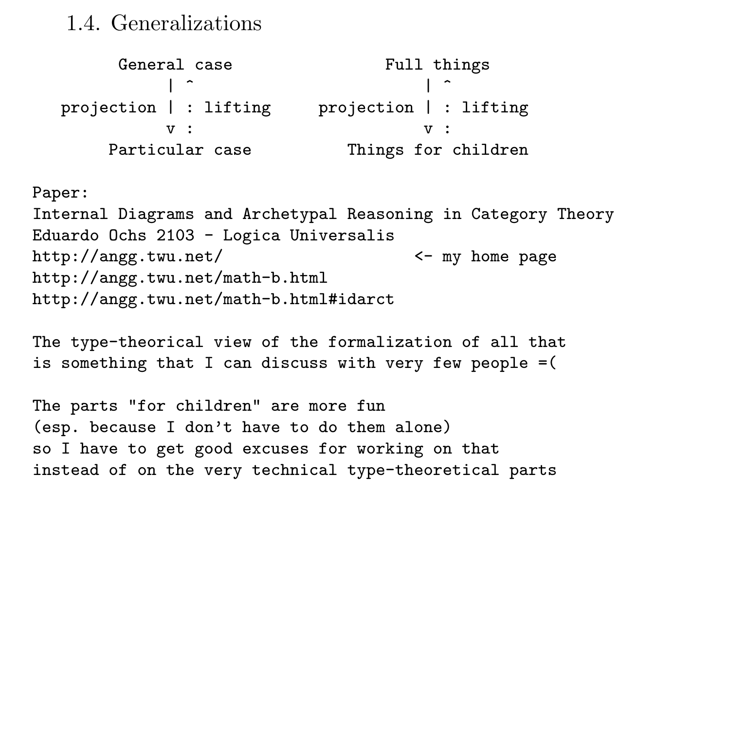## 1.4. Generalizations

```
       General case                 Full things
            | ^                          | ^
  projection | : lifting    projection | : lifting
            v :                          v :
      Particular case          Things for children
```

```
Paper:
Internal Diagrams and Archetypal Reasoning in Category Theory
Eduardo Ochs 2103 - Logica Universalis
http://angg.twu.net/                    <- my home page
http://angg.twu.net/math-b.html
http://angg.twu.net/math-b.html#idarct

The type-theorical view of the formalization of all that
is something that I can discuss with very few people =(

The parts "for children" are more fun
(esp. because I don't have to do them alone)
so I have to get good excuses for working on that
instead of on the very technical type-theoretical parts
```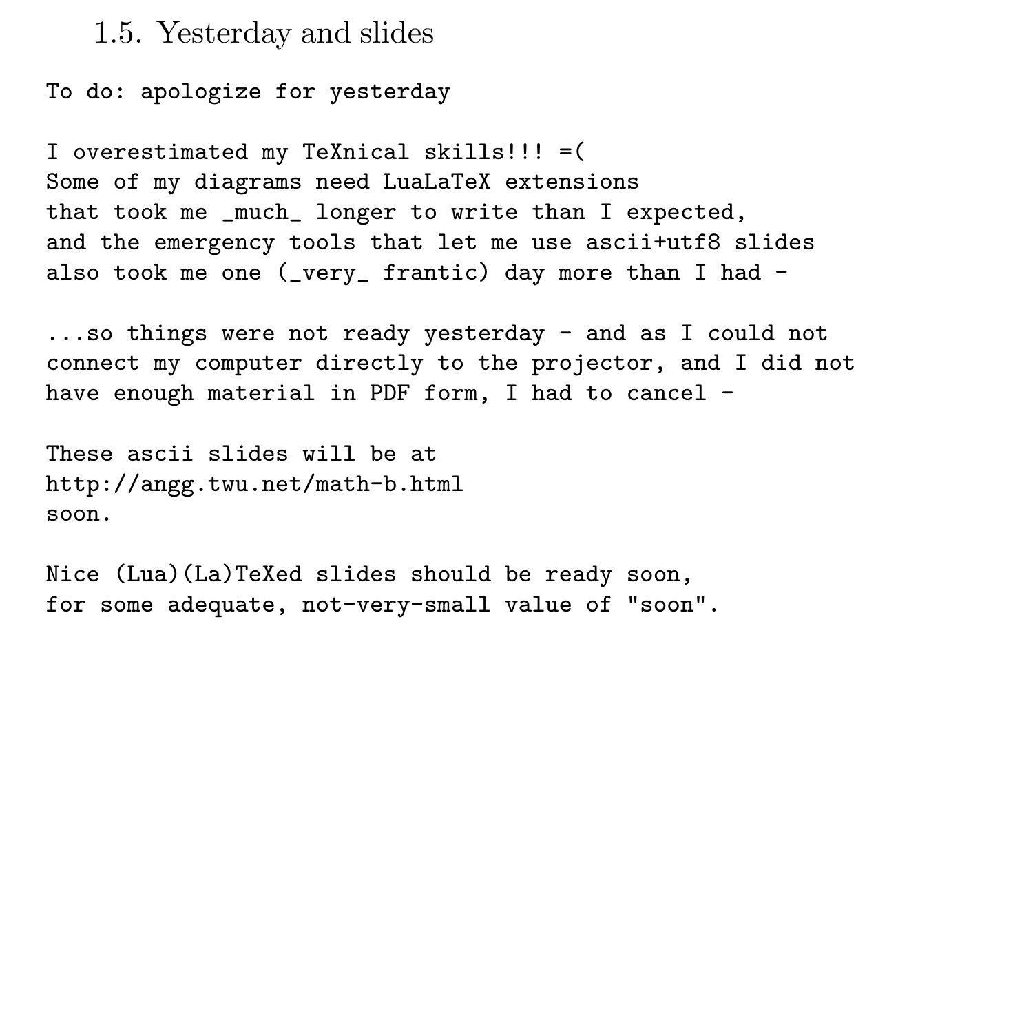## 1.5. Yesterday and slides

```
To do: apologize for yesterday

I overestimated my TeXnical skills!!! =(
Some of my diagrams need LuaLaTeX extensions
that took me _much_ longer to write than I expected,
and the emergency tools that let me use ascii+utf8 slides
also took me one (_very_ frantic) day more than I had -

...so things were not ready yesterday - and as I could not
connect my computer directly to the projector, and I did not
have enough material in PDF form, I had to cancel -

These ascii slides will be at
http://angg.twu.net/math-b.html
soon.

Nice (Lua)(La)TeXed slides should be ready soon,
for some adequate, not-very-small value of "soon".
```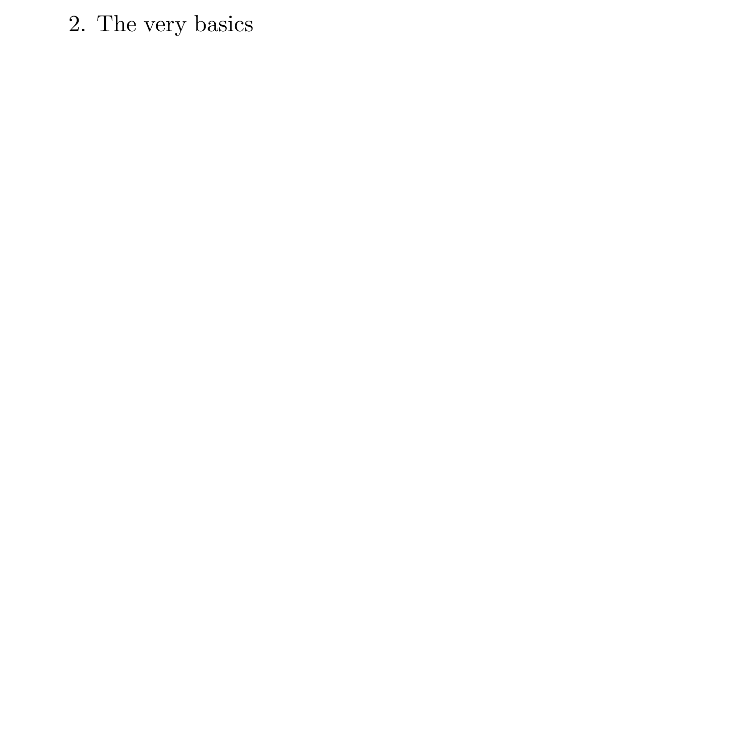# 2. The very basics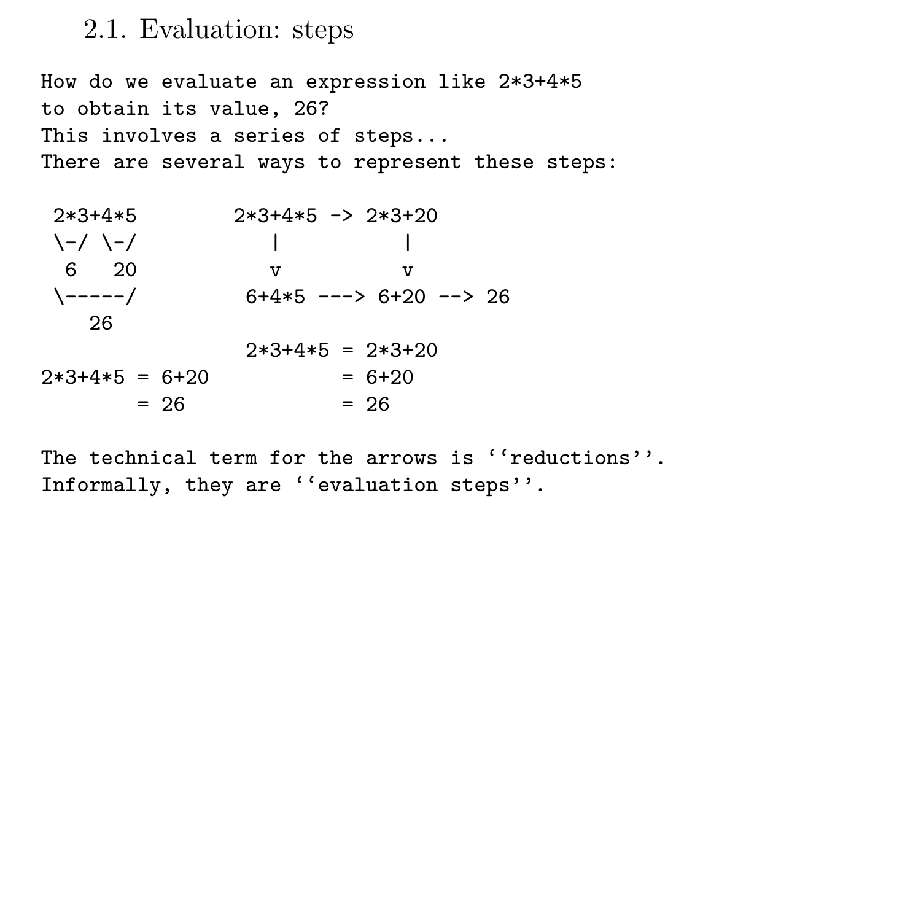## 2.1. Evaluation: steps

How do we evaluate an expression like 2*3+4*5
to obtain its value, 26?
This involves a series of steps...
There are several ways to represent these steps:

```
 2*3+4*5        2*3+4*5 -> 2*3+20
 \-/ \-/           |          |
  6   20           v          v
 \-----/         6+4*5 ---> 6+20 --> 26
    26
                 2*3+4*5 = 2*3+20
2*3+4*5 = 6+20           = 6+20
        = 26             = 26
```

The technical term for the arrows is ‘‘reductions’’.
Informally, they are ‘‘evaluation steps’’.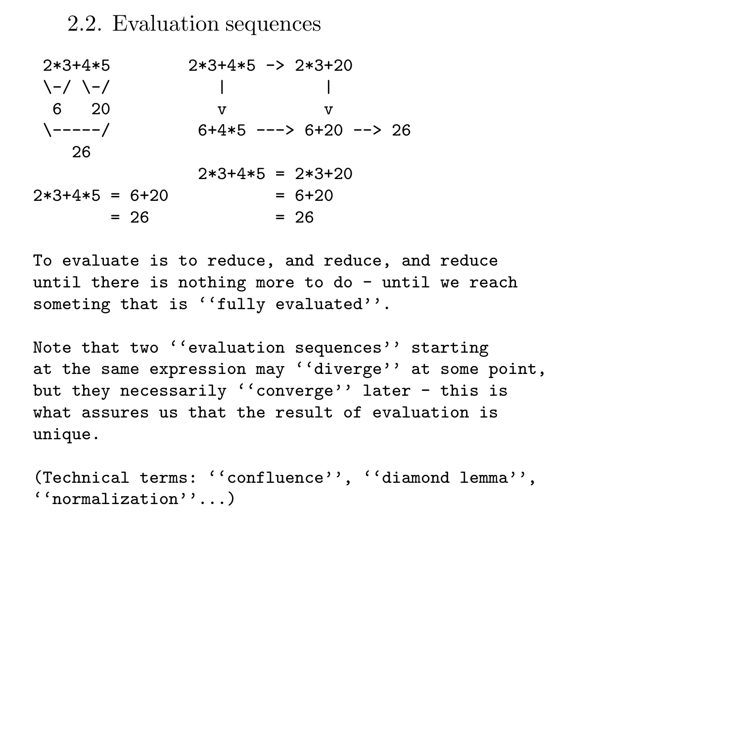## 2.2. Evaluation sequences

```
 2*3+4*5        2*3+4*5 -> 2*3+20
 \-/ \-/           |          |
  6   20           v          v
 \-----/         6+4*5 ---> 6+20 --> 26
    26
                 2*3+4*5 = 2*3+20
2*3+4*5 = 6+20           = 6+20
        = 26             = 26
```

To evaluate is to reduce, and reduce, and reduce until there is nothing more to do - until we reach someting that is ‘‘fully evaluated’’.

Note that two ‘‘evaluation sequences’’ starting at the same expression may ‘‘diverge’’ at some point, but they necessarily ‘‘converge’’ later - this is what assures us that the result of evaluation is unique.

(Technical terms: ‘‘confluence’’, ‘‘diamond lemma’’, ‘‘normalization’’...)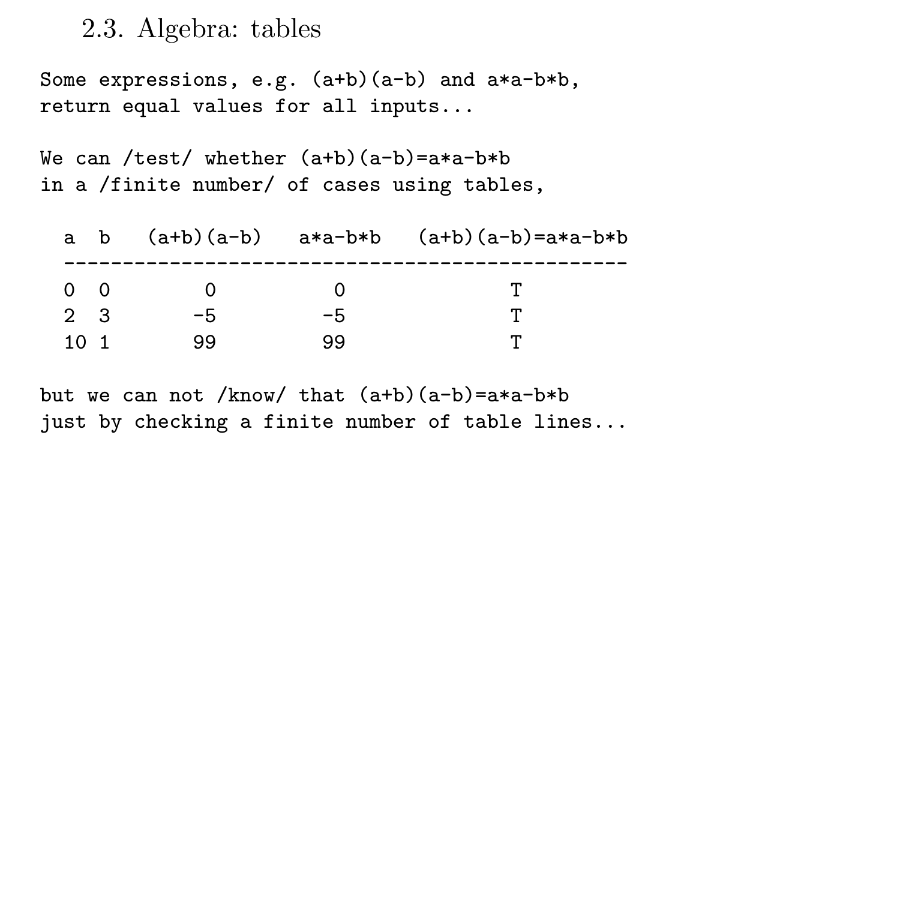## 2.3. Algebra: tables

```
Some expressions, e.g. (a+b)(a-b) and a*a-b*b,
return equal values for all inputs...

We can /test/ whether (a+b)(a-b)=a*a-b*b
in a /finite number/ of cases using tables,

  a  b   (a+b)(a-b)   a*a-b*b   (a+b)(a-b)=a*a-b*b
  ---------------------------------------------------
  0  0        0          0              T
  2  3       -5         -5              T
  10 1       99         99              T

but we can not /know/ that (a+b)(a-b)=a*a-b*b
just by checking a finite number of table lines...
```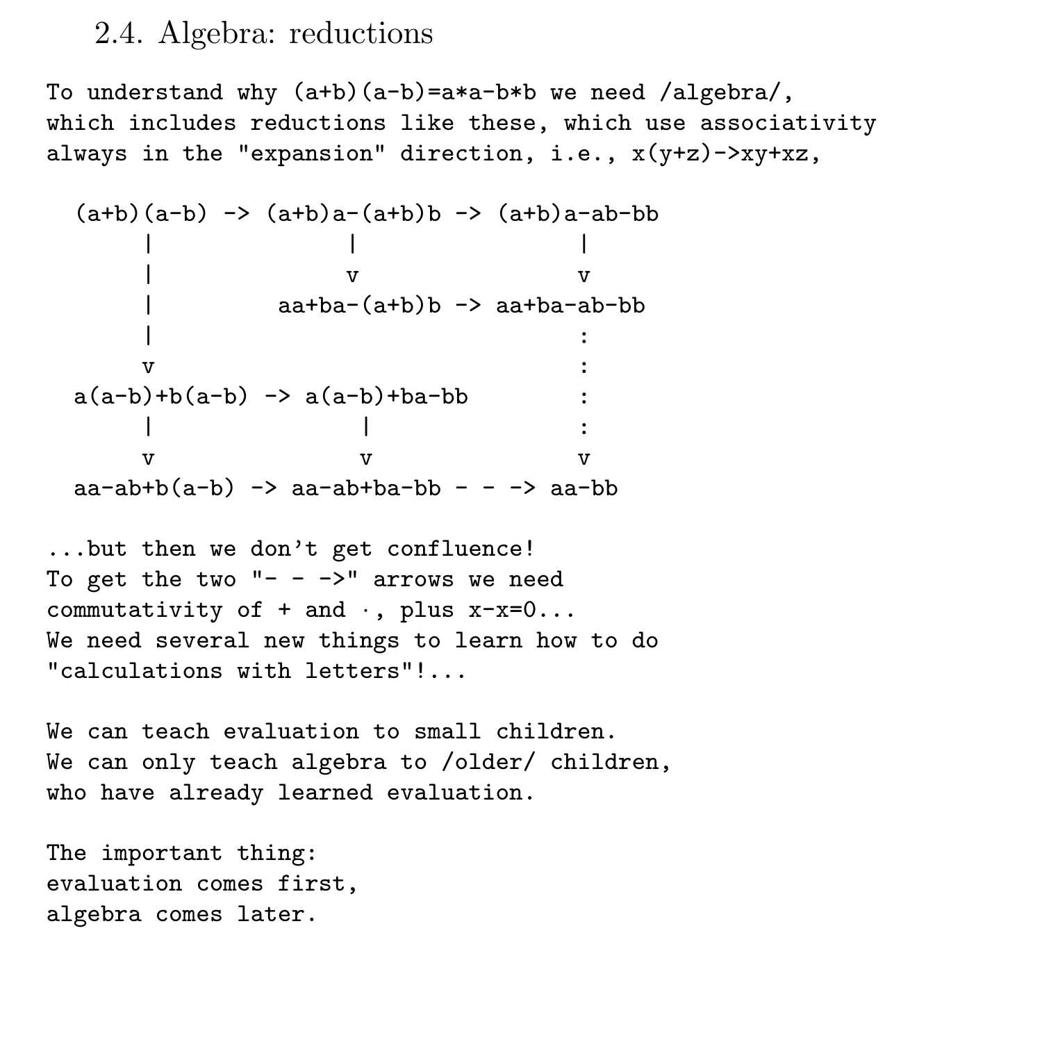## 2.4. Algebra: reductions

```
To understand why (a+b)(a-b)=a*a-b*b we need /algebra/,
which includes reductions like these, which use associativity
always in the "expansion" direction, i.e., x(y+z)->xy+xz,

  (a+b)(a-b) -> (a+b)a-(a+b)b -> (a+b)a-ab-bb
       |              |                |
       |              v                v
       |         aa+ba-(a+b)b -> aa+ba-ab-bb
       |                               :
       v                               :
  a(a-b)+b(a-b) -> a(a-b)+ba-bb        :
       |               |               :
       v               v               v
  aa-ab+b(a-b) -> aa-ab+ba-bb - - -> aa-bb

...but then we don't get confluence!
To get the two "- - ->" arrows we need
commutativity of + and ·, plus x-x=0...
We need several new things to learn how to do
"calculations with letters"!...

We can teach evaluation to small children.
We can only teach algebra to /older/ children,
who have already learned evaluation.

The important thing:
evaluation comes first,
algebra comes later.
```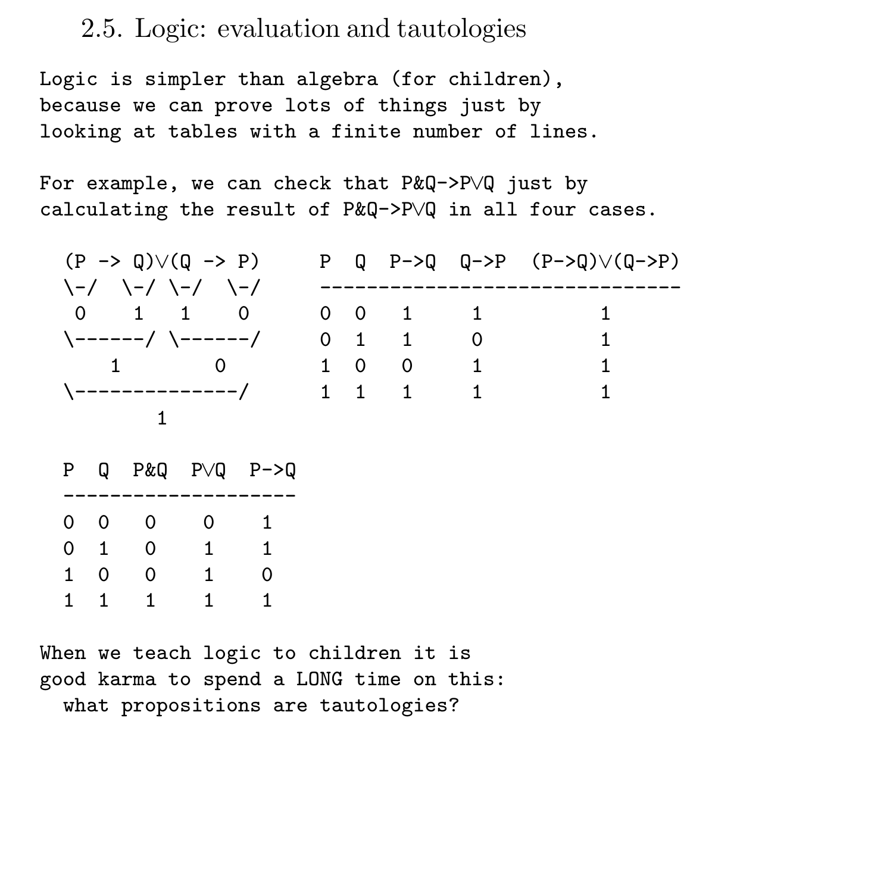## 2.5. Logic: evaluation and tautologies

Logic is simpler than algebra (for children), because we can prove lots of things just by looking at tables with a finite number of lines.

For example, we can check that P&Q->P∨Q just by calculating the result of P&Q->P∨Q in all four cases.

```
(P -> Q)∨(Q -> P)
\-/  \-/ \-/  \-/
 0    1   1    0
\------/ \------/
    1        0
\--------------/
       1
```

| P | Q | P->Q | Q->P | (P->Q)∨(Q->P) |
|---|---|---|---|---|
| 0 | 0 | 1 | 1 | 1 |
| 0 | 1 | 1 | 0 | 1 |
| 1 | 0 | 0 | 1 | 1 |
| 1 | 1 | 1 | 1 | 1 |

| P | Q | P&Q | P∨Q | P->Q |
|---|---|---|---|---|
| 0 | 0 | 0 | 0 | 1 |
| 0 | 1 | 0 | 1 | 1 |
| 1 | 0 | 0 | 1 | 0 |
| 1 | 1 | 1 | 1 | 1 |

When we teach logic to children it is good karma to spend a LONG time on this:
  what propositions are tautologies?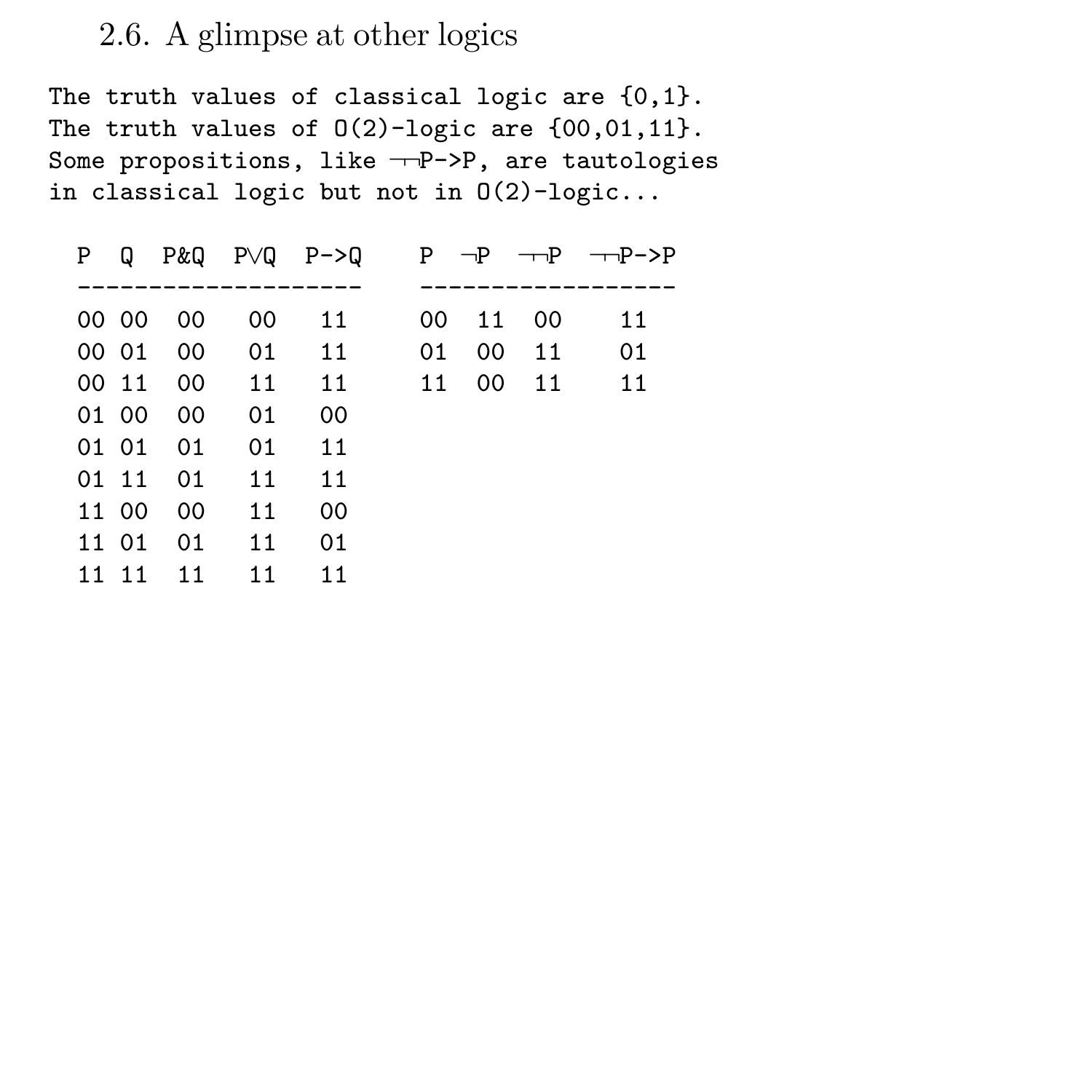## 2.6. A glimpse at other logics

```
The truth values of classical logic are {0,1}.
The truth values of O(2)-logic are {00,01,11}.
Some propositions, like ¬¬P->P, are tautologies
in classical logic but not in O(2)-logic...
```

| P | Q | P&Q | P∨Q | P->Q |
|---|---|---|---|---|
| 00 | 00 | 00 | 00 | 11 |
| 00 | 01 | 00 | 01 | 11 |
| 00 | 11 | 00 | 11 | 11 |
| 01 | 00 | 00 | 01 | 00 |
| 01 | 01 | 01 | 01 | 11 |
| 01 | 11 | 01 | 11 | 11 |
| 11 | 00 | 00 | 11 | 00 |
| 11 | 01 | 01 | 11 | 01 |
| 11 | 11 | 11 | 11 | 11 |

| P | ¬P | ¬¬P | ¬¬P->P |
|---|---|---|---|
| 00 | 11 | 00 | 11 |
| 01 | 00 | 11 | 01 |
| 11 | 00 | 11 | 11 |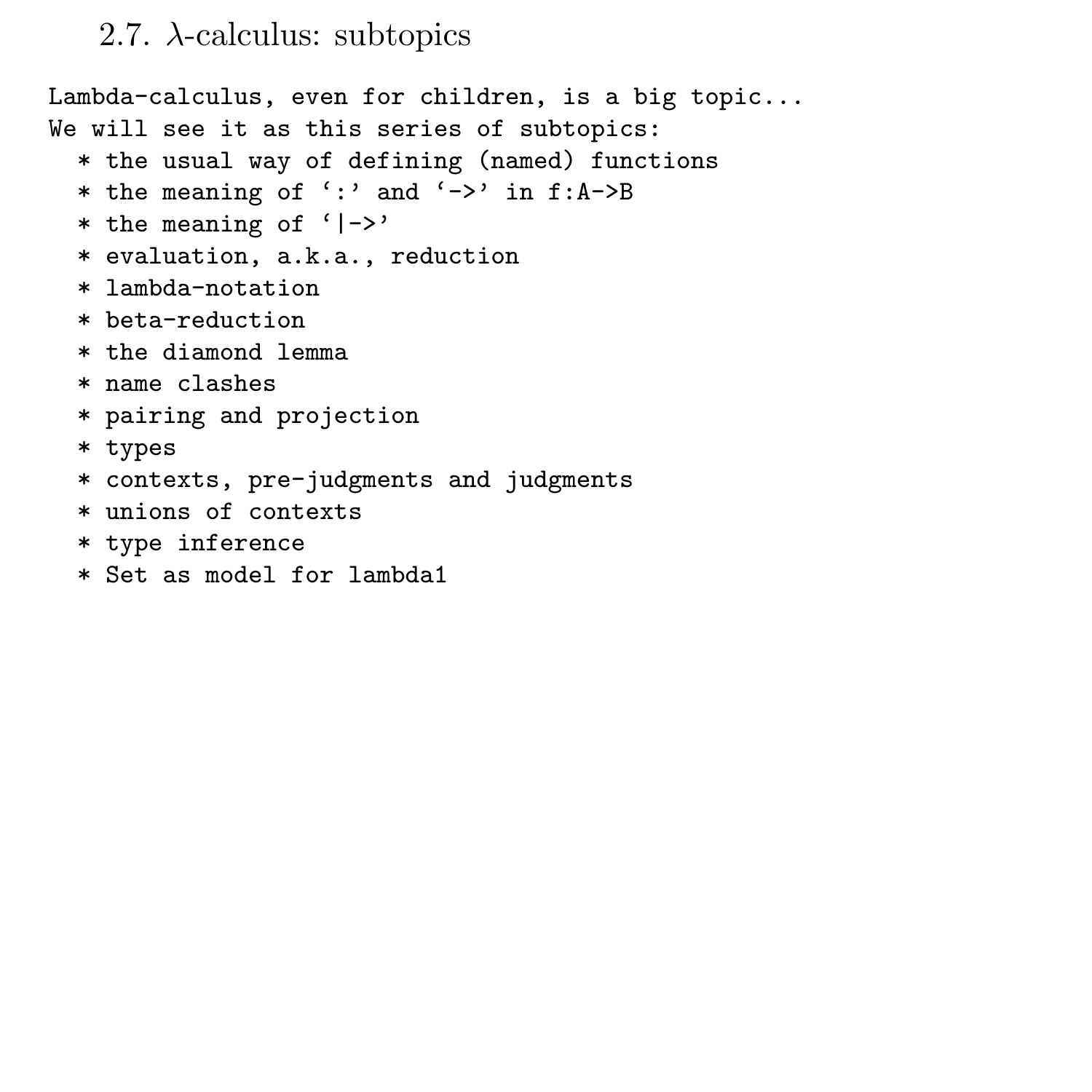## 2.7. λ-calculus: subtopics

```
Lambda-calculus, even for children, is a big topic...
We will see it as this series of subtopics:
  * the usual way of defining (named) functions
  * the meaning of ‘:’ and ‘->’ in f:A->B
  * the meaning of ‘|->’
  * evaluation, a.k.a., reduction
  * lambda-notation
  * beta-reduction
  * the diamond lemma
  * name clashes
  * pairing and projection
  * types
  * contexts, pre-judgments and judgments
  * unions of contexts
  * type inference
  * Set as model for lambda1
```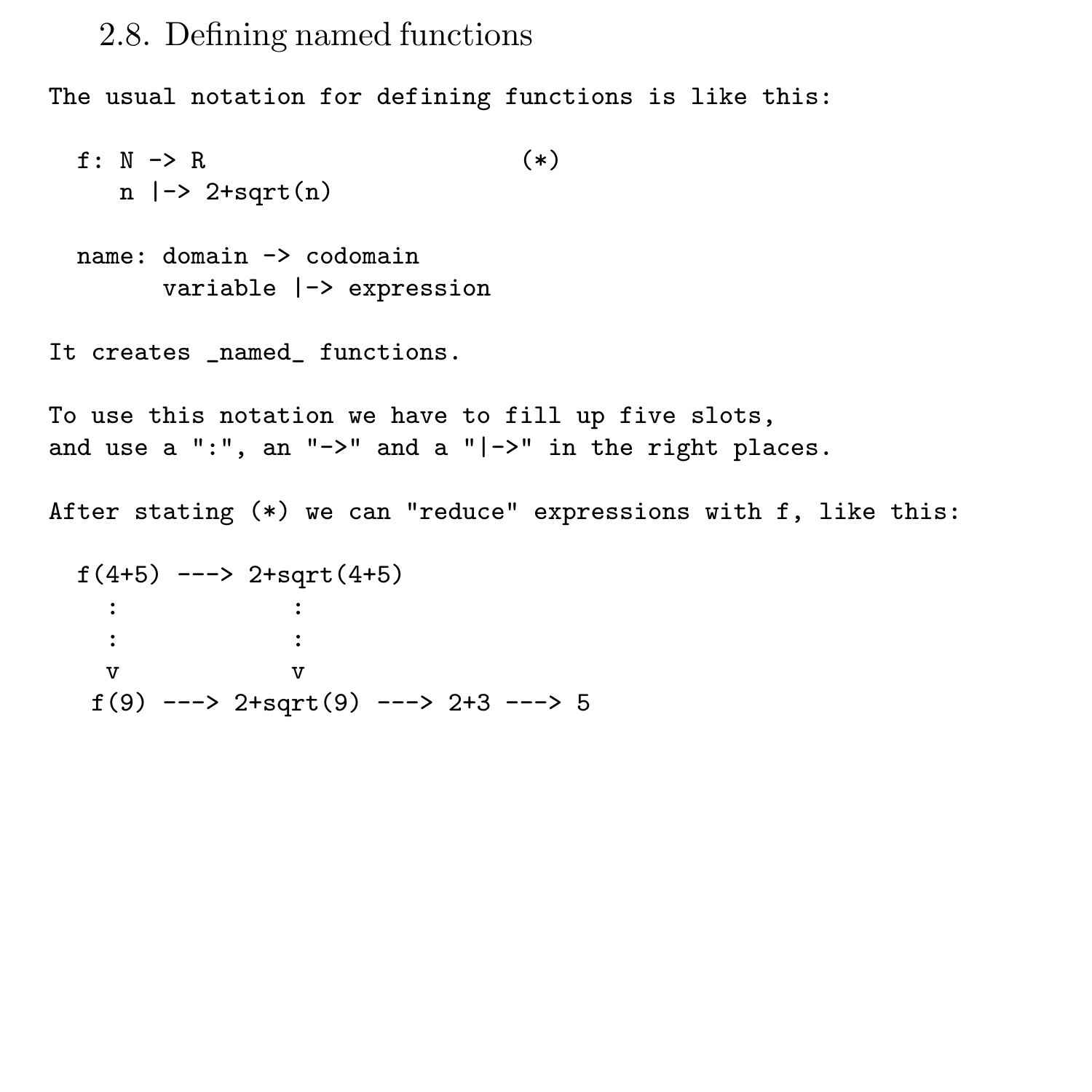## 2.8. Defining named functions

The usual notation for defining functions is like this:

```
  f: N -> R                      (*)
     n |-> 2+sqrt(n)

  name: domain -> codomain
        variable |-> expression
```

It creates _named_ functions.

To use this notation we have to fill up five slots,
and use a ":", an "->" and a "|->" in the right places.

After stating (*) we can "reduce" expressions with f, like this:

```
  f(4+5) ---> 2+sqrt(4+5)
    :             :
    :             :
    v             v
   f(9) ---> 2+sqrt(9) ---> 2+3 ---> 5
```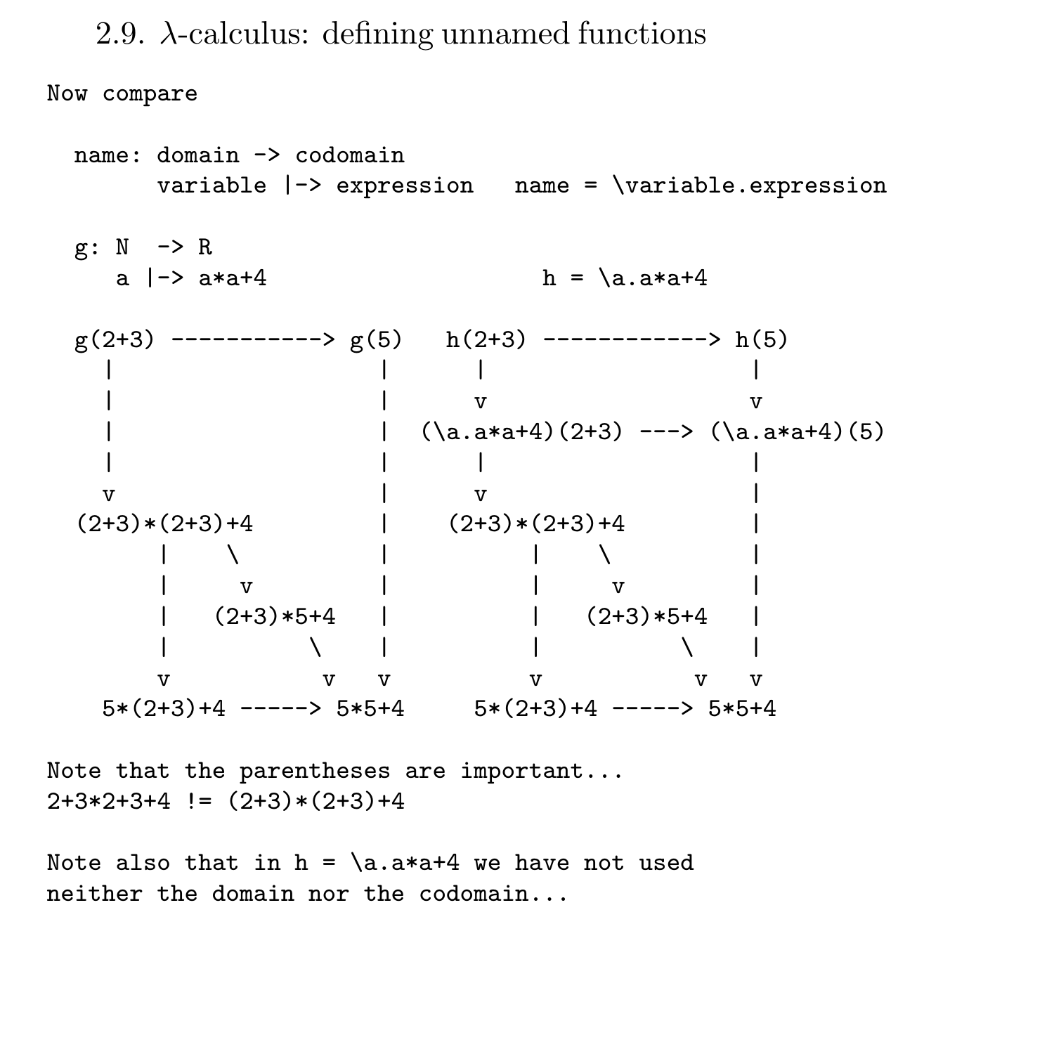## 2.9. λ-calculus: defining unnamed functions

Now compare

```
  name: domain -> codomain
        variable |-> expression   name = \variable.expression

  g: N  -> R
     a |-> a*a+4                        h = \a.a*a+4

  g(2+3) -----------> g(5)   h(2+3) ------------> h(5)
    |                   |      |                    |
    |                   |      v                    v
    |                   |  (\a.a*a+4)(2+3) ---> (\a.a*a+4)(5)
    |                   |      |                    |
    v                   |      v                    |
  (2+3)*(2+3)+4         |    (2+3)*(2+3)+4          |
       |    \           |          |    \           |
       |     v          |          |     v          |
       |   (2+3)*5+4    |          |   (2+3)*5+4    |
       |          \     |          |          \     |
       v           v    v          v           v    v
    5*(2+3)+4 -----> 5*5+4     5*(2+3)+4 -----> 5*5+4
```

Note that the parentheses are important...
2+3*2+3+4 != (2+3)*(2+3)+4

Note also that in h = \a.a*a+4 we have not used
neither the domain nor the codomain...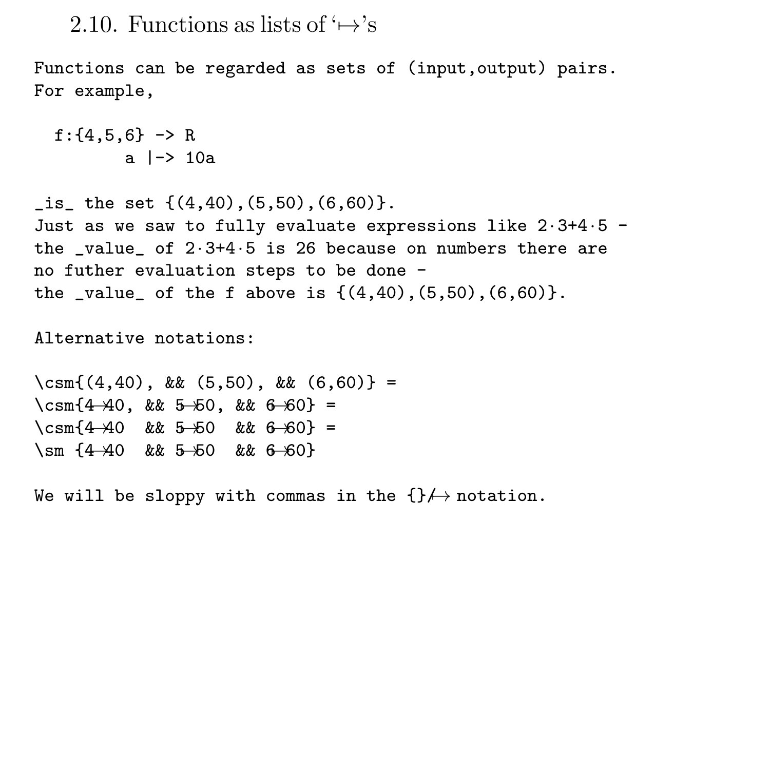## 2.10. Functions as lists of '$\mapsto$'s

```
Functions can be regarded as sets of (input,output) pairs.
For example,

  f:{4,5,6} -> R
         a |-> 10a

_is_ the set {(4,40),(5,50),(6,60)}.
Just as we saw to fully evaluate expressions like 2·3+4·5 -
the _value_ of 2·3+4·5 is 26 because on numbers there are
no futher evaluation steps to be done -
the _value_ of the f above is {(4,40),(5,50),(6,60)}.

Alternative notations:

\csm{(4,40), && (5,50), && (6,60)} =
\csm{4↦40, && 5↦50, && 6↦60} =
\csm{4↦40  && 5↦50  && 6↦60} =
\sm {4↦40  && 5↦50  && 6↦60}

We will be sloppy with commas in the {}/↦ notation.
```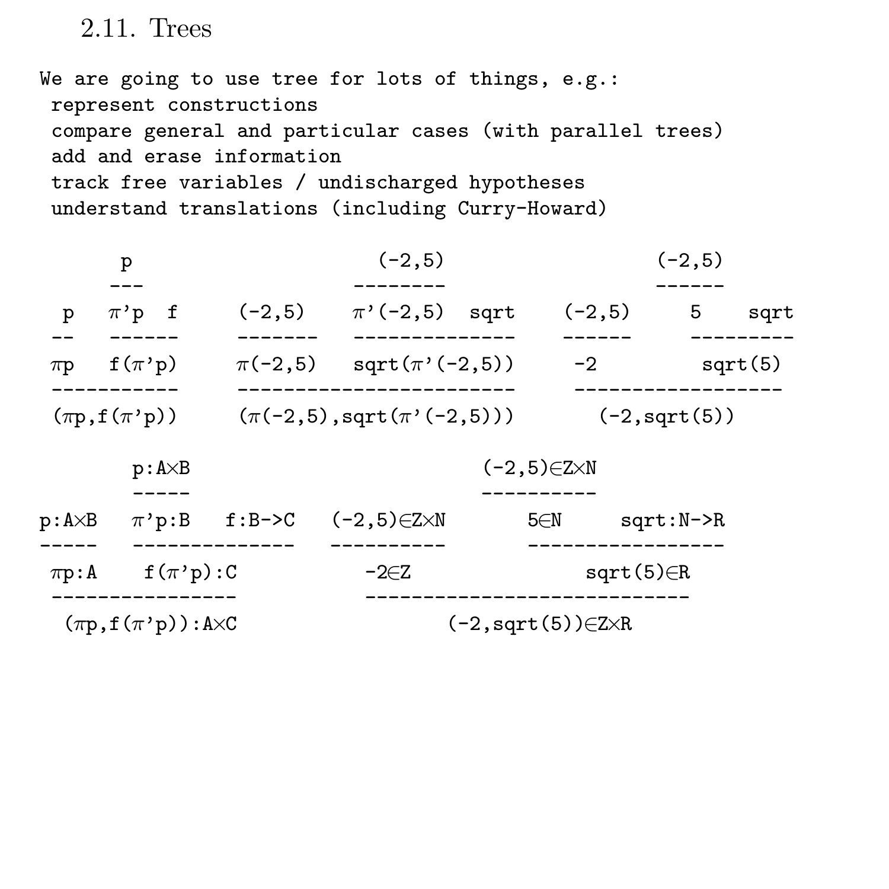## 2.11. Trees

```
We are going to use tree for lots of things, e.g.:
 represent constructions
 compare general and particular cases (with parallel trees)
 add and erase information
 track free variables / undischarged hypotheses
 understand translations (including Curry-Howard)

      p                      (-2,5)                (-2,5)
     ---                    --------               ------
 p   π'p  f      (-2,5)    π'(-2,5)  sqrt   (-2,5)    5    sqrt
 --  ------      -------   --------------   ------    ---------
 πp  f(π'p)      π(-2,5)   sqrt(π'(-2,5))    -2        sqrt(5)
 -----------     ------------------------    -----------------
 (πp,f(π'p))     (π(-2,5),sqrt(π'(-2,5)))      (-2,sqrt(5))

       p:A×B                            (-2,5)∈Z×N
       -----                            ----------
p:A×B  π'p:B   f:B->C  (-2,5)∈Z×N          5∈N     sqrt:N->R
-----  --------------  ----------          -----------------
 πp:A    f(π'p):C         -2∈Z                 sqrt(5)∈R
 ----------------         ----------------------------
  (πp,f(π'p)):A×C               (-2,sqrt(5))∈Z×R
```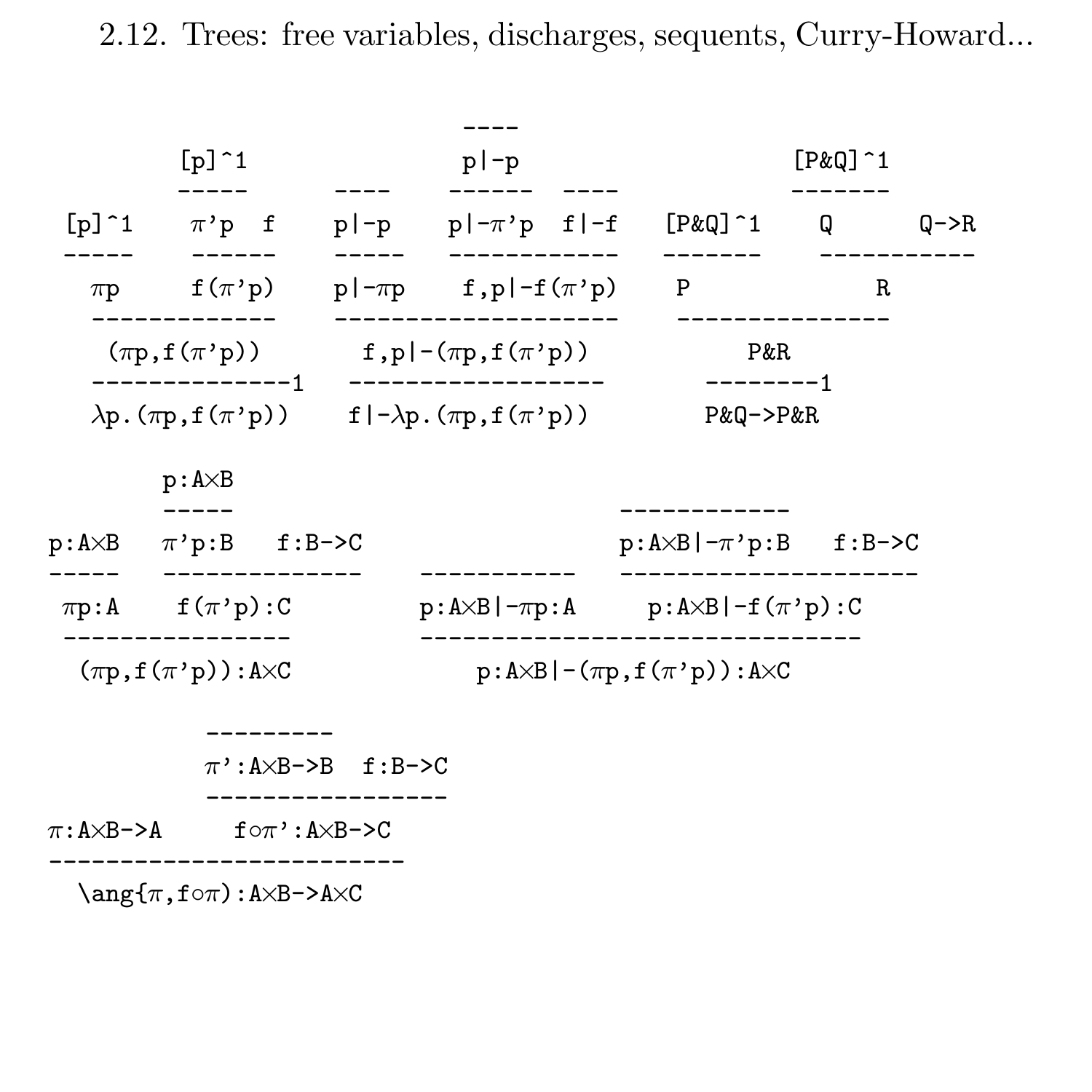## 2.12. Trees: free variables, discharges, sequents, Curry-Howard...

```
        [p]^1                  ----
        -----                  p|-p                     [P&Q]^1
[p]^1    π'p  f      ----     ------  ----     [P&Q]^1   -------
-----    ------      p|-p     p|-π'p  f|-f     -------     Q      Q->R
  πp     f(π'p)      -----    -----------       P          -----------
  -------------      p|-πp    f,p|-f(π'p)       --------------  R
   (πp,f(π'p))       ------------------             P&R
  -------------1      f,p|-(πp,f(π'p))           --------1
  λp.(πp,f(π'p))     -----------------            P&Q->P&R
                     f|-λp.(πp,f(π'p))
```

```
       p:A×B
       -----                                ------------
p:A×B  π'p:B   f:B->C                       p:A×B|-π'p:B   f:B->C
-----  --------------         -----------   ---------------------
 πp:A    f(π'p):C             p:A×B|-πp:A     p:A×B|-f(π'p):C
 ----------------             -------------------------------
 (πp,f(π'p)):A×C                   p:A×B|-(πp,f(π'p)):A×C
```

```
           ---------
           π':A×B->B  f:B->C
           ----------------
π:A×B->A     f∘π':A×B->C
------------------------
 \ang{π,f∘π):A×B->A×C
```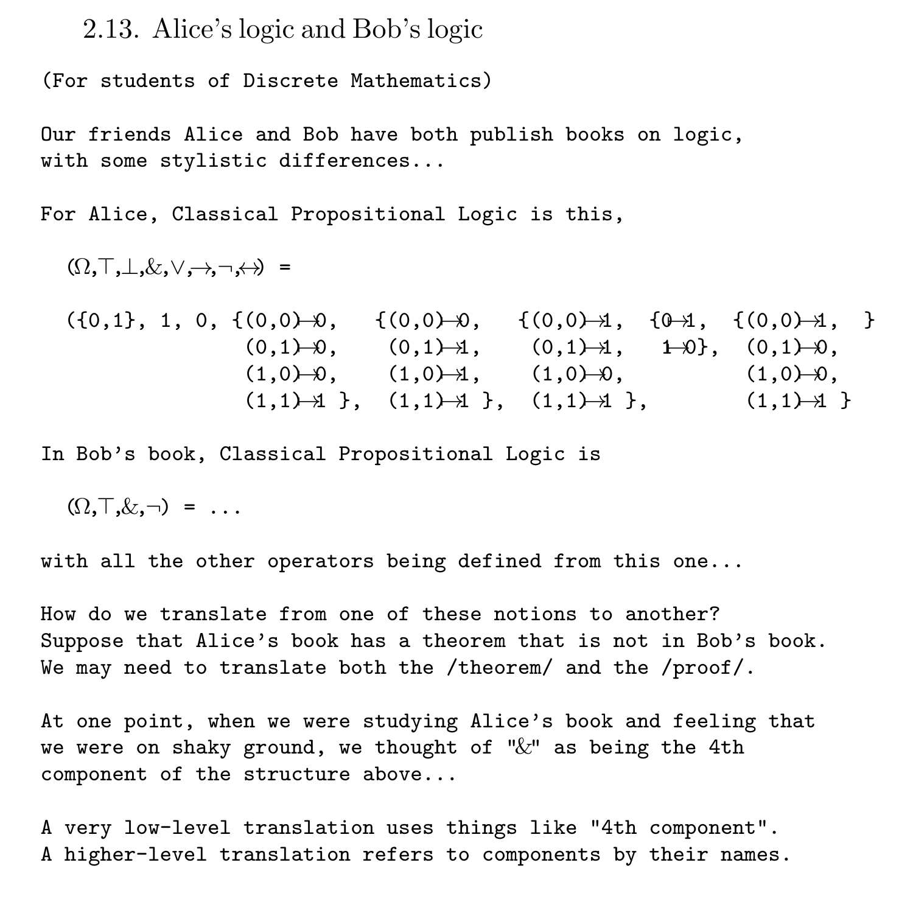## 2.13. Alice's logic and Bob's logic

(For students of Discrete Mathematics)

Our friends Alice and Bob have both publish books on logic, with some stylistic differences...

For Alice, Classical Propositional Logic is this,

$$(\Omega,\top,\bot,\&,\vee,\to,\neg,\leftrightarrow) =$$

$$\left(\{0,1\},\ 1,\ 0,\ \begin{Bmatrix}(0,0)\mapsto 0,\\(0,1)\mapsto 0,\\(1,0)\mapsto 0,\\(1,1)\mapsto 1\end{Bmatrix},\ \begin{Bmatrix}(0,0)\mapsto 0,\\(0,1)\mapsto 1,\\(1,0)\mapsto 1,\\(1,1)\mapsto 1\end{Bmatrix},\ \begin{Bmatrix}(0,0)\mapsto 1,\\(0,1)\mapsto 1,\\(1,0)\mapsto 0,\\(1,1)\mapsto 1\end{Bmatrix},\ \begin{Bmatrix}0\mapsto 1,\\1\mapsto 0\end{Bmatrix},\ \begin{Bmatrix}(0,0)\mapsto 1,\\(0,1)\mapsto 0,\\(1,0)\mapsto 0,\\(1,1)\mapsto 1\end{Bmatrix}\right)$$

In Bob's book, Classical Propositional Logic is

$$(\Omega,\top,\&,\neg) = \ldots$$

with all the other operators being defined from this one...

How do we translate from one of these notions to another? Suppose that Alice's book has a theorem that is not in Bob's book. We may need to translate both the /theorem/ and the /proof/.

At one point, when we were studying Alice's book and feeling that we were on shaky ground, we thought of "&" as being the 4th component of the structure above...

A very low-level translation uses things like "4th component". A higher-level translation refers to components by their names.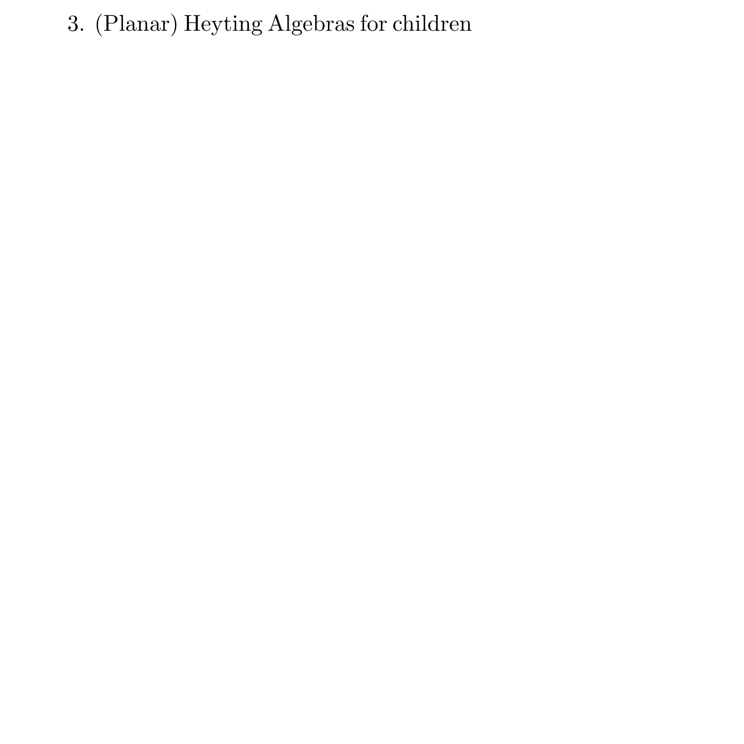3. (Planar) Heyting Algebras for children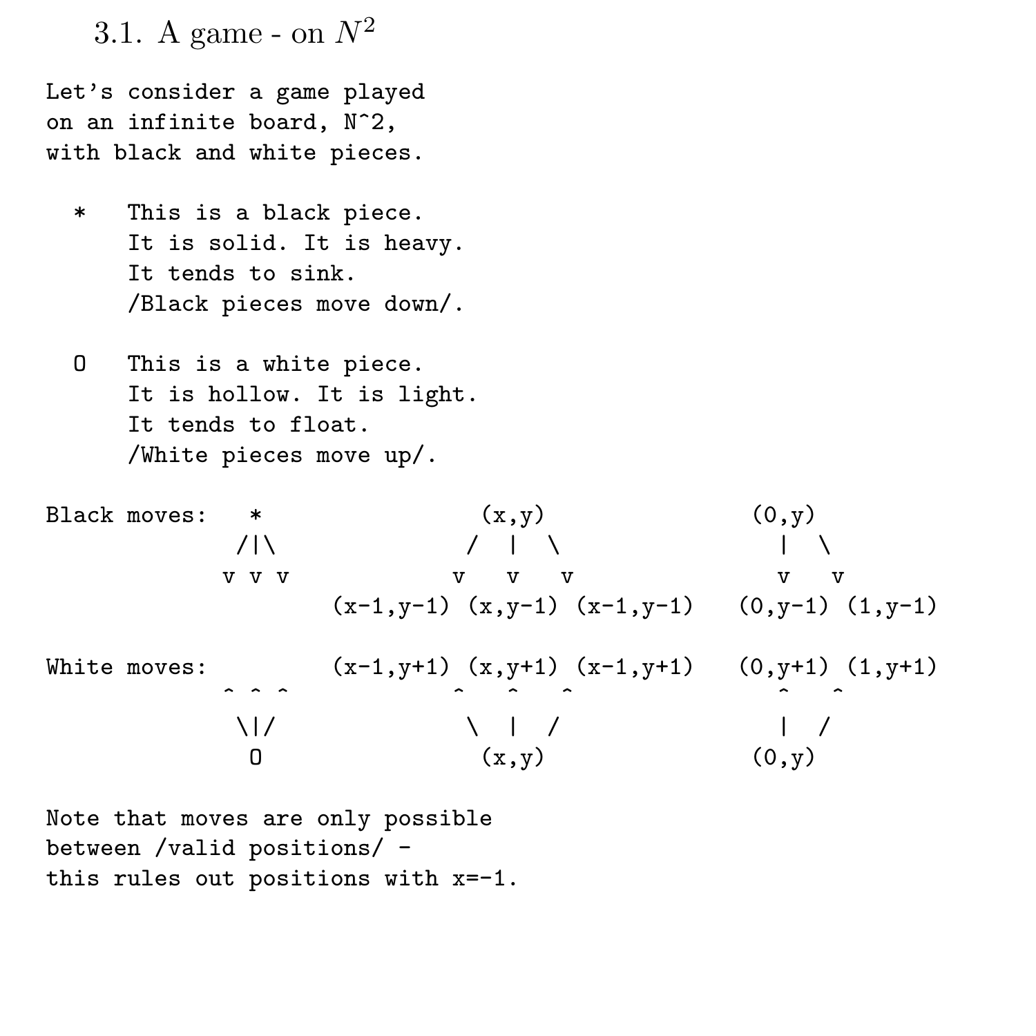### 3.1. A game - on $N^2$

```
Let's consider a game played
on an infinite board, N^2,
with black and white pieces.

  *   This is a black piece.
      It is solid. It is heavy.
      It tends to sink.
      /Black pieces move down/.

  O   This is a white piece.
      It is hollow. It is light.
      It tends to float.
      /White pieces move up/.

Black moves:   *                (x,y)                (0,y)
              /|\             /  |  \                 |  \
             v v v           v   v   v                v   v
                    (x-1,y-1) (x,y-1) (x-1,y-1)   (0,y-1) (1,y-1)

White moves:        (x-1,y+1) (x,y+1) (x-1,y+1)   (0,y+1) (1,y+1)
             ^ ^ ^           ^   ^   ^                ^   ^
              \|/             \  |  /                 |  /
               O                (x,y)                (0,y)

Note that moves are only possible
between /valid positions/ -
this rules out positions with x=-1.
```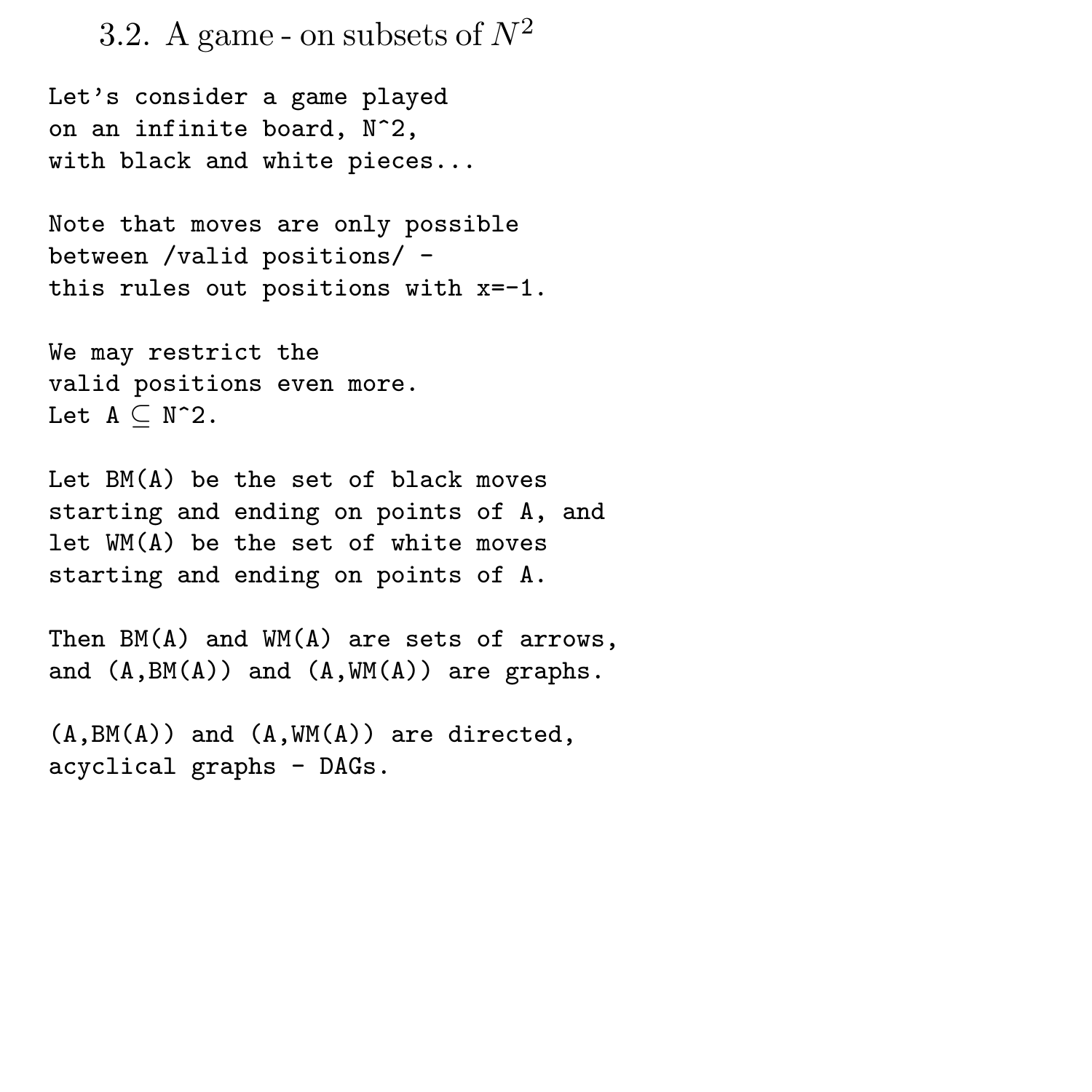### 3.2. A game - on subsets of $N^2$

```
Let's consider a game played
on an infinite board, N^2,
with black and white pieces...

Note that moves are only possible
between /valid positions/ -
this rules out positions with x=-1.

We may restrict the
valid positions even more.
Let A ⊆ N^2.

Let BM(A) be the set of black moves
starting and ending on points of A, and
let WM(A) be the set of white moves
starting and ending on points of A.

Then BM(A) and WM(A) are sets of arrows,
and (A,BM(A)) and (A,WM(A)) are graphs.

(A,BM(A)) and (A,WM(A)) are directed,
acyclical graphs - DAGs.
```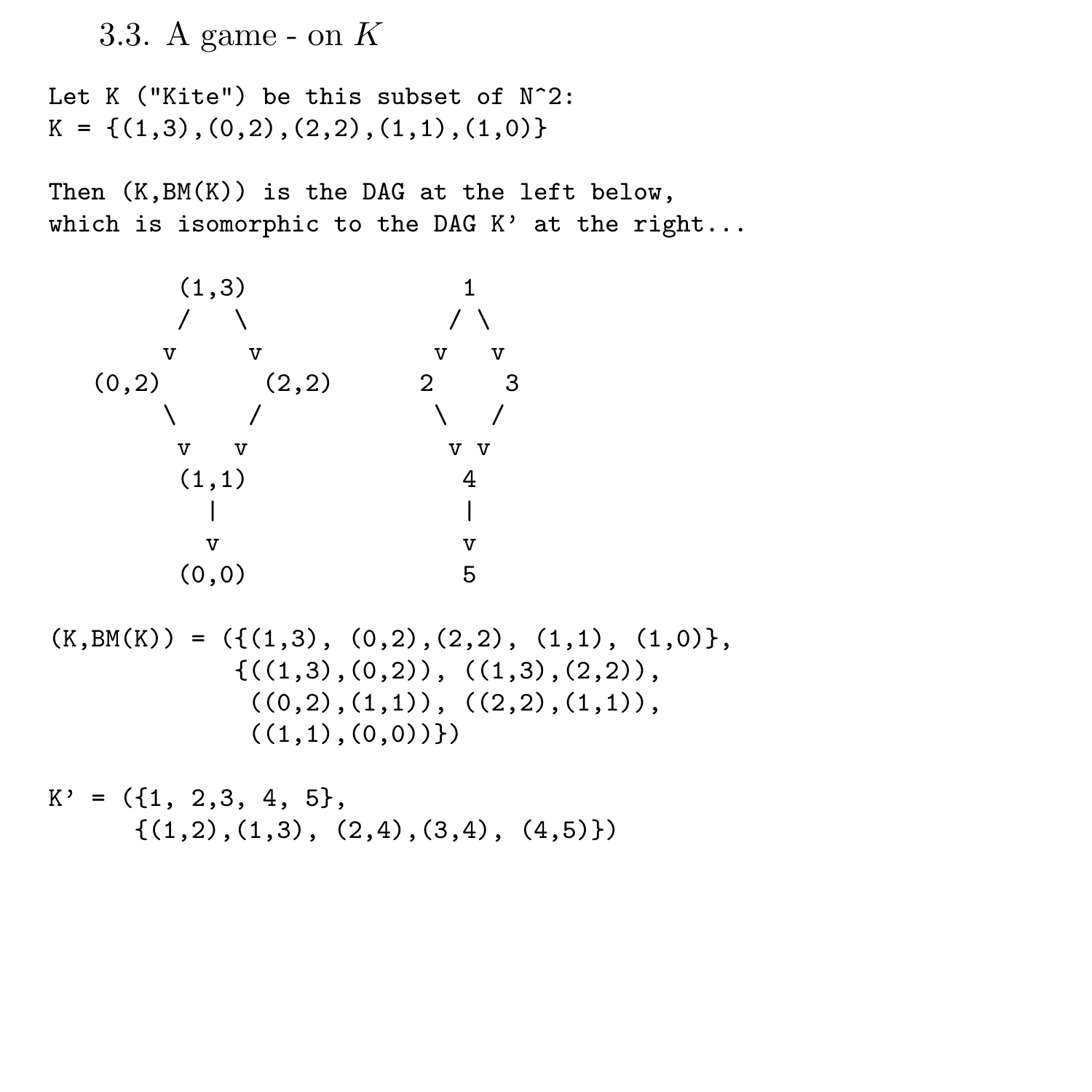### 3.3. A game - on $K$

```
Let K ("Kite") be this subset of N^2:
K = {(1,3),(0,2),(2,2),(1,1),(1,0)}

Then (K,BM(K)) is the DAG at the left below,
which is isomorphic to the DAG K' at the right...

         (1,3)              1
         /   \             / \
        v     v           v   v
   (0,2)       (2,2)     2     3
        \     /           \   /
         v   v             v v
         (1,1)              4
           |                |
           v                v
         (0,0)              5

(K,BM(K)) = ({(1,3), (0,2),(2,2), (1,1), (1,0)},
             {((1,3),(0,2)), ((1,3),(2,2)),
              ((0,2),(1,1)), ((2,2),(1,1)),
              ((1,1),(0,0))})

K' = ({1, 2,3, 4, 5},
      {(1,2),(1,3), (2,4),(3,4), (4,5)})
```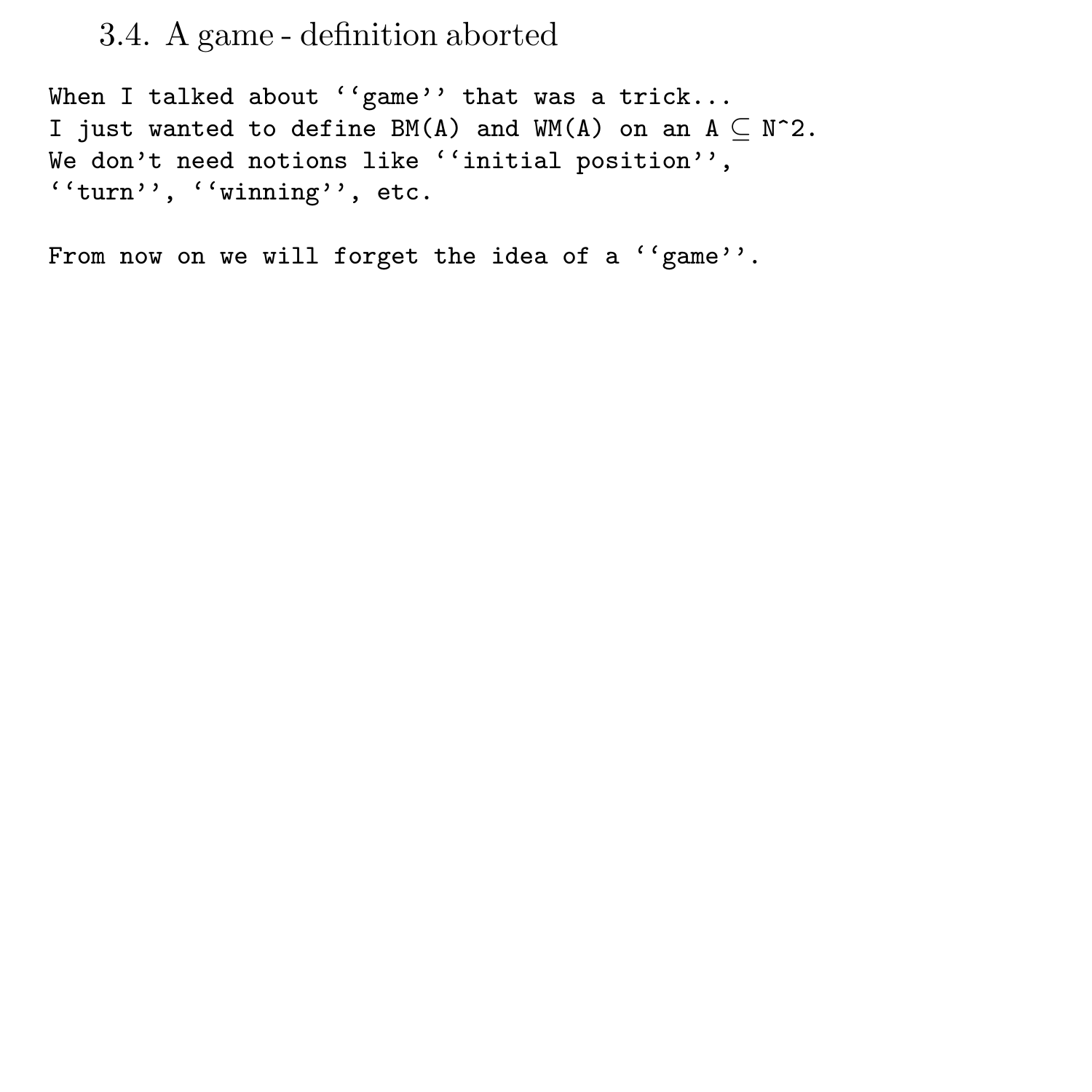## 3.4. A game - definition aborted

```
When I talked about ``game'' that was a trick...
I just wanted to define BM(A) and WM(A) on an A ⊆ N^2.
We don't need notions like ``initial position'',
``turn'', ``winning'', etc.

From now on we will forget the idea of a ``game''.
```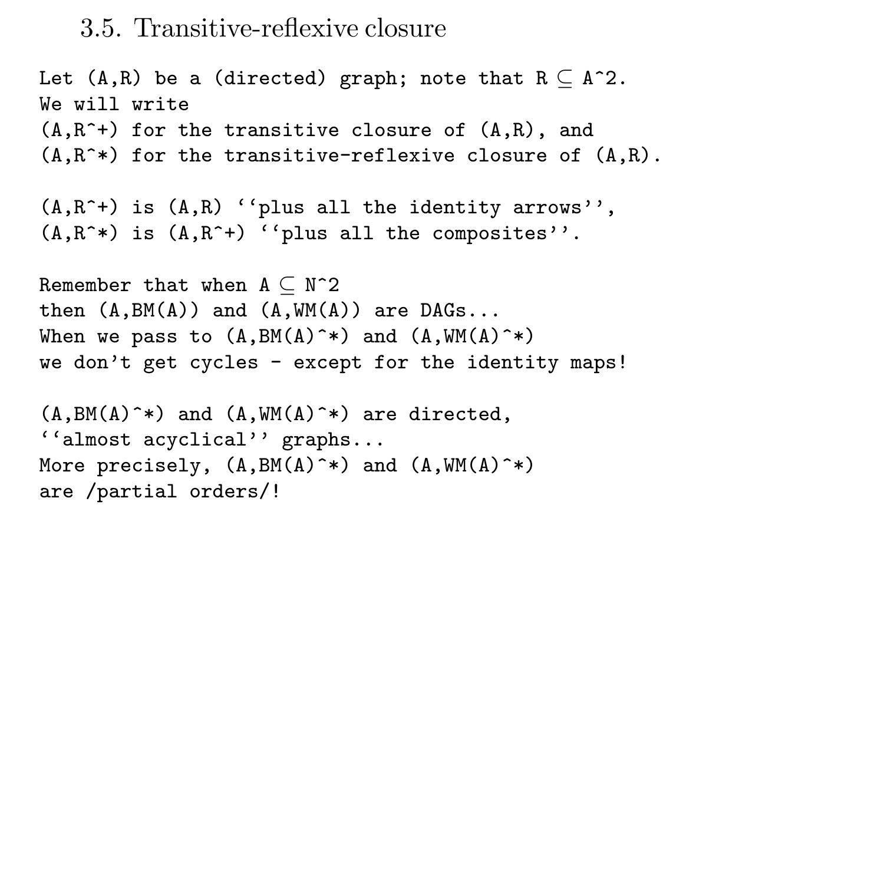## 3.5. Transitive-reflexive closure

Let (A,R) be a (directed) graph; note that $R \subseteq A^2$.
We will write
$(A,R^+)$ for the transitive closure of (A,R), and
$(A,R^*)$ for the transitive-reflexive closure of (A,R).

$(A,R^+)$ is (A,R) ''plus all the identity arrows'',
$(A,R^*)$ is $(A,R^+)$ ''plus all the composites''.

Remember that when $A \subseteq N^2$
then (A,BM(A)) and (A,WM(A)) are DAGs...
When we pass to $(A,BM(A)^*)$ and $(A,WM(A)^*)$
we don't get cycles - except for the identity maps!

$(A,BM(A)^*)$ and $(A,WM(A)^*)$ are directed,
''almost acyclical'' graphs...
More precisely, $(A,BM(A)^*)$ and $(A,WM(A)^*)$
are /partial orders/!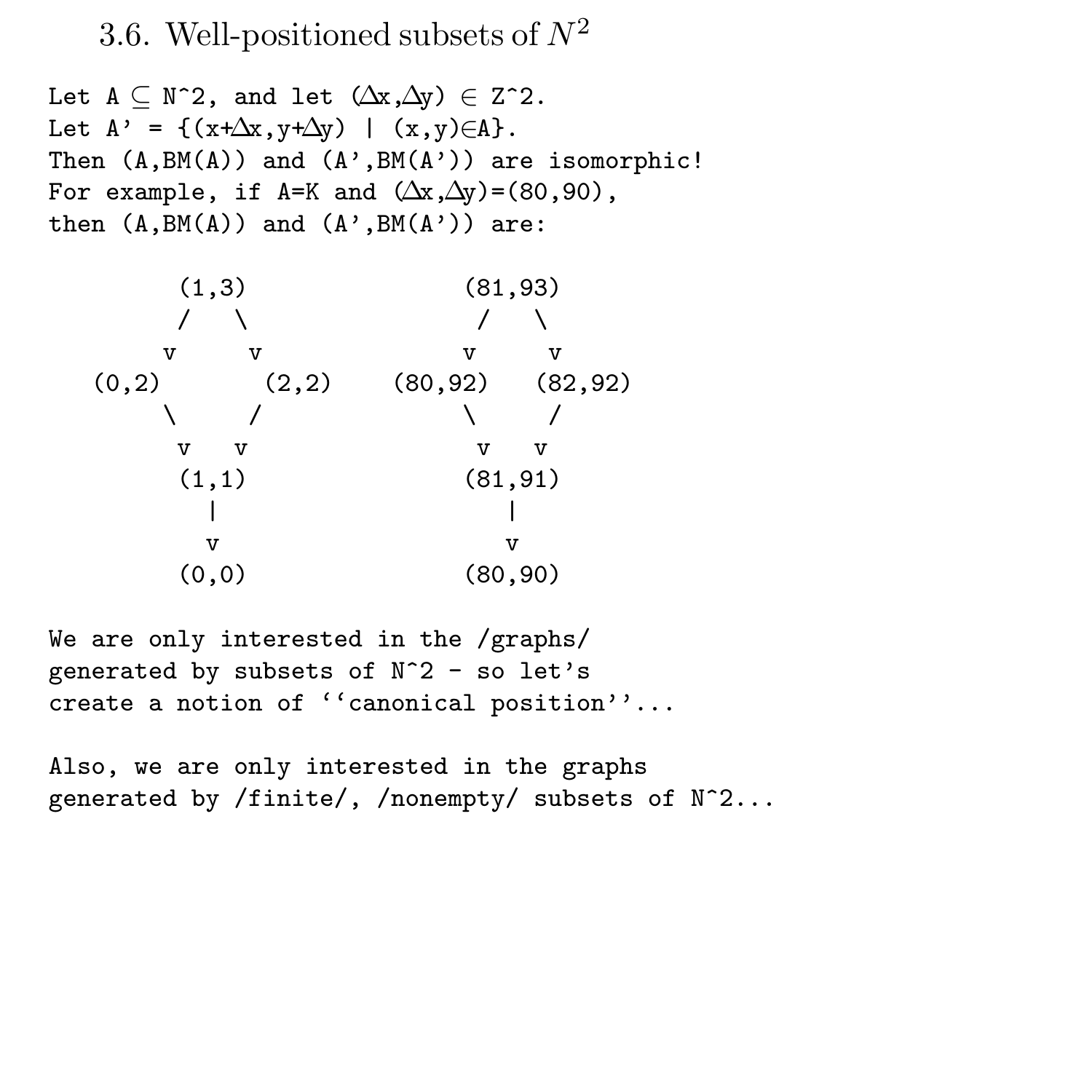### 3.6. Well-positioned subsets of $N^2$

```
Let A ⊆ N^2, and let (Δx,Δy) ∈ Z^2.
Let A' = {(x+Δx,y+Δy) | (x,y)∈A}.
Then (A,BM(A)) and (A',BM(A')) are isomorphic!
For example, if A=K and (Δx,Δy)=(80,90),
then (A,BM(A)) and (A',BM(A')) are:

        (1,3)              (81,93)
        /   \               /   \
       v     v             v     v
   (0,2)      (2,2)    (80,92)   (82,92)
       \     /             \     /
        v   v               v   v
        (1,1)              (81,91)
          |                   |
          v                   v
        (0,0)              (80,90)

We are only interested in the /graphs/
generated by subsets of N^2 - so let's
create a notion of ``canonical position''...

Also, we are only interested in the graphs
generated by /finite/, /nonempty/ subsets of N^2...
```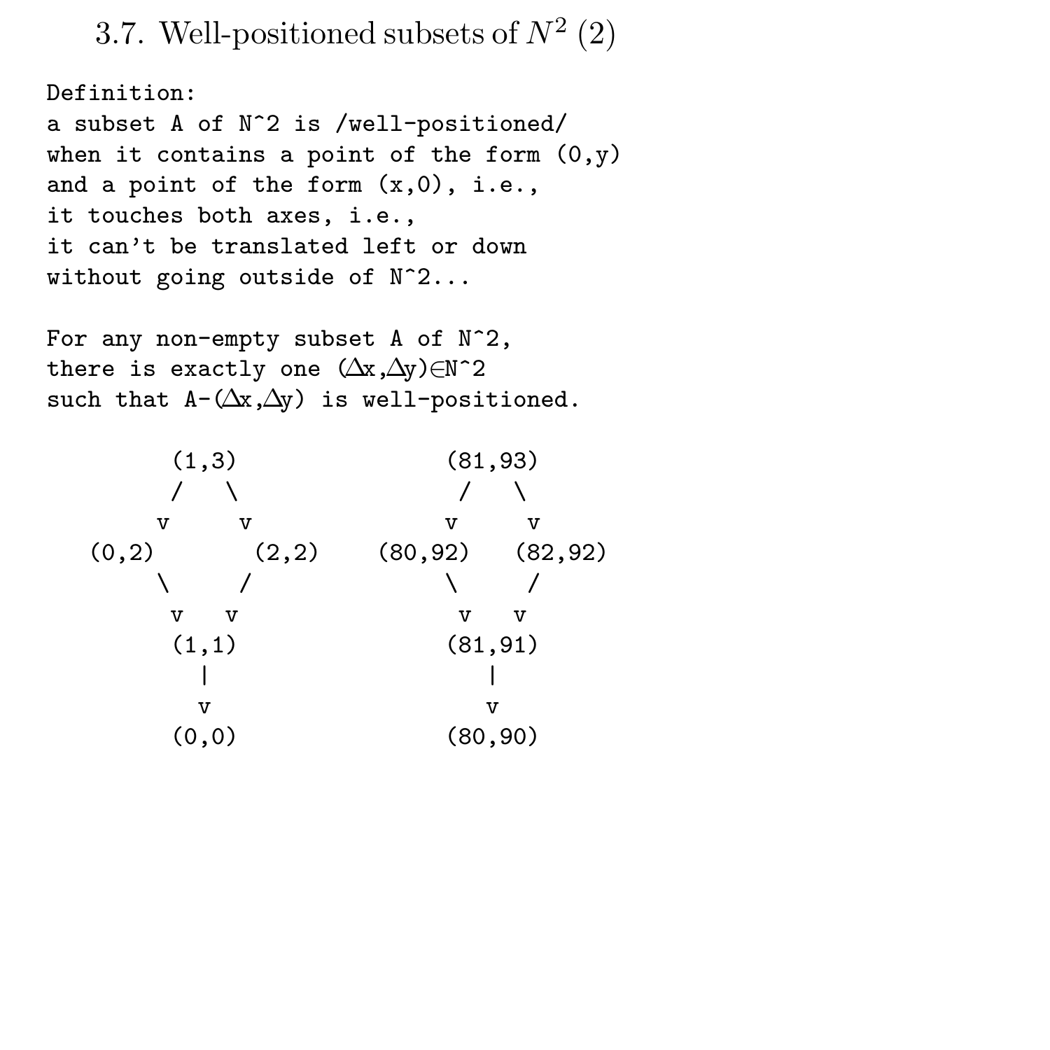### 3.7. Well-positioned subsets of $N^2$ (2)

```
Definition:
a subset A of N^2 is /well-positioned/
when it contains a point of the form (0,y)
and a point of the form (x,0), i.e.,
it touches both axes, i.e.,
it can't be translated left or down
without going outside of N^2...

For any non-empty subset A of N^2,
there is exactly one (Δx,Δy)∈N^2
such that A-(Δx,Δy) is well-positioned.

        (1,3)              (81,93)
        /   \               /   \
       v     v             v     v
   (0,2)       (2,2)    (80,92)   (82,92)
       \     /             \     /
        v   v               v   v
        (1,1)              (81,91)
          |                   |
          v                   v
        (0,0)              (80,90)
```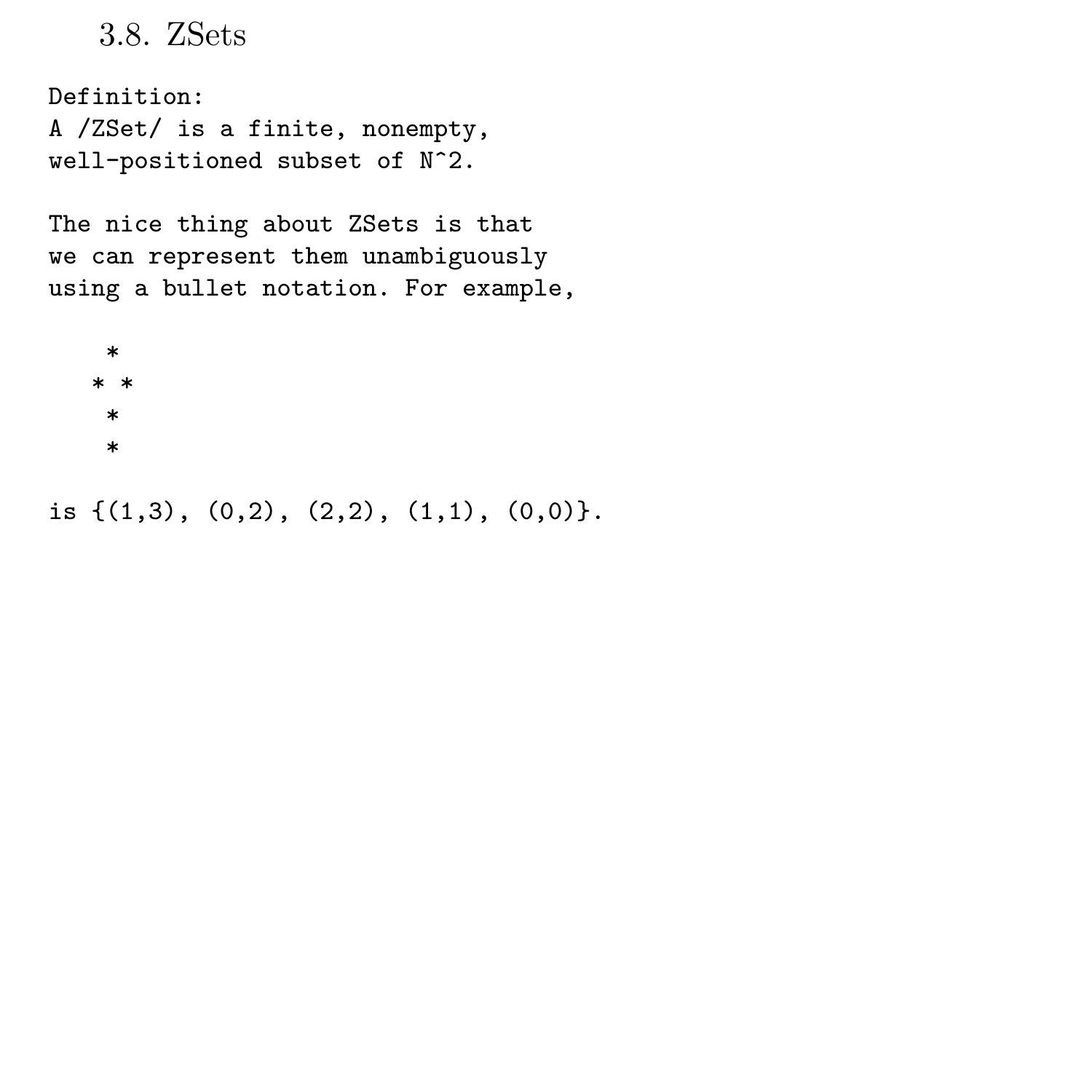### 3.8. ZSets

```
Definition:
A /ZSet/ is a finite, nonempty,
well-positioned subset of N^2.

The nice thing about ZSets is that
we can represent them unambiguously
using a bullet notation. For example,

    *
   * *
    *
    *

is {(1,3), (0,2), (2,2), (1,1), (0,0)}.
```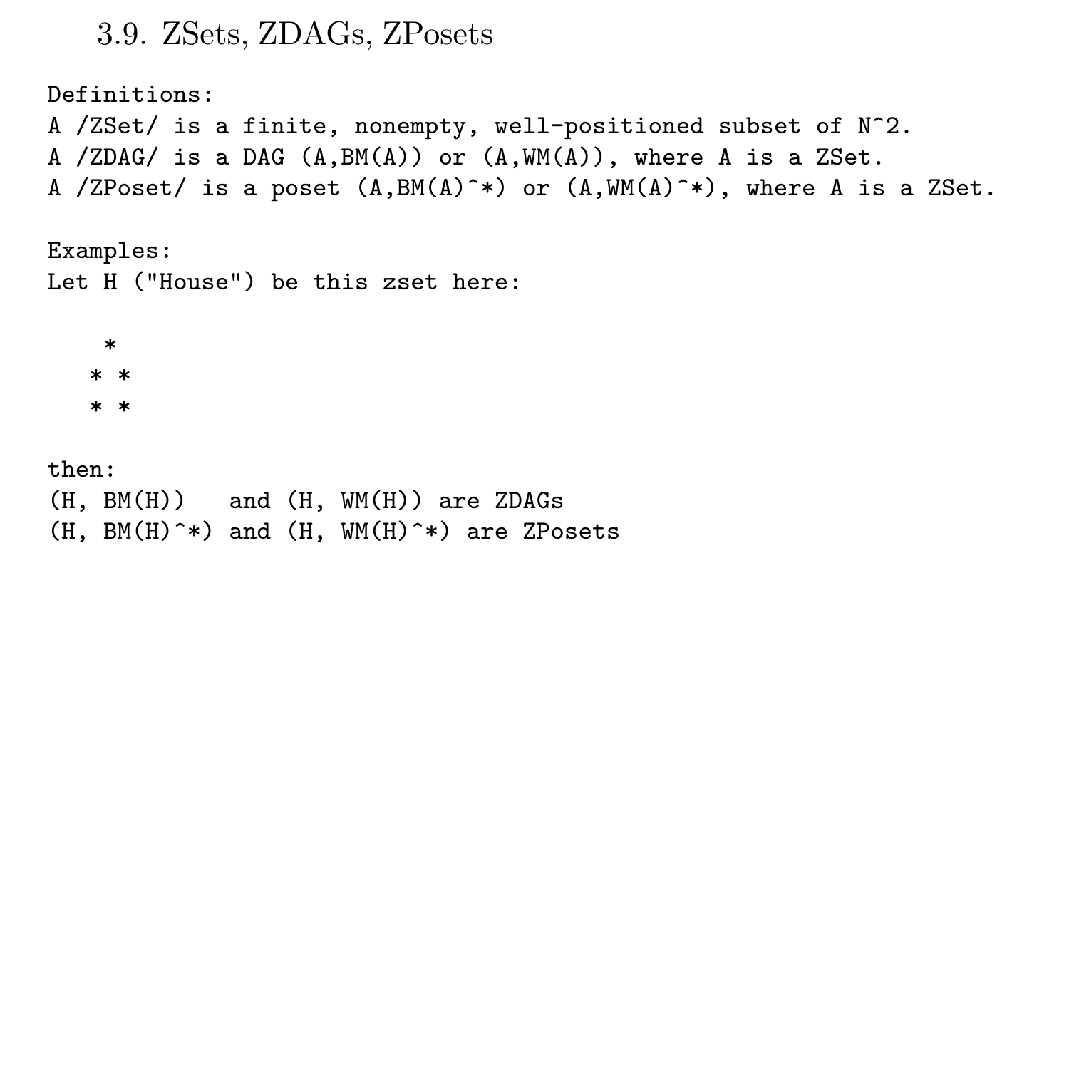### 3.9. ZSets, ZDAGs, ZPosets

```
Definitions:
A /ZSet/ is a finite, nonempty, well-positioned subset of N^2.
A /ZDAG/ is a DAG (A,BM(A)) or (A,WM(A)), where A is a ZSet.
A /ZPoset/ is a poset (A,BM(A)^*) or (A,WM(A)^*), where A is a ZSet.

Examples:
Let H ("House") be this zset here:

    *
   * *
   * *

then:
(H, BM(H))   and (H, WM(H)) are ZDAGs
(H, BM(H)^*) and (H, WM(H)^*) are ZPosets
```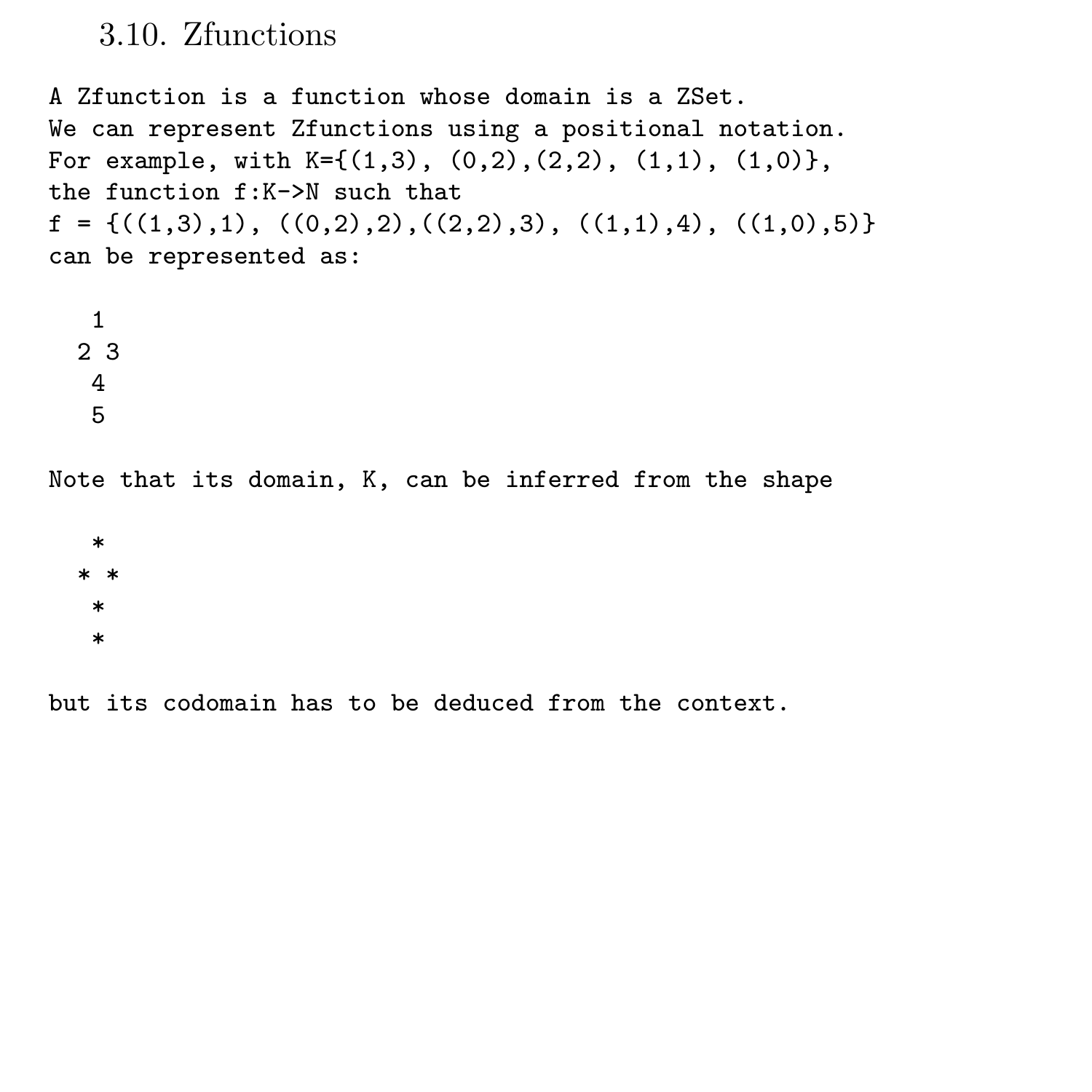### 3.10. Zfunctions

A Zfunction is a function whose domain is a ZSet.
We can represent Zfunctions using a positional notation.
For example, with K={(1,3), (0,2),(2,2), (1,1), (1,0)},
the function f:K->N such that
f = {((1,3),1), ((0,2),2),((2,2),3), ((1,1),4), ((1,0),5)}
can be represented as:

```
 1
2 3
 4
 5
```

Note that its domain, K, can be inferred from the shape

```
 *
* *
 *
 *
```

but its codomain has to be deduced from the context.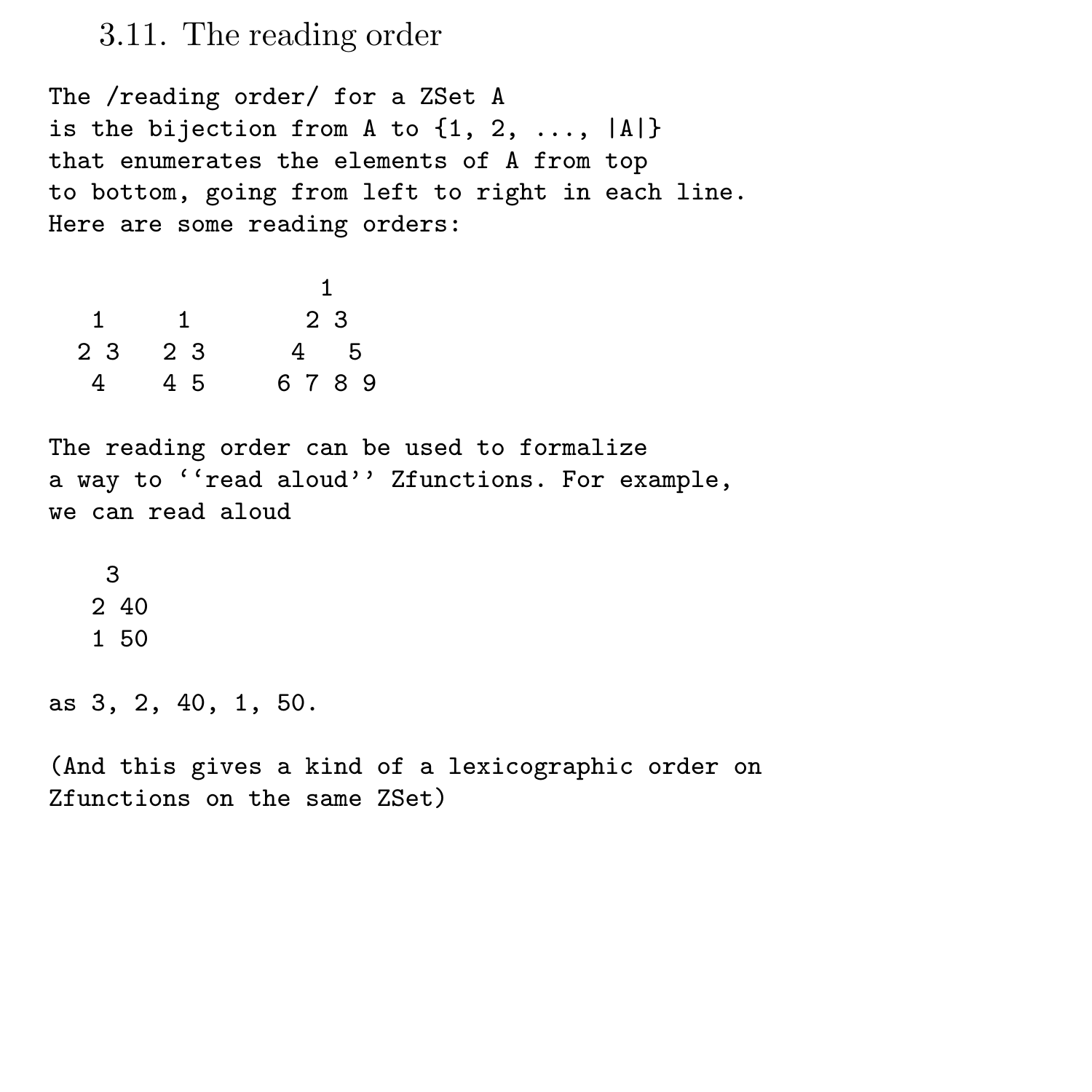## 3.11. The reading order

The /reading order/ for a ZSet A
is the bijection from A to {1, 2, ..., |A|}
that enumerates the elements of A from top
to bottom, going from left to right in each line.
Here are some reading orders:

```
                    1
   1     1        2 3
  2 3   2 3      4   5
   4    4 5     6 7 8 9
```

The reading order can be used to formalize
a way to ‘‘read aloud’’ Zfunctions. For example,
we can read aloud

```
    3
   2 40
   1 50
```

as 3, 2, 40, 1, 50.

(And this gives a kind of a lexicographic order on
Zfunctions on the same ZSet)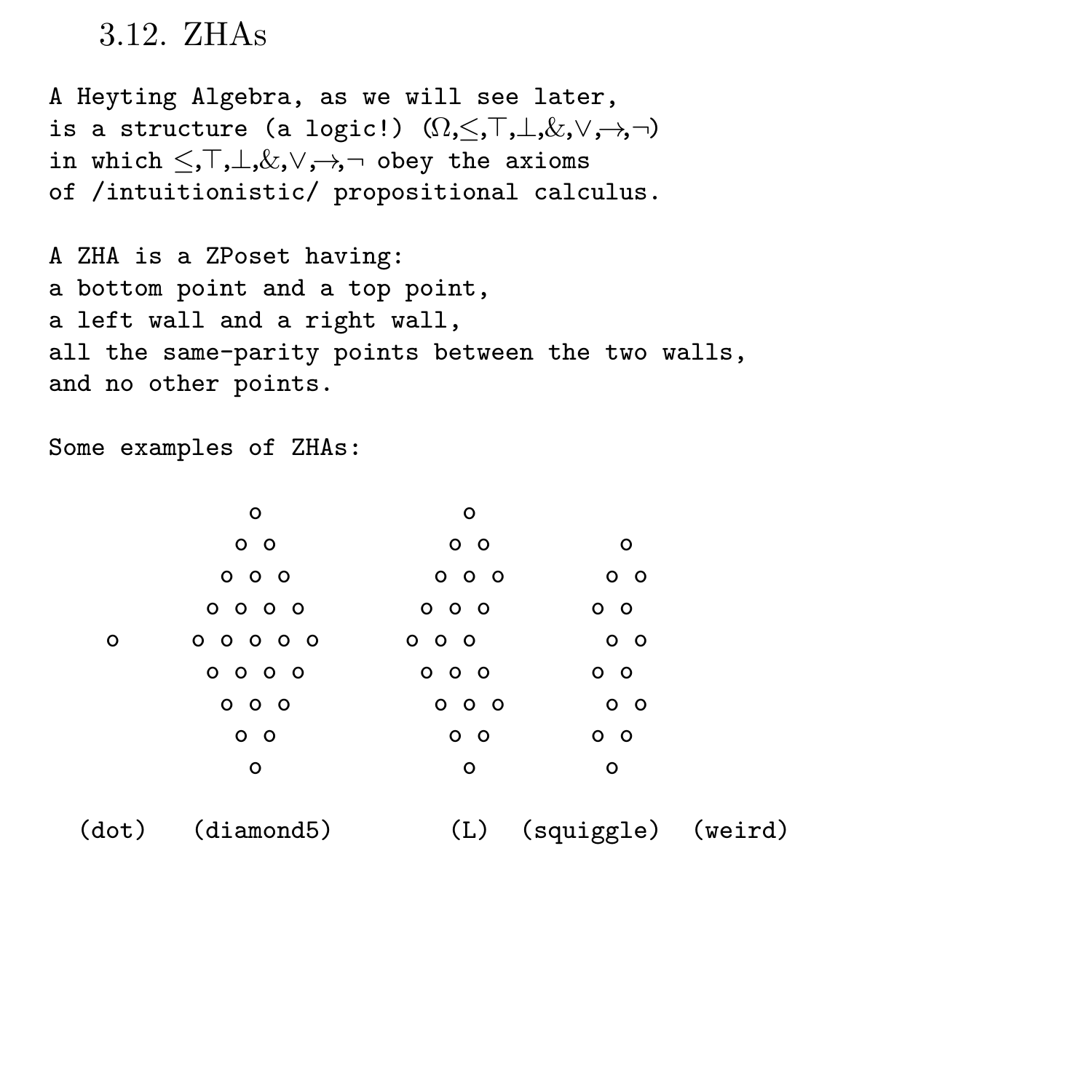## 3.12. ZHAs

A Heyting Algebra, as we will see later,
is a structure (a logic!) $(\Omega,\leq,\top,\bot,\&,\vee,\to,\neg)$
in which $\leq,\top,\bot,\&,\vee,\to,\neg$ obey the axioms
of /intuitionistic/ propositional calculus.

A ZHA is a ZPoset having:
a bottom point and a top point,
a left wall and a right wall,
all the same-parity points between the two walls,
and no other points.

Some examples of ZHAs:

```
              o              o
             o o            o o           o
            o o o          o o o         o o
           o o o o        o o o         o o
    o     o o o o o      o o o           o o
           o o o o        o o o         o o
            o o o          o o o         o o
             o o            o o         o o
              o              o           o

  (dot)   (diamond5)        (L)  (squiggle)  (weird)
```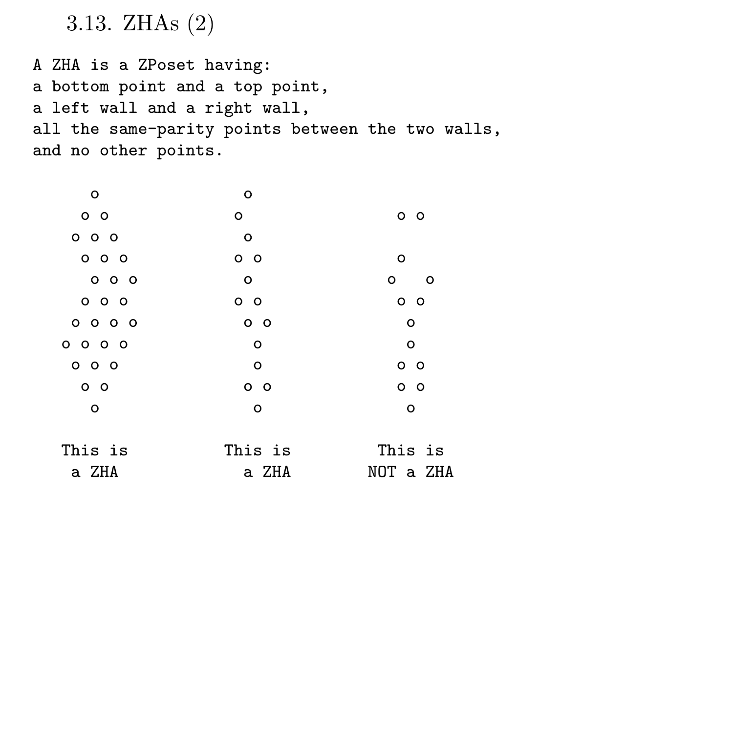# 3.13. ZHAs (2)

```
A ZHA is a ZPoset having:
a bottom point and a top point,
a left wall and a right wall,
all the same-parity points between the two walls,
and no other points.
```

```
      o               o
     o o             o                o o
    o o o             o
     o o o           o o              o
      o o o           o              o   o
     o o o           o o              o o
    o o o o           o o              o
   o o o o             o               o
    o o o              o              o o
     o o              o o             o o
      o                o               o

   This is          This is         This is
    a ZHA             a ZHA        NOT a ZHA
```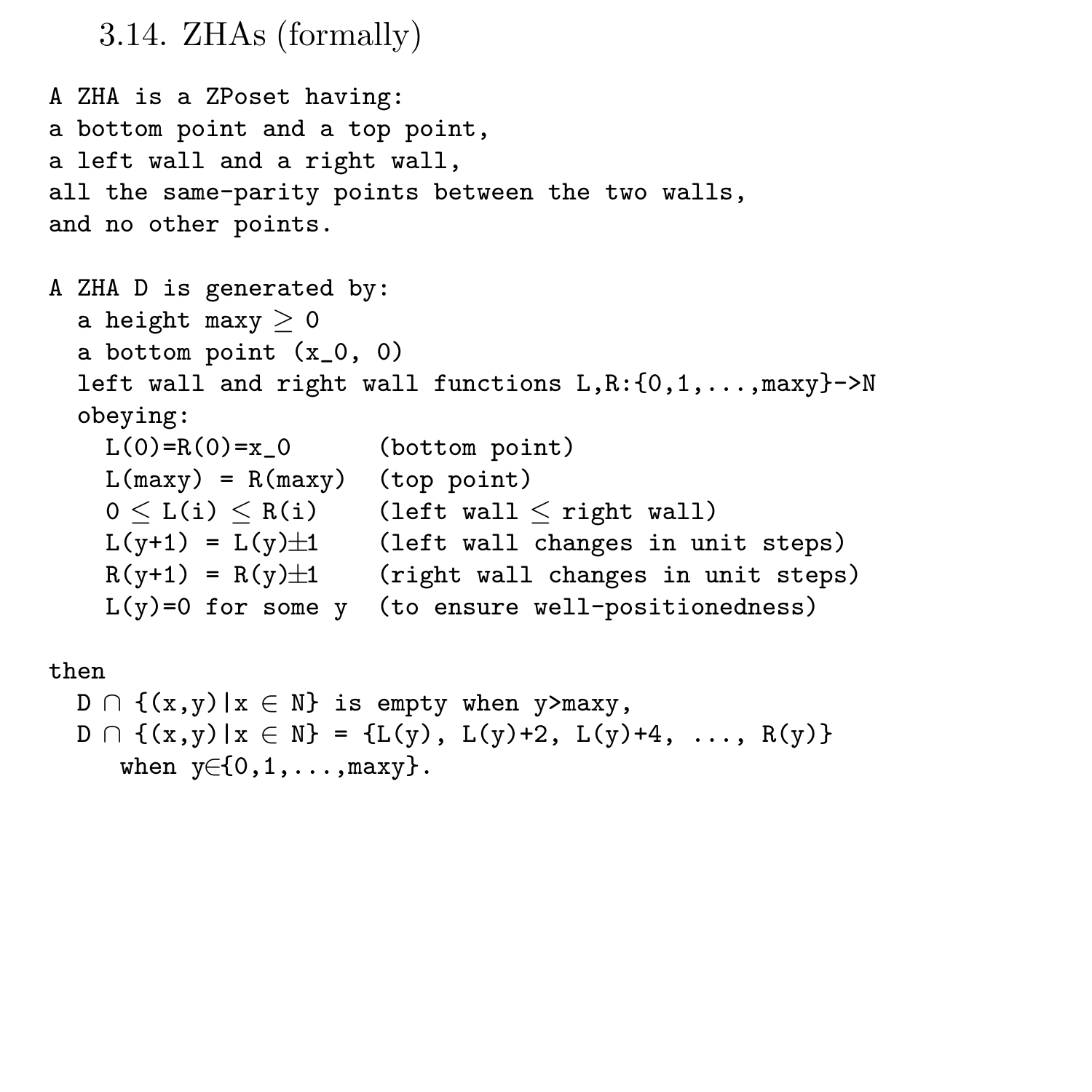## 3.14. ZHAs (formally)

```
A ZHA is a ZPoset having:
a bottom point and a top point,
a left wall and a right wall,
all the same-parity points between the two walls,
and no other points.

A ZHA D is generated by:
  a height maxy ≥ 0
  a bottom point (x_0, 0)
  left wall and right wall functions L,R:{0,1,...,maxy}->N
  obeying:
    L(0)=R(0)=x_0       (bottom point)
    L(maxy) = R(maxy)   (top point)
    0 ≤ L(i) ≤ R(i)     (left wall ≤ right wall)
    L(y+1) = L(y)±1     (left wall changes in unit steps)
    R(y+1) = R(y)±1     (right wall changes in unit steps)
    L(y)=0 for some y   (to ensure well-positionedness)

then
  D ∩ {(x,y)|x ∈ N} is empty when y>maxy,
  D ∩ {(x,y)|x ∈ N} = {L(y), L(y)+2, L(y)+4, ..., R(y)}
     when y∈{0,1,...,maxy}.
```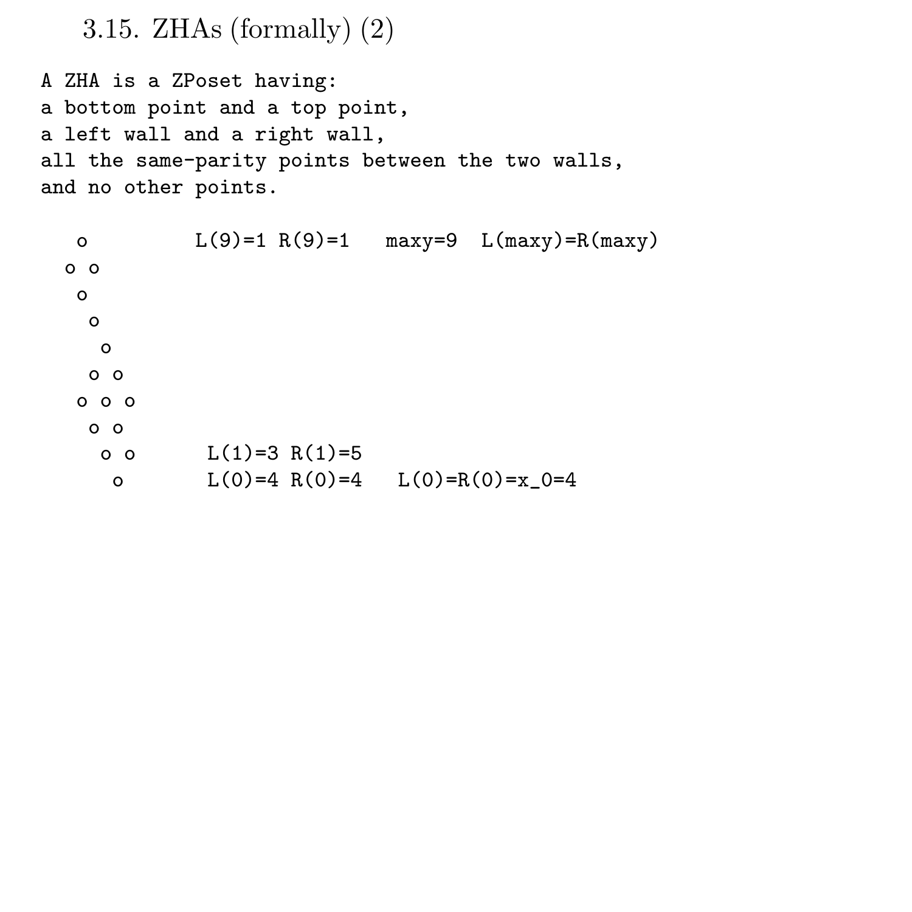## 3.15. ZHAs (formally) (2)

```
A ZHA is a ZPoset having:
a bottom point and a top point,
a left wall and a right wall,
all the same-parity points between the two walls,
and no other points.

   o         L(9)=1 R(9)=1   maxy=9  L(maxy)=R(maxy)
  o o
   o
    o
     o
    o o
   o o o
    o o
     o o      L(1)=3 R(1)=5
      o       L(0)=4 R(0)=4   L(0)=R(0)=x_0=4
```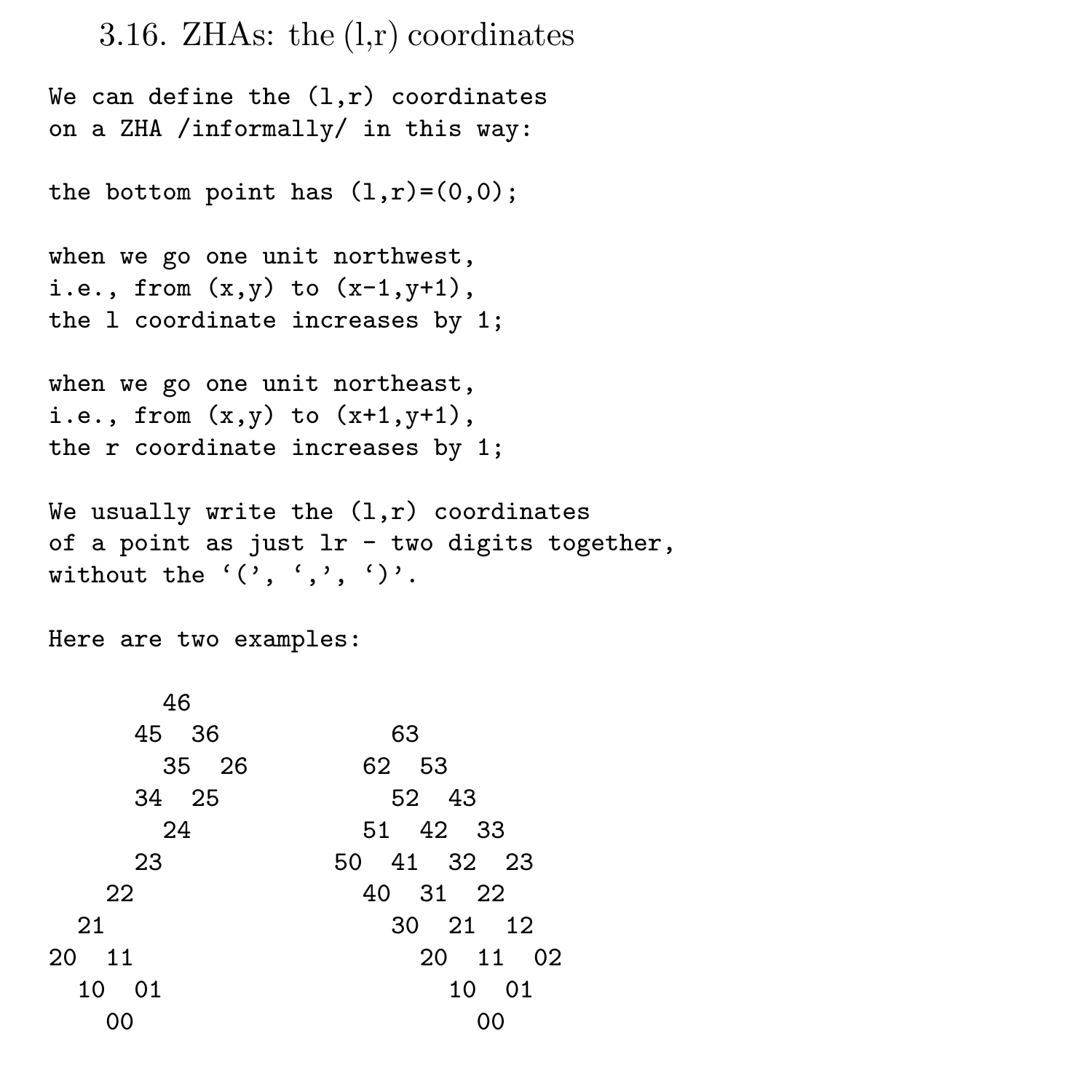### 3.16. ZHAs: the (l,r) coordinates

```
We can define the (l,r) coordinates
on a ZHA /informally/ in this way:

the bottom point has (l,r)=(0,0);

when we go one unit northwest,
i.e., from (x,y) to (x-1,y+1),
the l coordinate increases by 1;

when we go one unit northeast,
i.e., from (x,y) to (x+1,y+1),
the r coordinate increases by 1;

We usually write the (l,r) coordinates
of a point as just lr - two digits together,
without the '(', ',', ')'.

Here are two examples:

        46
      45  36            63
        35  26        62  53
      34  25            52  43
        24            51  42  33
      23            50  41  32  23
    22                40  31  22
  21                    30  21  12
20  11                    20  11  02
  10  01                    10  01
    00                        00
```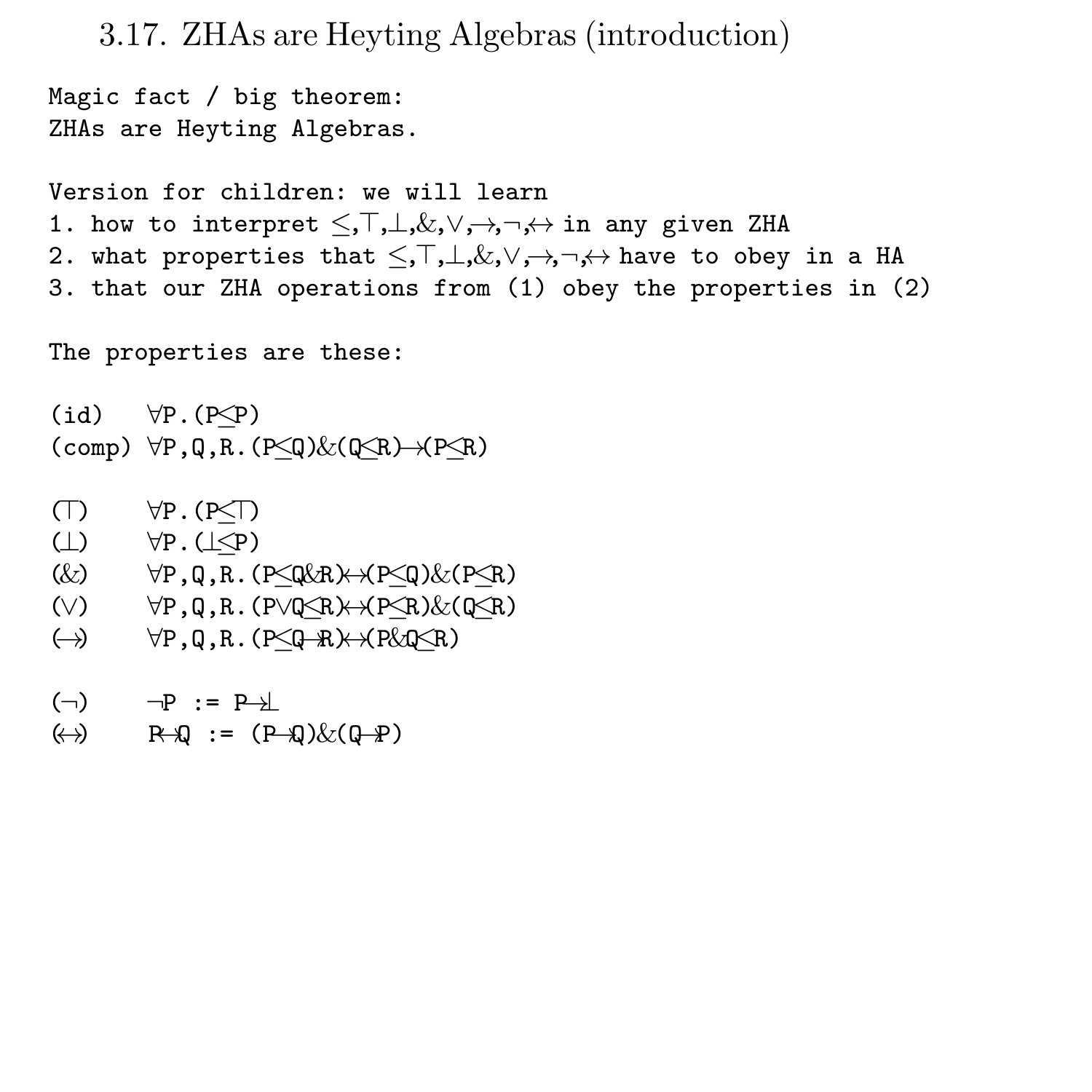## 3.17. ZHAs are Heyting Algebras (introduction)

Magic fact / big theorem:
ZHAs are Heyting Algebras.

Version for children: we will learn
1. how to interpret $\leq,\top,\bot,\&,\vee,\to,\neg,\leftrightarrow$ in any given ZHA
2. what properties that $\leq,\top,\bot,\&,\vee,\to,\neg,\leftrightarrow$ have to obey in a HA
3. that our ZHA operations from (1) obey the properties in (2)

The properties are these:

(id) $\forall P.(P\leq P)$
(comp) $\forall P,Q,R.(P\leq Q)\&(Q\leq R)\to(P\leq R)$

($\top$) $\forall P.(P\leq\top)$
($\bot$) $\forall P.(\bot\leq P)$
($\&$) $\forall P,Q,R.(P\leq Q\& R)\leftrightarrow(P\leq Q)\&(P\leq R)$
($\vee$) $\forall P,Q,R.(P\vee Q\leq R)\leftrightarrow(P\leq R)\&(Q\leq R)$
($\to$) $\forall P,Q,R.(P\leq Q\to R)\leftrightarrow(P\& Q\leq R)$

($\neg$) $\neg P := P\to\bot$
($\leftrightarrow$) $P\leftrightarrow Q := (P\to Q)\&(Q\to P)$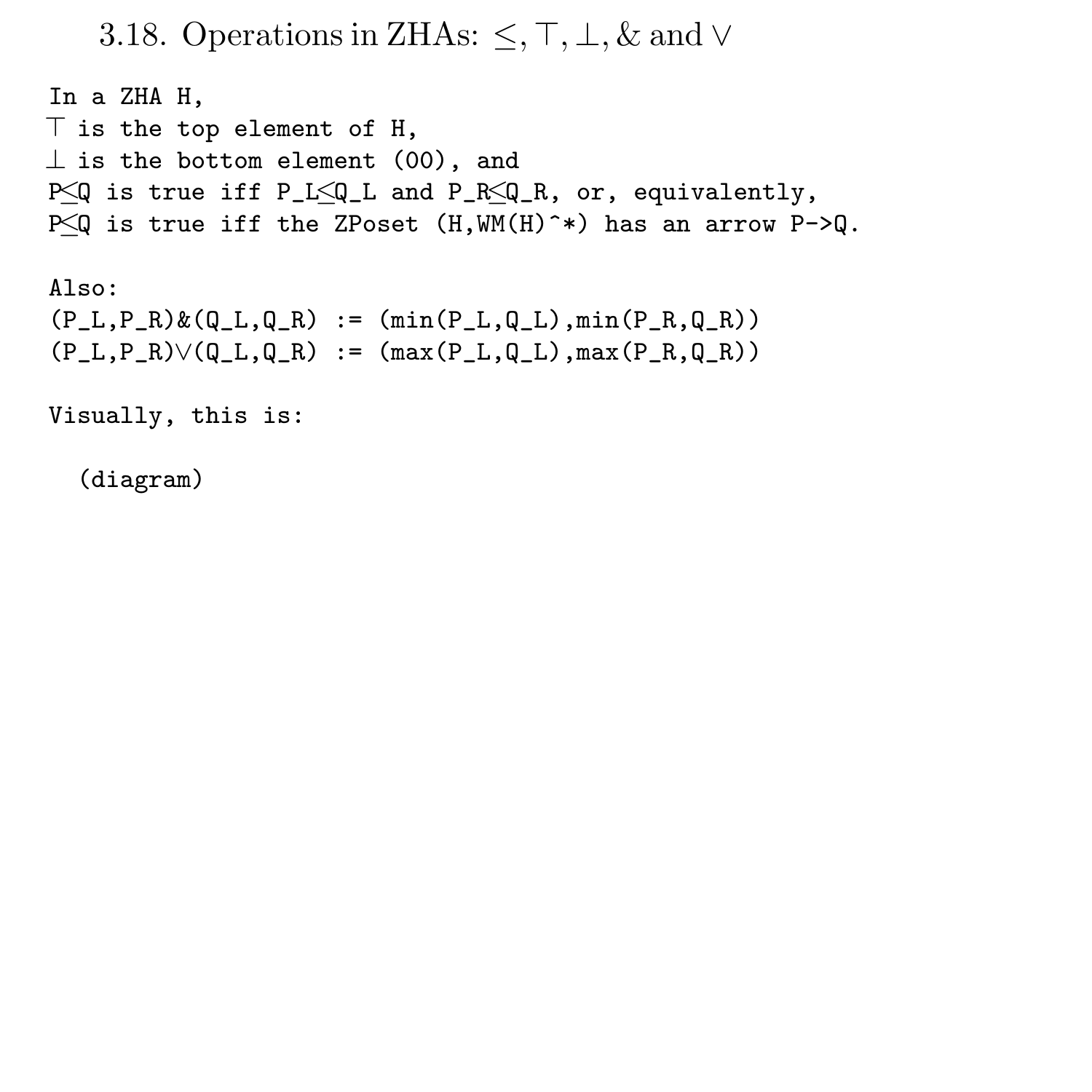## 3.18. Operations in ZHAs: $\leq, \top, \bot, \&$ and $\vee$

```
In a ZHA H,
⊤ is the top element of H,
⊥ is the bottom element (00), and
P≤Q is true iff P_L≤Q_L and P_R≤Q_R, or, equivalently,
P≤Q is true iff the ZPoset (H,WM(H)^*) has an arrow P->Q.

Also:
(P_L,P_R)&(Q_L,Q_R) := (min(P_L,Q_L),min(P_R,Q_R))
(P_L,P_R)∨(Q_L,Q_R) := (max(P_L,Q_L),max(P_R,Q_R))

Visually, this is:

  (diagram)
```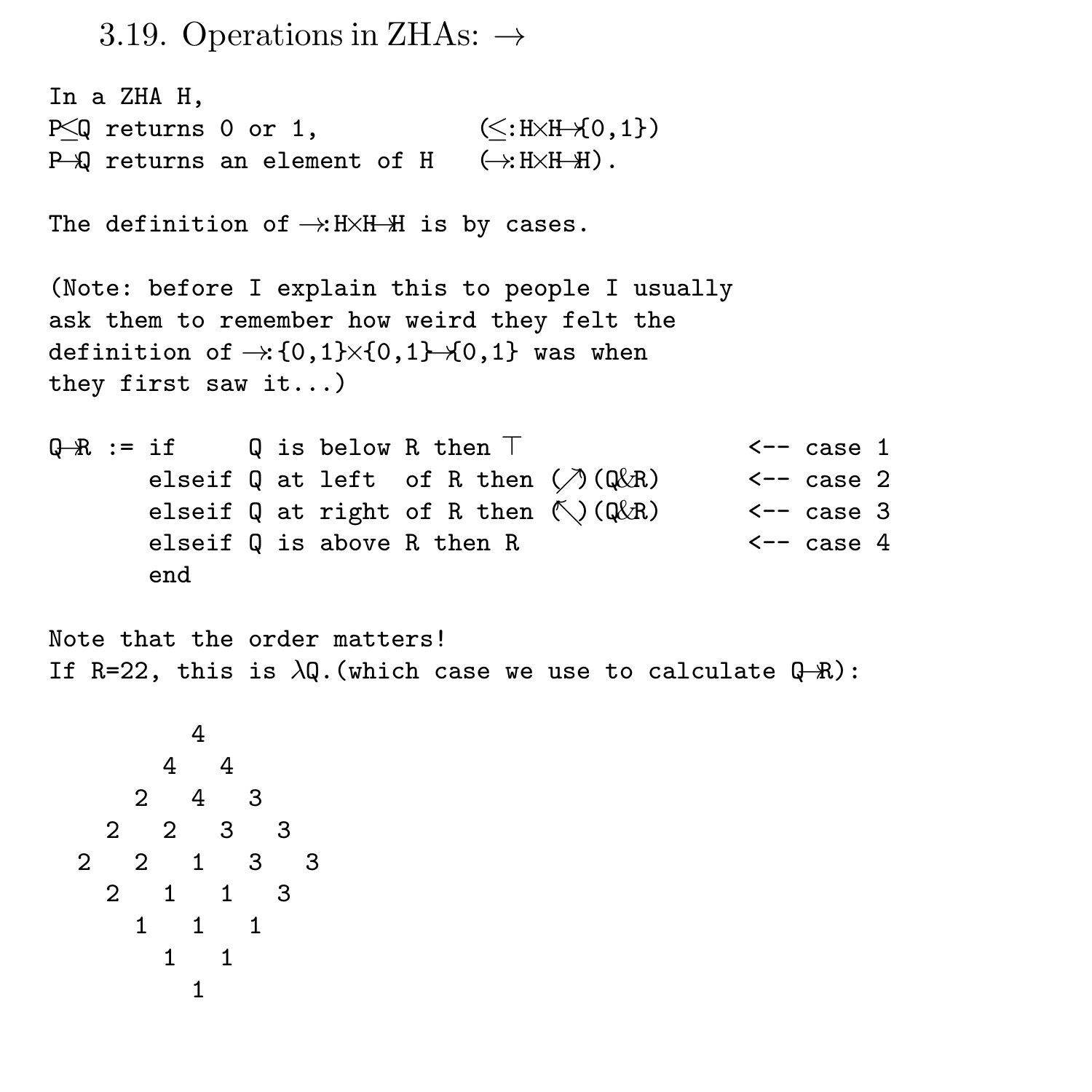## 3.19. Operations in ZHAs: $\to$

```
In a ZHA H,
P≤Q returns 0 or 1,           (≤:H×H→{0,1})
P→Q returns an element of H   (→:H×H→H).

The definition of →:H×H→H is by cases.

(Note: before I explain this to people I usually
ask them to remember how weird they felt the
definition of →:{0,1}×{0,1}→{0,1} was when
they first saw it...)

Q→R := if     Q is below R then ⊤                   <-- case 1
       elseif Q at left  of R then (↗)(Q&R)         <-- case 2
       elseif Q at right of R then (↖)(Q&R)         <-- case 3
       elseif Q is above R then R                   <-- case 4
       end

Note that the order matters!
If R=22, this is λQ.(which case we use to calculate Q→R):

        4
      4   4
    2   4   3
  2   2   3   3
2   2   1   3   3
  2   1   1   3
    1   1   1
      1   1
        1
```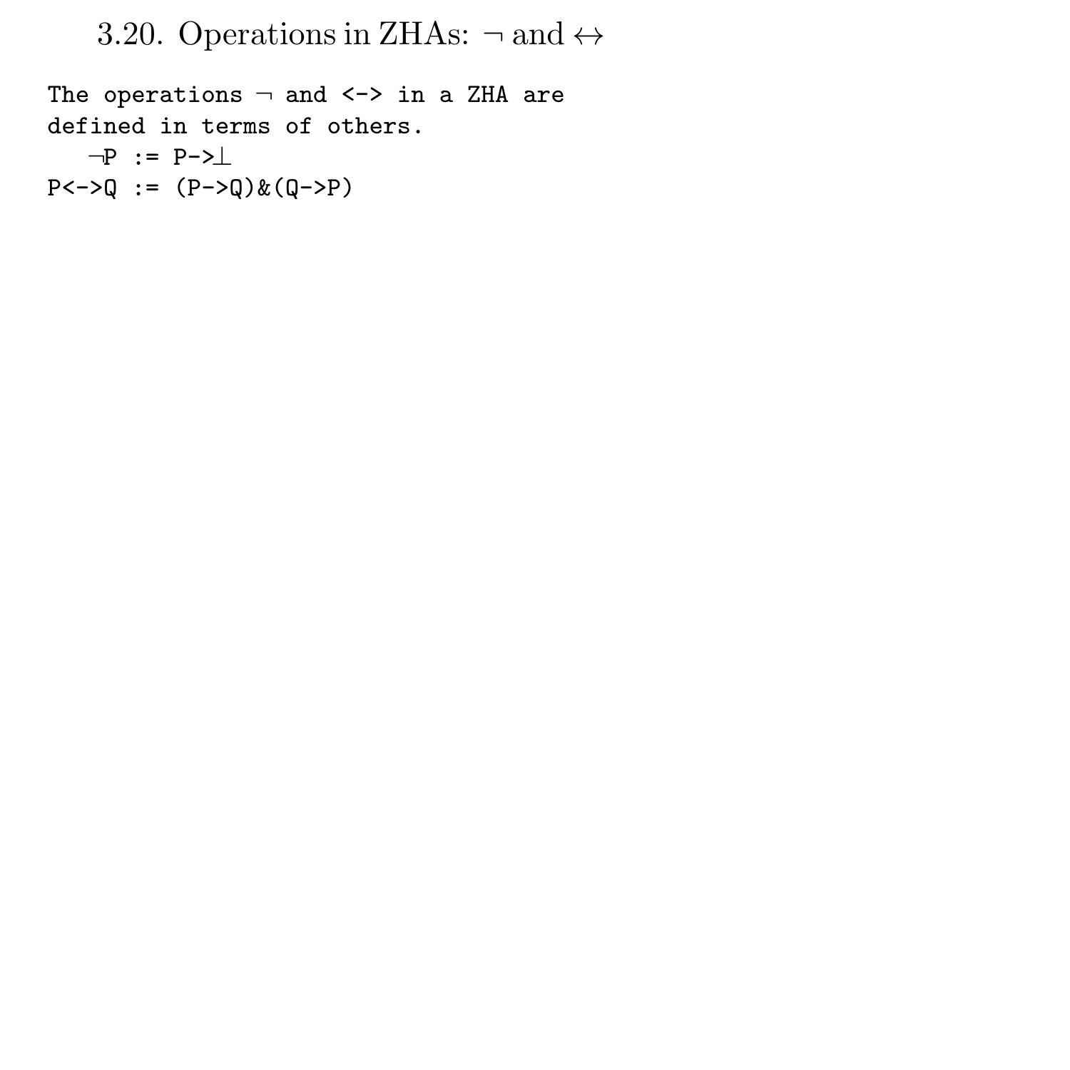### 3.20. Operations in ZHAs: $\neg$ and $\leftrightarrow$

```
The operations ¬ and <-> in a ZHA are
defined in terms of others.
   ¬P := P->⊥
P<->Q := (P->Q)&(Q->P)
```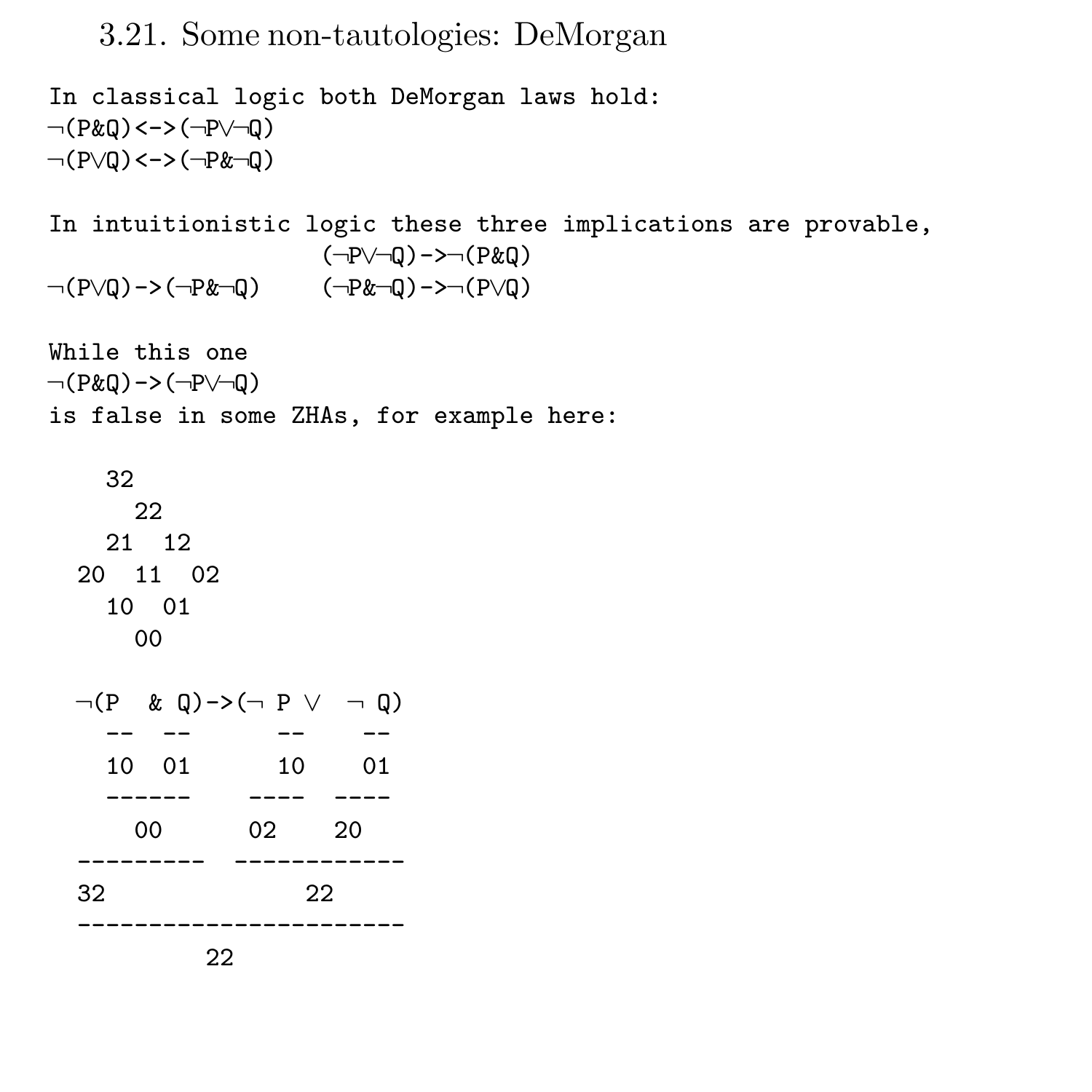### 3.21. Some non-tautologies: DeMorgan

```
In classical logic both DeMorgan laws hold:
¬(P&Q)<->(¬P∨¬Q)
¬(P∨Q)<->(¬P&¬Q)

In intuitionistic logic these three implications are provable,
                   (¬P∨¬Q)->¬(P&Q)
¬(P∨Q)->(¬P&¬Q)    (¬P&¬Q)->¬(P∨Q)

While this one
¬(P&Q)->(¬P∨¬Q)
is false in some ZHAs, for example here:

    32
      22
    21  12
  20  11  02
    10  01
      00

  ¬(P  & Q)->(¬ P ∨  ¬ Q)
    --  --      --    --
    10  01      10    01
    ------    ----  ----
      00      02    20
  ---------  ------------
  32              22
  -----------------------
           22
```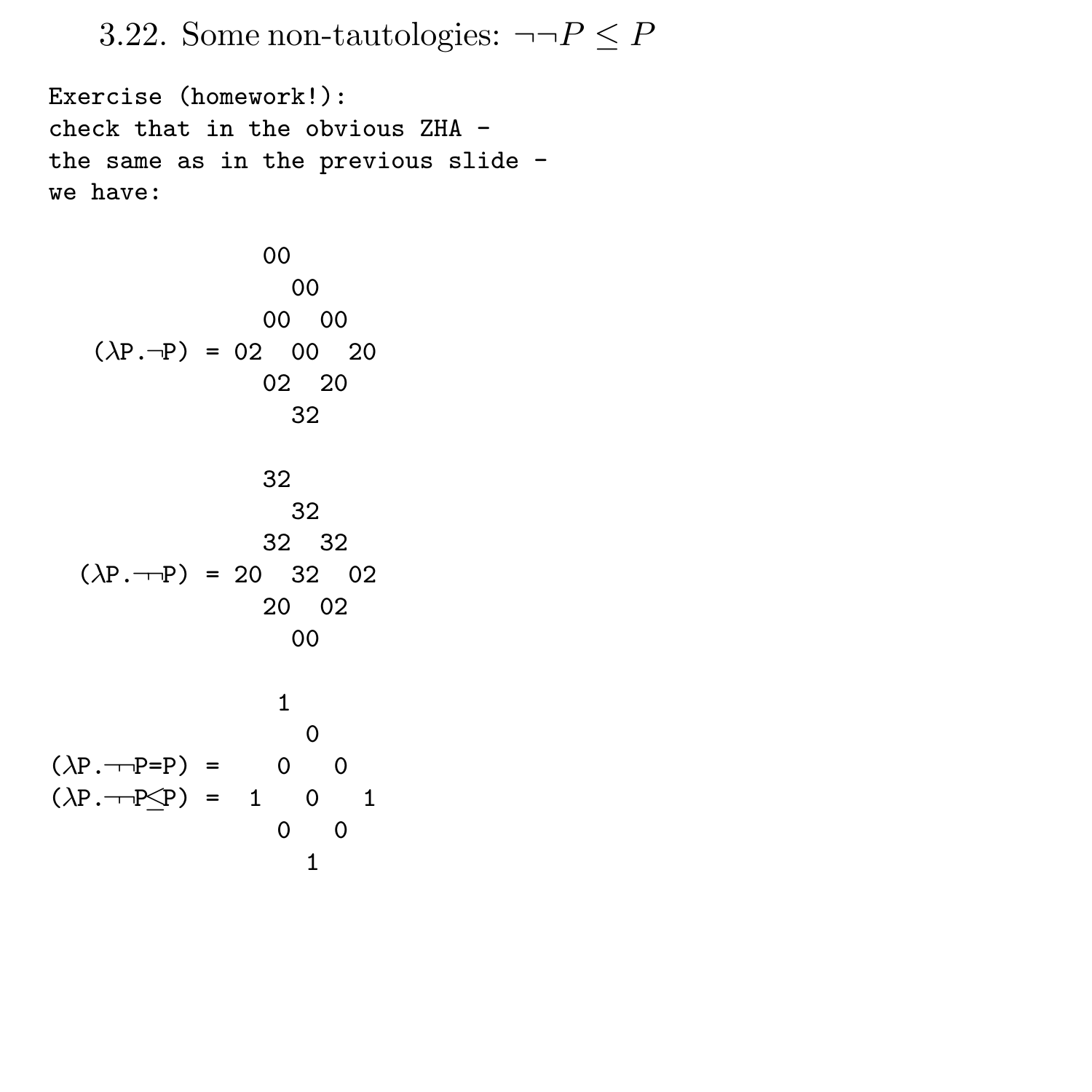## 3.22. Some non-tautologies: $\neg\neg P \leq P$

```
Exercise (homework!):
check that in the obvious ZHA -
the same as in the previous slide -
we have:

                  00
                    00
                  00  00
   (λP.¬P) =  02  00  20
                  02  20
                    32

                  32
                    32
                  32  32
  (λP.¬¬P) =  20  32  02
                  20  02
                    00

                   1
                     0
(λP.¬¬P=P) =     0   0
(λP.¬¬P≤P) =   1   0   1
                 0   0
                   1
```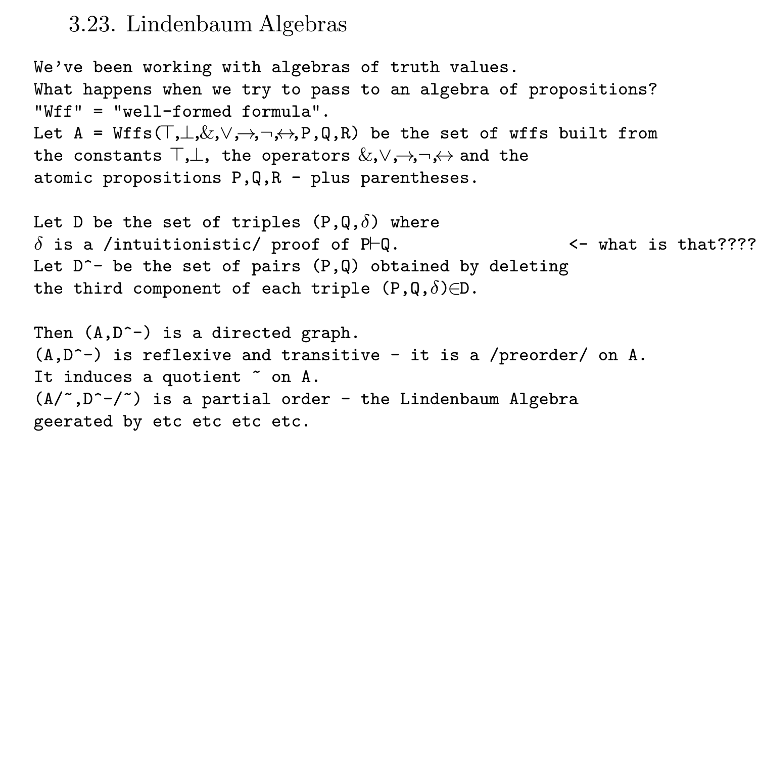# 3.23. Lindenbaum Algebras

We've been working with algebras of truth values.
What happens when we try to pass to an algebra of propositions?
"Wff" = "well-formed formula".
Let A = Wffs($\top$,$\bot$,&,$\vee$,$\to$,$\neg$,$\leftrightarrow$,P,Q,R) be the set of wffs built from
the constants $\top$,$\bot$, the operators &,$\vee$,$\to$,$\neg$,$\leftrightarrow$ and the
atomic propositions P,Q,R - plus parentheses.

Let D be the set of triples (P,Q,$\delta$) where
$\delta$ is a /intuitionistic/ proof of P$\vdash$Q. <- what is that????
Let D^- be the set of pairs (P,Q) obtained by deleting
the third component of each triple (P,Q,$\delta$)$\in$D.

Then (A,D^-) is a directed graph.
(A,D^-) is reflexive and transitive - it is a /preorder/ on A.
It induces a quotient ~ on A.
(A/~,D^-/~) is a partial order - the Lindenbaum Algebra
geerated by etc etc etc etc.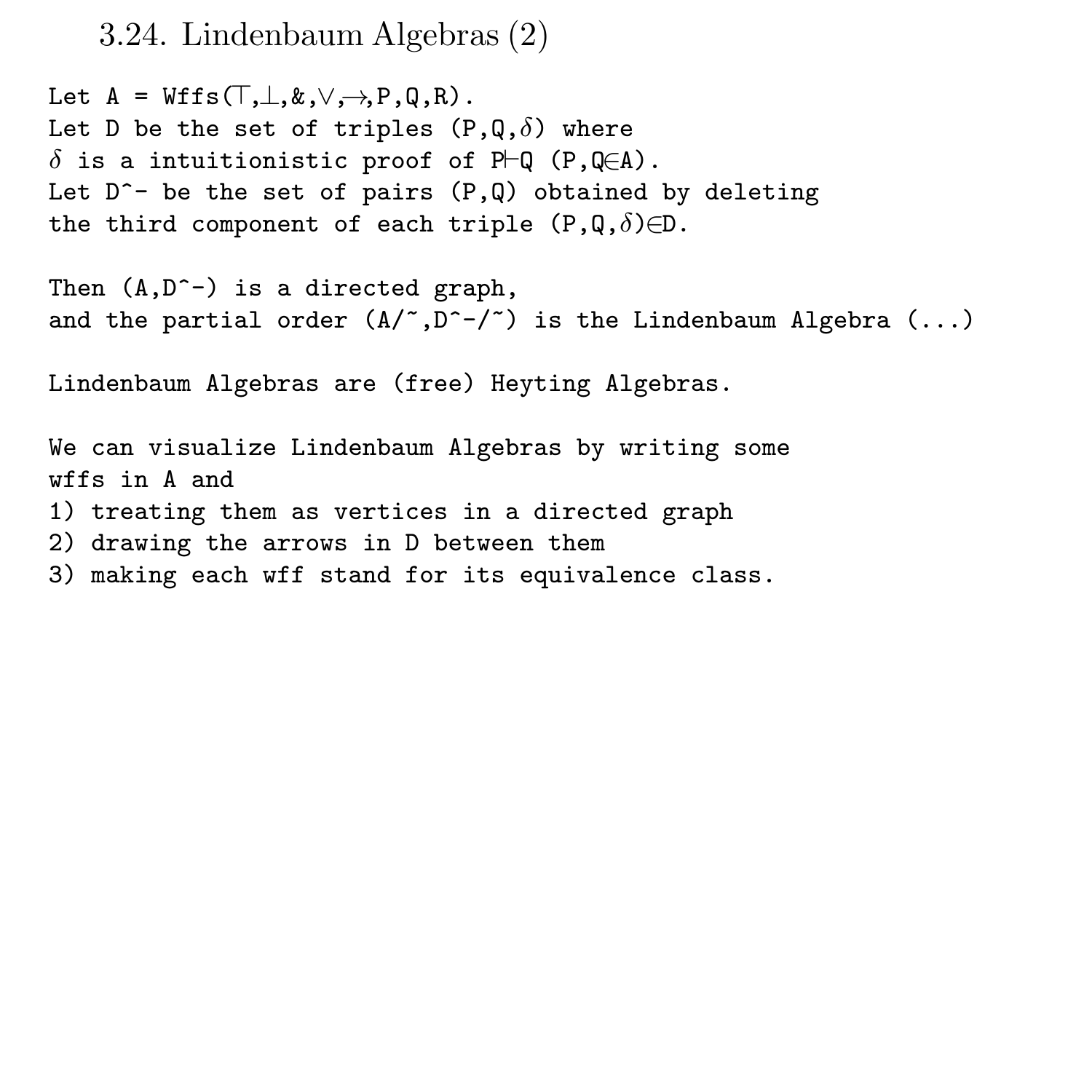## 3.24. Lindenbaum Algebras (2)

Let A = Wffs(⊤,⊥,&,∨,→,P,Q,R).
Let D be the set of triples (P,Q,$\delta$) where
$\delta$ is a intuitionistic proof of P⊢Q (P,Q∈A).
Let D^- be the set of pairs (P,Q) obtained by deleting
the third component of each triple (P,Q,$\delta$)∈D.

Then (A,D^-) is a directed graph,
and the partial order (A/~,D^-/~) is the Lindenbaum Algebra (...)

Lindenbaum Algebras are (free) Heyting Algebras.

We can visualize Lindenbaum Algebras by writing some
wffs in A and

1) treating them as vertices in a directed graph
2) drawing the arrows in D between them
3) making each wff stand for its equivalence class.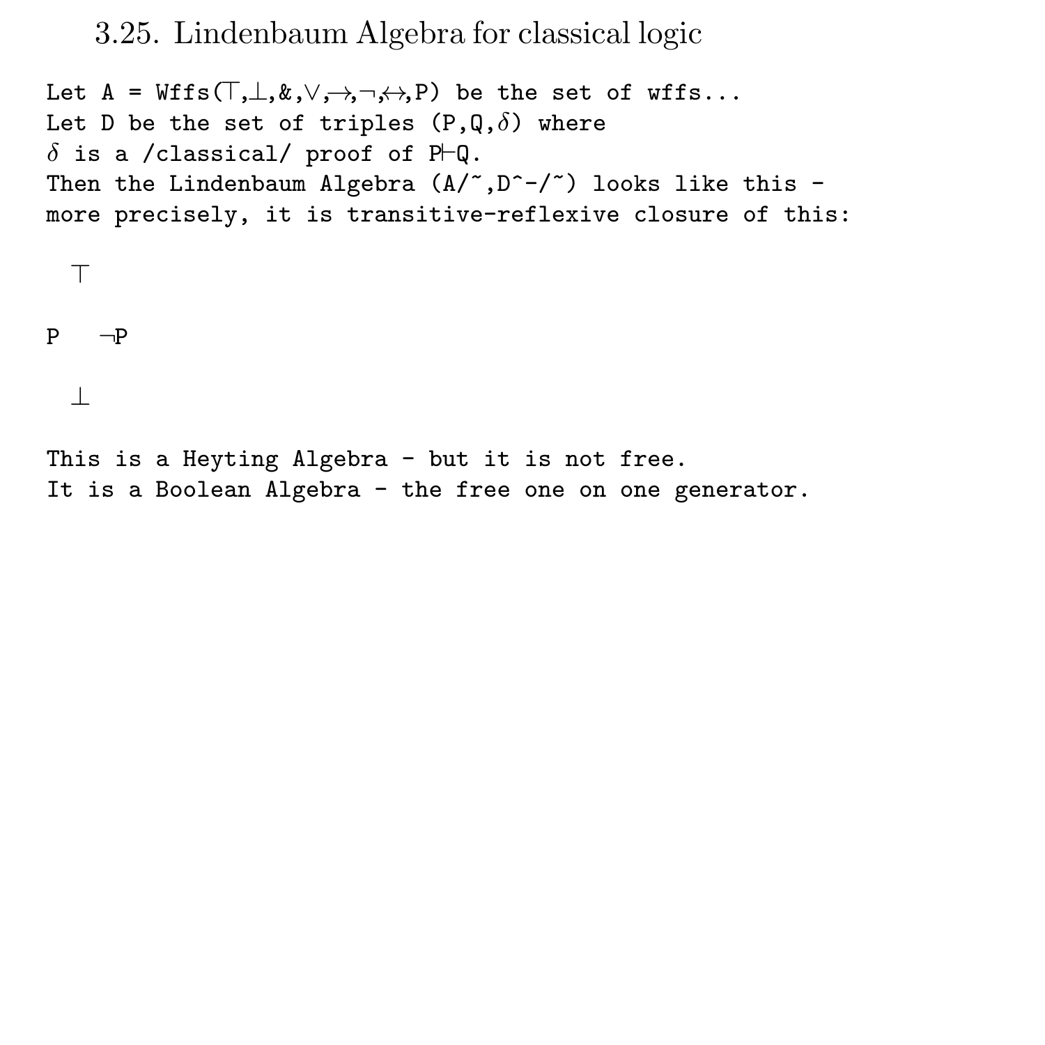### 3.25. Lindenbaum Algebra for classical logic

```
Let A = Wffs(⊤,⊥,&,∨,→,¬,↔,P) be the set of wffs...
Let D be the set of triples (P,Q,δ) where
δ is a /classical/ proof of P⊢Q.
Then the Lindenbaum Algebra (A/~,D^-/~) looks like this -
more precisely, it is transitive-reflexive closure of this:

  ⊤

P   ¬P

  ⊥

This is a Heyting Algebra - but it is not free.
It is a Boolean Algebra - the free one on one generator.
```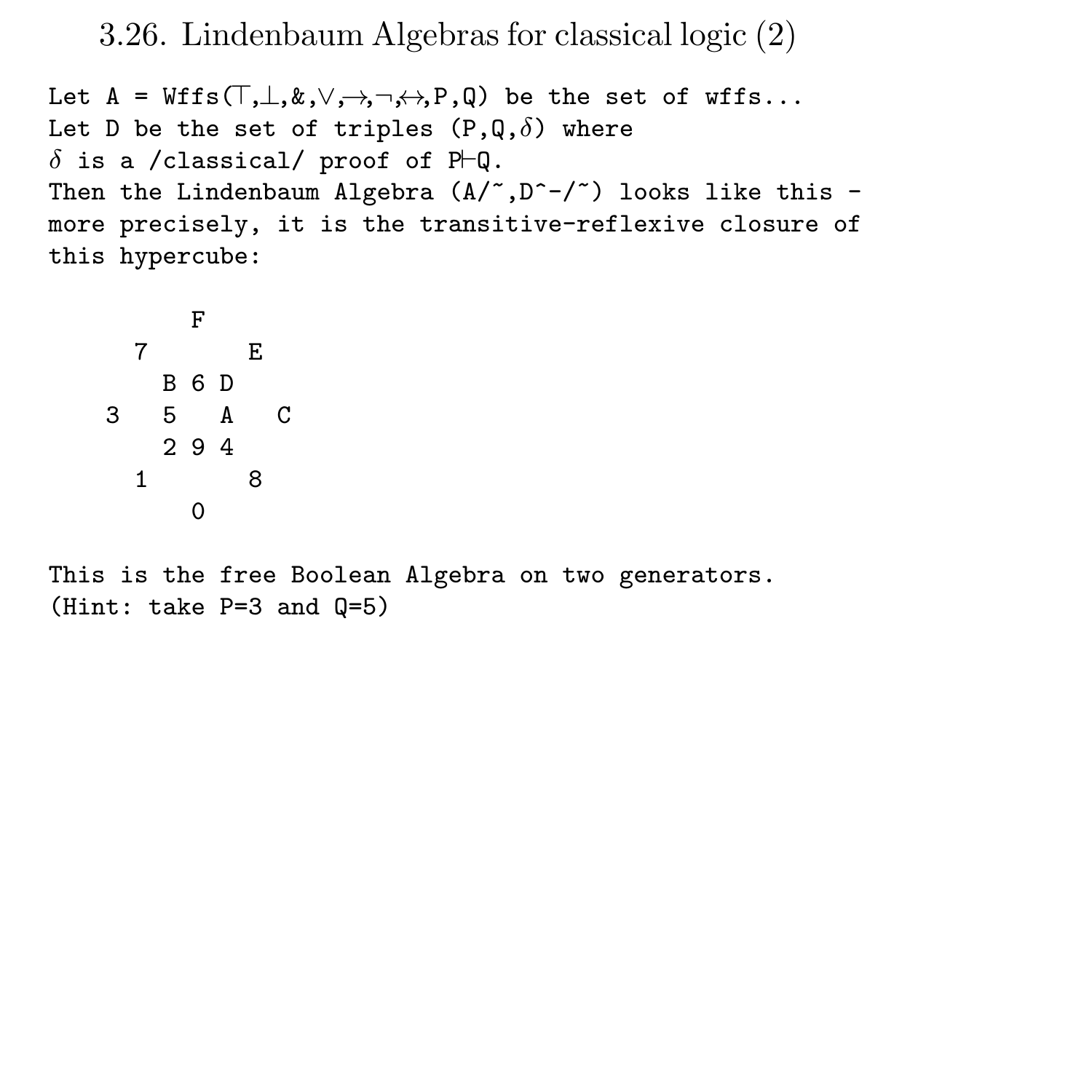### 3.26. Lindenbaum Algebras for classical logic (2)

```
Let A = Wffs(⊤,⊥,&,∨,→,¬,↔,P,Q) be the set of wffs...
Let D be the set of triples (P,Q,δ) where
δ is a /classical/ proof of P⊢Q.
Then the Lindenbaum Algebra (A/~,D^-/~) looks like this -
more precisely, it is the transitive-reflexive closure of
this hypercube:

          F
      7       E
        B 6 D
    3   5   A   C
        2 9 4
      1       8
          0

This is the free Boolean Algebra on two generators.
(Hint: take P=3 and Q=5)
```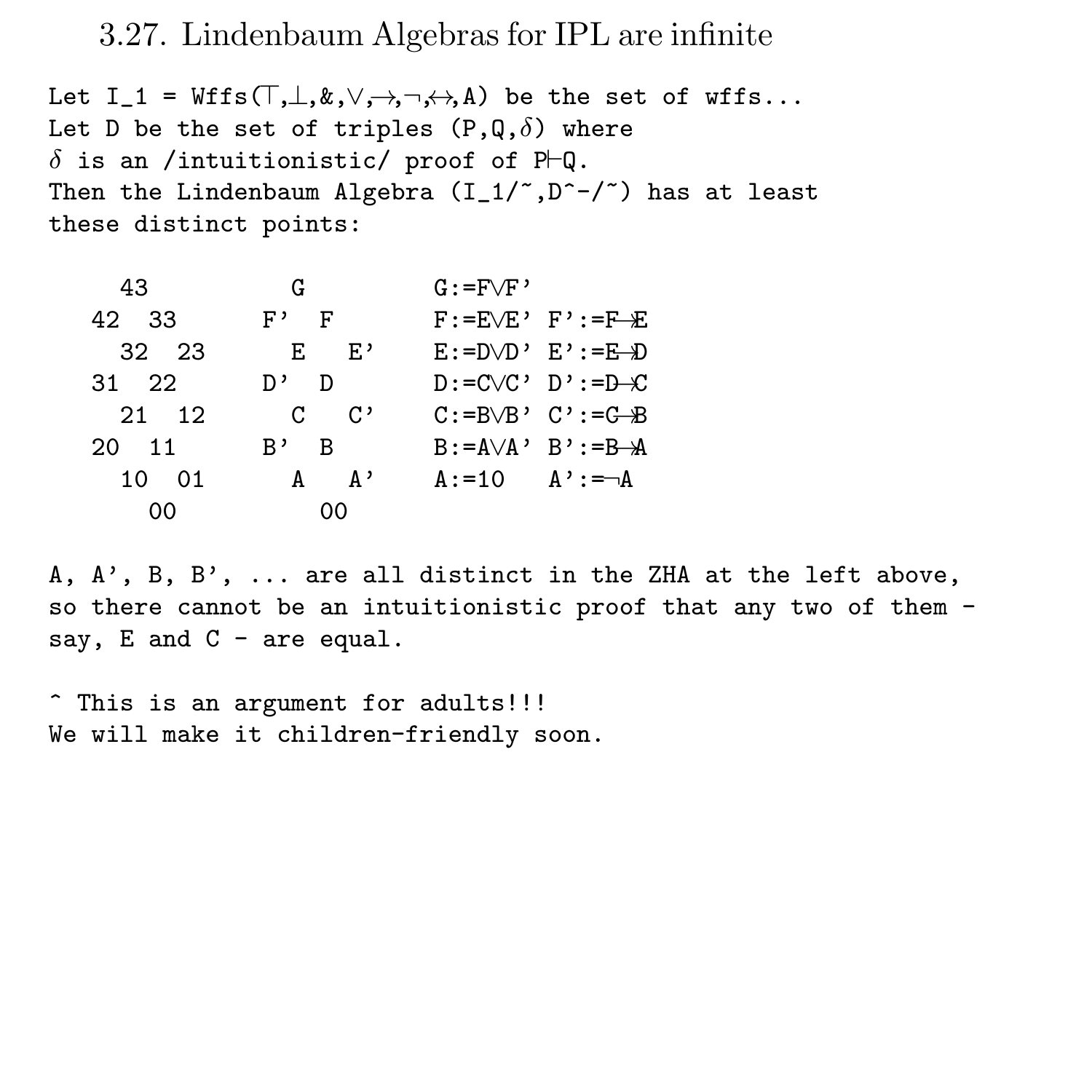## 3.27. Lindenbaum Algebras for IPL are infinite

```
Let I_1 = Wffs(⊤,⊥,&,∨,→,¬,↔,A) be the set of wffs...
Let D be the set of triples (P,Q,δ) where
δ is an /intuitionistic/ proof of P⊢Q.
Then the Lindenbaum Algebra (I_1/~,D^-/~) has at least
these distinct points:

    43          G          G:=F∨F'
  42  33      F'  F        F:=E∨E' F':=F→E
    32  23      E   E'     E:=D∨D' E':=E→D
  31  22      D'  D        D:=C∨C' D':=D→C
    21  12      C   C'     C:=B∨B' C':=C→B
  20  11      B'  B        B:=A∨A' B':=B→A
    10  01      A   A'     A:=10   A':=¬A
      00          00

A, A', B, B', ... are all distinct in the ZHA at the left above,
so there cannot be an intuitionistic proof that any two of them -
say, E and C - are equal.

^ This is an argument for adults!!!
We will make it children-friendly soon.
```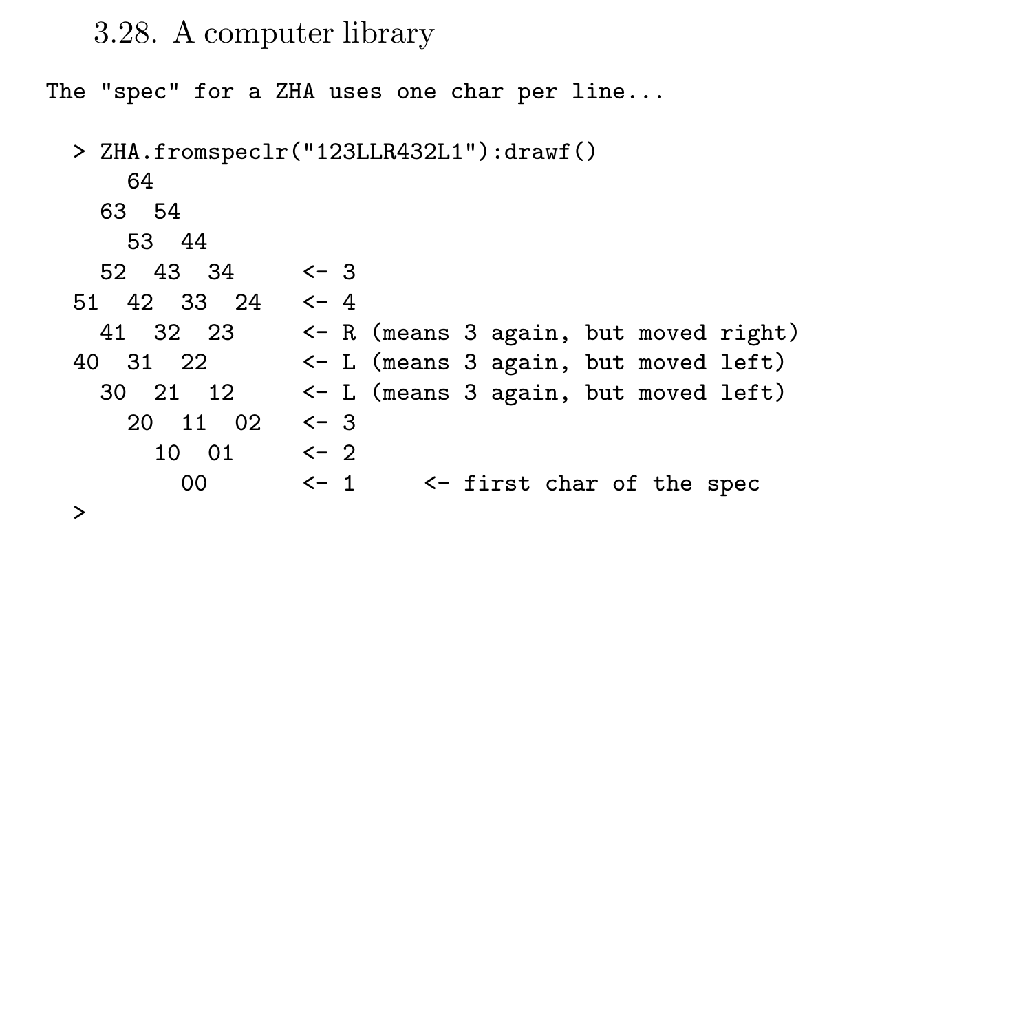## 3.28. A computer library

```
The "spec" for a ZHA uses one char per line...

  > ZHA.fromspeclr("123LLR432L1"):drawf()
      64
    63  54
      53  44
    52  43  34      <- 3
  51  42  33  24    <- 4
    41  32  23      <- R (means 3 again, but moved right)
  40  31  22        <- L (means 3 again, but moved left)
    30  21  12      <- L (means 3 again, but moved left)
      20  11  02    <- 3
        10  01      <- 2
          00        <- 1     <- first char of the spec
  >
```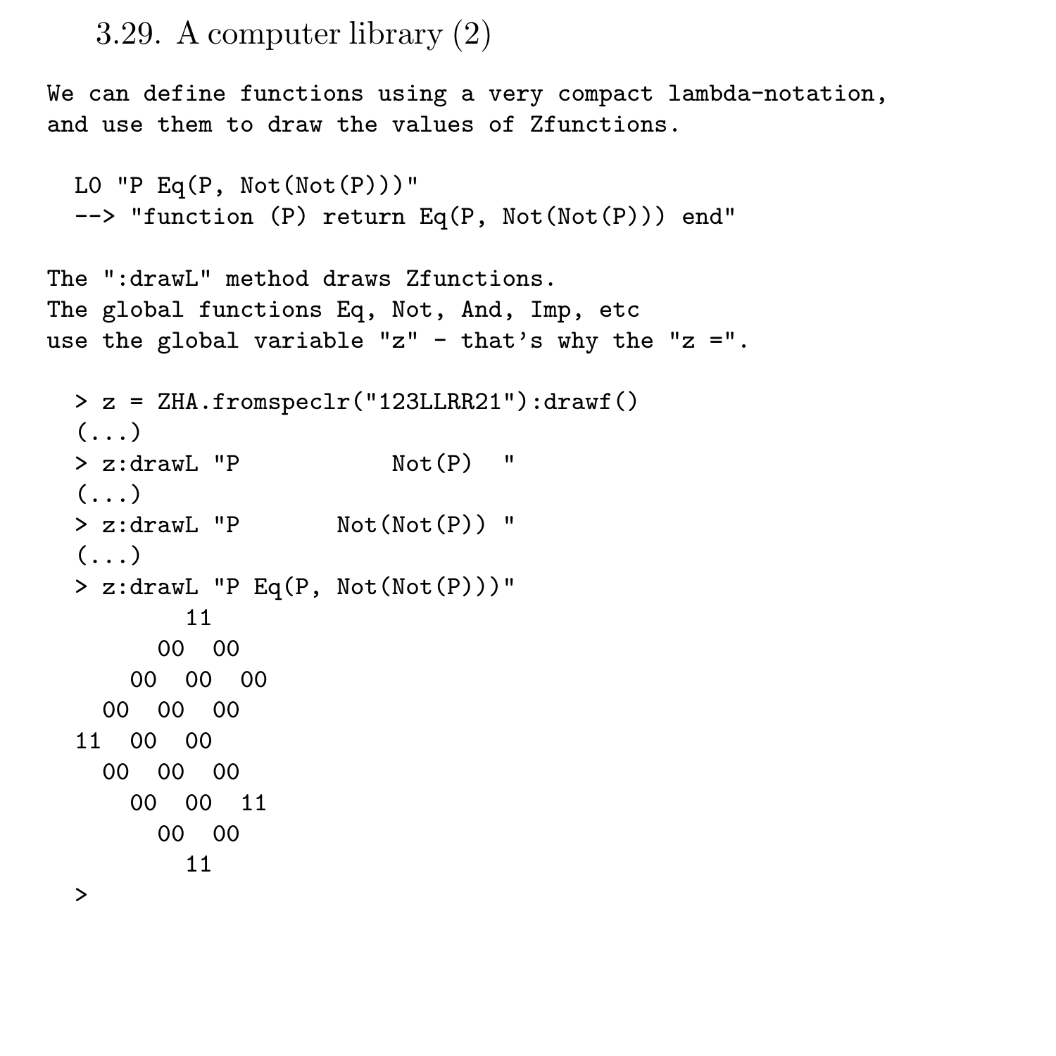### 3.29. A computer library (2)

We can define functions using a very compact lambda-notation, and use them to draw the values of Zfunctions.

```
  L0 "P Eq(P, Not(Not(P)))"
  --> "function (P) return Eq(P, Not(Not(P))) end"
```

The ":drawL" method draws Zfunctions.
The global functions Eq, Not, And, Imp, etc
use the global variable "z" - that's why the "z =".

```
  > z = ZHA.fromspeclr("123LLRR21"):drawf()
  (...)
  > z:drawL "P           Not(P)  "
  (...)
  > z:drawL "P       Not(Not(P)) "
  (...)
  > z:drawL "P Eq(P, Not(Not(P)))"
          11
        00  00
      00  00  00
    00  00  00
  11  00  00
    00  00  00
      00  00  11
        00  00
          11
  >
```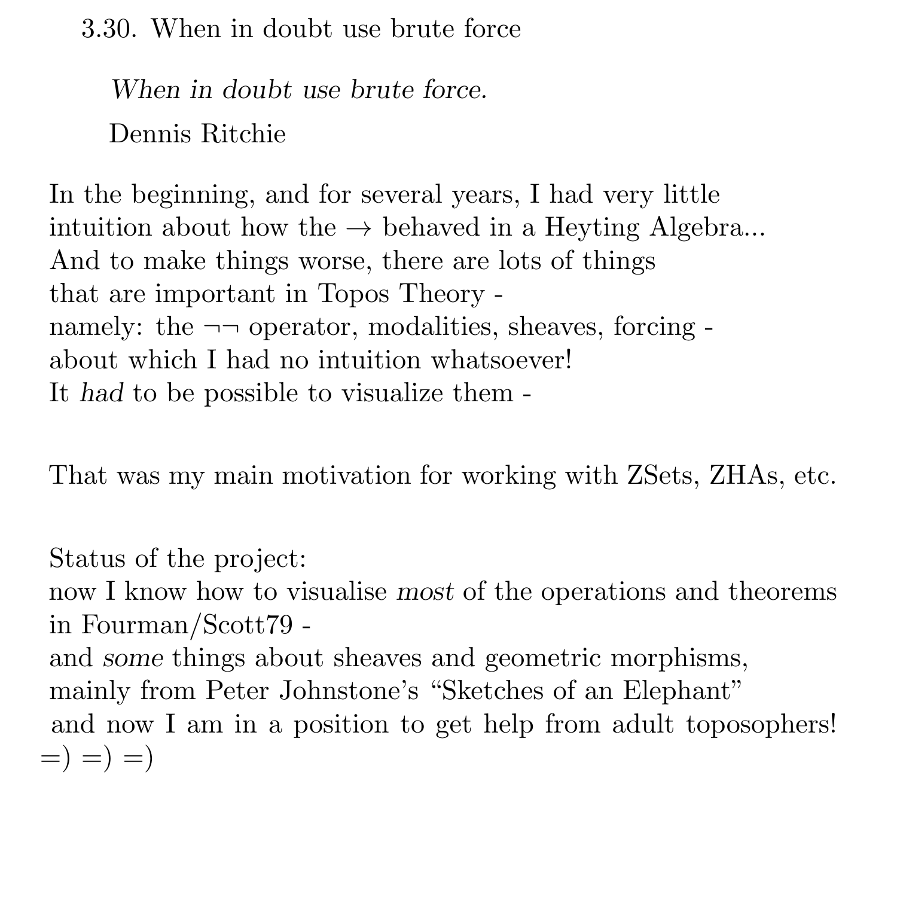## 3.30. When in doubt use brute force

> *When in doubt use brute force.*
>
> Dennis Ritchie

In the beginning, and for several years, I had very little
intuition about how the $\to$ behaved in a Heyting Algebra...
And to make things worse, there are lots of things
that are important in Topos Theory -
namely: the $\neg\neg$ operator, modalities, sheaves, forcing -
about which I had no intuition whatsoever!
It *had* to be possible to visualize them -

That was my main motivation for working with ZSets, ZHAs, etc.

Status of the project:
now I know how to visualise *most* of the operations and theorems
in Fourman/Scott79 -
and *some* things about sheaves and geometric morphisms,
mainly from Peter Johnstone's "Sketches of an Elephant"
and now I am in a position to get help from adult toposophers!
=) =) =)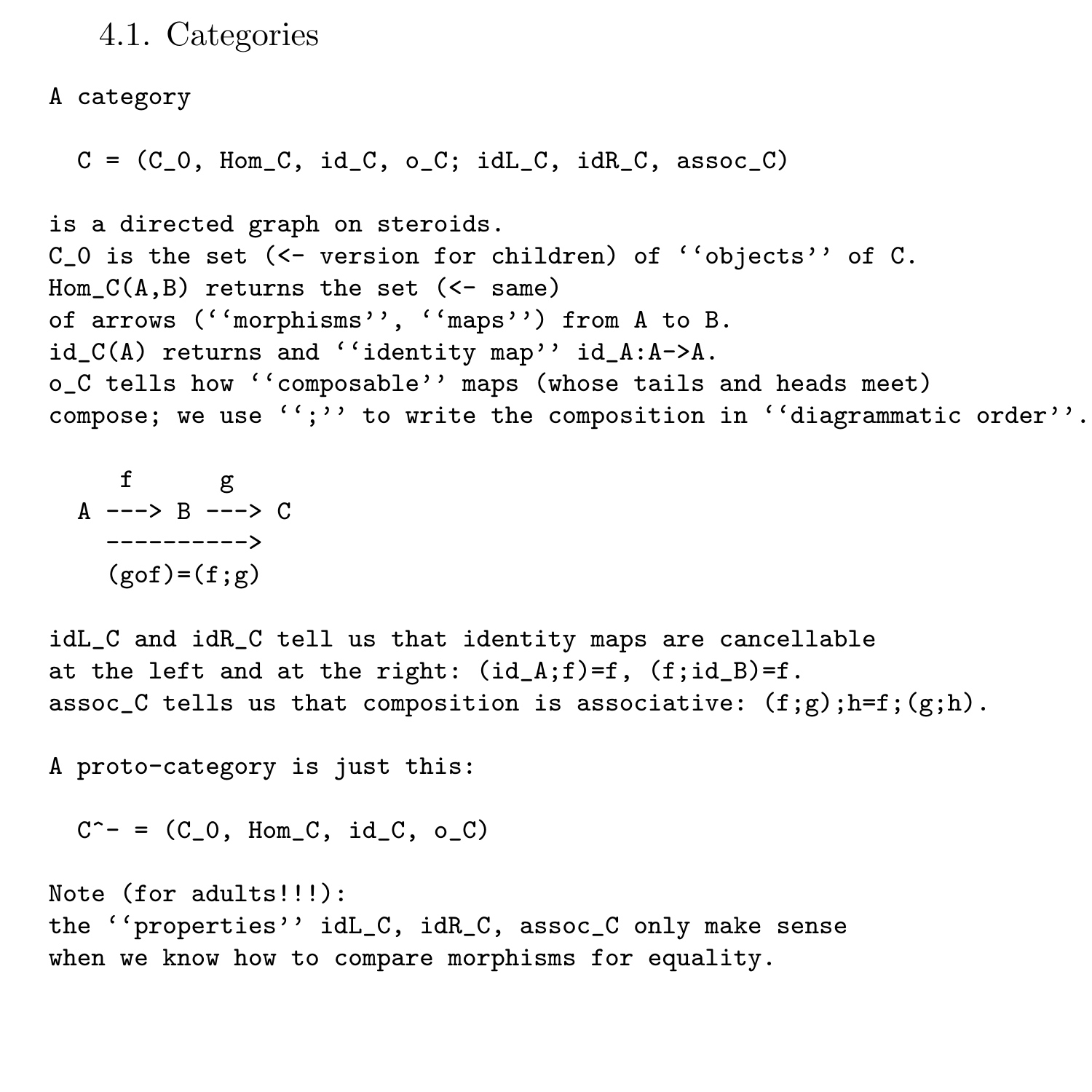### 4.1. Categories

```
A category

  C = (C_0, Hom_C, id_C, o_C; idL_C, idR_C, assoc_C)

is a directed graph on steroids.
C_0 is the set (<- version for children) of ``objects'' of C.
Hom_C(A,B) returns the set (<- same)
of arrows (``morphisms'', ``maps'') from A to B.
id_C(A) returns and ``identity map'' id_A:A->A.
o_C tells how ``composable'' maps (whose tails and heads meet)
compose; we use ``;'' to write the composition in ``diagrammatic order''.

     f      g
  A ---> B ---> C
    ---------->
    (gof)=(f;g)

idL_C and idR_C tell us that identity maps are cancellable
at the left and at the right: (id_A;f)=f, (f;id_B)=f.
assoc_C tells us that composition is associative: (f;g);h=f;(g;h).

A proto-category is just this:

  C^- = (C_0, Hom_C, id_C, o_C)

Note (for adults!!!):
the ``properties'' idL_C, idR_C, assoc_C only make sense
when we know how to compare morphisms for equality.
```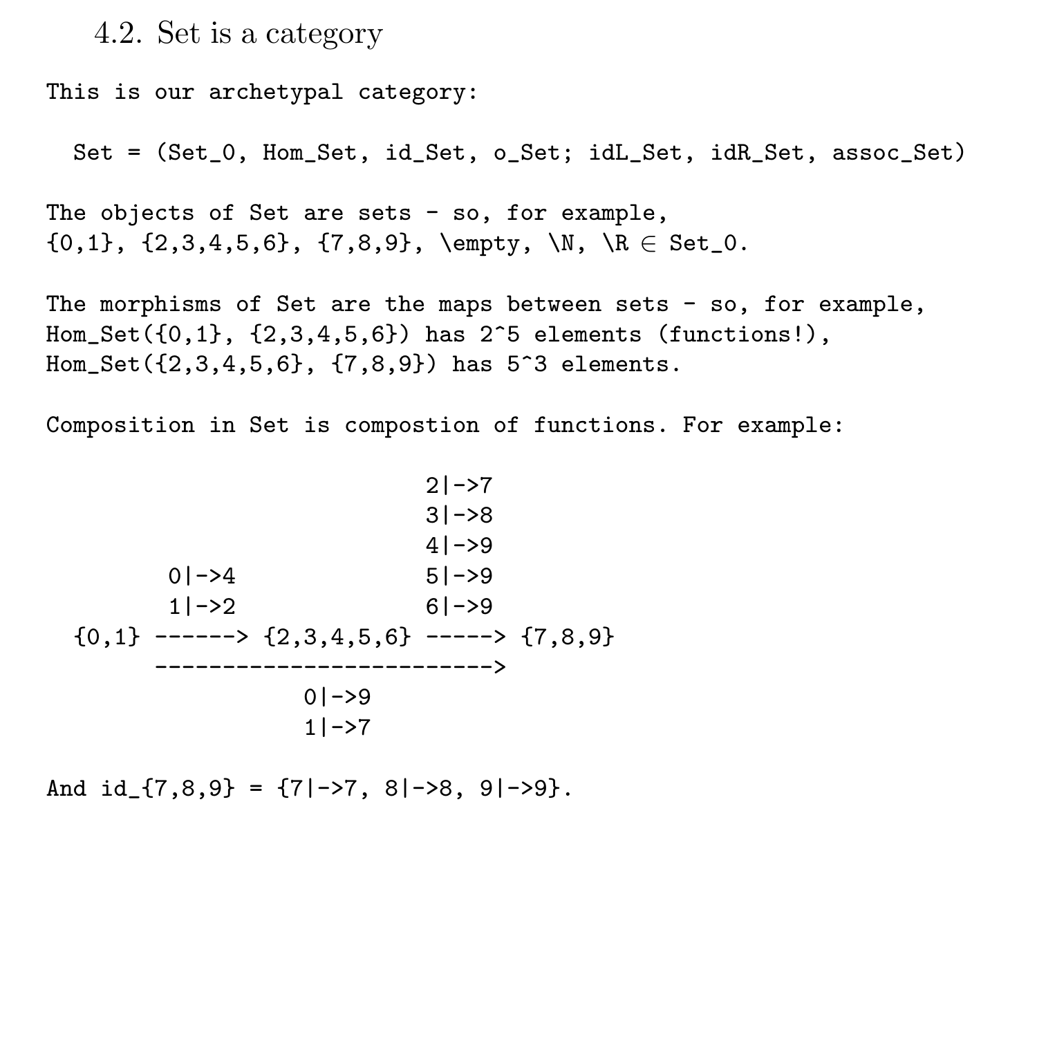## 4.2. Set is a category

```
This is our archetypal category:

  Set = (Set_0, Hom_Set, id_Set, o_Set; idL_Set, idR_Set, assoc_Set)

The objects of Set are sets - so, for example,
{0,1}, {2,3,4,5,6}, {7,8,9}, \empty, \N, \R ∈ Set_0.

The morphisms of Set are the maps between sets - so, for example,
Hom_Set({0,1}, {2,3,4,5,6}) has 2^5 elements (functions!),
Hom_Set({2,3,4,5,6}, {7,8,9}) has 5^3 elements.

Composition in Set is compostion of functions. For example:

                         2|->7
                         3|->8
                         4|->9
        0|->4            5|->9
        1|->2            6|->9
  {0,1} ------> {2,3,4,5,6} -----> {7,8,9}
        ------------------------->
                 0|->9
                 1|->7

And id_{7,8,9} = {7|->7, 8|->8, 9|->9}.
```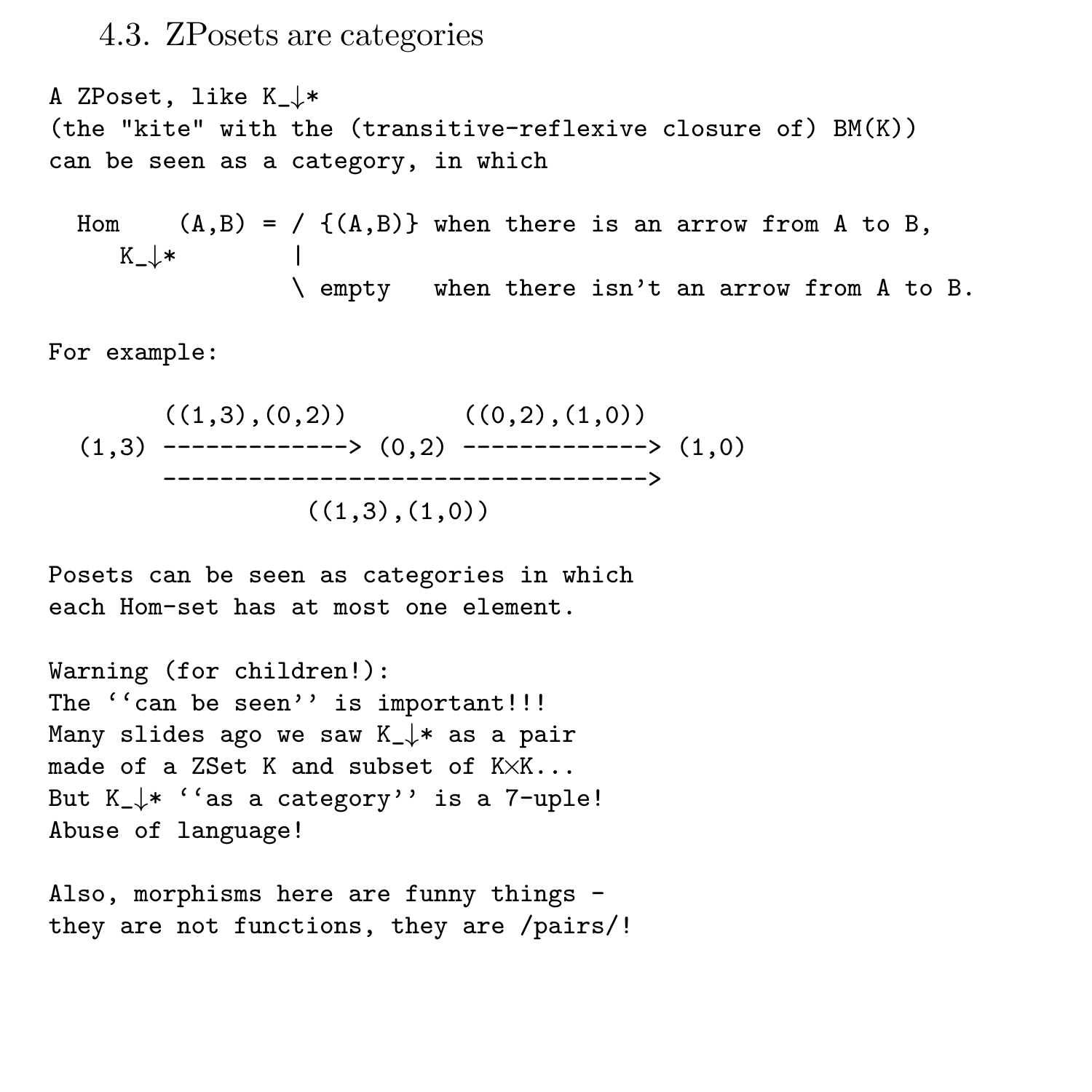## 4.3. ZPosets are categories

A ZPoset, like K_↓*
(the "kite" with the (transitive-reflexive closure of) BM(K))
can be seen as a category, in which

```
  Hom    (A,B) = / {(A,B)} when there is an arrow from A to B,
     K_↓*        |
                 \ empty   when there isn't an arrow from A to B.
```

For example:

```
       ((1,3),(0,2))         ((0,2),(1,0))
 (1,3) -------------> (0,2) -------------> (1,0)
       ---------------------------------->
                 ((1,3),(1,0))
```

Posets can be seen as categories in which
each Hom-set has at most one element.

Warning (for children!):
The ‘‘can be seen’’ is important!!!
Many slides ago we saw K_↓* as a pair
made of a ZSet K and subset of K×K...
But K_↓* ‘‘as a category’’ is a 7-uple!
Abuse of language!

Also, morphisms here are funny things -
they are not functions, they are /pairs/!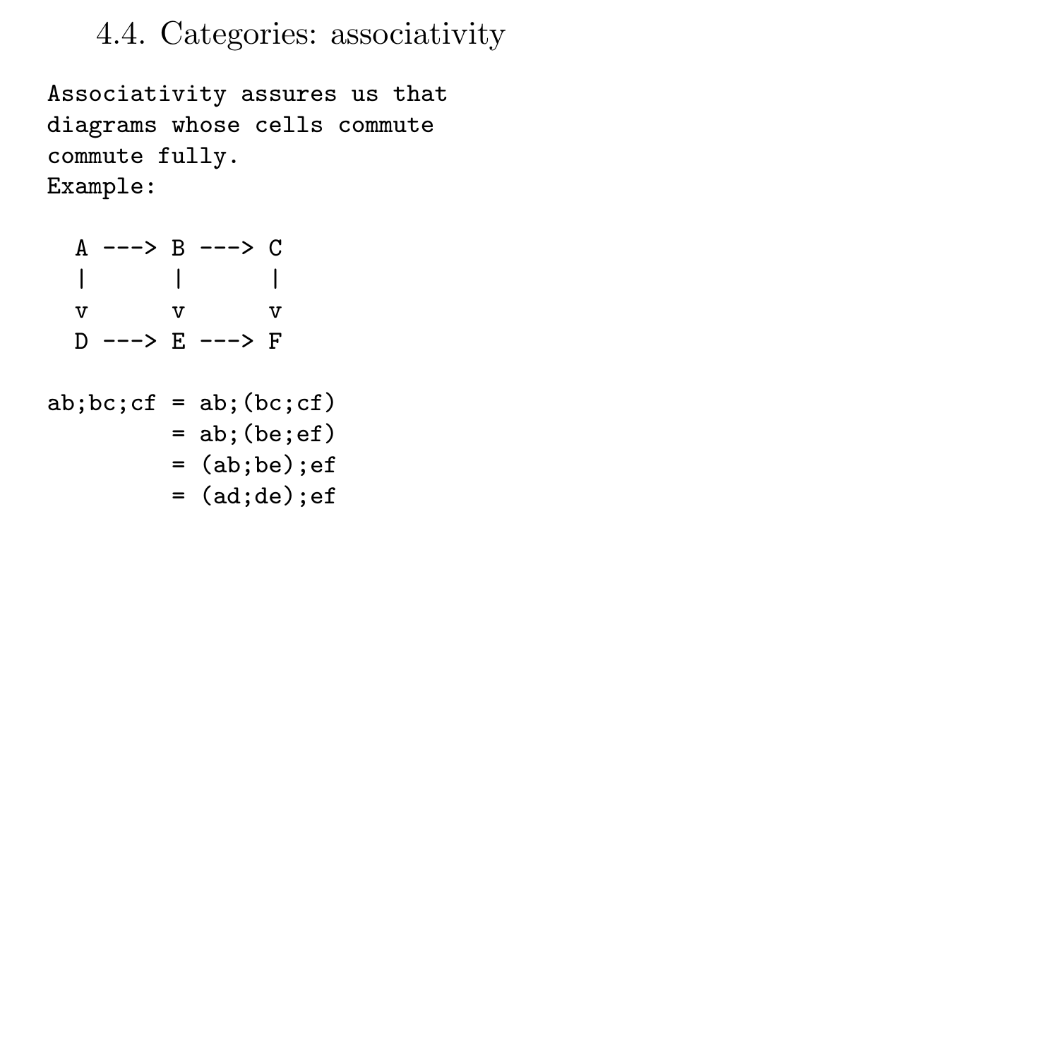## 4.4. Categories: associativity

```
Associativity assures us that
diagrams whose cells commute
commute fully.
Example:

  A ---> B ---> C
  |      |      |
  v      v      v
  D ---> E ---> F

ab;bc;cf = ab;(bc;cf)
         = ab;(be;ef)
         = (ab;be);ef
         = (ad;de);ef
```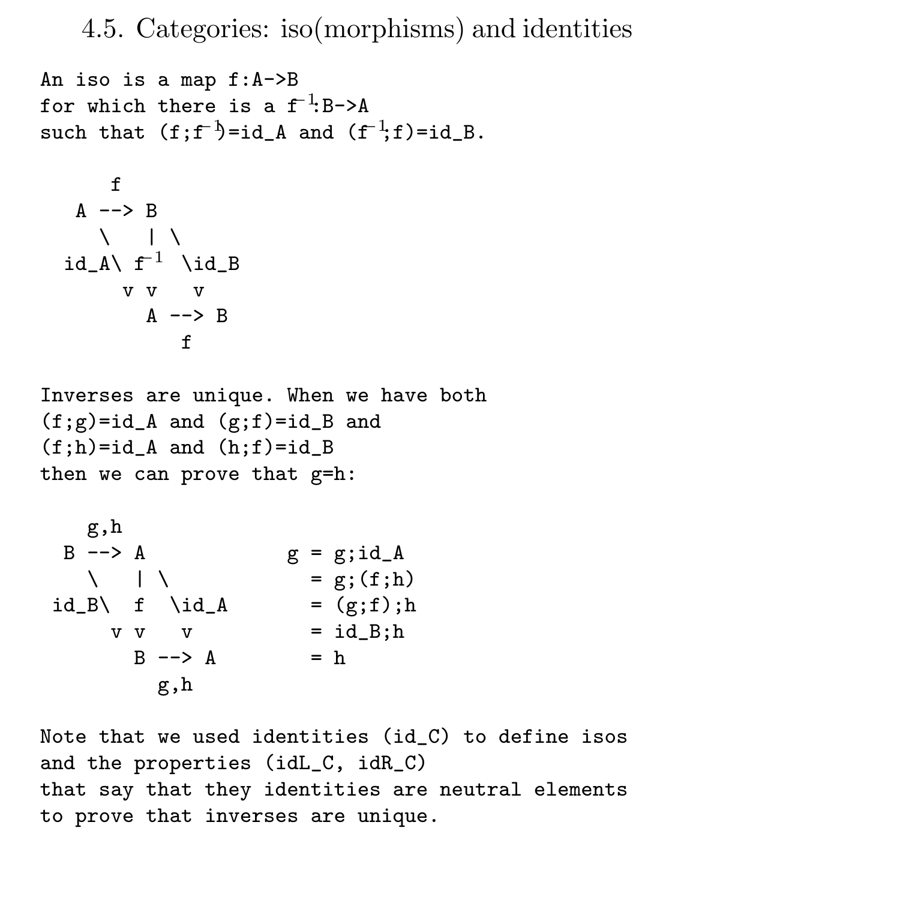## 4.5. Categories: iso(morphisms) and identities

```
An iso is a map f:A->B
for which there is a f⁻¹:B->A
such that (f;f⁻¹)=id_A and (f⁻¹;f)=id_B.

      f
   A --> B
     \   | \
  id_A\ f⁻¹ \id_B
       v v   v
         A --> B
            f

Inverses are unique. When we have both
(f;g)=id_A and (g;f)=id_B and
(f;h)=id_A and (h;f)=id_B
then we can prove that g=h:

    g,h
  B --> A            g = g;id_A
    \   | \            = g;(f;h)
 id_B\  f  \id_A       = (g;f);h
      v v   v          = id_B;h
        B --> A        = h
          g,h

Note that we used identities (id_C) to define isos
and the properties (idL_C, idR_C)
that say that they identities are neutral elements
to prove that inverses are unique.
```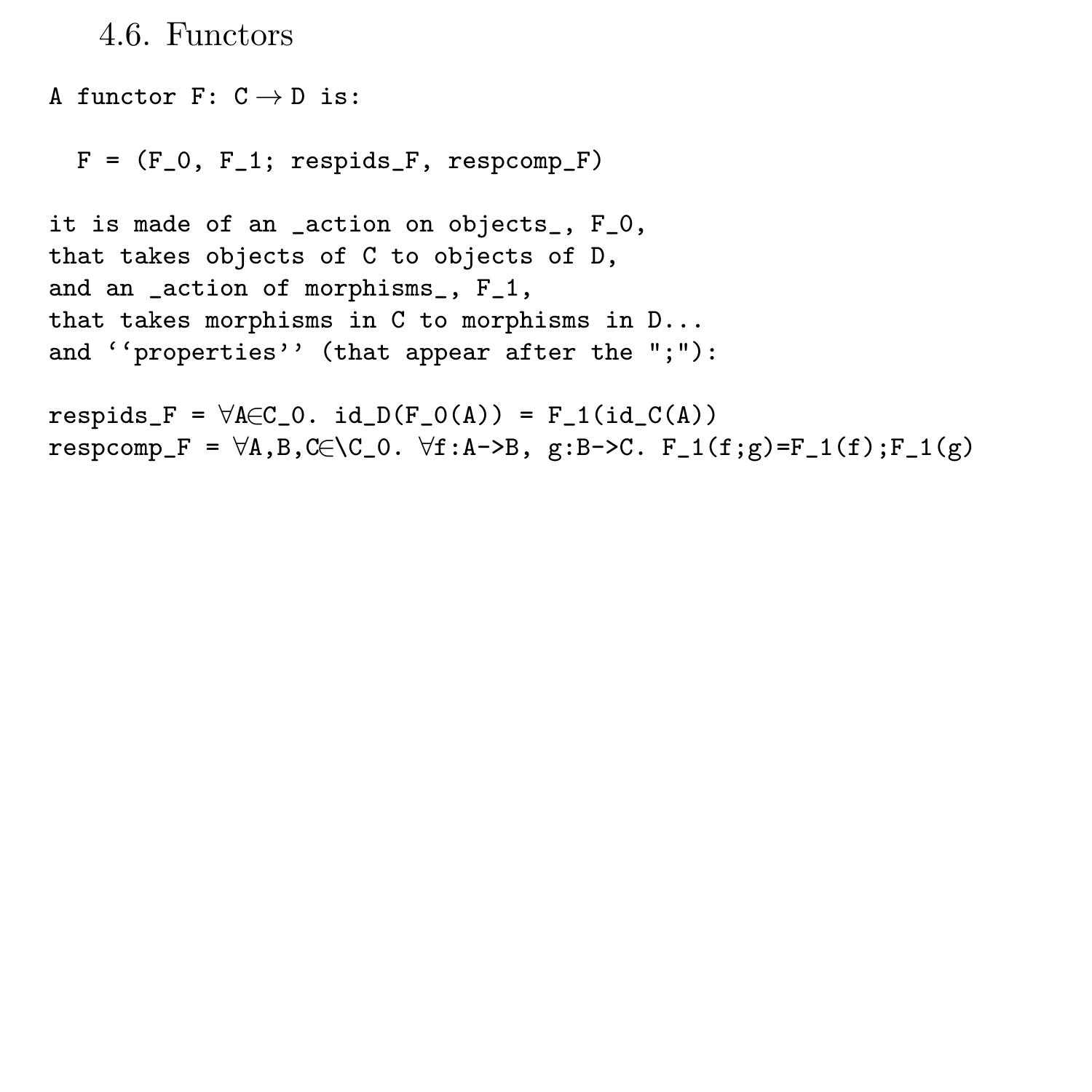## 4.6. Functors

```
A functor F: C → D is:

  F = (F_0, F_1; respids_F, respcomp_F)

it is made of an _action on objects_, F_0,
that takes objects of C to objects of D,
and an _action of morphisms_, F_1,
that takes morphisms in C to morphisms in D...
and ‘‘properties’’ (that appear after the ";"):

respids_F = ∀A∈C_0. id_D(F_0(A)) = F_1(id_C(A))
respcomp_F = ∀A,B,C∈\C_0. ∀f:A->B, g:B->C. F_1(f;g)=F_1(f);F_1(g)
```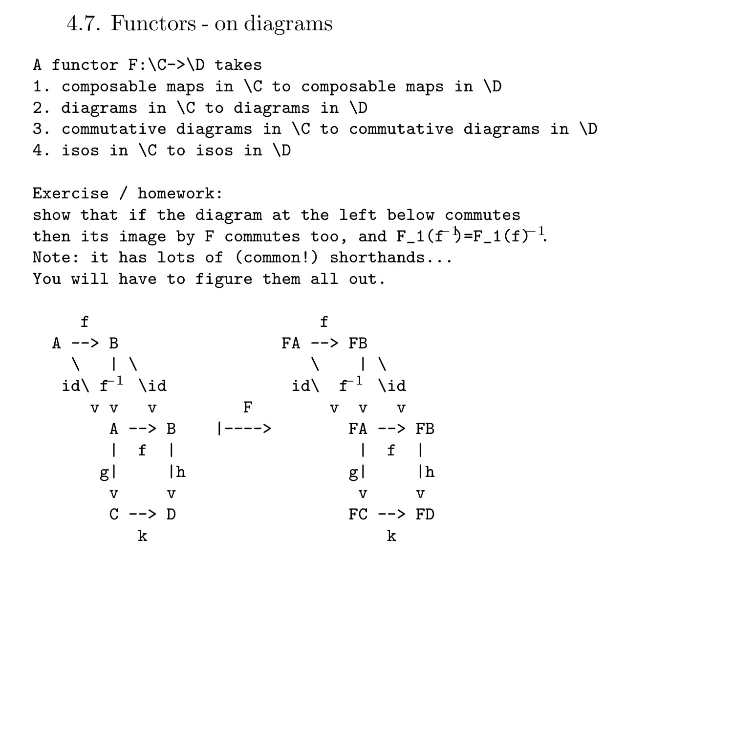## 4.7. Functors - on diagrams

```
A functor F:\C->\D takes
1. composable maps in \C to composable maps in \D
2. diagrams in \C to diagrams in \D
3. commutative diagrams in \C to commutative diagrams in \D
4. isos in \C to isos in \D

Exercise / homework:
show that if the diagram at the left below commutes
then its image by F commutes too, and F_1(f^-1)=F_1(f)^-1.
Note: it has lots of (common!) shorthands...
You will have to figure them all out.

     f                         f
  A --> B                  FA --> FB
    \   | \                  \    | \
   id\ f^-1 \id             id\  f^-1 \id
      v v   v         F        v  v   v
        A --> B    |---->        FA --> FB
        |  f  |                   |  f  |
       g|     |h                 g|     |h
        v     v                   v     v
        C --> D                  FC --> FD
           k                         k
```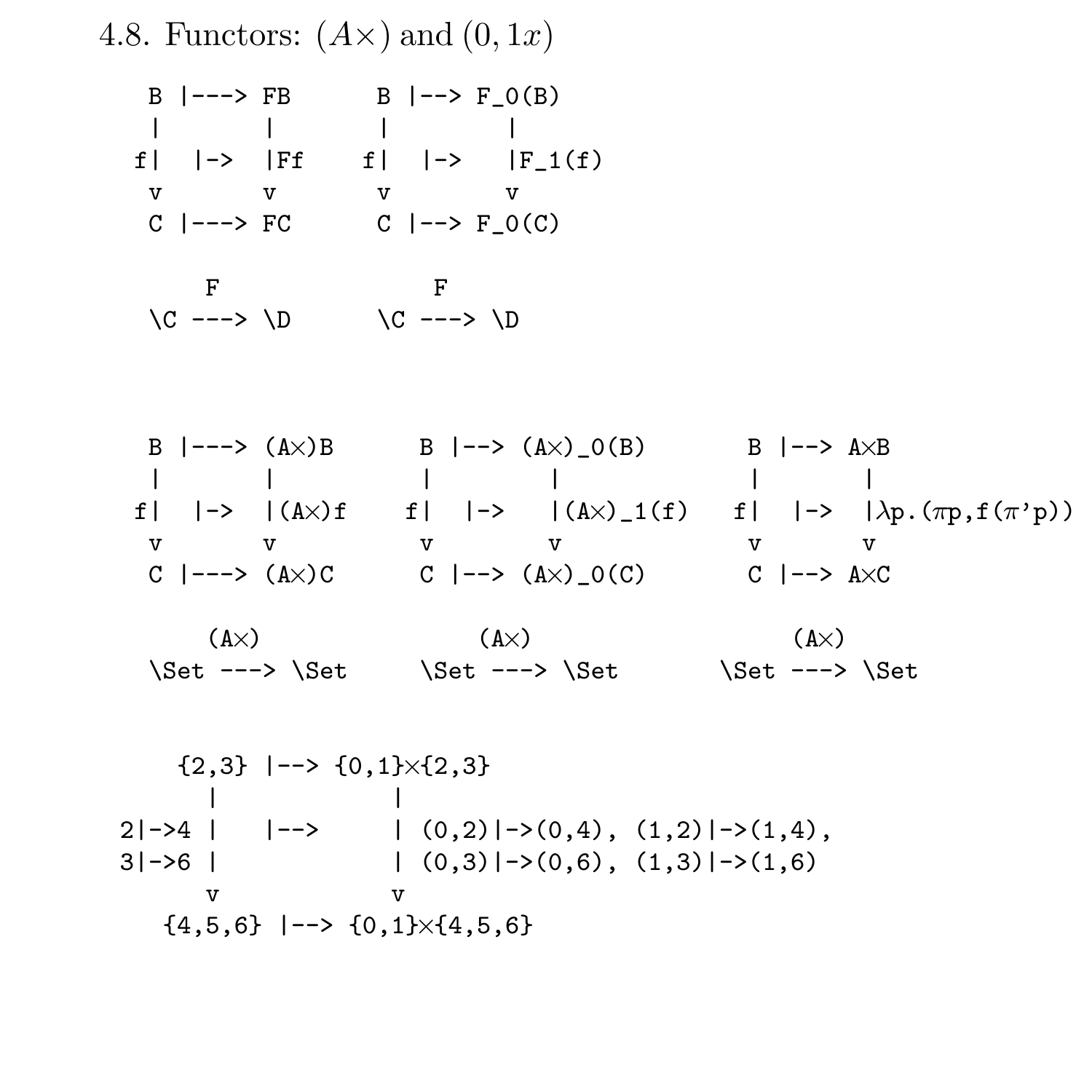## 4.8. Functors: $(A\times)$ and $(0,1x)$

```
  B |---> FB       B |--> F_0(B)
  |       |        |        |
 f|  |->  |Ff     f|  |->   |F_1(f)
  v       v        v        v
  C |---> FC       C |--> F_0(C)

     F                 F
  \C ---> \D       \C ---> \D
```

```
  B |---> (A×)B       B |--> (A×)_0(B)       B |--> A×B
  |       |           |        |             |       |
 f|  |->  |(A×)f     f|  |->   |(A×)_1(f)   f|  |->  |λp.(πp,f(π'p))
  v       v           v        v             v       v
  C |---> (A×)C       C |--> (A×)_0(C)       C |--> A×C

     (A×)                (A×)                  (A×)
  \Set ---> \Set      \Set ---> \Set        \Set ---> \Set
```

```
     {2,3} |--> {0,1}×{2,3}
       |             |
 2|->4 |    |-->     | (0,2)|->(0,4), (1,2)|->(1,4),
 3|->6 |             | (0,3)|->(0,6), (1,3)|->(1,6)
       v             v
   {4,5,6} |--> {0,1}×{4,5,6}
```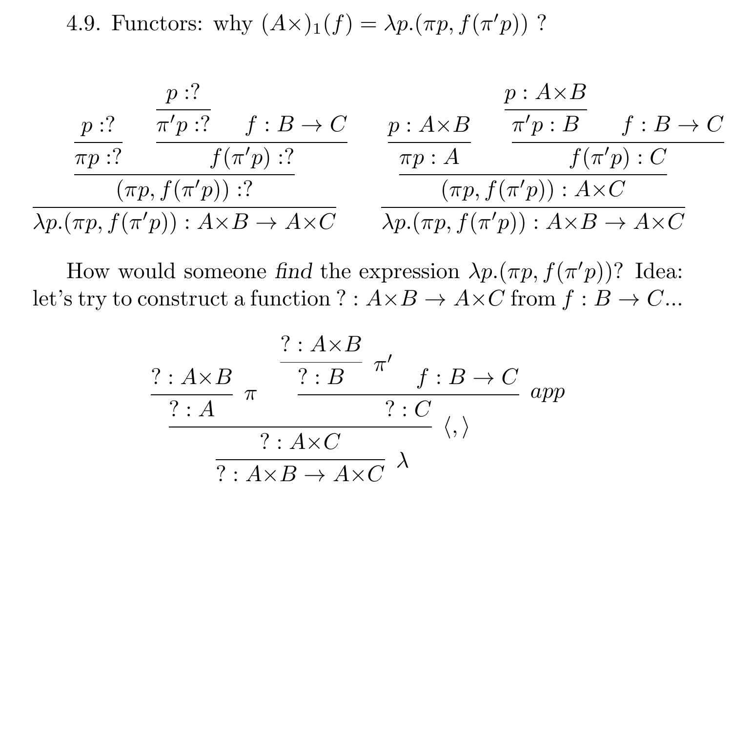### 4.9. Functors: why $(A\times)_1(f) = \lambda p.(\pi p, f(\pi' p))$ ?

$$
\dfrac{\dfrac{\dfrac{p:?}{\pi p:?} \qquad \dfrac{\dfrac{p:?}{\pi' p:?} \quad f:B\to C}{f(\pi' p):?}}{(\pi p, f(\pi' p)):?}}{\lambda p.(\pi p, f(\pi' p)):A\times B\to A\times C}
\qquad
\dfrac{\dfrac{\dfrac{p:A\times B}{\pi p:A} \qquad \dfrac{\dfrac{p:A\times B}{\pi' p:B} \quad f:B\to C}{f(\pi' p):C}}{(\pi p, f(\pi' p)):A\times C}}{\lambda p.(\pi p, f(\pi' p)):A\times B\to A\times C}
$$

How would someone *find* the expression $\lambda p.(\pi p, f(\pi' p))$? Idea: let's try to construct a function $?:A\times B\to A\times C$ from $f:B\to C$...

$$
\dfrac{\dfrac{\dfrac{?:A\times B}{?:A}\,\pi \qquad \dfrac{\dfrac{?:A\times B}{?:B}\,\pi' \quad f:B\to C}{?:C}\,app}{?:A\times C}\,\langle,\rangle}{?:A\times B\to A\times C}\,\lambda
$$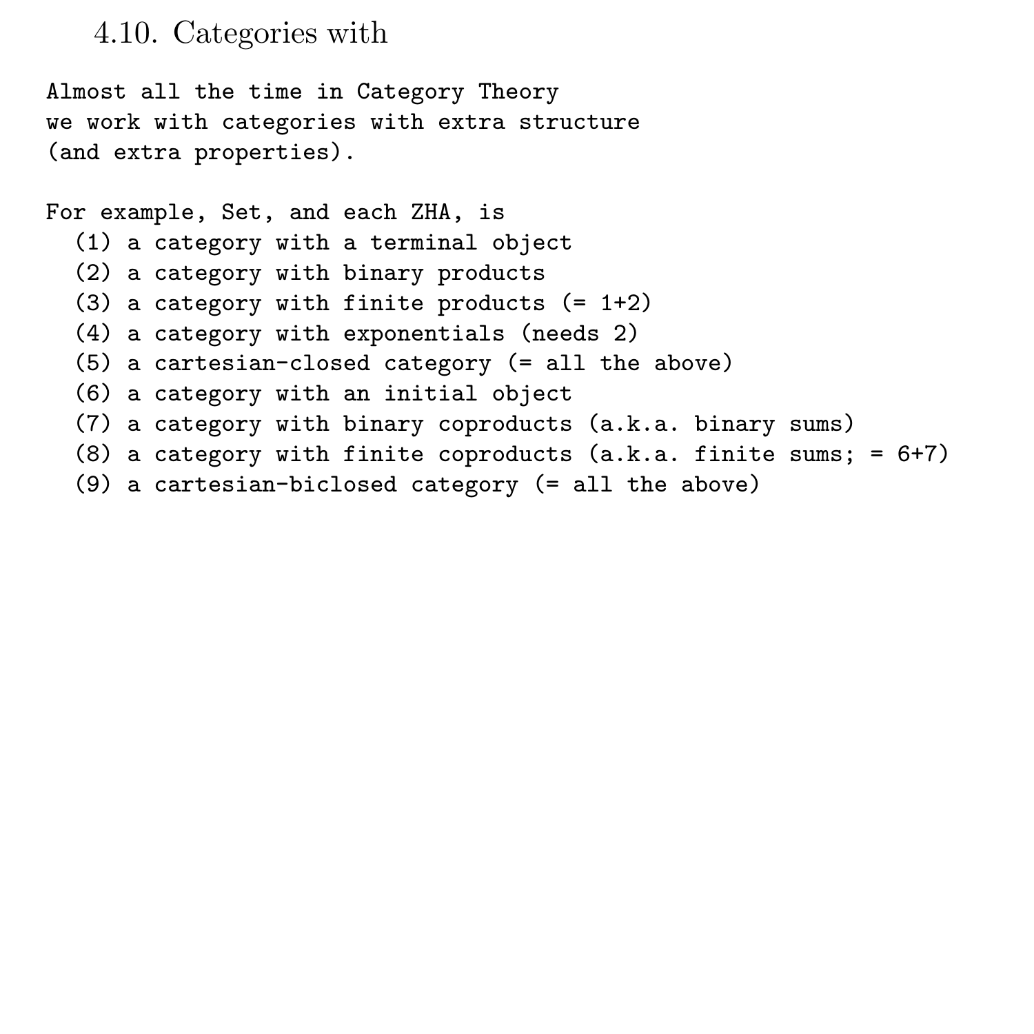## 4.10. Categories with

Almost all the time in Category Theory
we work with categories with extra structure
(and extra properties).

For example, Set, and each ZHA, is

- (1) a category with a terminal object
- (2) a category with binary products
- (3) a category with finite products (= 1+2)
- (4) a category with exponentials (needs 2)
- (5) a cartesian-closed category (= all the above)
- (6) a category with an initial object
- (7) a category with binary coproducts (a.k.a. binary sums)
- (8) a category with finite coproducts (a.k.a. finite sums; = 6+7)
- (9) a cartesian-biclosed category (= all the above)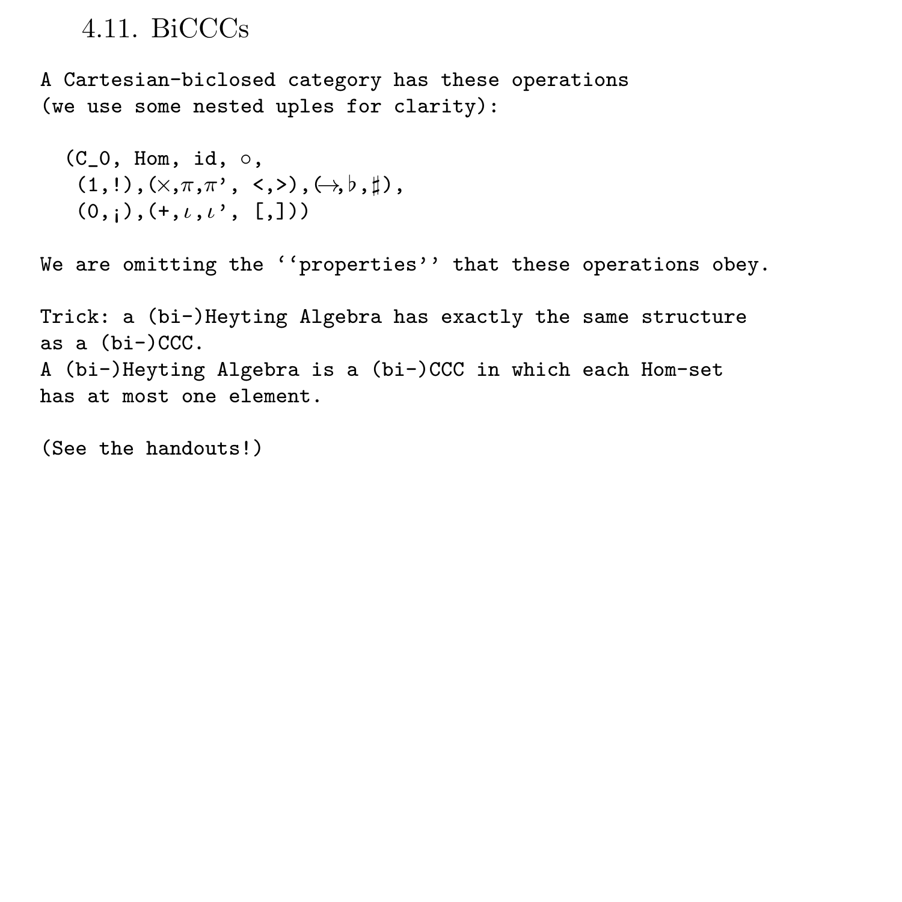## 4.11. BiCCCs

A Cartesian-biclosed category has these operations
(we use some nested uples for clarity):

```
  (C_0, Hom, id, ∘,
   (1,!),(×,π,π', <,>),(→,♭,♯),
   (0,¡),(+,ι,ι', [,]))
```

We are omitting the ''properties'' that these operations obey.

Trick: a (bi-)Heyting Algebra has exactly the same structure
as a (bi-)CCC.
A (bi-)Heyting Algebra is a (bi-)CCC in which each Hom-set
has at most one element.

(See the handouts!)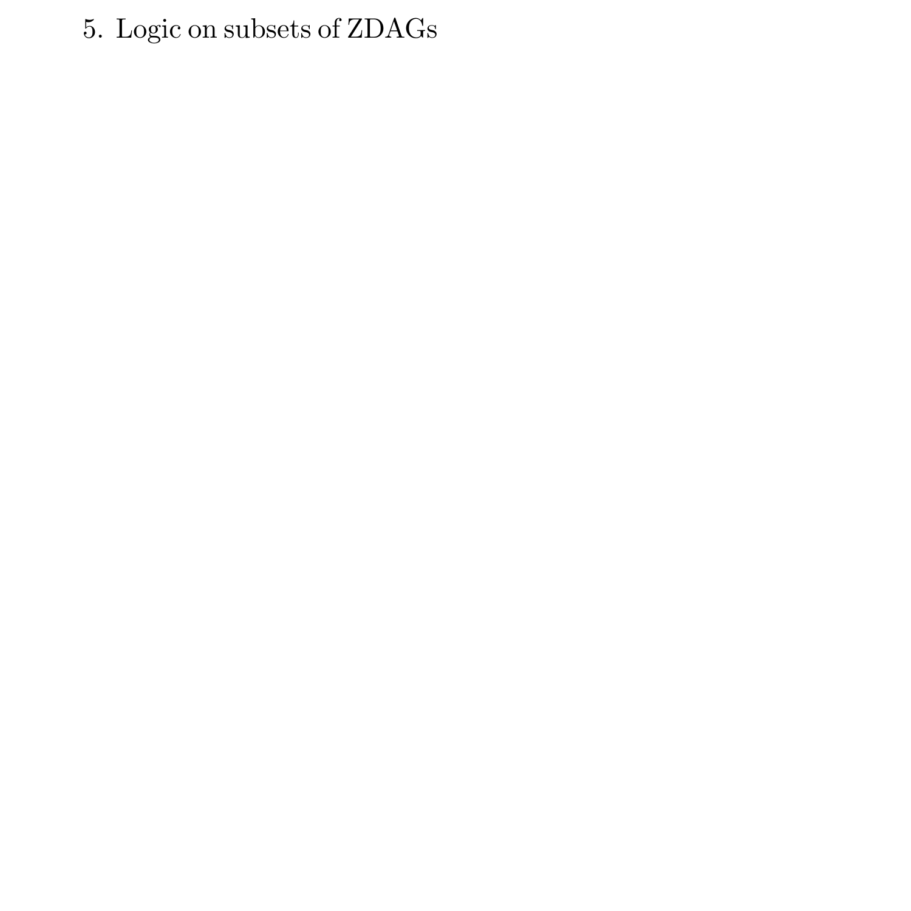5. Logic on subsets of ZDAGs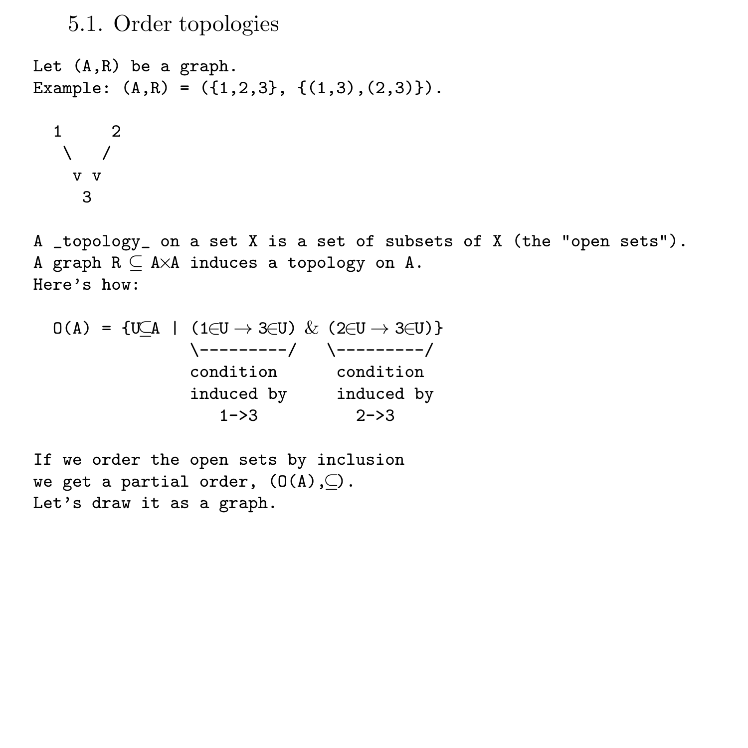## 5.1. Order topologies

Let (A,R) be a graph.
Example: (A,R) = ({1,2,3}, {(1,3),(2,3)}).

```
  1     2
   \   /
    v v
     3
```

A _topology_ on a set X is a set of subsets of X (the "open sets").
A graph R ⊆ A×A induces a topology on A.
Here's how:

```
  O(A) = {U⊆A | (1∈U → 3∈U) & (2∈U → 3∈U)}
                \---------/   \---------/
                condition      condition
                induced by     induced by
                   1->3          2->3
```

If we order the open sets by inclusion
we get a partial order, (O(A),⊆).
Let's draw it as a graph.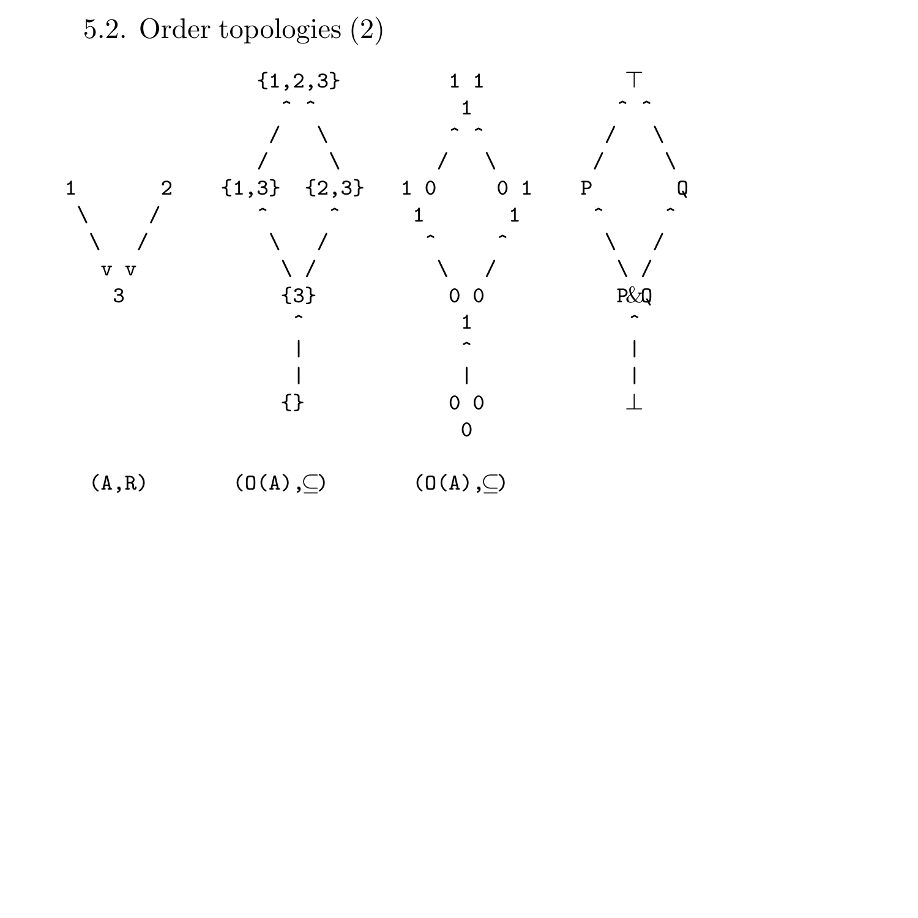## 5.2. Order topologies (2)

```
                    {1,2,3}         1 1          ⊤
                      ^ ^            1          ^ ^
                     /   \          ^ ^        /   \
                    /     \        /   \      /     \
1       2      {1,3}  {2,3}    1 0     0 1   P       Q
 \     /          ^      ^      1       1     ^     ^
  \   /            \    /        ^     ^       \   /
   v v              \  /          \   /         \ /
    3               {3}            0 0          P&Q
                     ^              1            ^
                     |              ^            |
                     |              |            |
                    {}             0 0           ⊥
                                    0

  (A,R)          (O(A),⊆)        (O(A),⊆)
```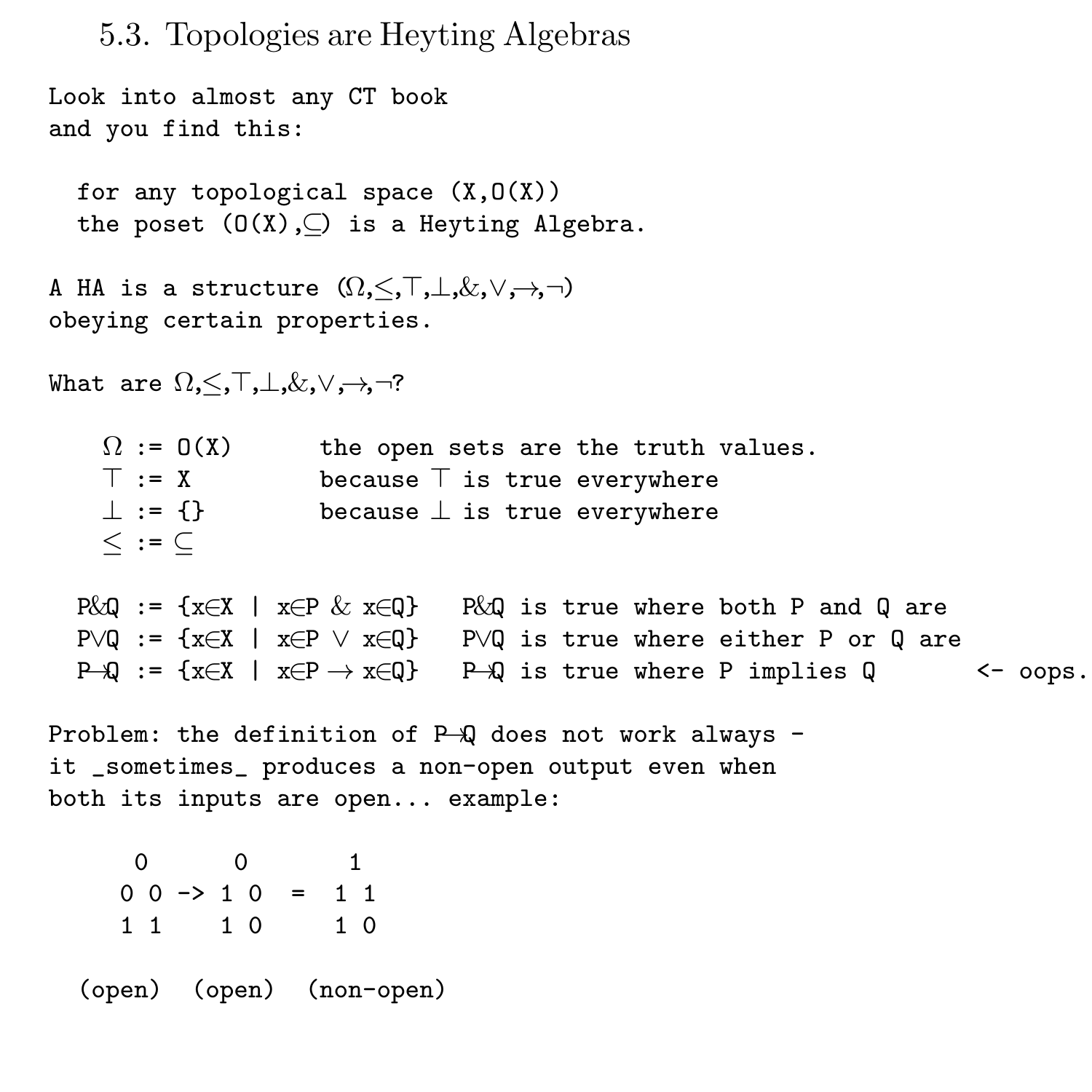## 5.3. Topologies are Heyting Algebras

Look into almost any CT book
and you find this:

for any topological space $(X,O(X))$
the poset $(O(X),\subseteq)$ is a Heyting Algebra.

A HA is a structure $(\Omega,\le,\top,\bot,\&,\vee,\to,\neg)$
obeying certain properties.

What are $\Omega,\le,\top,\bot,\&,\vee,\to,\neg$?

$\Omega := O(X)$ the open sets are the truth values.
$\top := X$ because $\top$ is true everywhere
$\bot := \{\}$ because $\bot$ is true everywhere
$\le := \subseteq$

$P\&Q := \{x\in X \mid x\in P \;\&\; x\in Q\}$ $P\&Q$ is true where both P and Q are
$P\vee Q := \{x\in X \mid x\in P \vee x\in Q\}$ $P\vee Q$ is true where either P or Q are
$P\to Q := \{x\in X \mid x\in P \to x\in Q\}$ $P\to Q$ is true where P implies Q <- oops.

Problem: the definition of $P\to Q$ does not work always -
it _sometimes_ produces a non-open output even when
both its inputs are open... example:

```
   0      0       1
  0 0 -> 1 0  =  1 1
  1 1    1 0     1 0

(open)  (open)  (non-open)
```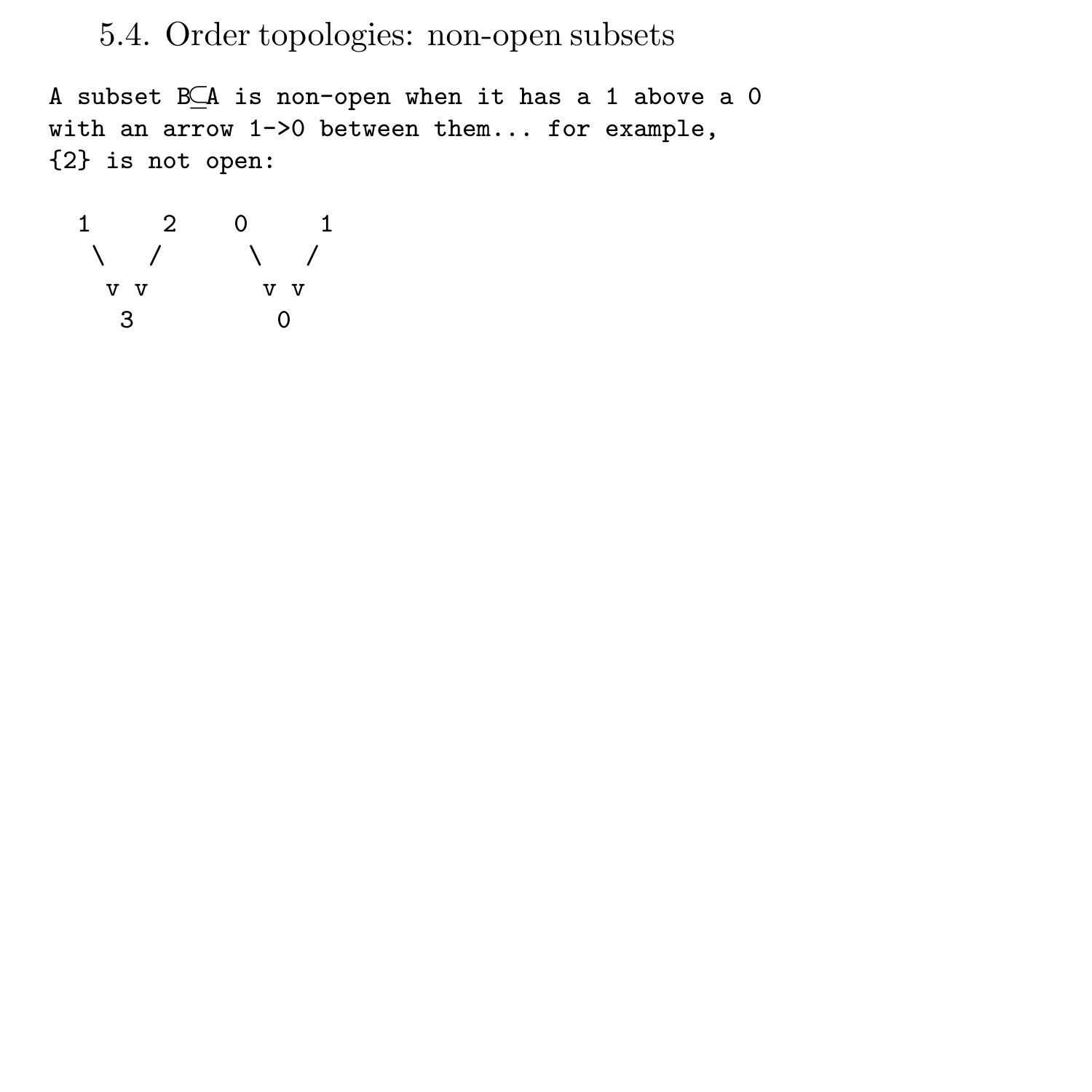## 5.4. Order topologies: non-open subsets

```
A subset B⊆A is non-open when it has a 1 above a 0
with an arrow 1->0 between them... for example,
{2} is not open:

  1     2    0     1
   \   /      \   /
    v v        v v
     3          0
```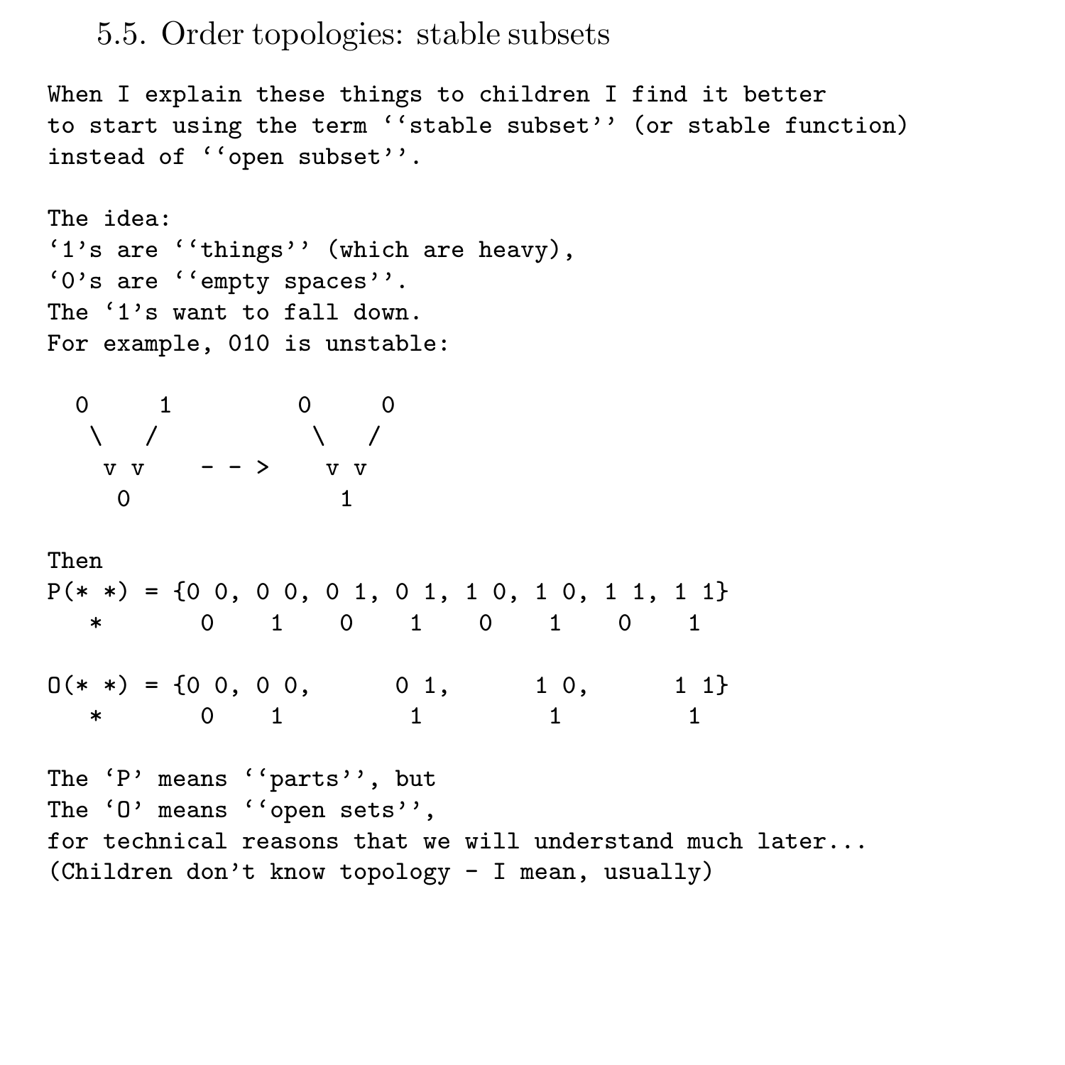## 5.5. Order topologies: stable subsets

```
When I explain these things to children I find it better
to start using the term ``stable subset'' (or stable function)
instead of ``open subset''.

The idea:
`1's are ``things'' (which are heavy),
`0's are ``empty spaces''.
The `1's want to fall down.
For example, 010 is unstable:

  0     1         0     0
   \   /           \   /
    v v    - - >    v v
     0               1

Then
P(* *) = {0 0, 0 0, 0 1, 0 1, 1 0, 1 0, 1 1, 1 1}
   *       0    1    0    1    0    1    0    1

O(* *) = {0 0, 0 0,      0 1,      1 0,      1 1}
   *       0    1         1         1         1

The `P' means ``parts'', but
The `O' means ``open sets'',
for technical reasons that we will understand much later...
(Children don't know topology - I mean, usually)
```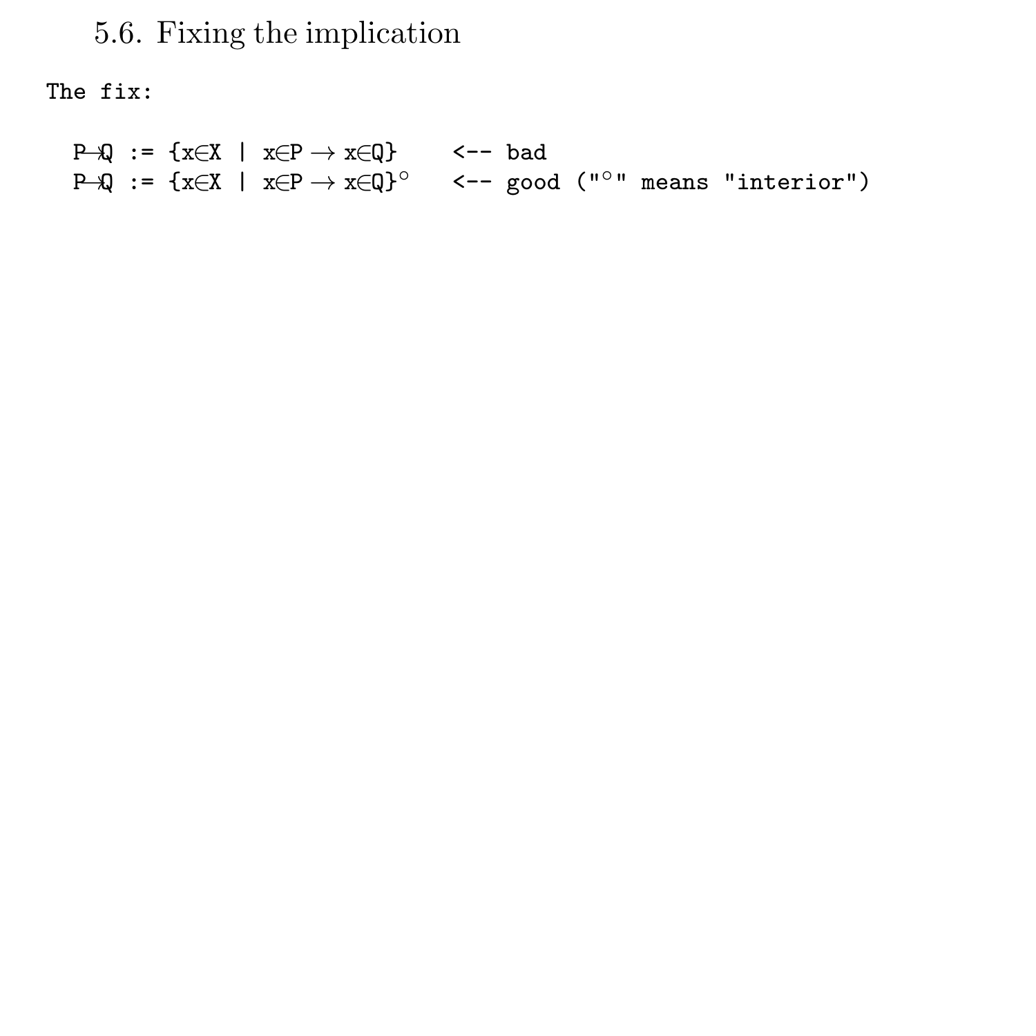## 5.6. Fixing the implication

```
The fix:

  P→Q := {x∈X | x∈P → x∈Q}     <-- bad
  P→Q := {x∈X | x∈P → x∈Q}°    <-- good ("°" means "interior")
```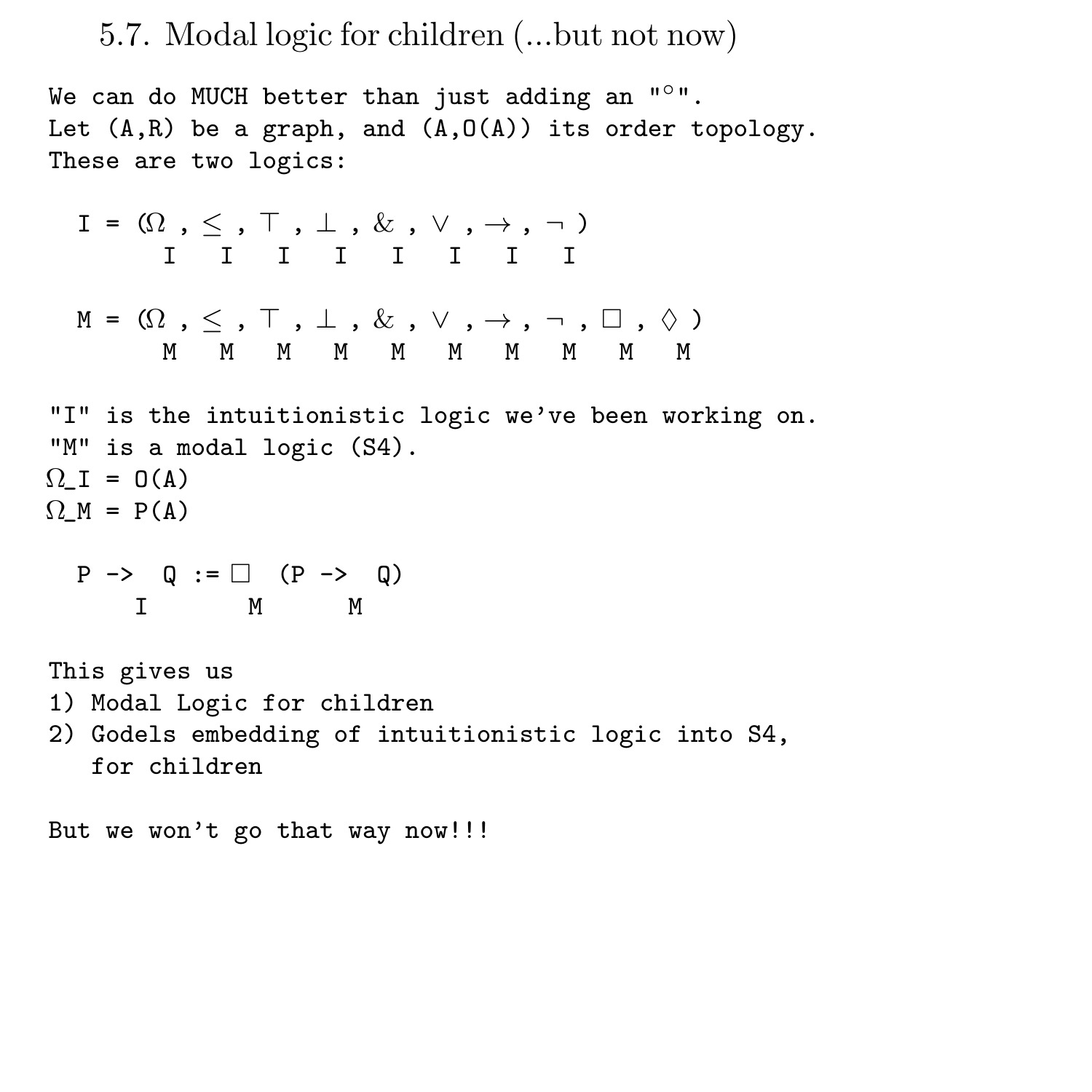## 5.7. Modal logic for children (...but not now)

We can do MUCH better than just adding an "$^\circ$".
Let (A,R) be a graph, and (A,O(A)) its order topology.
These are two logics:

$$I = (\Omega_I, \leq_I, \top_I, \bot_I, \&_I, \vee_I, \to_I, \neg_I)$$

$$M = (\Omega_M, \leq_M, \top_M, \bot_M, \&_M, \vee_M, \to_M, \neg_M, \Box_M, \Diamond_M)$$

"I" is the intuitionistic logic we've been working on.
"M" is a modal logic (S4).
$\Omega$_I = O(A)
$\Omega$_M = P(A)

$$P \to_I Q := \Box_M (P \to_M Q)$$

This gives us
1) Modal Logic for children
2) Godels embedding of intuitionistic logic into S4,
   for children

But we won't go that way now!!!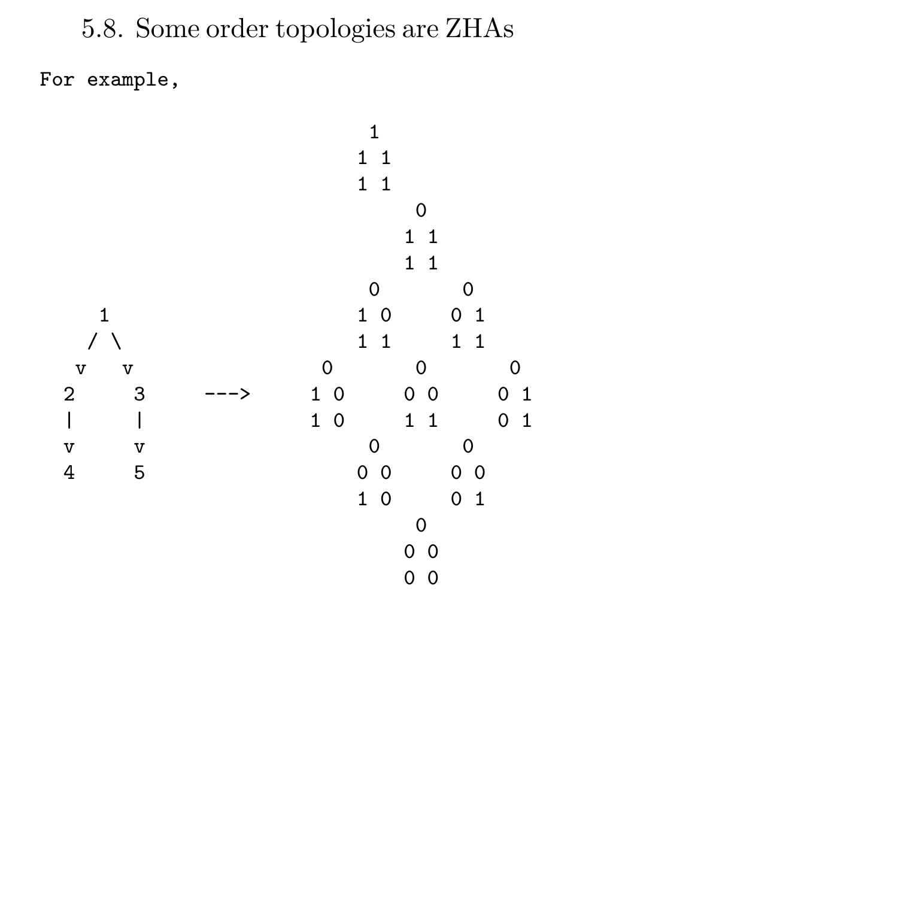## 5.8. Some order topologies are ZHAs

For example,

```
                                  1
                                 1 1
                                 1 1
                                      0
                                     1 1
                                     1 1
                                  0       0
      1                          1 0     0 1
     / \                         1 1     1 1
    v   v                     0       0       0
   2     3     --->          1 0     0 0     0 1
   |     |                   1 0     1 1     0 1
   v     v                        0       0
   4     5                       0 0     0 0
                                 1 0     0 1
                                      0
                                     0 0
                                     0 0
```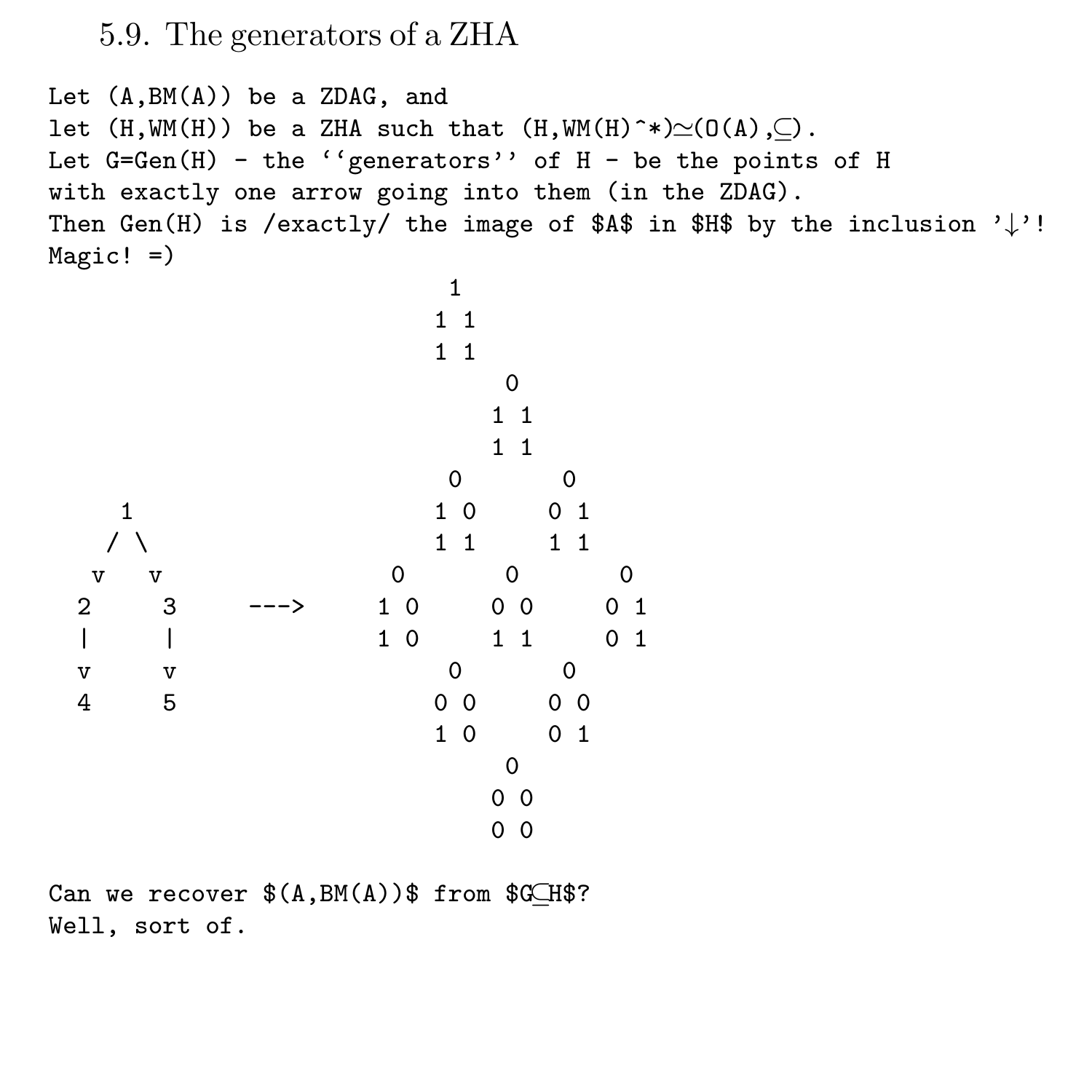## 5.9. The generators of a ZHA

```
Let (A,BM(A)) be a ZDAG, and
let (H,WM(H)) be a ZHA such that (H,WM(H)^*)≃(O(A),⊆).
Let G=Gen(H) - the ‘‘generators’’ of H - be the points of H
with exactly one arrow going into them (in the ZDAG).
Then Gen(H) is /exactly/ the image of $A$ in $H$ by the inclusion ’↓’!
Magic! =)
                                 1
                                1 1
                                1 1
                                     0
                                    1 1
                                    1 1
                                0       0
       1                       1 0     0 1
      / \                      1 1     1 1
     v   v                 0       0       0
    2     3     --->      1 0     0 0     0 1
    |     |               1 0     1 1     0 1
    v     v                   0       0
    4     5                  0 0     0 0
                             1 0     0 1
                                  0
                                 0 0
                                 0 0

Can we recover $(A,BM(A))$ from $G⊆H$?
Well, sort of.
```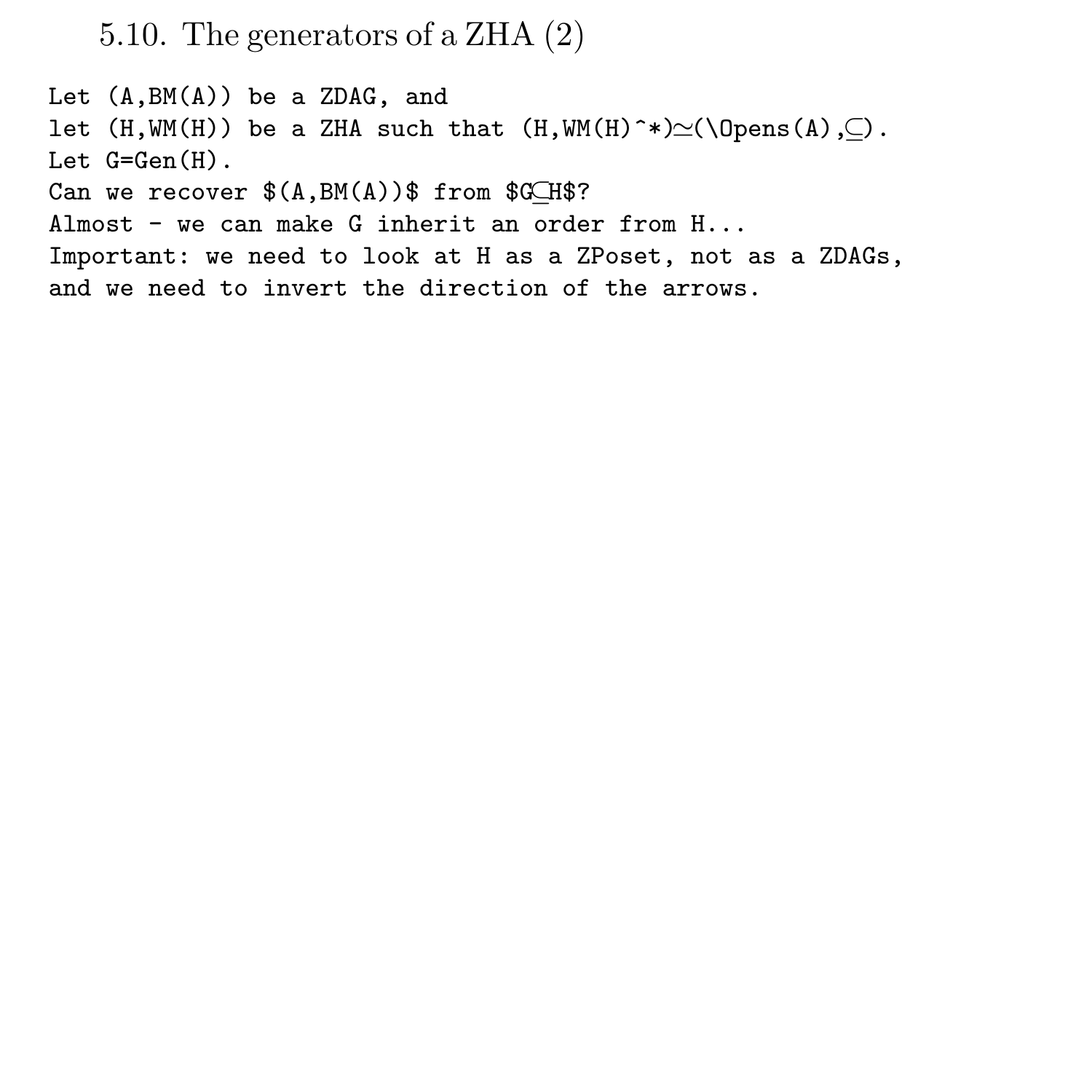## 5.10. The generators of a ZHA (2)

```
Let (A,BM(A)) be a ZDAG, and
let (H,WM(H)) be a ZHA such that (H,WM(H)^*)≃(\Opens(A),⊆).
Let G=Gen(H).
Can we recover $(A,BM(A))$ from $G⊆H$?
Almost - we can make G inherit an order from H...
Important: we need to look at H as a ZPoset, not as a ZDAGs,
and we need to invert the direction of the arrows.
```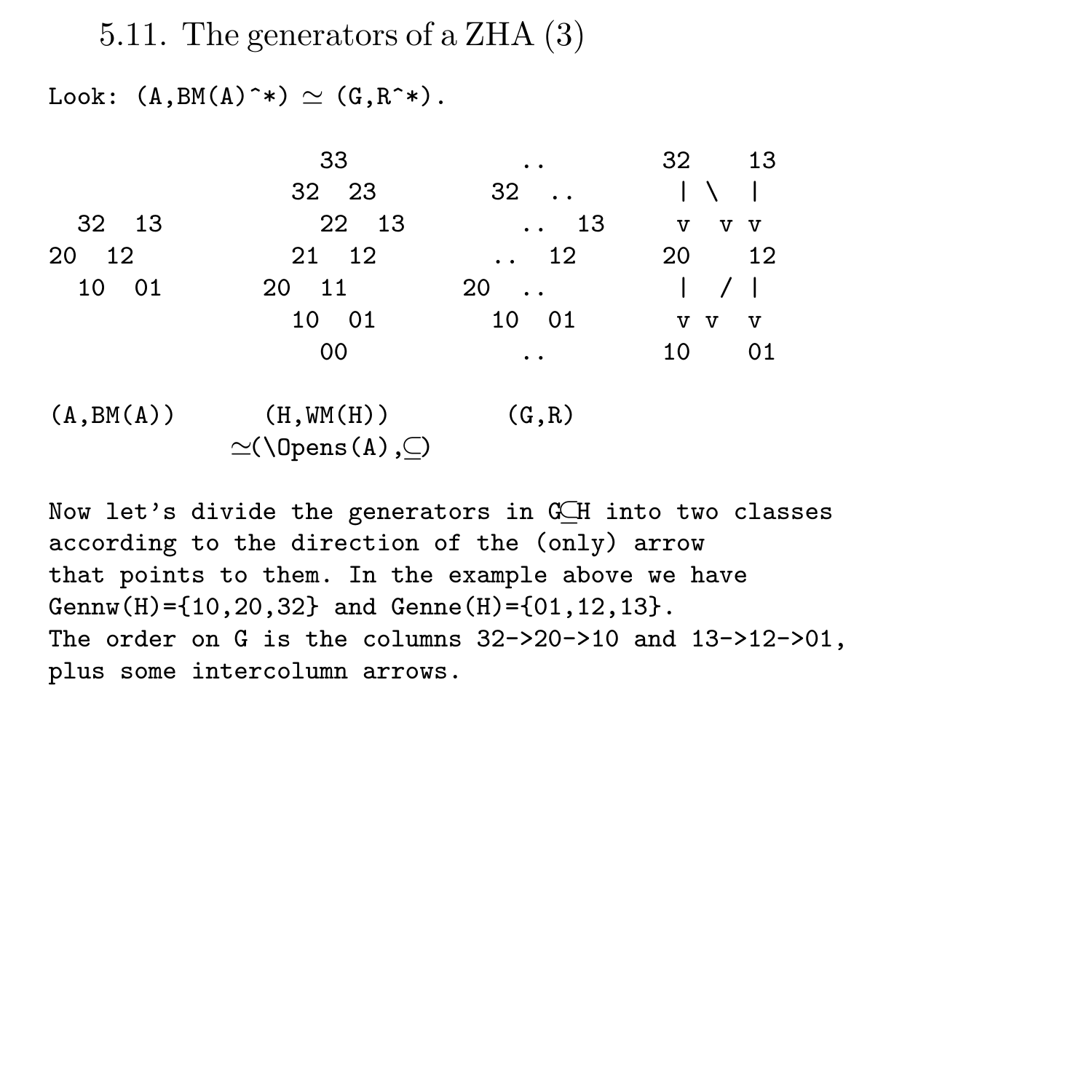## 5.11. The generators of a ZHA (3)

```
Look: (A,BM(A)^*) ≃ (G,R^*).

                   33              ..         32     13
                 32  23          32  ..        | \   |
  32  13           22  13          ..  13      v   v v
20  12           21  12          ..  12       20     12
  10  01       20  11          20  ..          |   / |
                 10  01          10  01        v v   v
                   00              ..         10     01

(A,BM(A))      (H,WM(H))        (G,R)
             ≃(\Opens(A),⊆)

Now let's divide the generators in G⊆H into two classes
according to the direction of the (only) arrow
that points to them. In the example above we have
Gennw(H)={10,20,32} and Genne(H)={01,12,13}.
The order on G is the columns 32->20->10 and 13->12->01,
plus some intercolumn arrows.
```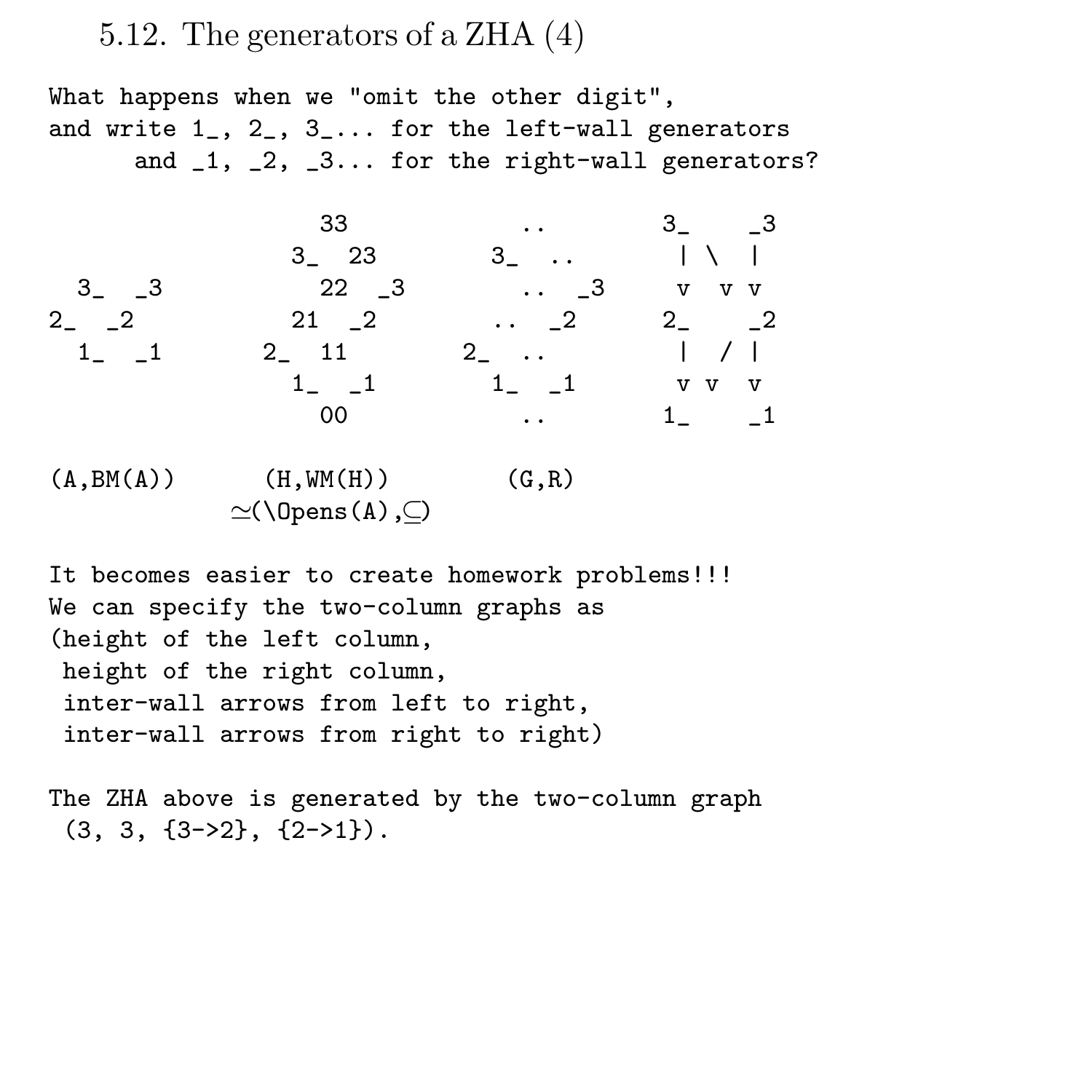## 5.12. The generators of a ZHA (4)

What happens when we "omit the other digit",
and write 1_, 2_, 3_... for the left-wall generators
and _1, _2, _3... for the right-wall generators?

```
                    33            ..        3_    _3
                  3_  23        3_  ..       | \  |
  3_  _3            22  _3        ..  _3     v  v v
2_  _2            21  _2        ..  _2      2_    _2
  1_  _1        2_  11        2_  ..         |  / |
                  1_  _1        1_  _1       v v  v
                    00            ..        1_    _1

(A,BM(A))      (H,WM(H))       (G,R)
             ≃(\Opens(A),⊆)
```

It becomes easier to create homework problems!!!
We can specify the two-column graphs as
(height of the left column,
height of the right column,
inter-wall arrows from left to right,
inter-wall arrows from right to right)

The ZHA above is generated by the two-column graph
(3, 3, {3->2}, {2->1}).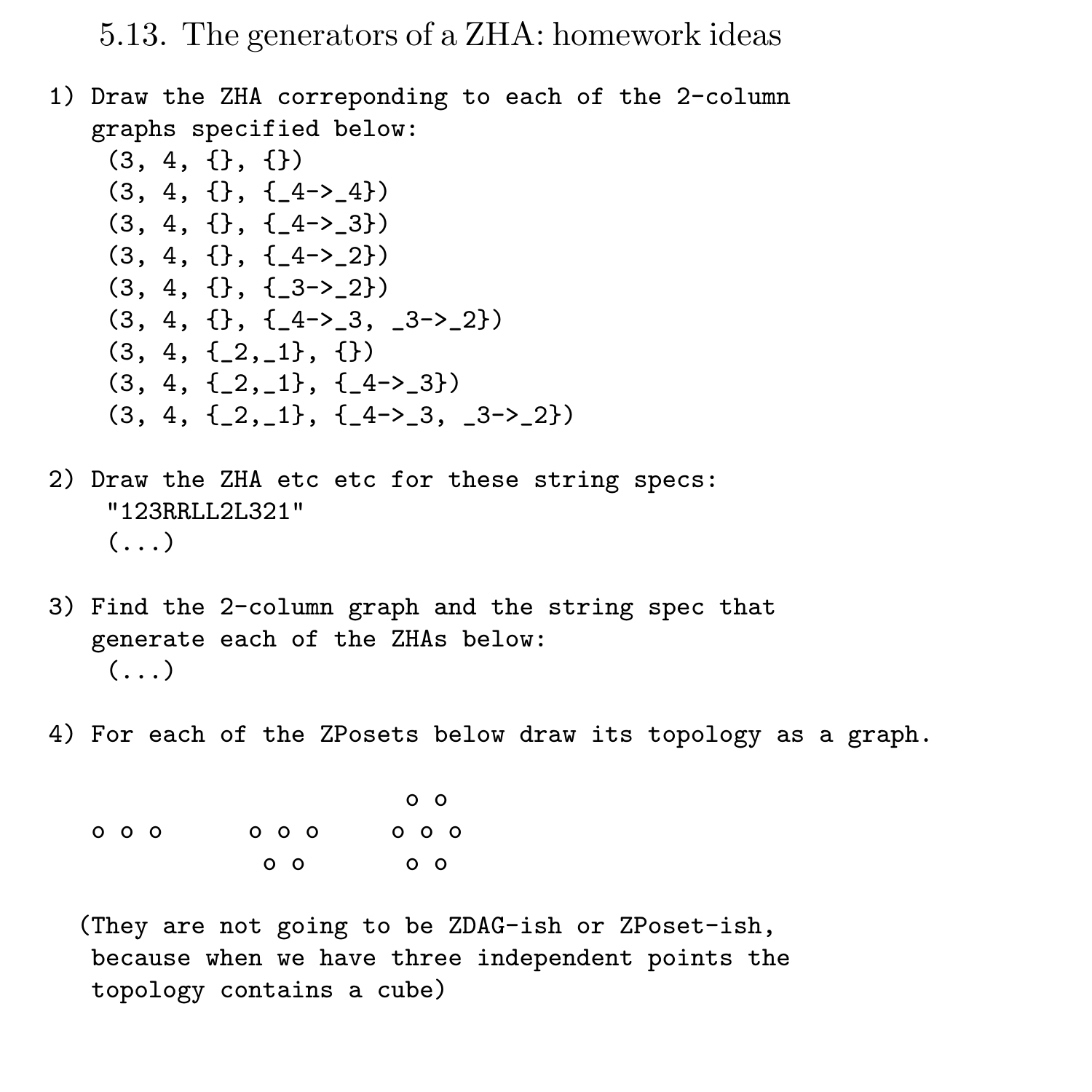### 5.13. The generators of a ZHA: homework ideas

```
1) Draw the ZHA correponding to each of the 2-column
   graphs specified below:
    (3, 4, {}, {})
    (3, 4, {}, {_4->_4})
    (3, 4, {}, {_4->_3})
    (3, 4, {}, {_4->_2})
    (3, 4, {}, {_3->_2})
    (3, 4, {}, {_4->_3, _3->_2})
    (3, 4, {_2,_1}, {})
    (3, 4, {_2,_1}, {_4->_3})
    (3, 4, {_2,_1}, {_4->_3, _3->_2})

2) Draw the ZHA etc etc for these string specs:
    "123RRLL2L321"
    (...)

3) Find the 2-column graph and the string spec that
   generate each of the ZHAs below:
    (...)

4) For each of the ZPosets below draw its topology as a graph.

                                o o
   o o o      o o o      o o o
               o o        o o

  (They are not going to be ZDAG-ish or ZPoset-ish,
   because when we have three independent points the
   topology contains a cube)
```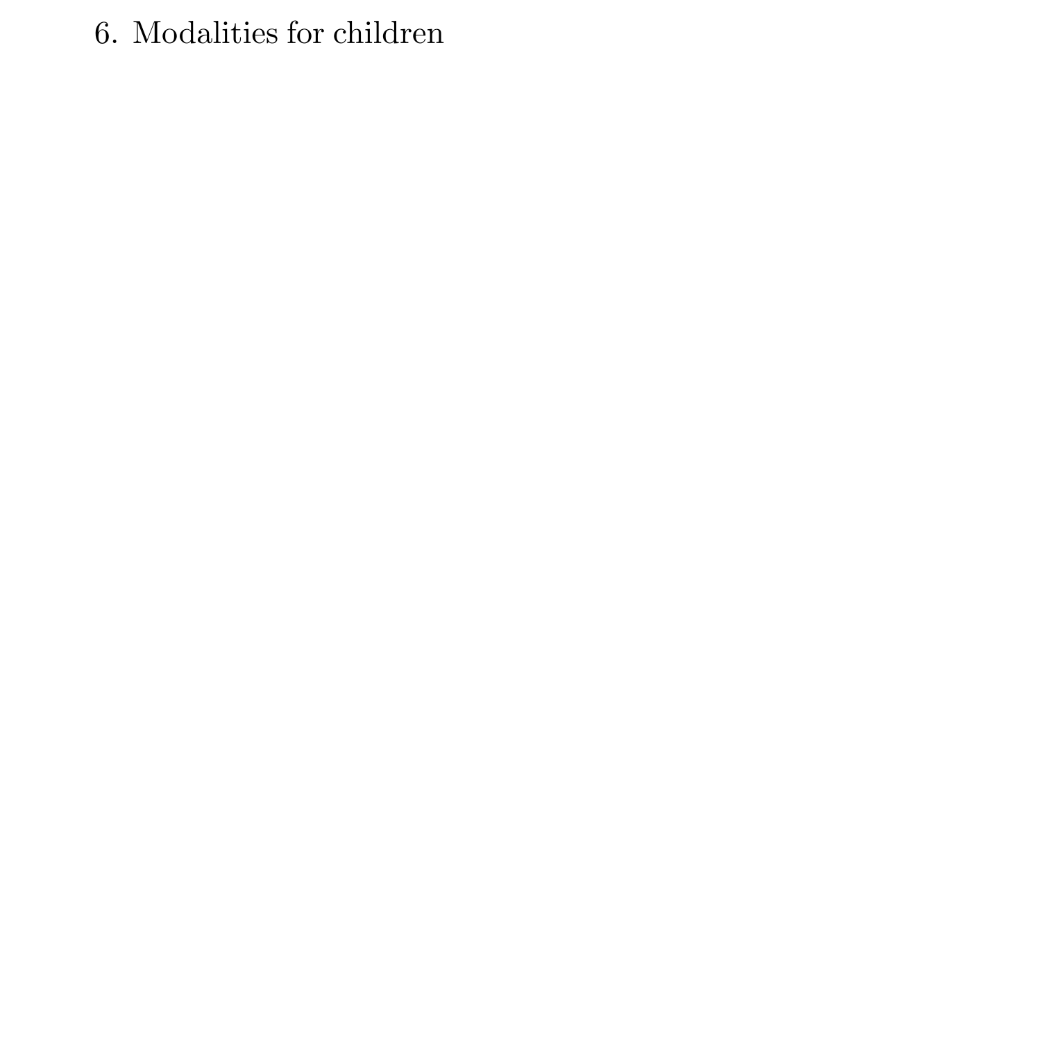6. Modalities for children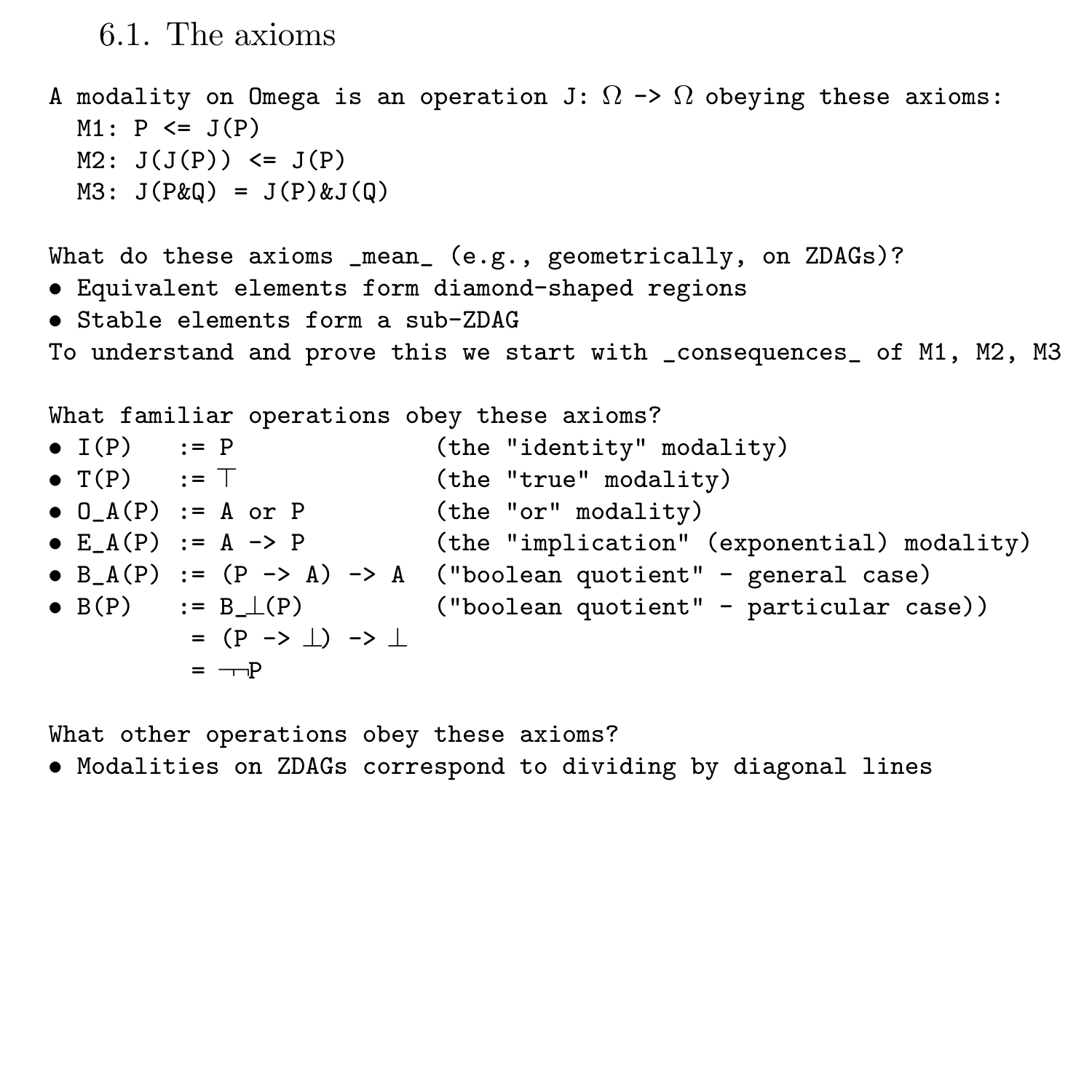## 6.1. The axioms

A modality on Omega is an operation $J: \Omega \to \Omega$ obeying these axioms:

- M1: $P \le J(P)$
- M2: $J(J(P)) \le J(P)$
- M3: $J(P \& Q) = J(P) \& J(Q)$

What do these axioms _mean_ (e.g., geometrically, on ZDAGs)?

- Equivalent elements form diamond-shaped regions
- Stable elements form a sub-ZDAG

To understand and prove this we start with _consequences_ of M1, M2, M3

What familiar operations obey these axioms?

- $I(P) := P$ (the "identity" modality)
- $T(P) := \top$ (the "true" modality)
- $O_A(P) := A$ or $P$ (the "or" modality)
- $E_A(P) := A \to P$ (the "implication" (exponential) modality)
- $B_A(P) := (P \to A) \to A$ ("boolean quotient" - general case)
- $B(P) := B_\bot(P)$ ("boolean quotient" - particular case))
  $= (P \to \bot) \to \bot$
  $= \neg\neg P$

What other operations obey these axioms?

- Modalities on ZDAGs correspond to dividing by diagonal lines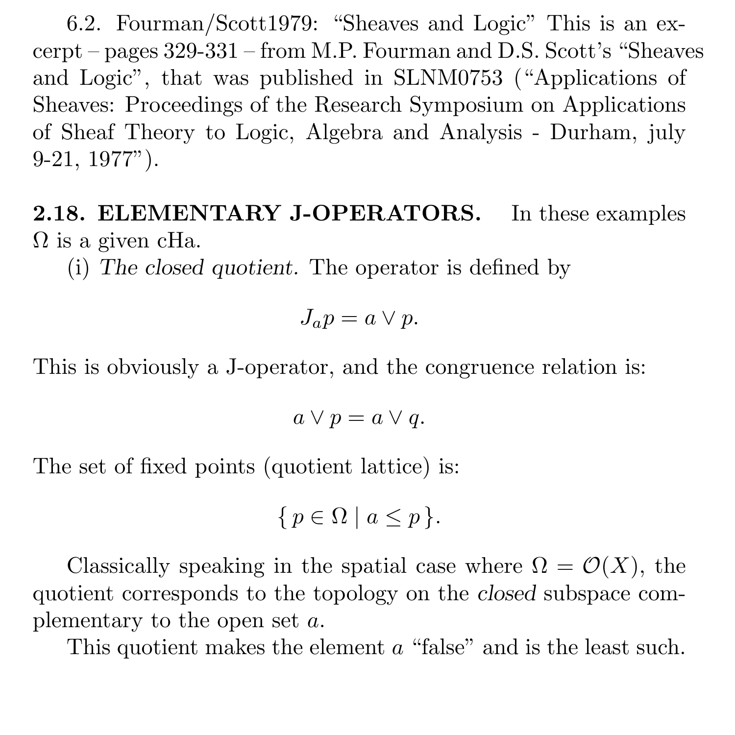6.2. Fourman/Scott1979: “Sheaves and Logic” This is an excerpt – pages 329-331 – from M.P. Fourman and D.S. Scott’s “Sheaves and Logic”, that was published in SLNM0753 (“Applications of Sheaves: Proceedings of the Research Symposium on Applications of Sheaf Theory to Logic, Algebra and Analysis - Durham, july 9-21, 1977”).

**2.18. ELEMENTARY J-OPERATORS.** In these examples $\Omega$ is a given cHa.

(i) *The closed quotient.* The operator is defined by

$$J_a p = a \vee p.$$

This is obviously a J-operator, and the congruence relation is:

$$a \vee p = a \vee q.$$

The set of fixed points (quotient lattice) is:

$$\{\, p \in \Omega \mid a \leq p \,\}.$$

Classically speaking in the spatial case where $\Omega = \mathcal{O}(X)$, the quotient corresponds to the topology on the *closed* subspace complementary to the open set $a$.

This quotient makes the element $a$ “false” and is the least such.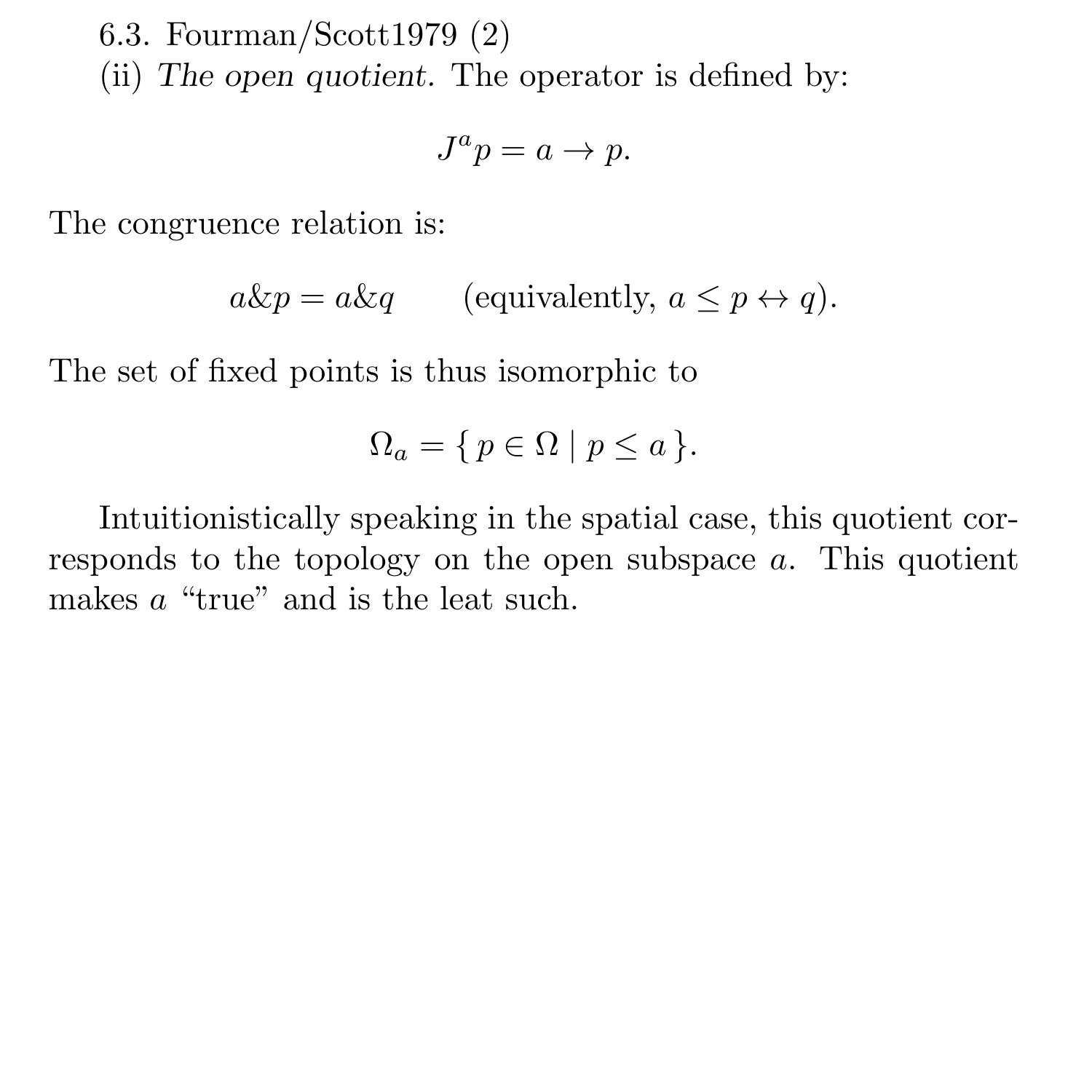6.3. Fourman/Scott1979 (2)

(ii) *The open quotient.* The operator is defined by:

$$J^a p = a \to p.$$

The congruence relation is:

$$a \& p = a \& q \qquad \text{(equivalently, } a \leq p \leftrightarrow q\text{)}.$$

The set of fixed points is thus isomorphic to

$$\Omega_a = \{ \, p \in \Omega \mid p \leq a \, \}.$$

Intuitionistically speaking in the spatial case, this quotient corresponds to the topology on the open subspace $a$. This quotient makes $a$ "true" and is the leat such.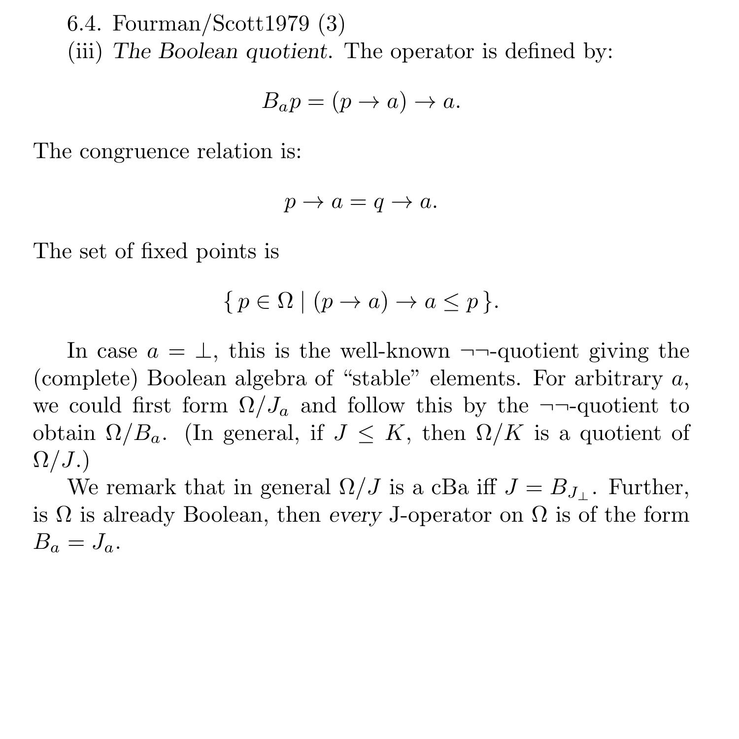6.4. Fourman/Scott1979 (3)

(iii) *The Boolean quotient.* The operator is defined by:

$$B_a p = (p \to a) \to a.$$

The congruence relation is:

$$p \to a = q \to a.$$

The set of fixed points is

$$\{\, p \in \Omega \mid (p \to a) \to a \leq p \,\}.$$

In case $a = \bot$, this is the well-known $\neg\neg$-quotient giving the (complete) Boolean algebra of "stable" elements. For arbitrary $a$, we could first form $\Omega/J_a$ and follow this by the $\neg\neg$-quotient to obtain $\Omega/B_a$. (In general, if $J \leq K$, then $\Omega/K$ is a quotient of $\Omega/J$.)

We remark that in general $\Omega/J$ is a cBa iff $J = B_{J_\bot}$. Further, is $\Omega$ is already Boolean, then *every* J-operator on $\Omega$ is of the form $B_a = J_a$.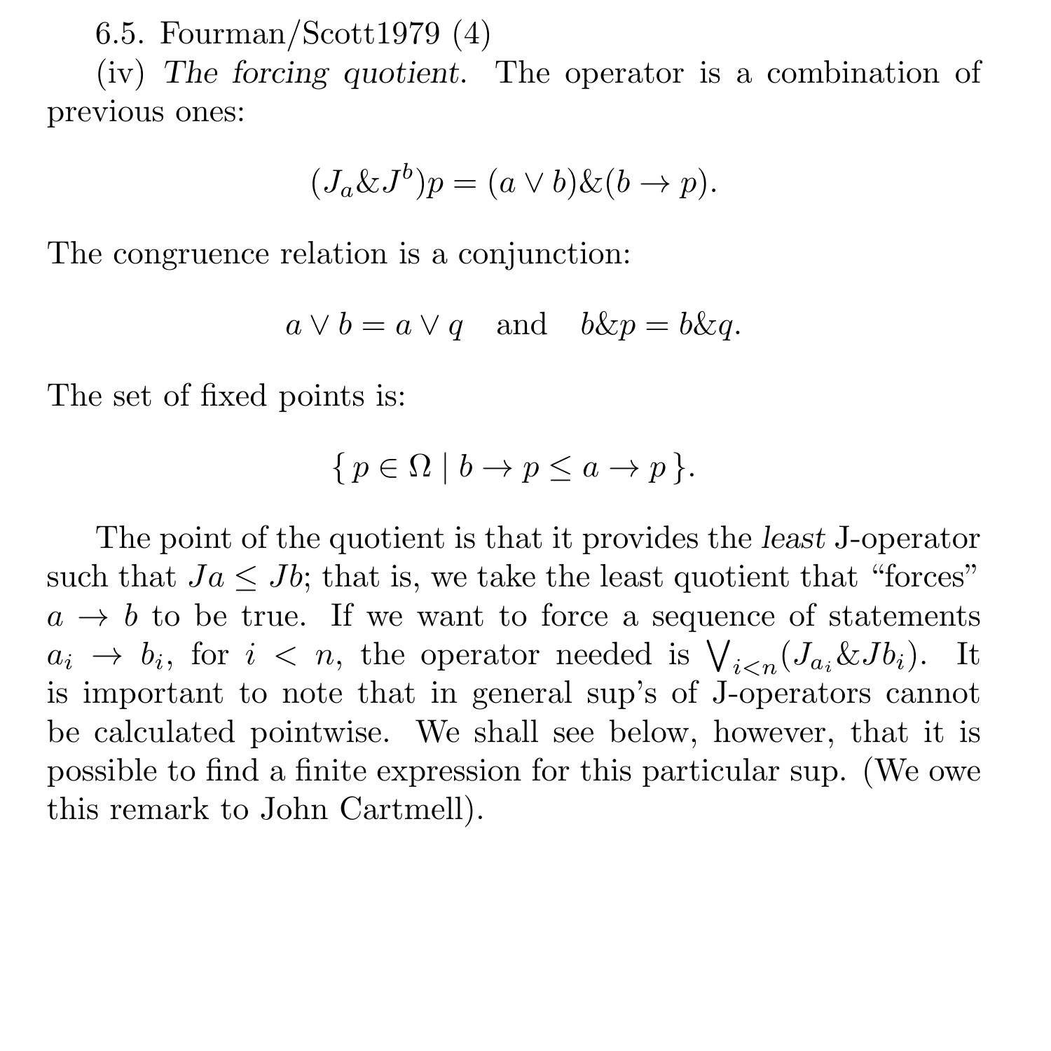6.5. Fourman/Scott1979 (4)

(iv) *The forcing quotient.* The operator is a combination of previous ones:

$$(J_a \& J^b)p = (a \vee b) \& (b \to p).$$

The congruence relation is a conjunction:

$$a \vee b = a \vee q \quad \text{and} \quad b \& p = b \& q.$$

The set of fixed points is:

$$\{\, p \in \Omega \mid b \to p \leq a \to p \,\}.$$

The point of the quotient is that it provides the *least* J-operator such that $Ja \leq Jb$; that is, we take the least quotient that "forces" $a \to b$ to be true. If we want to force a sequence of statements $a_i \to b_i$, for $i < n$, the operator needed is $\bigvee_{i<n}(J_{a_i} \& Jb_i)$. It is important to note that in general sup's of J-operators cannot be calculated pointwise. We shall see below, however, that it is possible to find a finite expression for this particular sup. (We owe this remark to John Cartmell).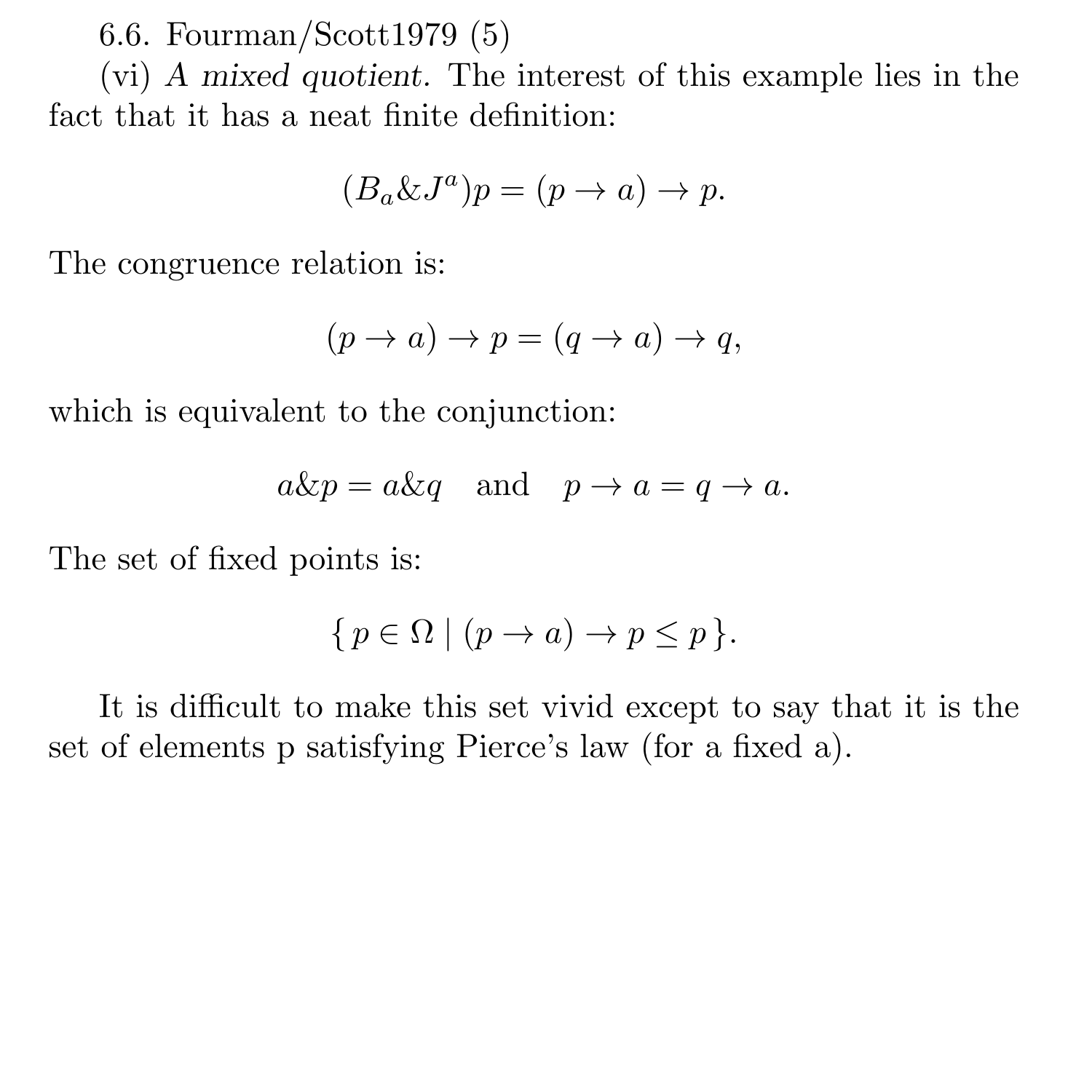6.6. Fourman/Scott1979 (5)

(vi) *A mixed quotient.* The interest of this example lies in the fact that it has a neat finite definition:

$$(B_a \& J^a)p = (p \to a) \to p.$$

The congruence relation is:

$$(p \to a) \to p = (q \to a) \to q,$$

which is equivalent to the conjunction:

$$a \& p = a \& q \quad \text{and} \quad p \to a = q \to a.$$

The set of fixed points is:

$$\{\, p \in \Omega \mid (p \to a) \to p \leq p \,\}.$$

It is difficult to make this set vivid except to say that it is the set of elements p satisfying Pierce's law (for a fixed a).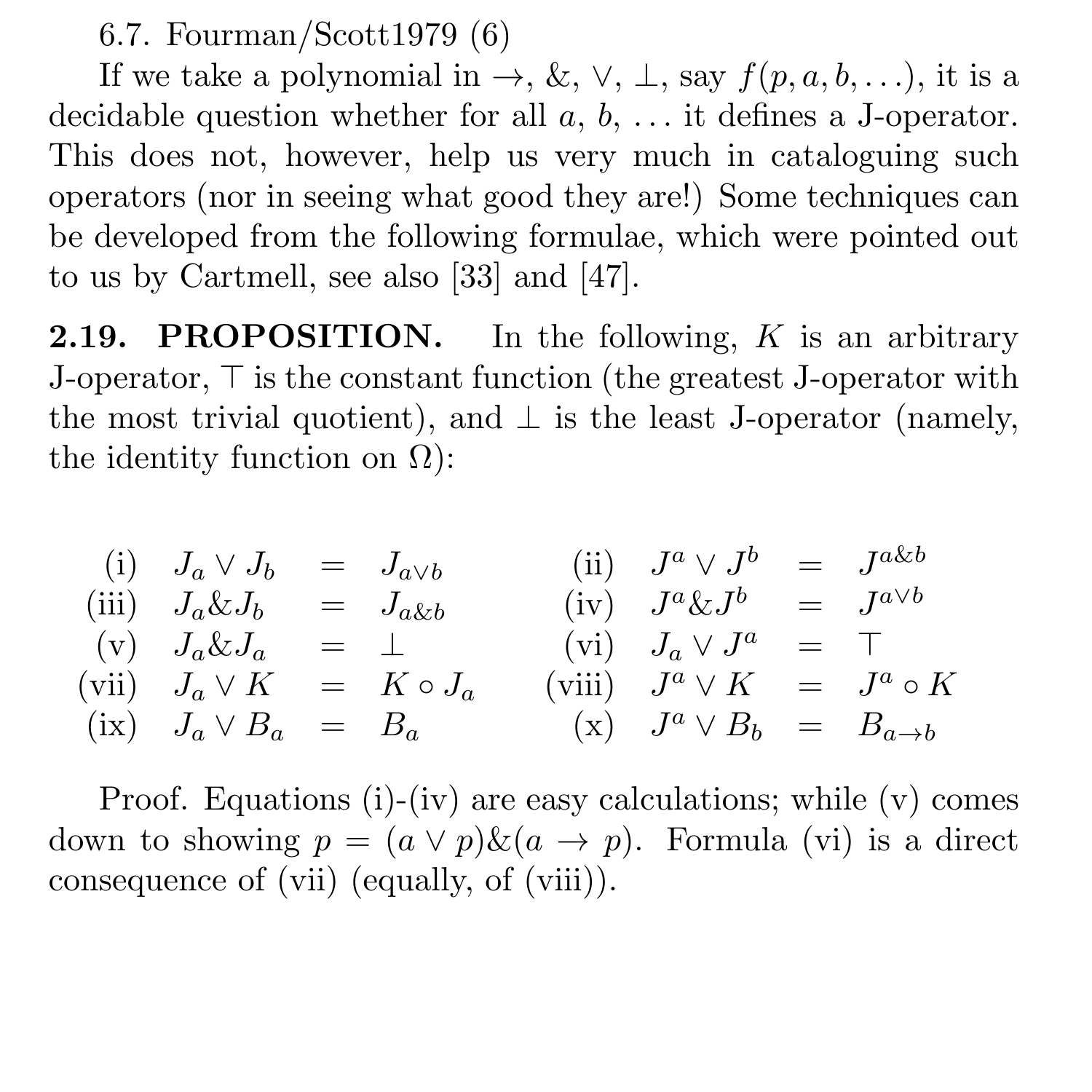6.7. Fourman/Scott1979 (6)

If we take a polynomial in $\to$, $\&$, $\vee$, $\bot$, say $f(p, a, b, \ldots)$, it is a decidable question whether for all $a$, $b$, $\ldots$ it defines a J-operator. This does not, however, help us very much in cataloguing such operators (nor in seeing what good they are!) Some techniques can be developed from the following formulae, which were pointed out to us by Cartmell, see also [33] and [47].

**2.19. PROPOSITION.** In the following, $K$ is an arbitrary J-operator, $\top$ is the constant function (the greatest J-operator with the most trivial quotient), and $\bot$ is the least J-operator (namely, the identity function on $\Omega$):

$$
\begin{array}{rlcl@{\qquad}rlcl}
\text{(i)} & J_a \vee J_b & = & J_{a \vee b} & \text{(ii)} & J^a \vee J^b & = & J^{a \& b} \\
\text{(iii)} & J_a \& J_b & = & J_{a \& b} & \text{(iv)} & J^a \& J^b & = & J^{a \vee b} \\
\text{(v)} & J_a \& J_a & = & \bot & \text{(vi)} & J_a \vee J^a & = & \top \\
\text{(vii)} & J_a \vee K & = & K \circ J_a & \text{(viii)} & J^a \vee K & = & J^a \circ K \\
\text{(ix)} & J_a \vee B_a & = & B_a & \text{(x)} & J^a \vee B_b & = & B_{a \to b}
\end{array}
$$

Proof. Equations (i)-(iv) are easy calculations; while (v) comes down to showing $p = (a \vee p) \& (a \to p)$. Formula (vi) is a direct consequence of (vii) (equally, of (viii)).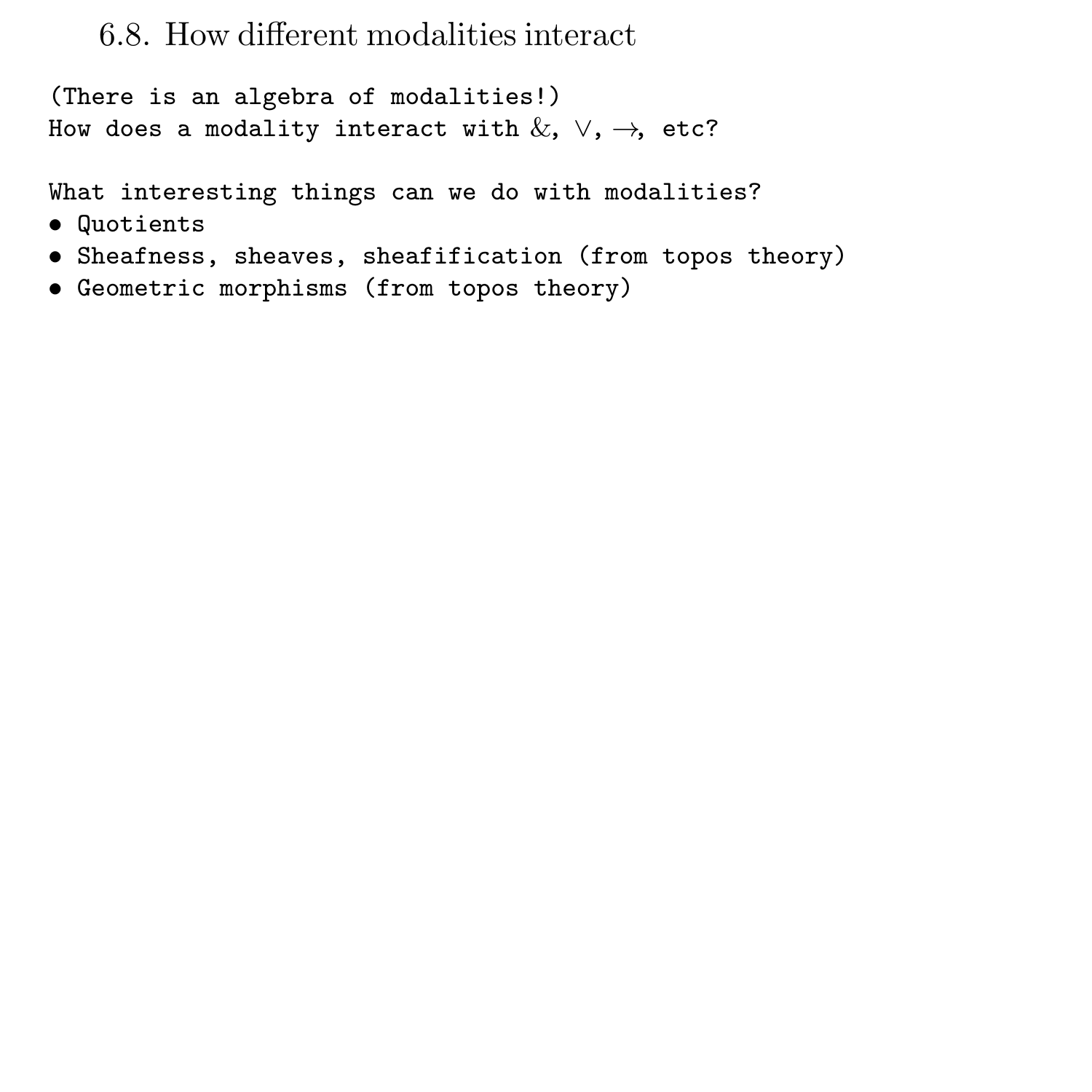## 6.8. How different modalities interact

(There is an algebra of modalities!)
How does a modality interact with $\&$, $\vee$, $\to$, etc?

What interesting things can we do with modalities?

- Quotients
- Sheafness, sheaves, sheafification (from topos theory)
- Geometric morphisms (from topos theory)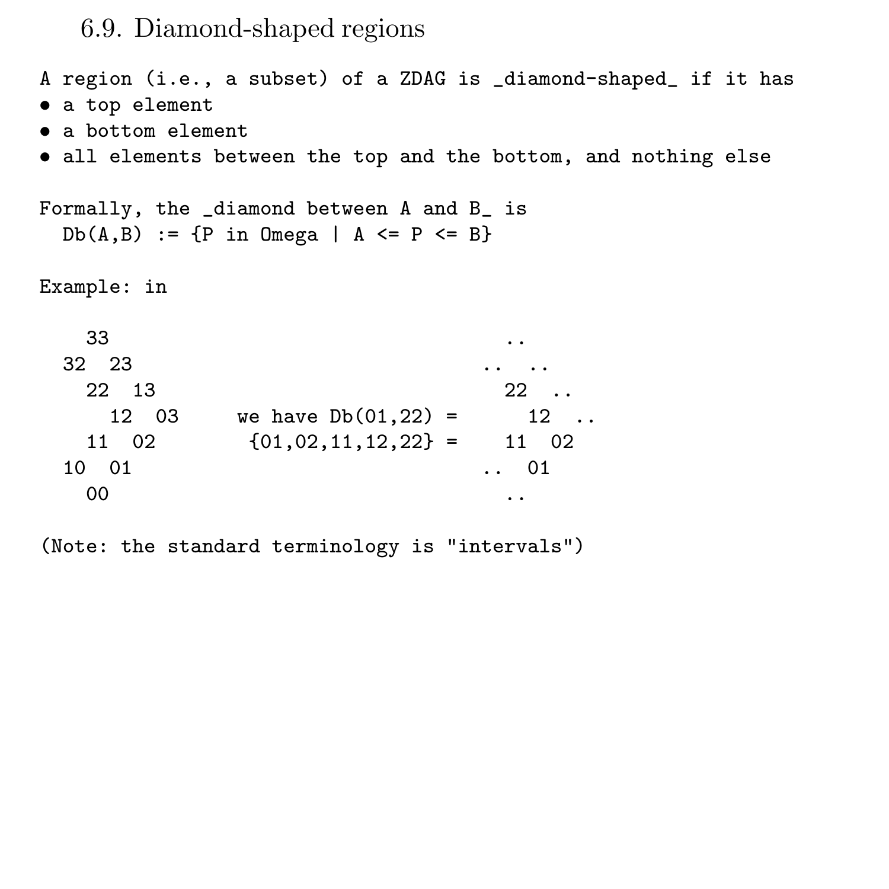## 6.9. Diamond-shaped regions

```
A region (i.e., a subset) of a ZDAG is _diamond-shaped_ if it has
• a top element
• a bottom element
• all elements between the top and the bottom, and nothing else

Formally, the _diamond between A and B_ is
  Db(A,B) := {P in Omega | A <= P <= B}

Example: in

    33                                       ..
  32  23                                   ..  ..
    22  13                                   22  ..
      12  03     we have Db(01,22) =           12  ..
    11  02        {01,02,11,12,22} =         11  02
  10  01                                   ..  01
    00                                       ..

(Note: the standard terminology is "intervals")
```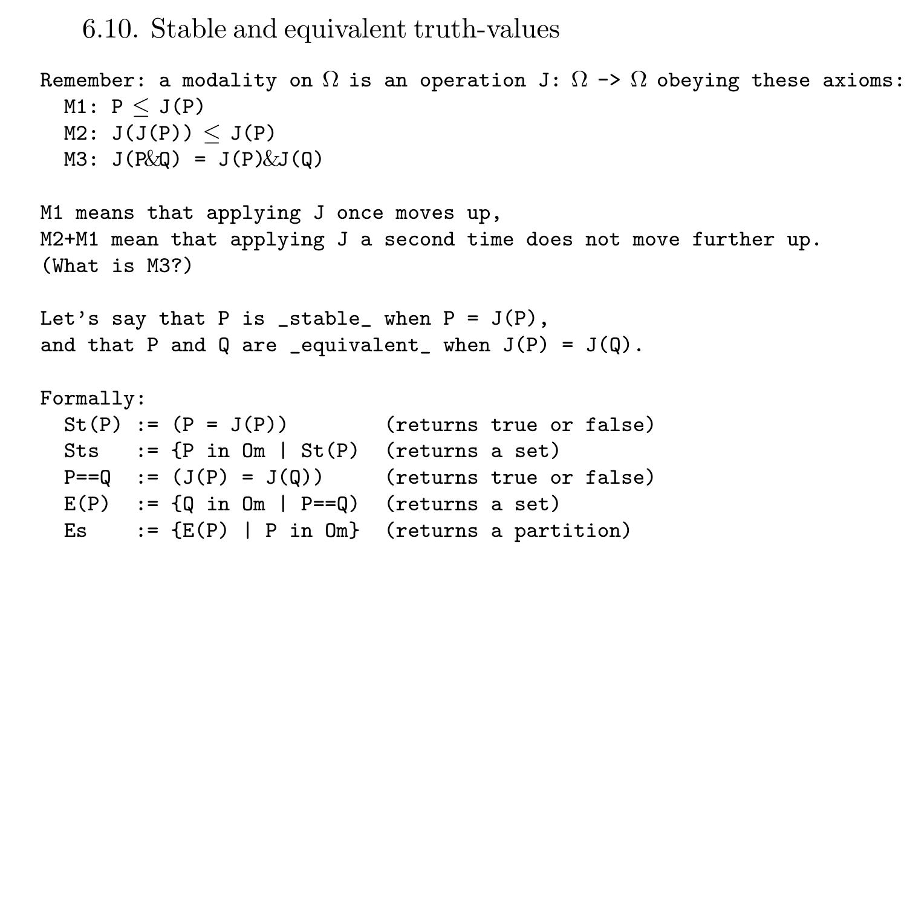# 6.10. Stable and equivalent truth-values

```
Remember: a modality on Ω is an operation J: Ω -> Ω obeying these axioms:
  M1: P ≤ J(P)
  M2: J(J(P)) ≤ J(P)
  M3: J(P&Q) = J(P)&J(Q)

M1 means that applying J once moves up,
M2+M1 mean that applying J a second time does not move further up.
(What is M3?)

Let's say that P is _stable_ when P = J(P),
and that P and Q are _equivalent_ when J(P) = J(Q).

Formally:
  St(P) := (P = J(P))        (returns true or false)
  Sts   := {P in Om | St(P)  (returns a set)
  P==Q  := (J(P) = J(Q))     (returns true or false)
  E(P)  := {Q in Om | P==Q)  (returns a set)
  Es    := {E(P) | P in Om}  (returns a partition)
```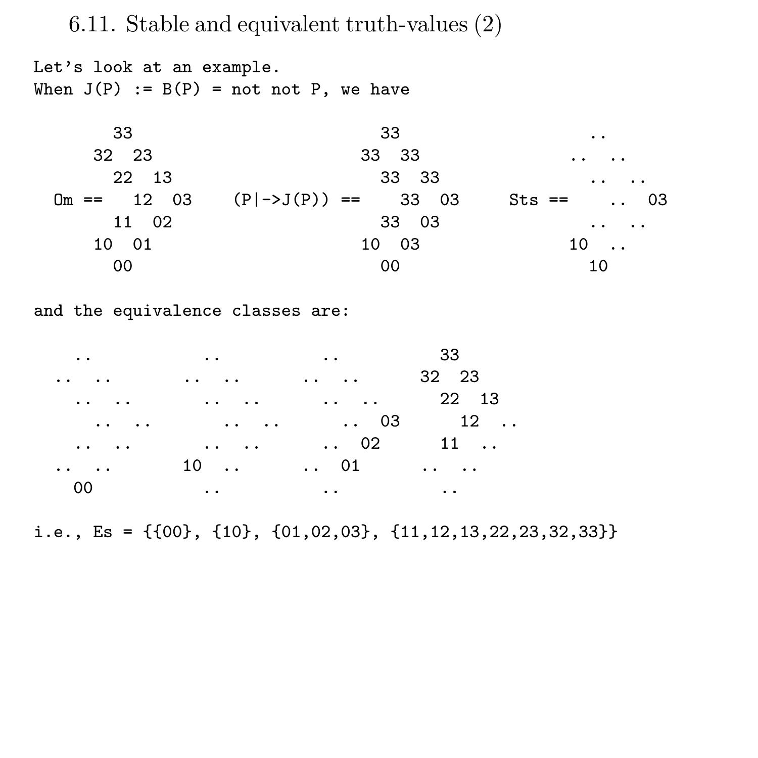## 6.11. Stable and equivalent truth-values (2)

```
Let's look at an example.
When J(P) := B(P) = not not P, we have

        33                          33                     ..
      32  23                      33  33                 ..  ..
        22  13                      33  33                 ..  ..
  Om ==   12  03    (P|->J(P)) ==     33  03     Sts ==      ..  03
        11  02                      33  03                 ..  ..
      10  01                      10  03                 10  ..
        00                          00                     10

and the equivalence classes are:

    ..           ..           ..           33
  ..  ..       ..  ..       ..  ..       32  23
    ..  ..       ..  ..       ..  ..       22  13
      ..  ..       ..  ..       ..  03       12  ..
    ..  ..       ..  ..       ..  02       11  ..
  ..  ..       10  ..       ..  01       ..  ..
    00           ..           ..           ..

i.e., Es = {{00}, {10}, {01,02,03}, {11,12,13,22,23,32,33}}
```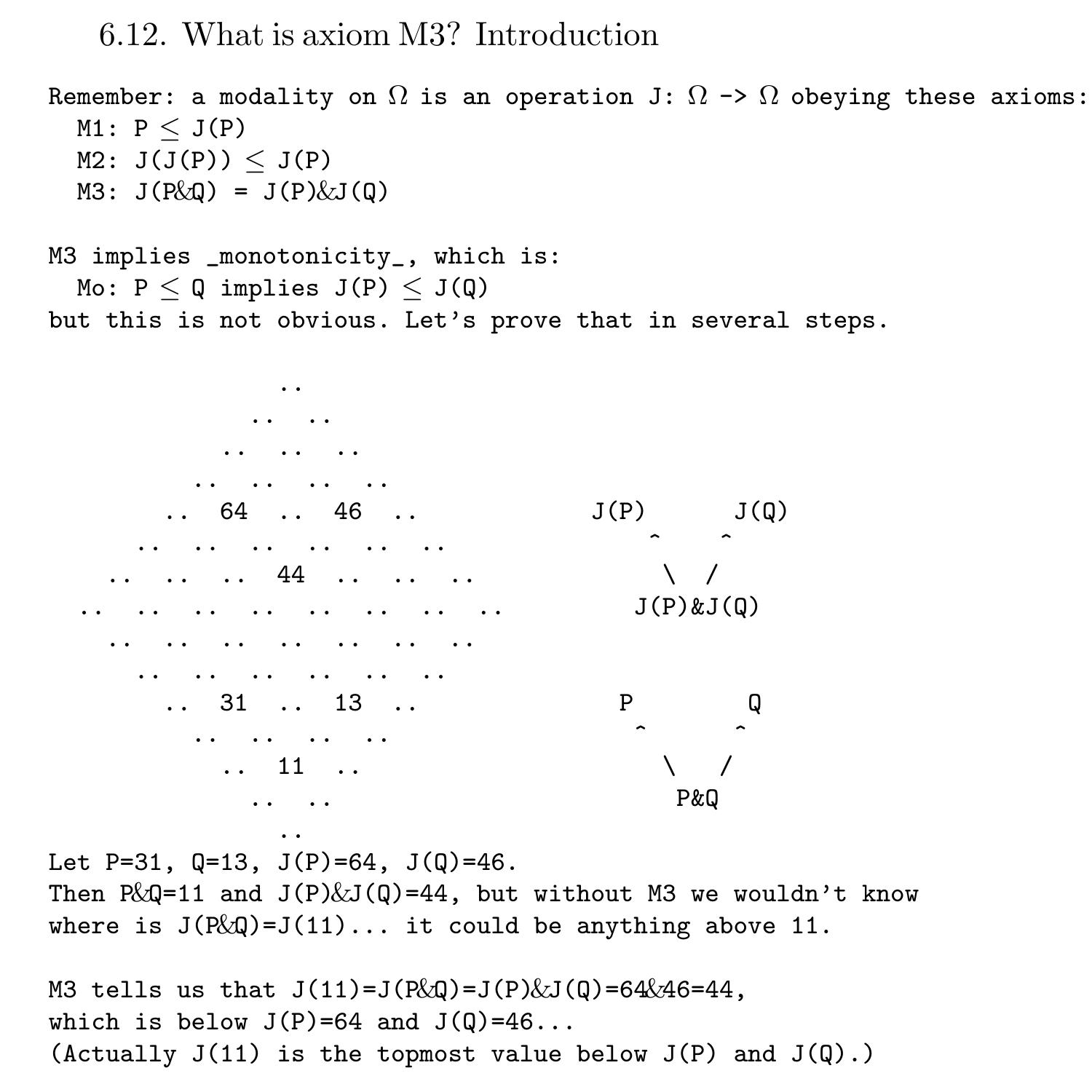## 6.12. What is axiom M3? Introduction

```
Remember: a modality on Ω is an operation J: Ω -> Ω obeying these axioms:
  M1: P ≤ J(P)
  M2: J(J(P)) ≤ J(P)
  M3: J(P&Q) = J(P)&J(Q)

M3 implies _monotonicity_, which is:
  Mo: P ≤ Q implies J(P) ≤ J(Q)
but this is not obvious. Let's prove that in several steps.
```

```
              ..
            ..  ..
          ..  ..  ..
        ..  ..  ..  ..
      ..  64  ..  46  ..           J(P)      J(Q)
    ..  ..  ..  ..  ..  ..              ^    ^
  ..  ..  ..  44  ..  ..  ..             \  /
..  ..  ..  ..  ..  ..  ..  ..          J(P)&J(Q)
  ..  ..  ..  ..  ..  ..  ..
    ..  ..  ..  ..  ..  ..
      ..  31  ..  13  ..             P        Q
        ..  ..  ..  ..                ^      ^
          ..  11  ..                   \    /
            ..  ..                      P&Q
              ..
```

```
Let P=31, Q=13, J(P)=64, J(Q)=46.
Then P&Q=11 and J(P)&J(Q)=44, but without M3 we wouldn't know
where is J(P&Q)=J(11)... it could be anything above 11.

M3 tells us that J(11)=J(P&Q)=J(P)&J(Q)=64&46=44,
which is below J(P)=64 and J(Q)=46...
(Actually J(11) is the topmost value below J(P) and J(Q).)
```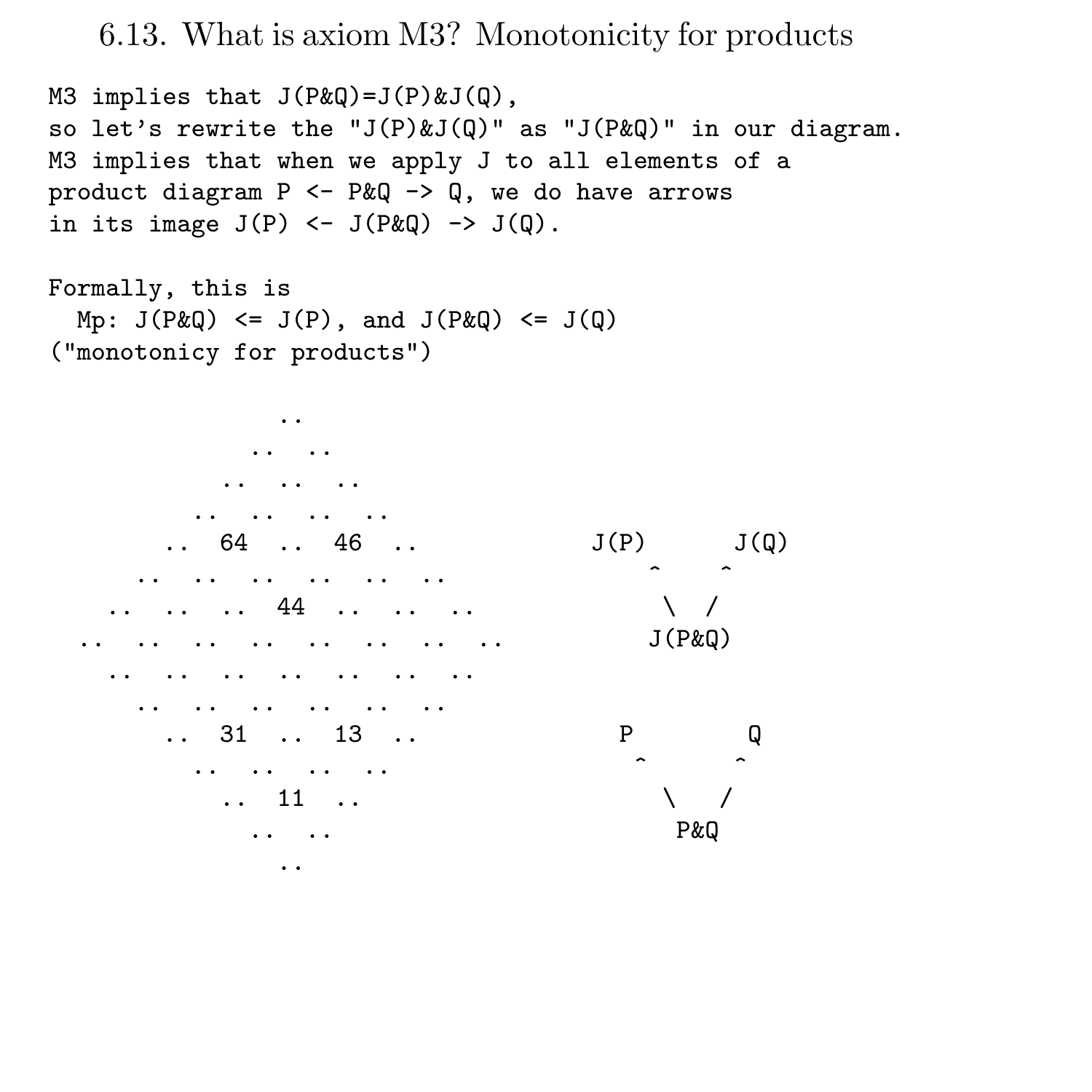## 6.13. What is axiom M3? Monotonicity for products

```
M3 implies that J(P&Q)=J(P)&J(Q),
so let's rewrite the "J(P)&J(Q)" as "J(P&Q)" in our diagram.
M3 implies that when we apply J to all elements of a
product diagram P <- P&Q -> Q, we do have arrows
in its image J(P) <- J(P&Q) -> J(Q).

Formally, this is
  Mp: J(P&Q) <= J(P), and J(P&Q) <= J(Q)
("monotonicy for products")
```

```
                ..
              ..  ..
            ..  ..  ..
          ..  ..  ..  ..
        ..  64  ..  46  ..             J(P)      J(Q)
      ..  ..  ..  ..  ..  ..                ^    ^
    ..  ..  ..  44  ..  ..  ..               \  /
  ..  ..  ..  ..  ..  ..  ..  ..            J(P&Q)
    ..  ..  ..  ..  ..  ..  ..
      ..  ..  ..  ..  ..  ..
        ..  31  ..  13  ..                P        Q
          ..  ..  ..  ..                   ^      ^
            ..  11  ..                      \    /
              ..  ..                         P&Q
                ..
```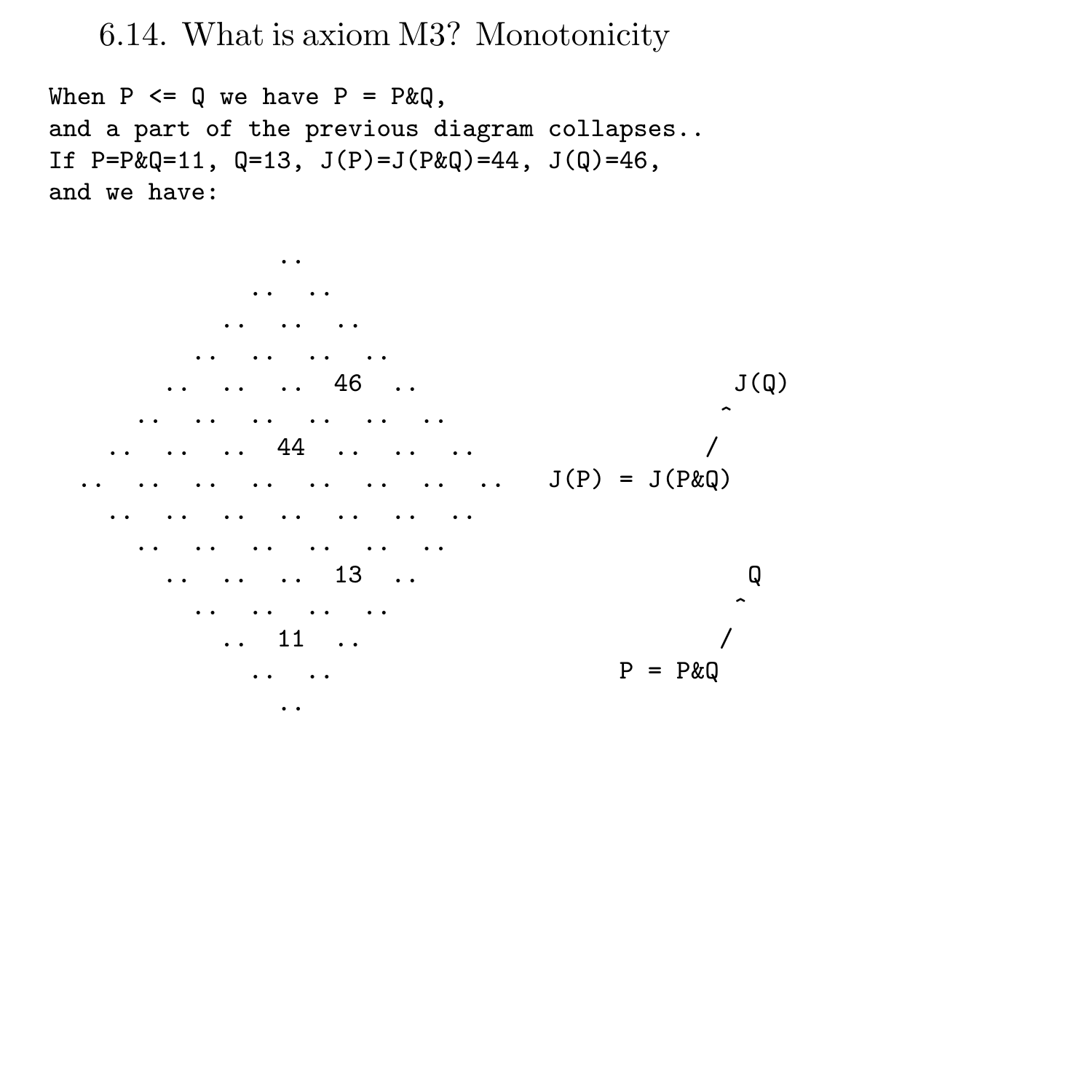## 6.14. What is axiom M3? Monotonicity

```
When P <= Q we have P = P&Q,
and a part of the previous diagram collapses..
If P=P&Q=11, Q=13, J(P)=J(P&Q)=44, J(Q)=46,
and we have:


                ..
              ..  ..
            ..  ..  ..
          ..  ..  ..  ..
        ..  ..  ..  46  ..                        J(Q)
      ..  ..  ..  ..  ..  ..                     ^
    ..  ..  ..  44  ..  ..  ..                  /
  ..  ..  ..  ..  ..  ..  ..  ..   J(P) = J(P&Q)
    ..  ..  ..  ..  ..  ..  ..
      ..  ..  ..  ..  ..  ..
        ..  ..  ..  13  ..                         Q
          ..  ..  ..  ..                          ^
            ..  11  ..                           /
              ..  ..                        P = P&Q
                ..
```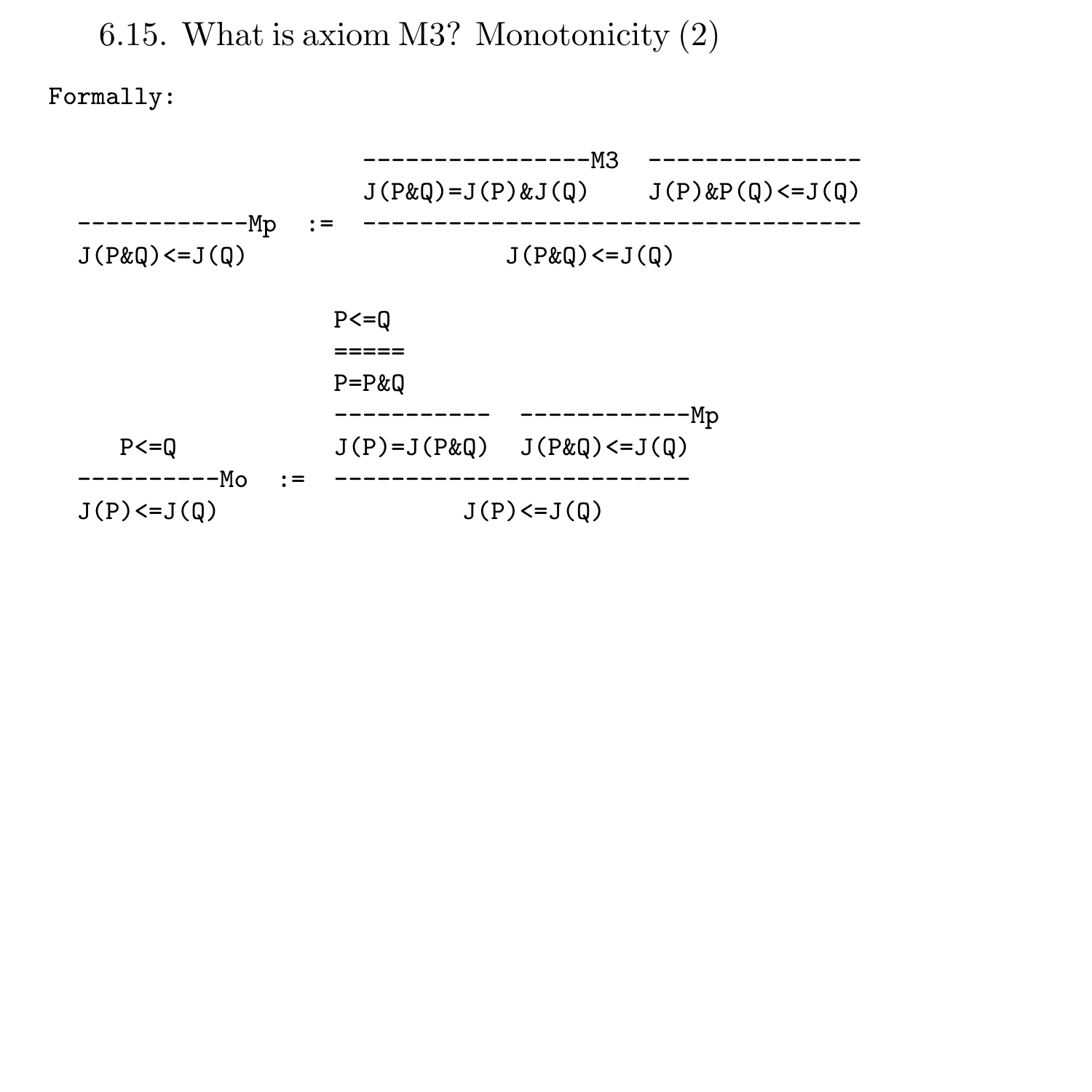## 6.15. What is axiom M3? Monotonicity (2)

Formally:

```
                      ----------------M3  ---------------
                      J(P&Q)=J(P)&J(Q)    J(P)&P(Q)<=J(Q)
  ------------Mp  :=  -----------------------------------
  J(P&Q)<=J(Q)                  J(P&Q)<=J(Q)

                    P<=Q
                    =====
                    P=P&Q
                    -----------  ------------Mp
     P<=Q           J(P)=J(P&Q)  J(P&Q)<=J(Q)
  ----------Mo  :=  -------------------------
  J(P)<=J(Q)                J(P)<=J(Q)
```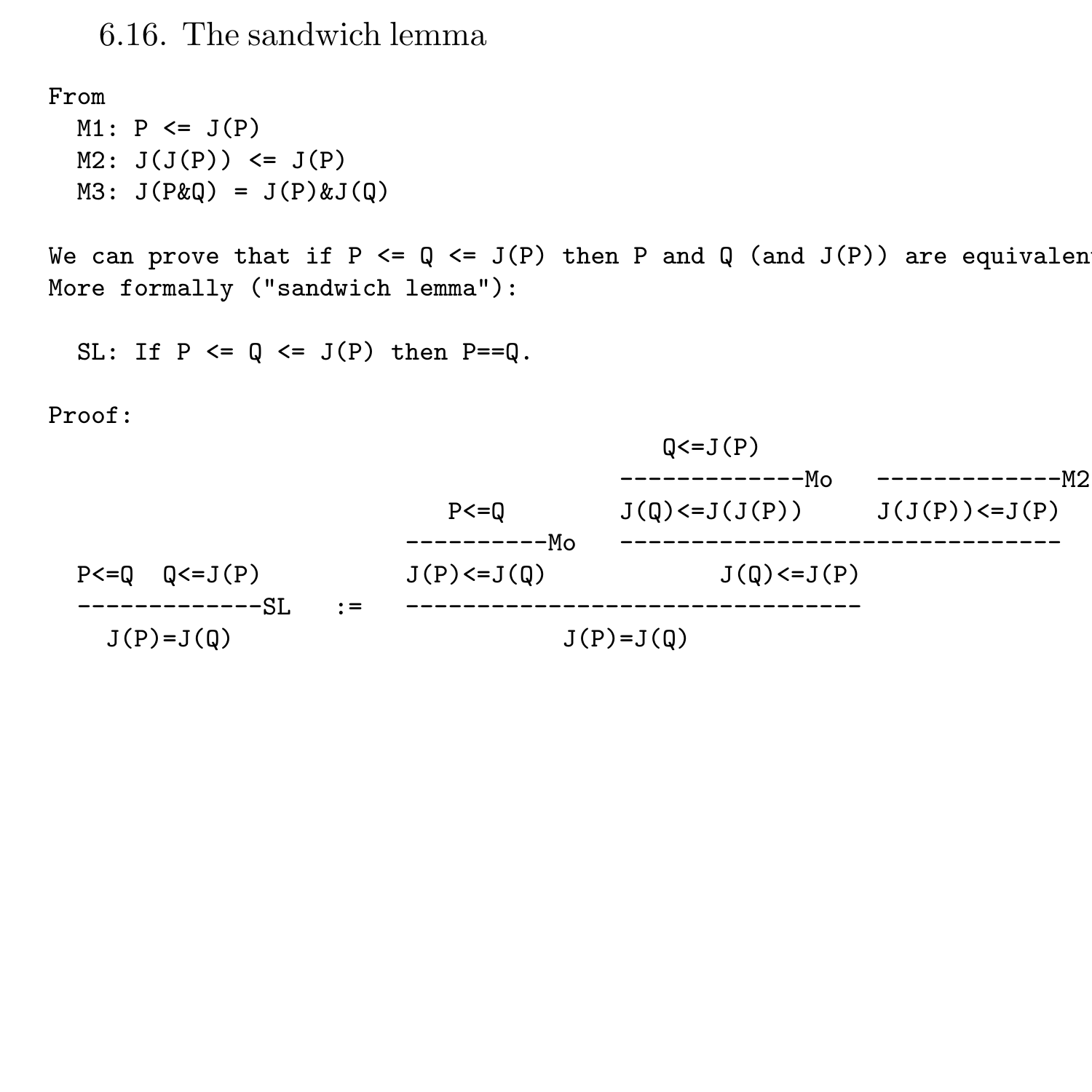### 6.16. The sandwich lemma

```
From
  M1: P <= J(P)
  M2: J(J(P)) <= J(P)
  M3: J(P&Q) = J(P)&J(Q)

We can prove that if P <= Q <= J(P) then P and Q (and J(P)) are equivalent
More formally ("sandwich lemma"):

  SL: If P <= Q <= J(P) then P==Q.

Proof:
                                                      Q<=J(P)
                                                   -------------Mo   -------------M2
                                 P<=Q              J(Q)<=J(J(P))     J(J(P))<=J(P)
                              ----------Mo   ---------------------------------
  P<=Q  Q<=J(P)               J(P)<=J(Q)                J(Q)<=J(P)
  -------------SL   :=   --------------------------------
    J(P)=J(Q)                         J(P)=J(Q)
```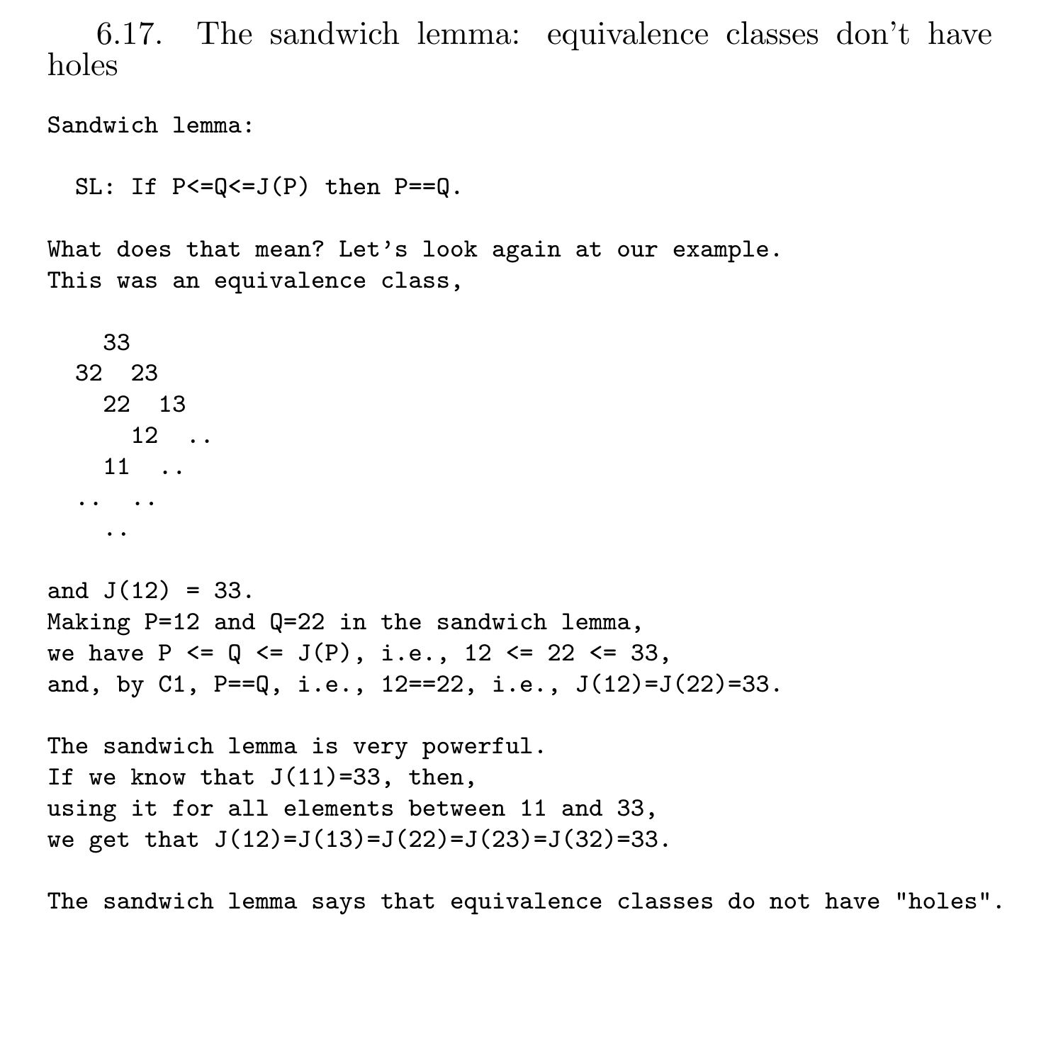## 6.17. The sandwich lemma: equivalence classes don't have holes

```
Sandwich lemma:

  SL: If P<=Q<=J(P) then P==Q.

What does that mean? Let's look again at our example.
This was an equivalence class,

    33
  32  23
    22  13
      12  ..
    11  ..
  ..  ..
    ..

and J(12) = 33.
Making P=12 and Q=22 in the sandwich lemma,
we have P <= Q <= J(P), i.e., 12 <= 22 <= 33,
and, by C1, P==Q, i.e., 12==22, i.e., J(12)=J(22)=33.

The sandwich lemma is very powerful.
If we know that J(11)=33, then,
using it for all elements between 11 and 33,
we get that J(12)=J(13)=J(22)=J(23)=J(32)=33.

The sandwich lemma says that equivalence classes do not have "holes".
```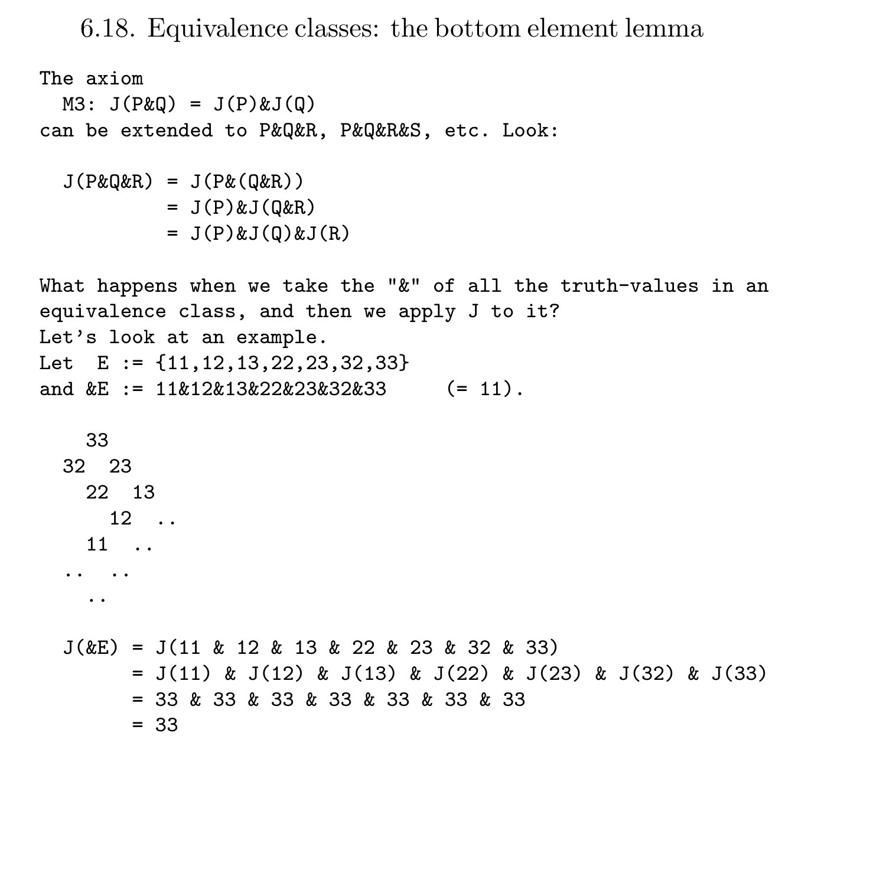## 6.18. Equivalence classes: the bottom element lemma

```
The axiom
  M3: J(P&Q) = J(P)&J(Q)
can be extended to P&Q&R, P&Q&R&S, etc. Look:

  J(P&Q&R) = J(P&(Q&R))
           = J(P)&J(Q&R)
           = J(P)&J(Q)&J(R)

What happens when we take the "&" of all the truth-values in an
equivalence class, and then we apply J to it?
Let's look at an example.
Let  E := {11,12,13,22,23,32,33}
and &E := 11&12&13&22&23&32&33     (= 11).

    33
  32  23
    22  13
      12  ..
    11  ..
  ..  ..
    ..

  J(&E) = J(11 & 12 & 13 & 22 & 23 & 32 & 33)
        = J(11) & J(12) & J(13) & J(22) & J(23) & J(32) & J(33)
        = 33 & 33 & 33 & 33 & 33 & 33 & 33
        = 33
```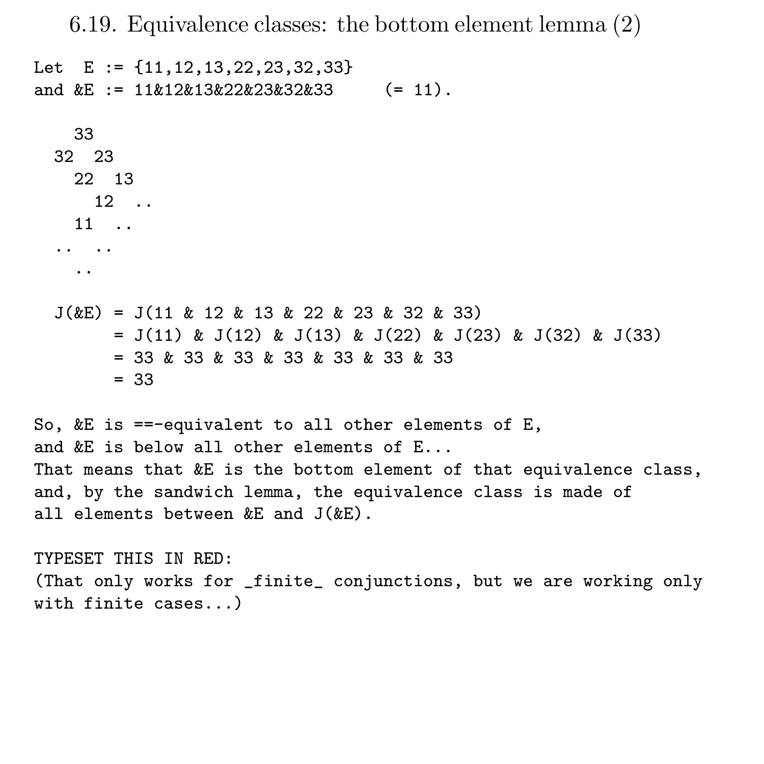# 6.19. Equivalence classes: the bottom element lemma (2)

```
Let  E := {11,12,13,22,23,32,33}
and &E := 11&12&13&22&23&32&33     (= 11).

    33
  32  23
    22  13
      12  ..
    11  ..
  ..  ..
    ..

  J(&E) = J(11 & 12 & 13 & 22 & 23 & 32 & 33)
        = J(11) & J(12) & J(13) & J(22) & J(23) & J(32) & J(33)
        = 33 & 33 & 33 & 33 & 33 & 33 & 33
        = 33

So, &E is ==-equivalent to all other elements of E,
and &E is below all other elements of E...
That means that &E is the bottom element of that equivalence class,
and, by the sandwich lemma, the equivalence class is made of
all elements between &E and J(&E).

TYPESET THIS IN RED:
(That only works for _finite_ conjunctions, but we are working only
with finite cases...)
```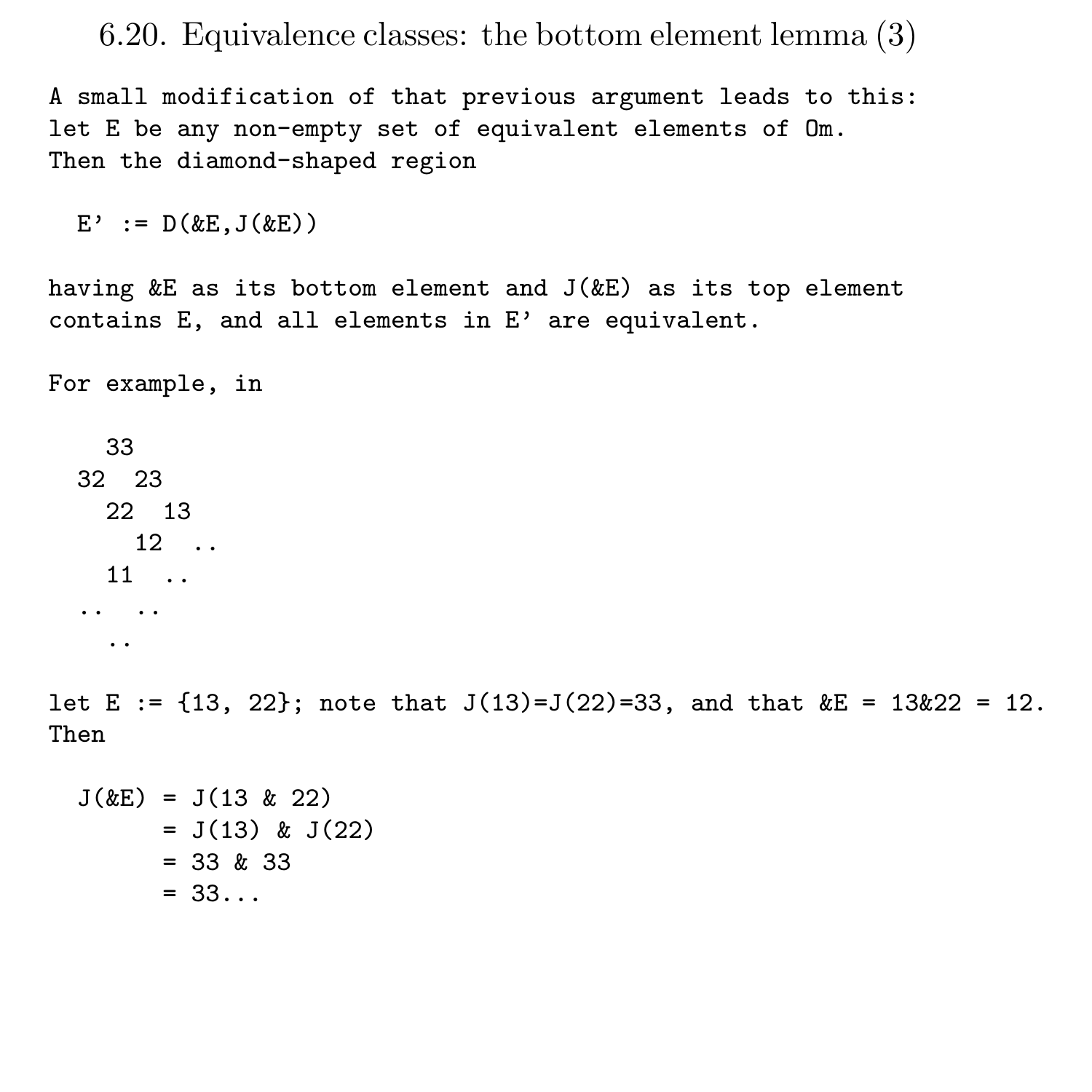## 6.20. Equivalence classes: the bottom element lemma (3)

```
A small modification of that previous argument leads to this:
let E be any non-empty set of equivalent elements of Om.
Then the diamond-shaped region

  E' := D(&E,J(&E))

having &E as its bottom element and J(&E) as its top element
contains E, and all elements in E' are equivalent.

For example, in

    33
  32  23
    22  13
      12  ..
    11  ..
  ..  ..
    ..

let E := {13, 22}; note that J(13)=J(22)=33, and that &E = 13&22 = 12.
Then

  J(&E) = J(13 & 22)
        = J(13) & J(22)
        = 33 & 33
        = 33...
```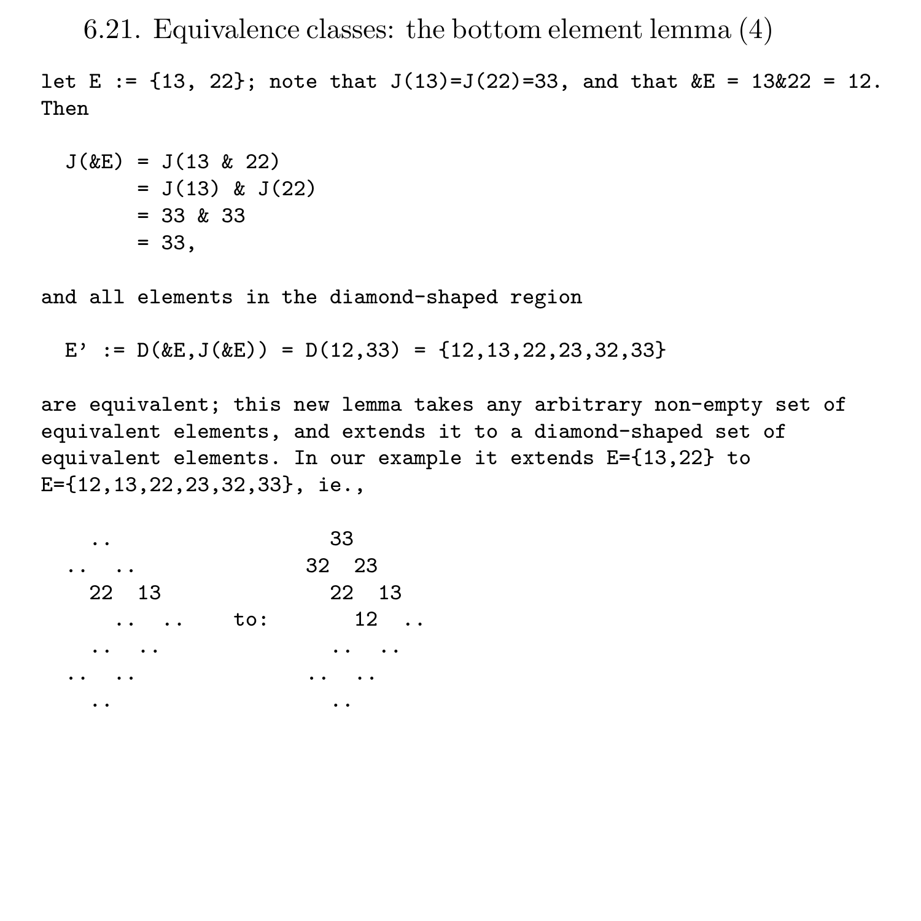### 6.21. Equivalence classes: the bottom element lemma (4)

```
let E := {13, 22}; note that J(13)=J(22)=33, and that &E = 13&22 = 12.
Then

  J(&E) = J(13 & 22)
        = J(13) & J(22)
        = 33 & 33
        = 33,

and all elements in the diamond-shaped region

  E' := D(&E,J(&E)) = D(12,33) = {12,13,22,23,32,33}

are equivalent; this new lemma takes any arbitrary non-empty set of
equivalent elements, and extends it to a diamond-shaped set of
equivalent elements. In our example it extends E={13,22} to
E={12,13,22,23,32,33}, ie.,

    ..                  33
  ..  ..              32  23
    22  13              22  13
      ..  ..    to:       12  ..
    ..  ..              ..  ..
  ..  ..              ..  ..
    ..                  ..
```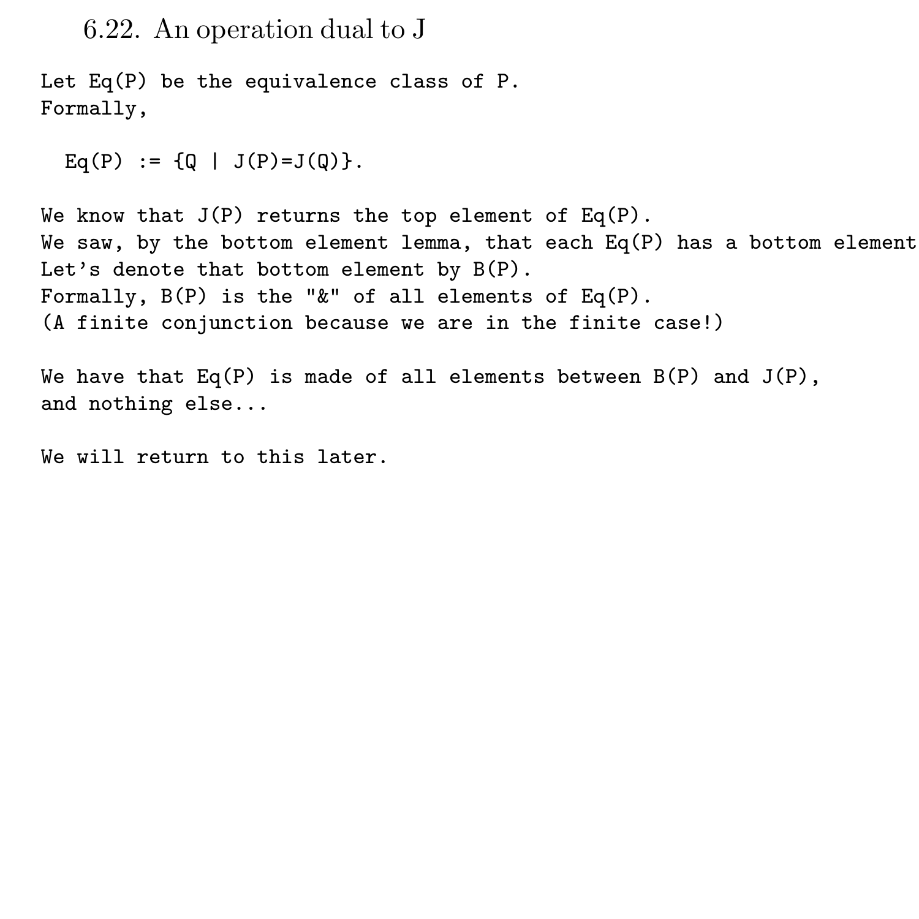## 6.22. An operation dual to J

```
Let Eq(P) be the equivalence class of P.
Formally,

  Eq(P) := {Q | J(P)=J(Q)}.

We know that J(P) returns the top element of Eq(P).
We saw, by the bottom element lemma, that each Eq(P) has a bottom element
Let's denote that bottom element by B(P).
Formally, B(P) is the "&" of all elements of Eq(P).
(A finite conjunction because we are in the finite case!)

We have that Eq(P) is made of all elements between B(P) and J(P),
and nothing else...

We will return to this later.
```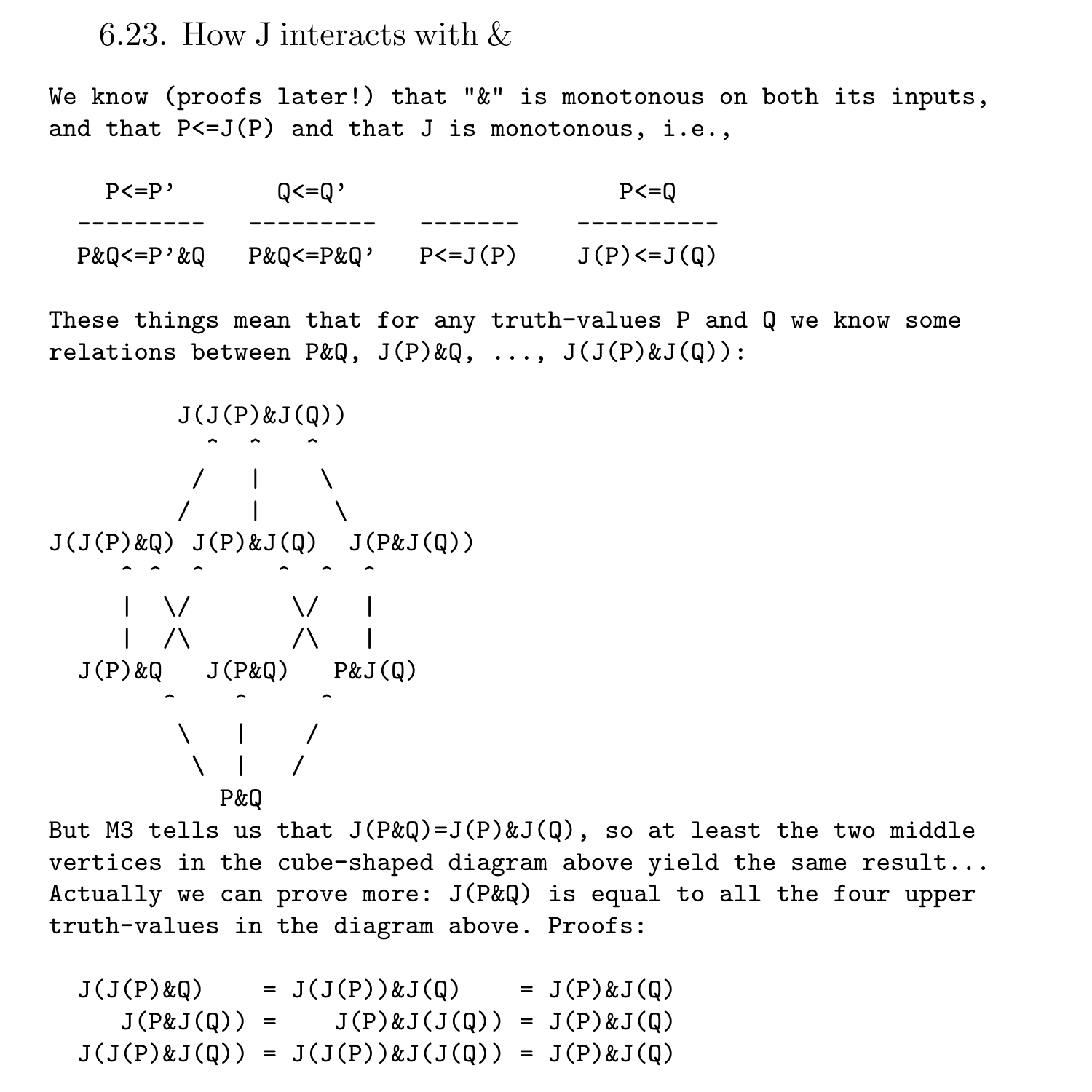### 6.23. How J interacts with &

```
We know (proofs later!) that "&" is monotonous on both its inputs,
and that P<=J(P) and that J is monotonous, i.e.,

    P<=P'       Q<=Q'                     P<=Q
  ---------   ---------   -------    ----------
  P&Q<=P'&Q   P&Q<=P&Q'   P<=J(P)    J(P)<=J(Q)

These things mean that for any truth-values P and Q we know some
relations between P&Q, J(P)&Q, ..., J(J(P)&J(Q)):

          J(J(P)&J(Q))
            ^   ^   ^
           /    |    \
          /     |     \
J(J(P)&Q) J(P)&J(Q)  J(P&J(Q))
     ^ ^  ^      ^  ^  ^
     |  \/        \/   |
     |  /\        /\   |
  J(P)&Q   J(P&Q)   P&J(Q)
       ^     ^     ^
        \    |    /
         \   |   /
            P&Q
But M3 tells us that J(P&Q)=J(P)&J(Q), so at least the two middle
vertices in the cube-shaped diagram above yield the same result...
Actually we can prove more: J(P&Q) is equal to all the four upper
truth-values in the diagram above. Proofs:

  J(J(P)&Q)    = J(J(P))&J(Q)    = J(P)&J(Q)
     J(P&J(Q)) =    J(P)&J(J(Q)) = J(P)&J(Q)
  J(J(P)&J(Q)) = J(J(P))&J(J(Q)) = J(P)&J(Q)
```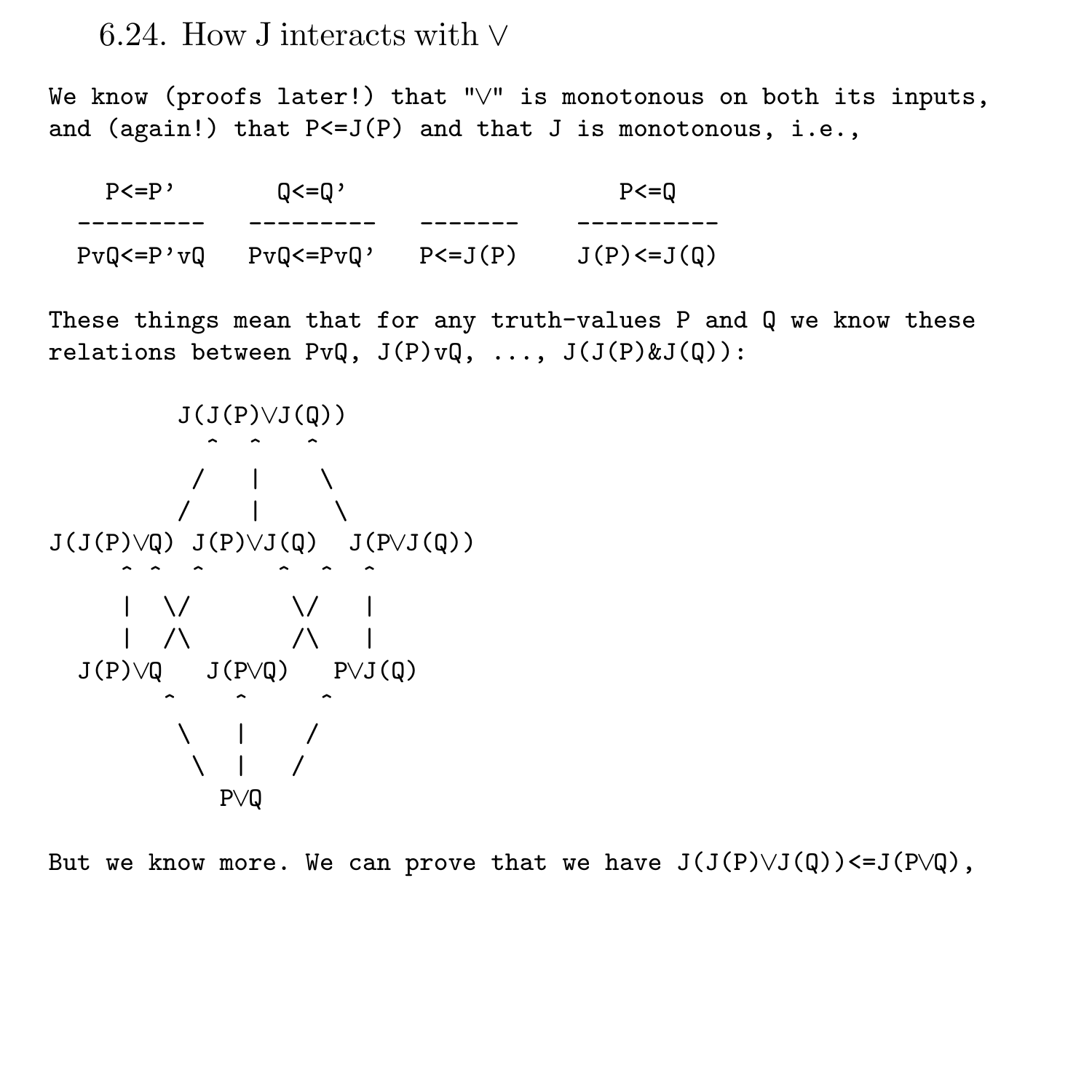## 6.24. How J interacts with ∨

We know (proofs later!) that "∨" is monotonous on both its inputs, and (again!) that P<=J(P) and that J is monotonous, i.e.,

```
   P<=P'       Q<=Q'                  P<=Q
 ---------   ---------   -------   ----------
 PvQ<=P'vQ   PvQ<=PvQ'   P<=J(P)   J(P)<=J(Q)
```

These things mean that for any truth-values P and Q we know these relations between PvQ, J(P)vQ, ..., J(J(P)&J(Q)):

```
         J(J(P)∨J(Q))
           ^  ^   ^
          /   |    \
         /    |     \
J(J(P)∨Q) J(P)∨J(Q)  J(P∨J(Q))
     ^ ^  ^     ^  ^  ^
     |  \/       \/   |
     |  /\       /\   |
  J(P)∨Q   J(P∨Q)   P∨J(Q)
        ^    ^     ^
         \   |    /
          \  |   /
            P∨Q
```

But we know more. We can prove that we have J(J(P)∨J(Q))<=J(P∨Q),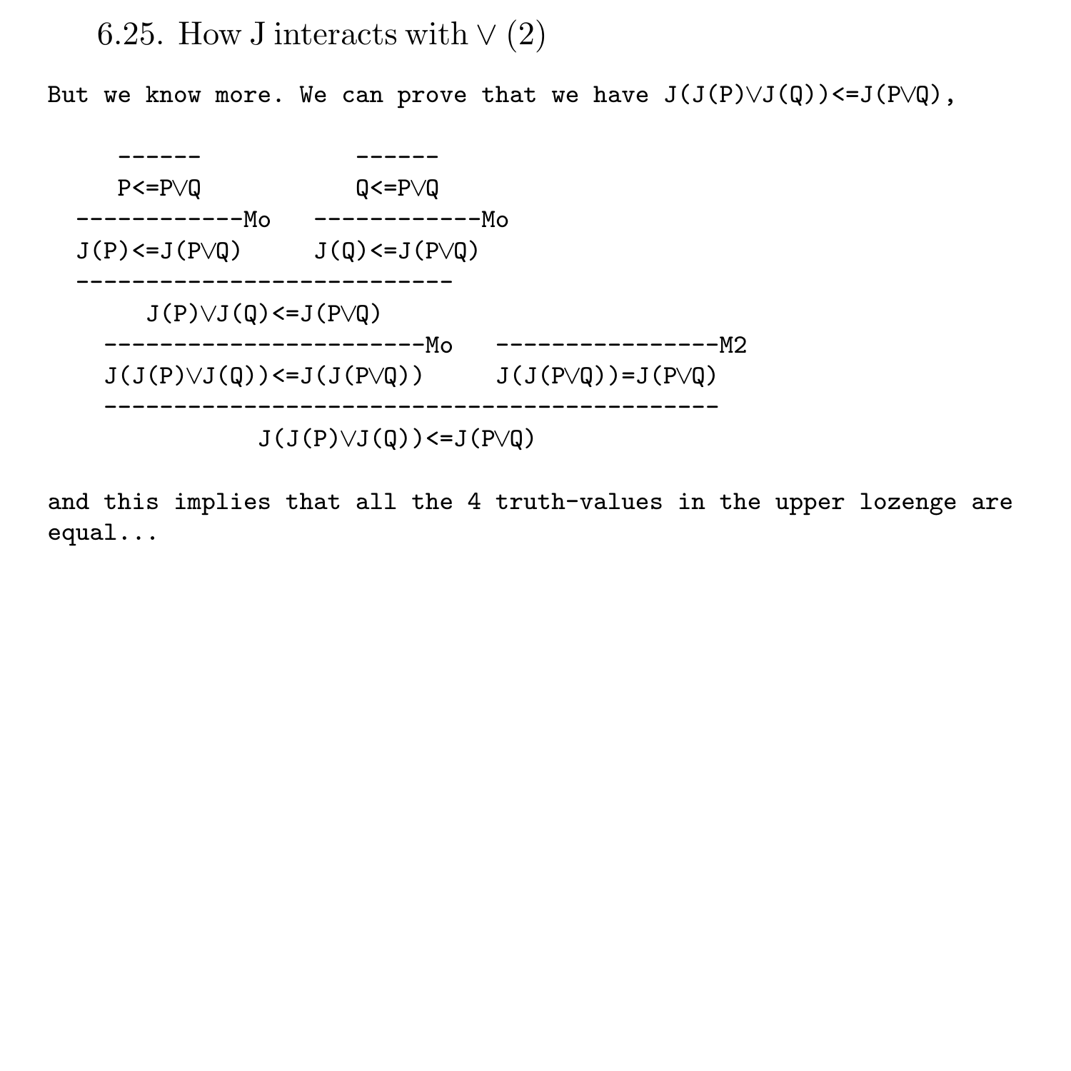## 6.25. How J interacts with ∨ (2)

But we know more. We can prove that we have J(J(P)∨J(Q))<=J(P∨Q),

```
     ------           ------
     P<=P∨Q           Q<=P∨Q
  ------------Mo   ------------Mo
  J(P)<=J(P∨Q)     J(Q)<=J(P∨Q)
  ---------------------------
       J(P)∨J(Q)<=J(P∨Q)
    -----------------------Mo   ----------------M2
    J(J(P)∨J(Q))<=J(J(P∨Q))     J(J(P∨Q))=J(P∨Q)
    --------------------------------------------
               J(J(P)∨J(Q))<=J(P∨Q)
```

and this implies that all the 4 truth-values in the upper lozenge are equal...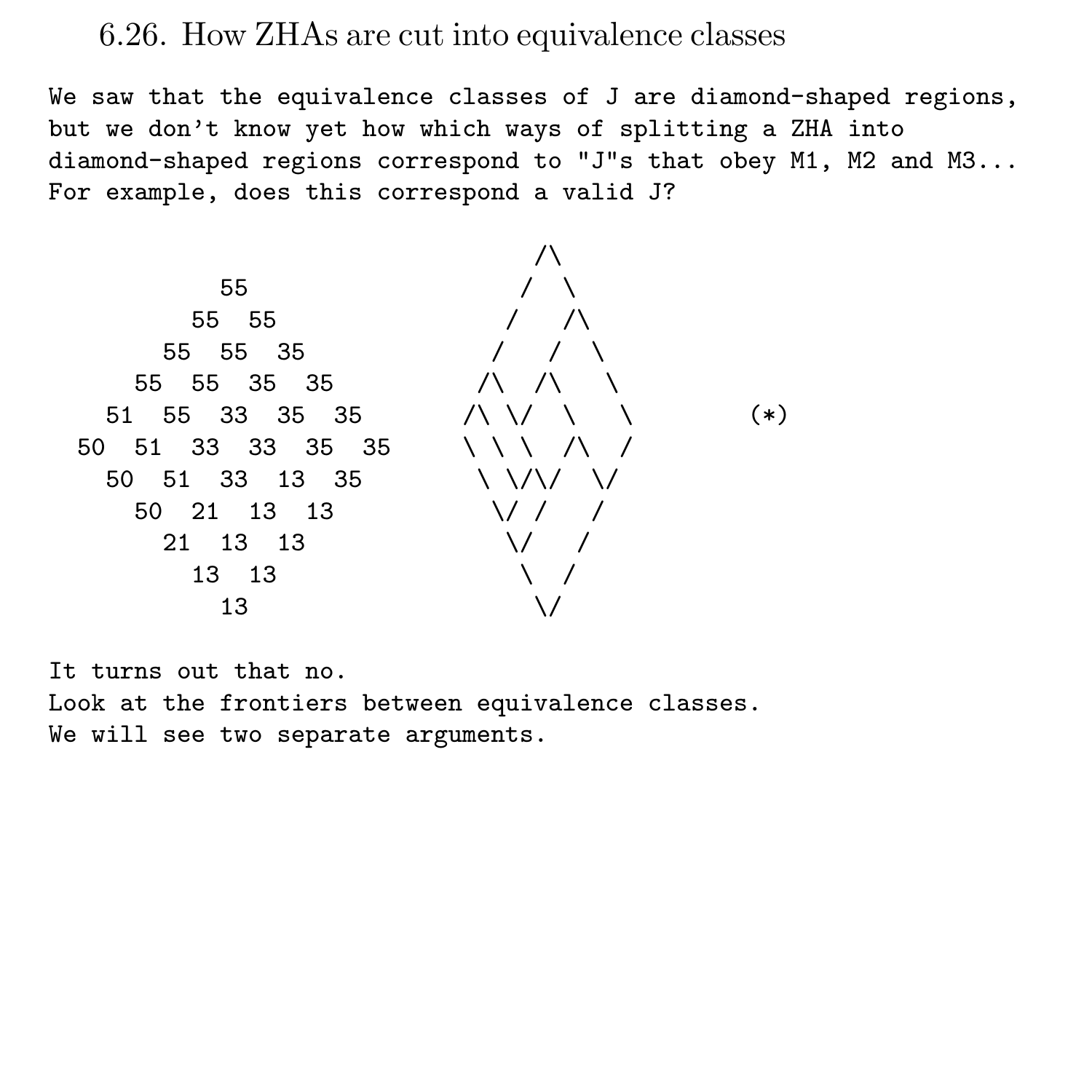## 6.26. How ZHAs are cut into equivalence classes

We saw that the equivalence classes of J are diamond-shaped regions, but we don't know yet how which ways of splitting a ZHA into diamond-shaped regions correspond to "J"s that obey M1, M2 and M3... For example, does this correspond a valid J?

```
                                    /\
           55                      /  \
         55  55                   /   /\
       55  55  35                /   /  \
     55  55  35  35             /\  /\   \
   51  55  33  35  35          /\ \/  \   \        (*)
 50  51  33  33  35  35        \ \ \  /\  /
   50  51  33  13  35           \ \/\/  \/
     50  21  13  13              \/ /   /
       21  13  13                 \/   /
         13  13                    \  /
           13                       \/
```

It turns out that no.
Look at the frontiers between equivalence classes.
We will see two separate arguments.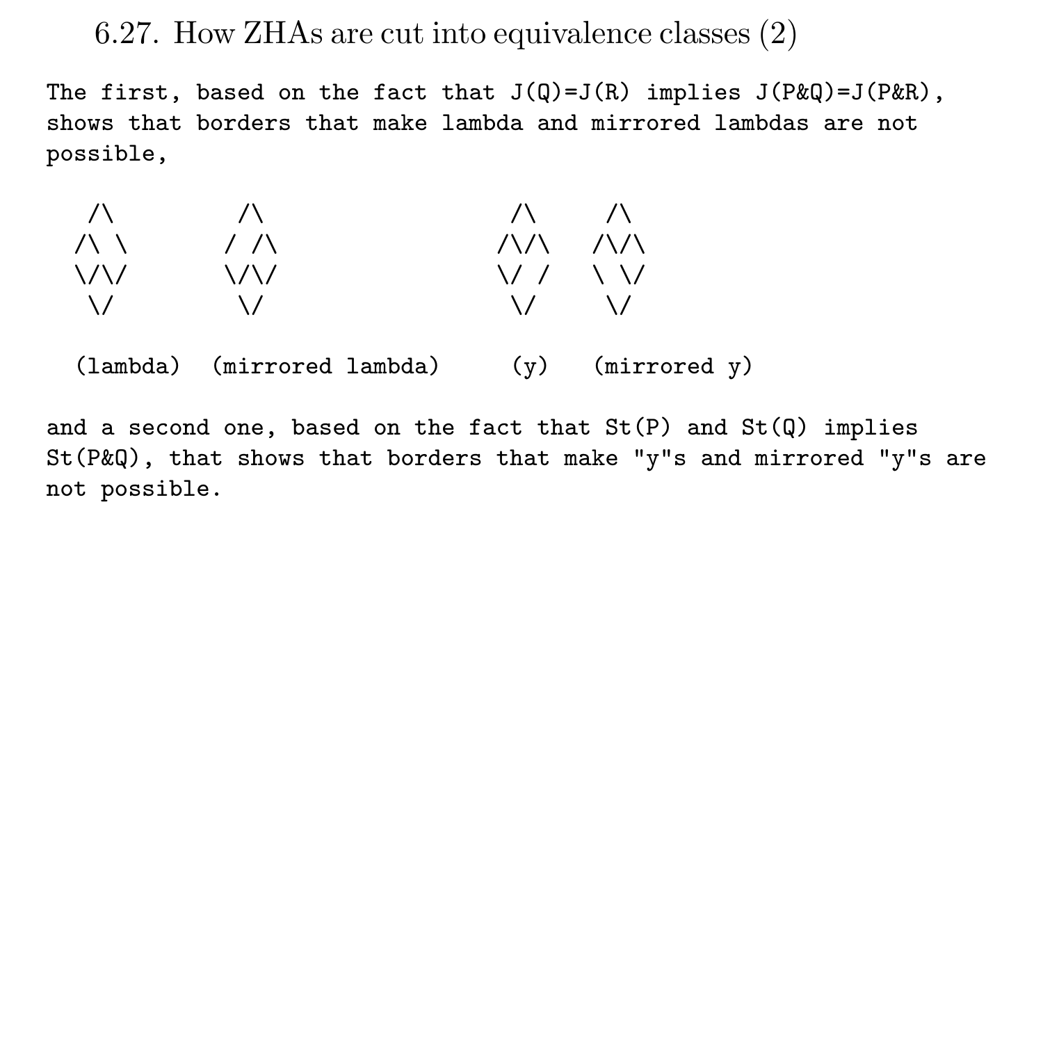## 6.27. How ZHAs are cut into equivalence classes (2)

```
The first, based on the fact that J(Q)=J(R) implies J(P&Q)=J(P&R),
shows that borders that make lambda and mirrored lambdas are not
possible,

   /\         /\                 /\     /\
  /\ \       / /\               /\/\   /\/\
  \/\/       \/\/               \/ /   \ \/
   \/         \/                 \/     \/

  (lambda)  (mirrored lambda)     (y)   (mirrored y)

and a second one, based on the fact that St(P) and St(Q) implies
St(P&Q), that shows that borders that make "y"s and mirrored "y"s are
not possible.
```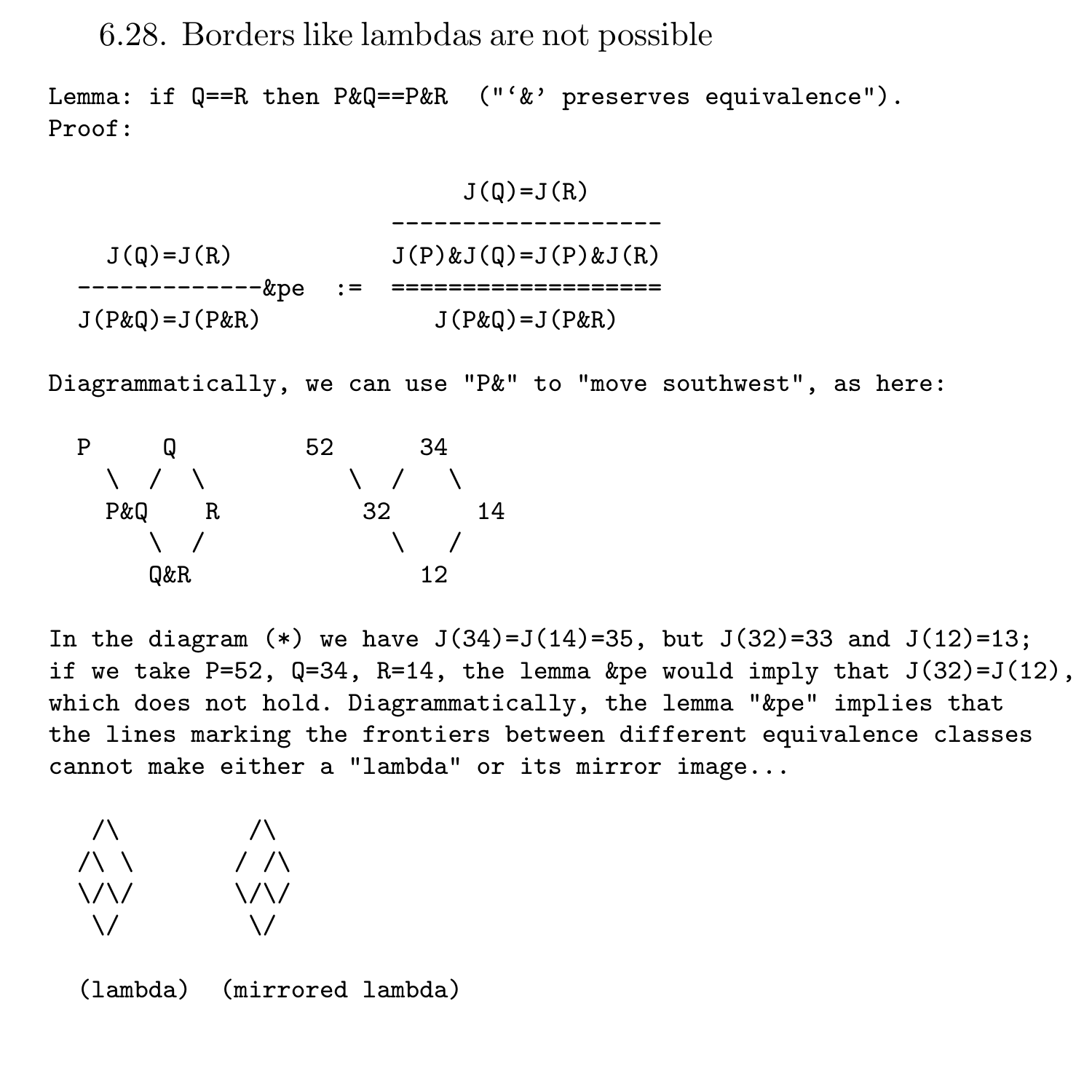## 6.28. Borders like lambdas are not possible

```
Lemma: if Q==R then P&Q==P&R  ("‘&’ preserves equivalence").
Proof:

                              J(Q)=J(R)
                          -------------------
    J(Q)=J(R)             J(P)&J(Q)=J(P)&J(R)
  -------------&pe  :=  ===================
  J(P&Q)=J(P&R)              J(P&Q)=J(P&R)

Diagrammatically, we can use "P&" to "move southwest", as here:

  P     Q         52      34
    \  /  \          \  /   \
    P&Q    R         32      14
       \  /            \   /
       Q&R               12

In the diagram (*) we have J(34)=J(14)=35, but J(32)=33 and J(12)=13;
if we take P=52, Q=34, R=14, the lemma &pe would imply that J(32)=J(12),
which does not hold. Diagrammatically, the lemma "&pe" implies that
the lines marking the frontiers between different equivalence classes
cannot make either a "lambda" or its mirror image...

   /\         /\
  /\ \       / /\
  \/\/       \/\/
   \/         \/

  (lambda)  (mirrored lambda)
```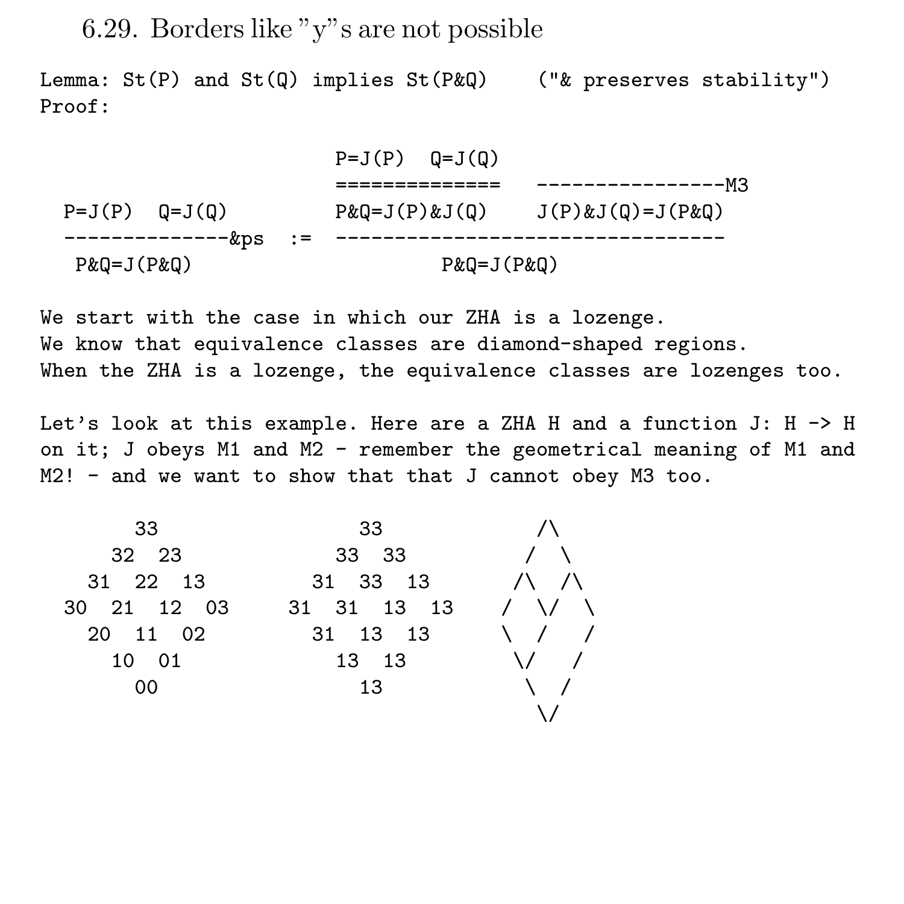## 6.29. Borders like "y"s are not possible

```
Lemma: St(P) and St(Q) implies St(P&Q)    ("& preserves stability")
Proof:

                             P=J(P)  Q=J(Q)
                             ==============   ----------------M3
  P=J(P)  Q=J(Q)             P&Q=J(P)&J(Q)    J(P)&J(Q)=J(P&Q)
  --------------&ps  :=  ---------------------------------
   P&Q=J(P&Q)                          P&Q=J(P&Q)

We start with the case in which our ZHA is a lozenge.
We know that equivalence classes are diamond-shaped regions.
When the ZHA is a lozenge, the equivalence classes are lozenges too.

Let's look at this example. Here are a ZHA H and a function J: H -> H
on it; J obeys M1 and M2 - remember the geometrical meaning of M1 and
M2! - and we want to show that that J cannot obey M3 too.

       33                 33               /\
     32  23             33  33            /  \
   31  22  13         31  33  13         /\  /\
 30  21  12  03     31  31  13  13      /  \/  \
   20  11  02         31  13  13        \  /   /
     10  01             13  13           \/   /
       00                 13              \  /
                                           \/
```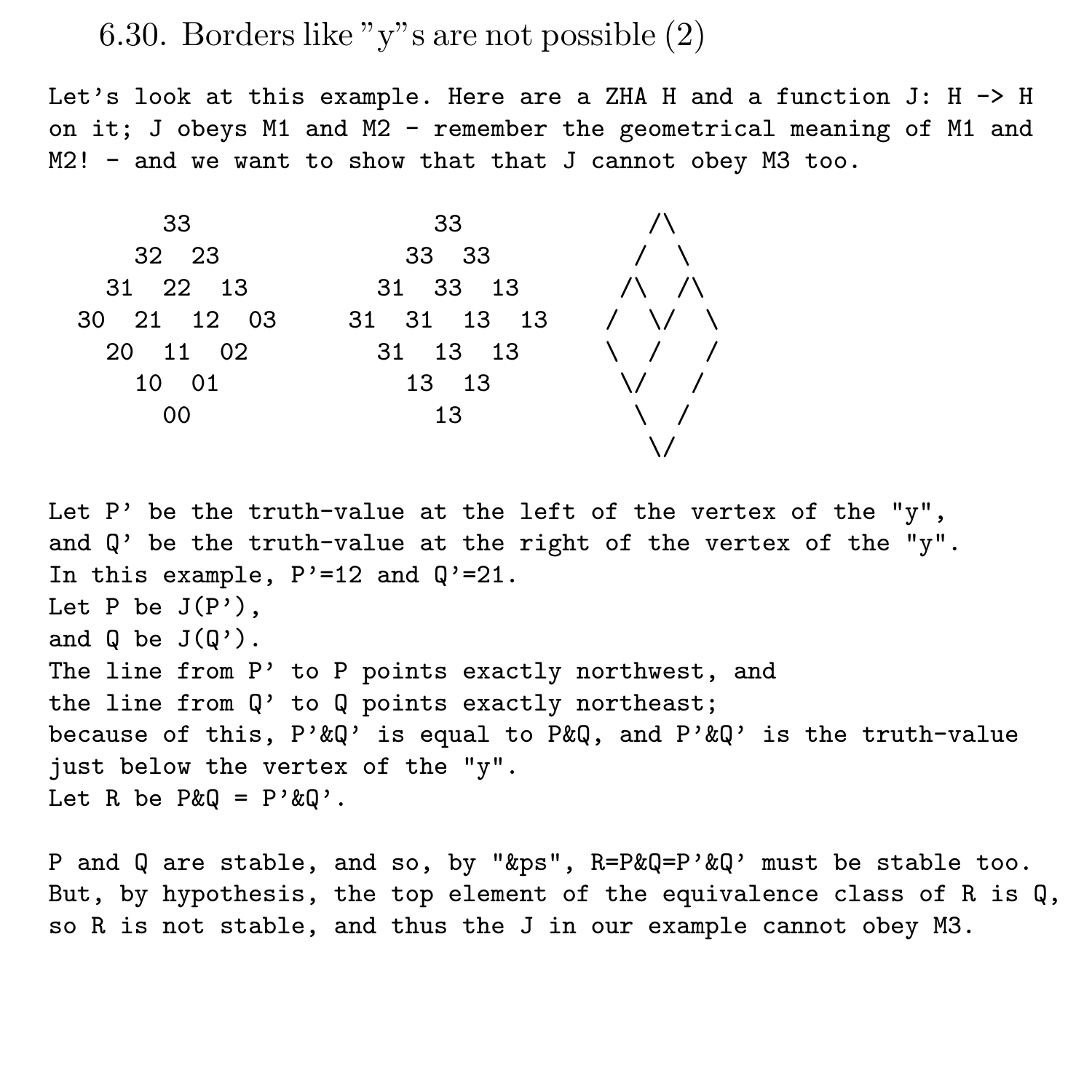### 6.30. Borders like "y"s are not possible (2)

Let's look at this example. Here are a ZHA H and a function J: H -> H on it; J obeys M1 and M2 - remember the geometrical meaning of M1 and M2! - and we want to show that that J cannot obey M3 too.

```
       33                33              /\
     32  23            33  33           /  \
   31  22  13        31  33  13        /\  /\
 30  21  12  03    31  31  13  13     /  \/  \
   20  11  02        31  13  13       \  /   /
     10  01            13  13          \/   /
       00                13             \  /
                                         \/
```

Let P' be the truth-value at the left of the vertex of the "y", and Q' be the truth-value at the right of the vertex of the "y". In this example, P'=12 and Q'=21.
Let P be J(P'), and Q be J(Q').
The line from P' to P points exactly northwest, and the line from Q' to Q points exactly northeast; because of this, P'&Q' is equal to P&Q, and P'&Q' is the truth-value just below the vertex of the "y".
Let R be P&Q = P'&Q'.

P and Q are stable, and so, by "&ps", R=P&Q=P'&Q' must be stable too. But, by hypothesis, the top element of the equivalence class of R is Q, so R is not stable, and thus the J in our example cannot obey M3.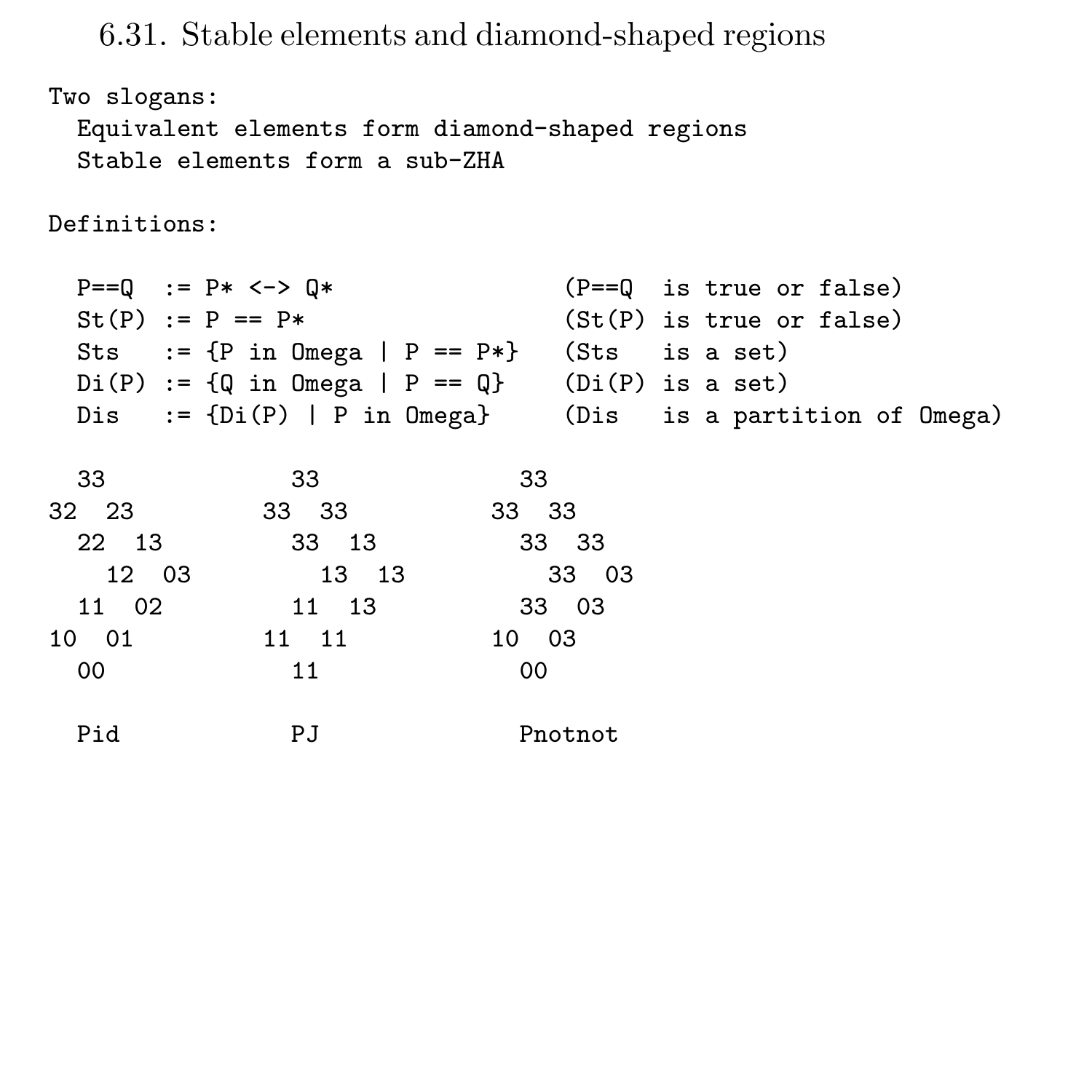## 6.31. Stable elements and diamond-shaped regions

```
Two slogans:
  Equivalent elements form diamond-shaped regions
  Stable elements form a sub-ZHA

Definitions:

  P==Q  := P* <-> Q*                (P==Q  is true or false)
  St(P) := P == P*                  (St(P) is true or false)
  Sts   := {P in Omega | P == P*}   (Sts   is a set)
  Di(P) := {Q in Omega | P == Q}    (Di(P) is a set)
  Dis   := {Di(P) | P in Omega}     (Dis   is a partition of Omega)

  33             33              33
32  23         33  33          33  33
  22  13         33  13          33  33
    12  03         13  13          33  03
  11  02         11  13          33  03
10  01         11  11          10  03
  00             11              00

  Pid            PJ              Pnotnot
```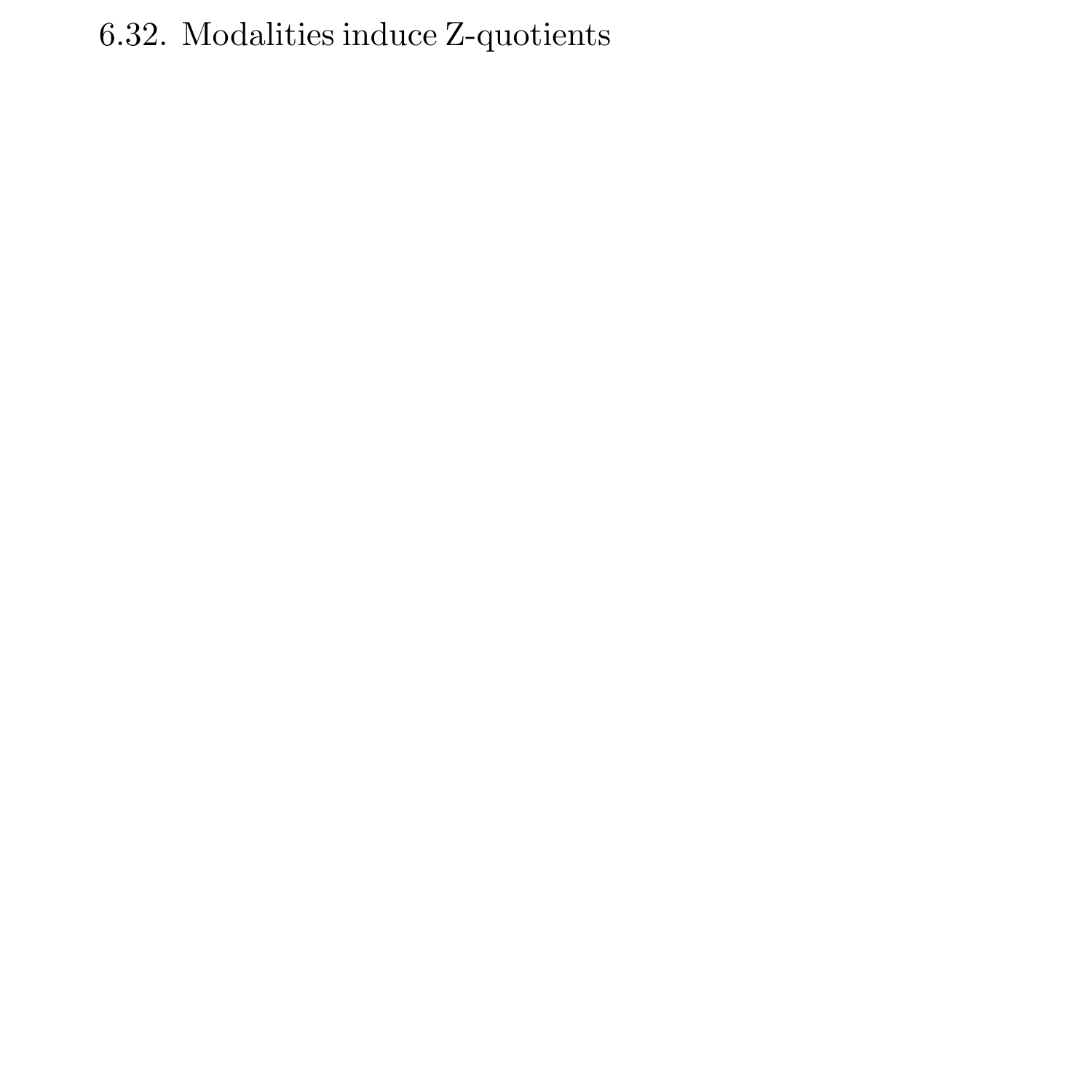## 6.32. Modalities induce Z-quotients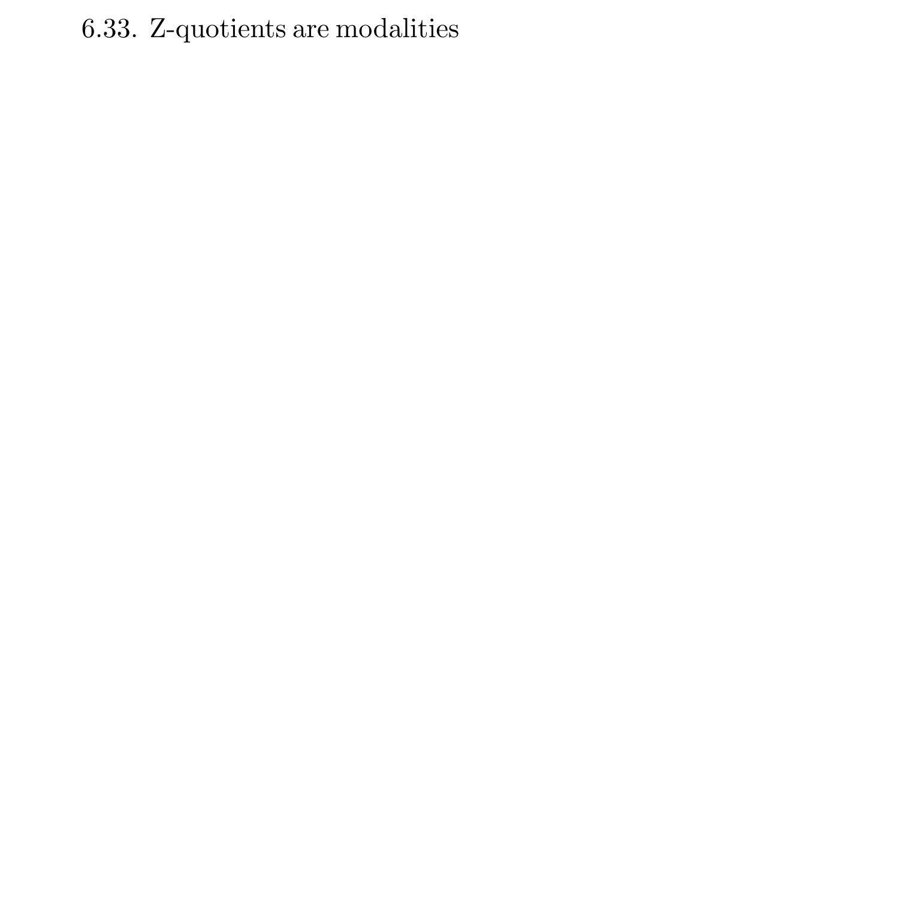6.33. Z-quotients are modalities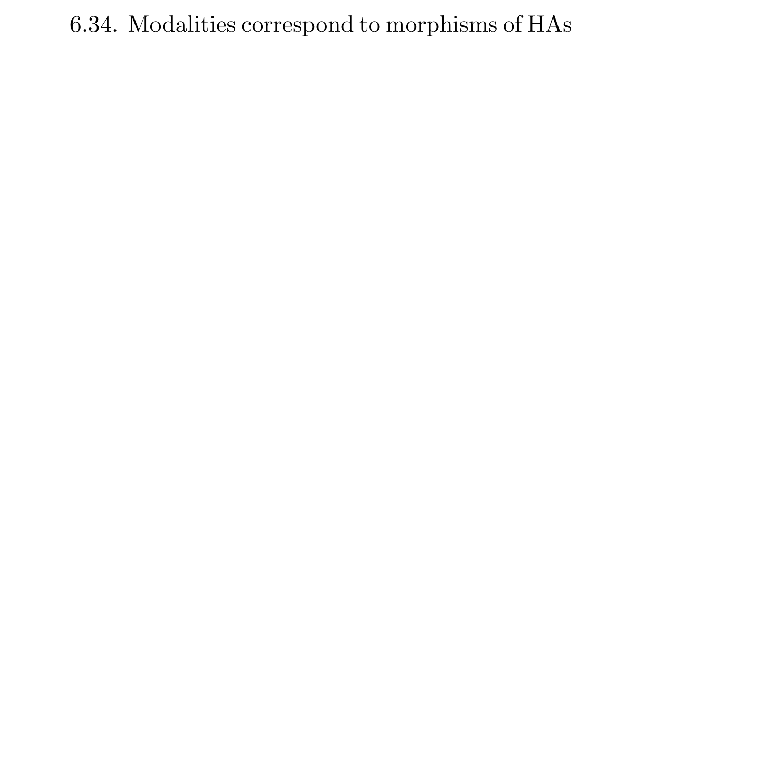6.34. Modalities correspond to morphisms of HAs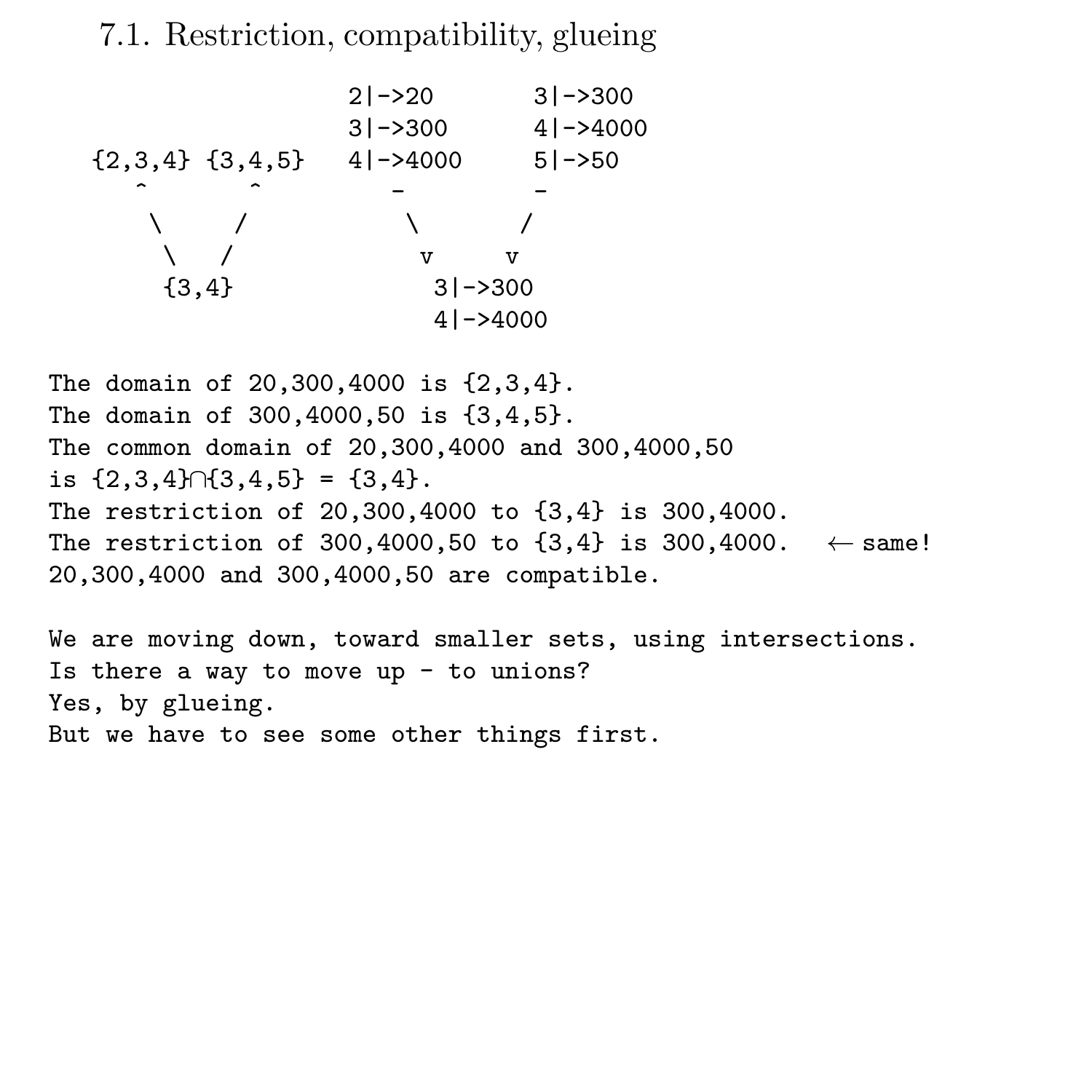## 7.1. Restriction, compatibility, glueing

```
                    2|->20       3|->300
                    3|->300      4|->4000
{2,3,4} {3,4,5}     4|->4000     5|->50
   ^       ^           -           -
    \     /             \         /
     \   /               v     v
     {3,4}                3|->300
                          4|->4000
```

```
The domain of 20,300,4000 is {2,3,4}.
The domain of 300,4000,50 is {3,4,5}.
The common domain of 20,300,4000 and 300,4000,50
is {2,3,4}∩{3,4,5} = {3,4}.
The restriction of 20,300,4000 to {3,4} is 300,4000.
The restriction of 300,4000,50 to {3,4} is 300,4000.   ← same!
20,300,4000 and 300,4000,50 are compatible.

We are moving down, toward smaller sets, using intersections.
Is there a way to move up - to unions?
Yes, by glueing.
But we have to see some other things first.
```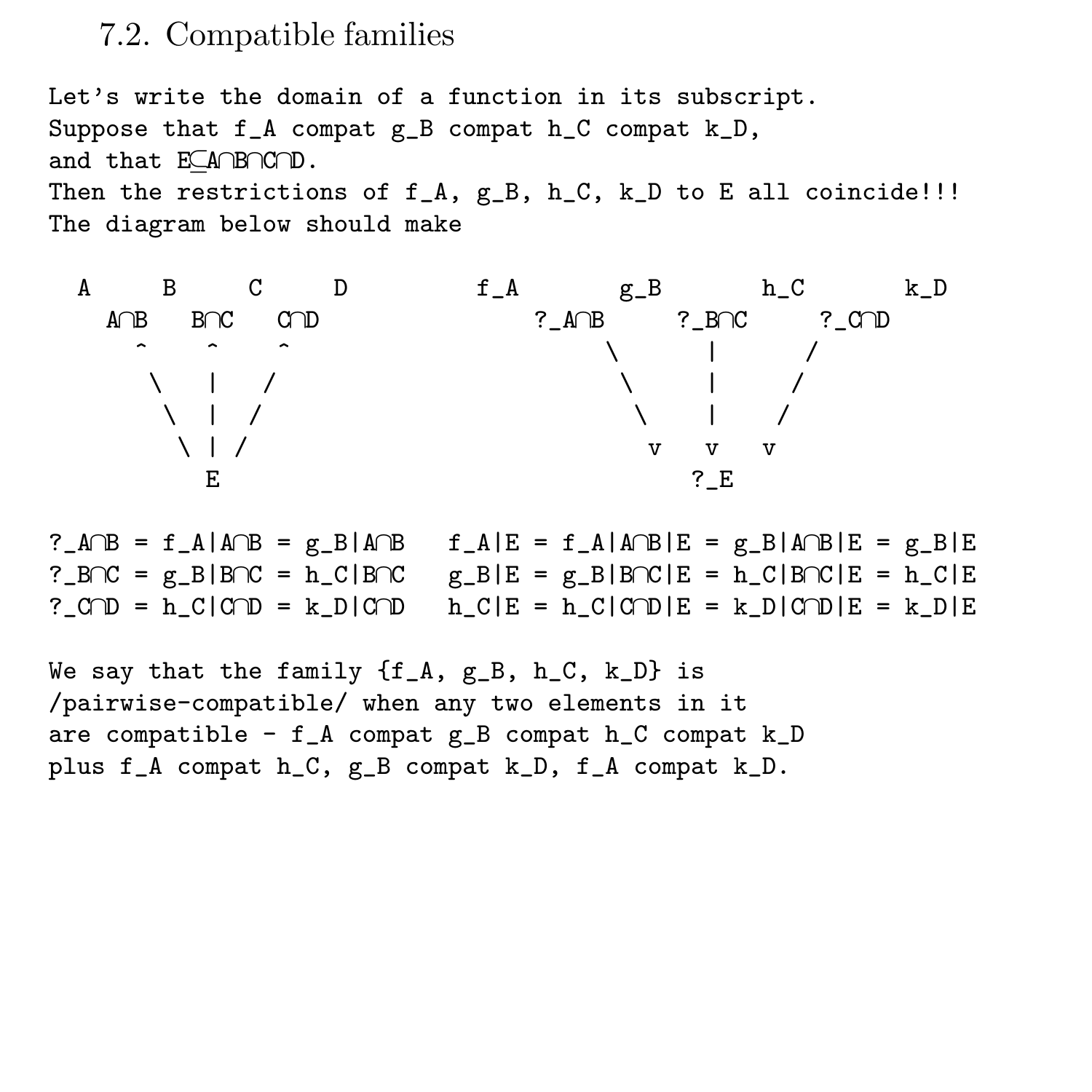## 7.2. Compatible families

```
Let's write the domain of a function in its subscript.
Suppose that f_A compat g_B compat h_C compat k_D,
and that E⊆A∩B∩C∩D.
Then the restrictions of f_A, g_B, h_C, k_D to E all coincide!!!
The diagram below should make

  A     B     C     D         f_A       g_B       h_C       k_D
    A∩B   B∩C   C∩D               ?_A∩B     ?_B∩C     ?_C∩D
      ^     ^     ^                     \         |         /
       \    |    /                       \        |        /
        \   |   /                         \       |       /
         \  |  /                           v      v      v
            E                                    ?_E

?_A∩B = f_A|A∩B = g_B|A∩B   f_A|E = f_A|A∩B|E = g_B|A∩B|E = g_B|E
?_B∩C = g_B|B∩C = h_C|B∩C   g_B|E = g_B|B∩C|E = h_C|B∩C|E = h_C|E
?_C∩D = h_C|C∩D = k_D|C∩D   h_C|E = h_C|C∩D|E = k_D|C∩D|E = k_D|E

We say that the family {f_A, g_B, h_C, k_D} is
/pairwise-compatible/ when any two elements in it
are compatible - f_A compat g_B compat h_C compat k_D
plus f_A compat h_C, g_B compat k_D, f_A compat k_D.
```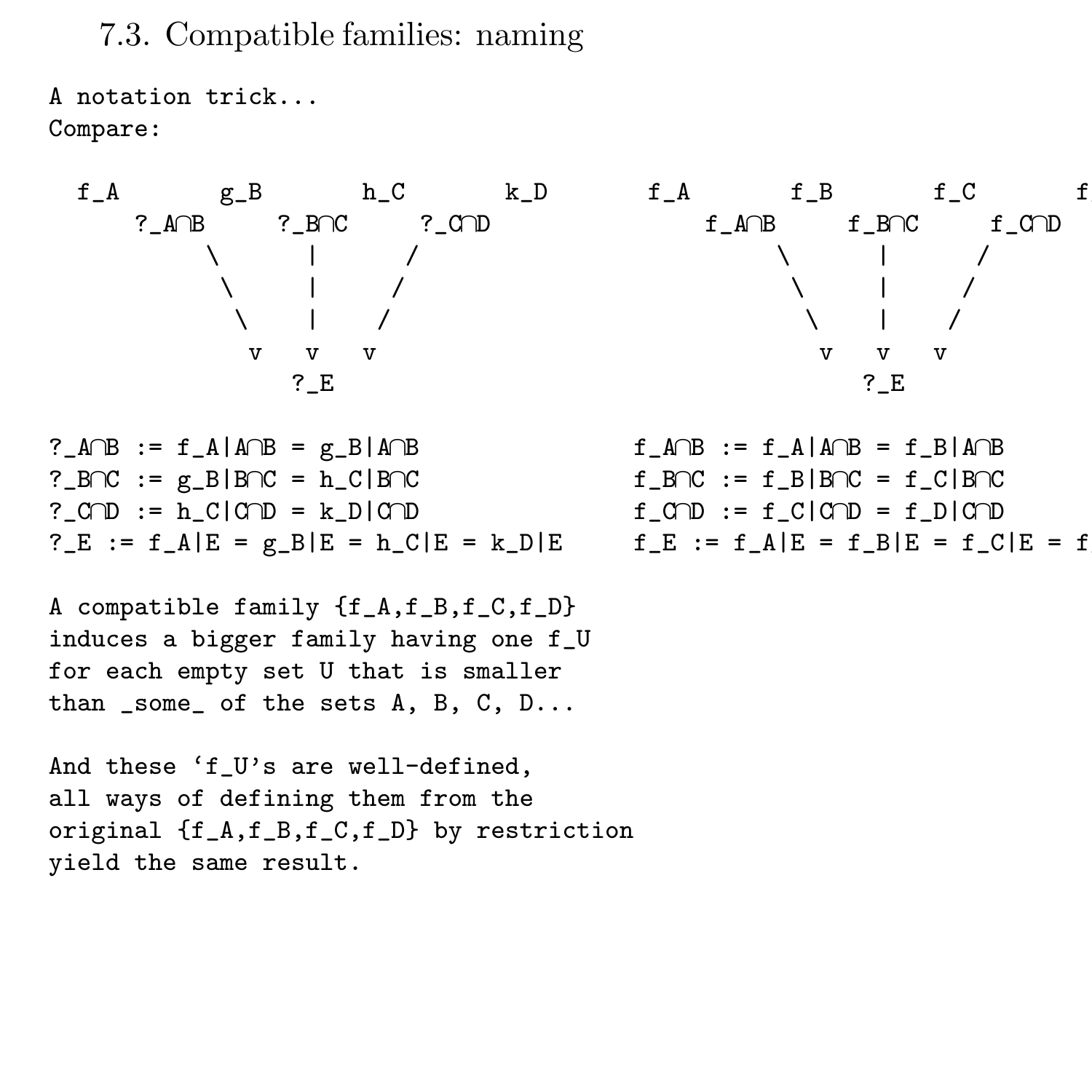### 7.3. Compatible families: naming

```
A notation trick...
Compare:

  f_A       g_B       h_C       k_D       f_A       f_B       f_C       f_
     ?_A∩B     ?_B∩C     ?_C∩D               f_A∩B     f_B∩C     f_C∩D
          \      |      /                         \      |      /
           \     |     /                           \     |     /
            \    |    /                             \    |    /
             v   v   v                               v   v   v
               ?_E                                     ?_E

?_A∩B := f_A|A∩B = g_B|A∩B                    f_A∩B := f_A|A∩B = f_B|A∩B
?_B∩C := g_B|B∩C = h_C|B∩C                    f_B∩C := f_B|B∩C = f_C|B∩C
?_C∩D := h_C|C∩D = k_D|C∩D                    f_C∩D := f_C|C∩D = f_D|C∩D
?_E := f_A|E = g_B|E = h_C|E = k_D|E          f_E := f_A|E = f_B|E = f_C|E = f_

A compatible family {f_A,f_B,f_C,f_D}
induces a bigger family having one f_U
for each empty set U that is smaller
than _some_ of the sets A, B, C, D...

And these ‘f_U’s are well-defined,
all ways of defining them from the
original {f_A,f_B,f_C,f_D} by restriction
yield the same result.
```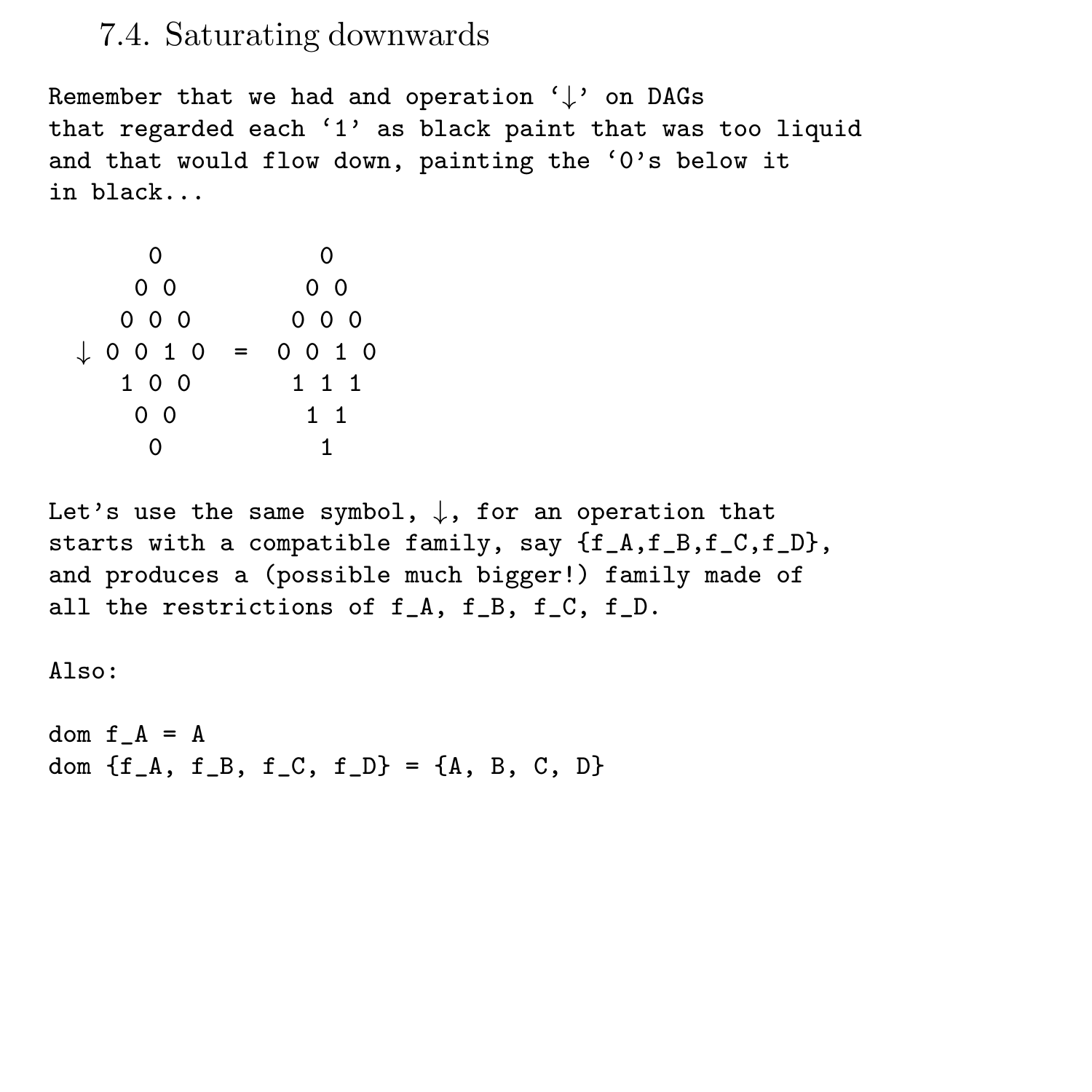## 7.4. Saturating downwards

Remember that we had and operation '↓' on DAGs
that regarded each '1' as black paint that was too liquid
and that would flow down, painting the '0's below it
in black...

```
       0            0
      0 0          0 0
     0 0 0        0 0 0
  ↓ 0 0 1 0  =  0 0 1 0
     1 0 0        1 1 1
      0 0          1 1
       0            1
```

Let's use the same symbol, ↓, for an operation that
starts with a compatible family, say {f_A,f_B,f_C,f_D},
and produces a (possible much bigger!) family made of
all the restrictions of f_A, f_B, f_C, f_D.

Also:

```
dom f_A = A
dom {f_A, f_B, f_C, f_D} = {A, B, C, D}
```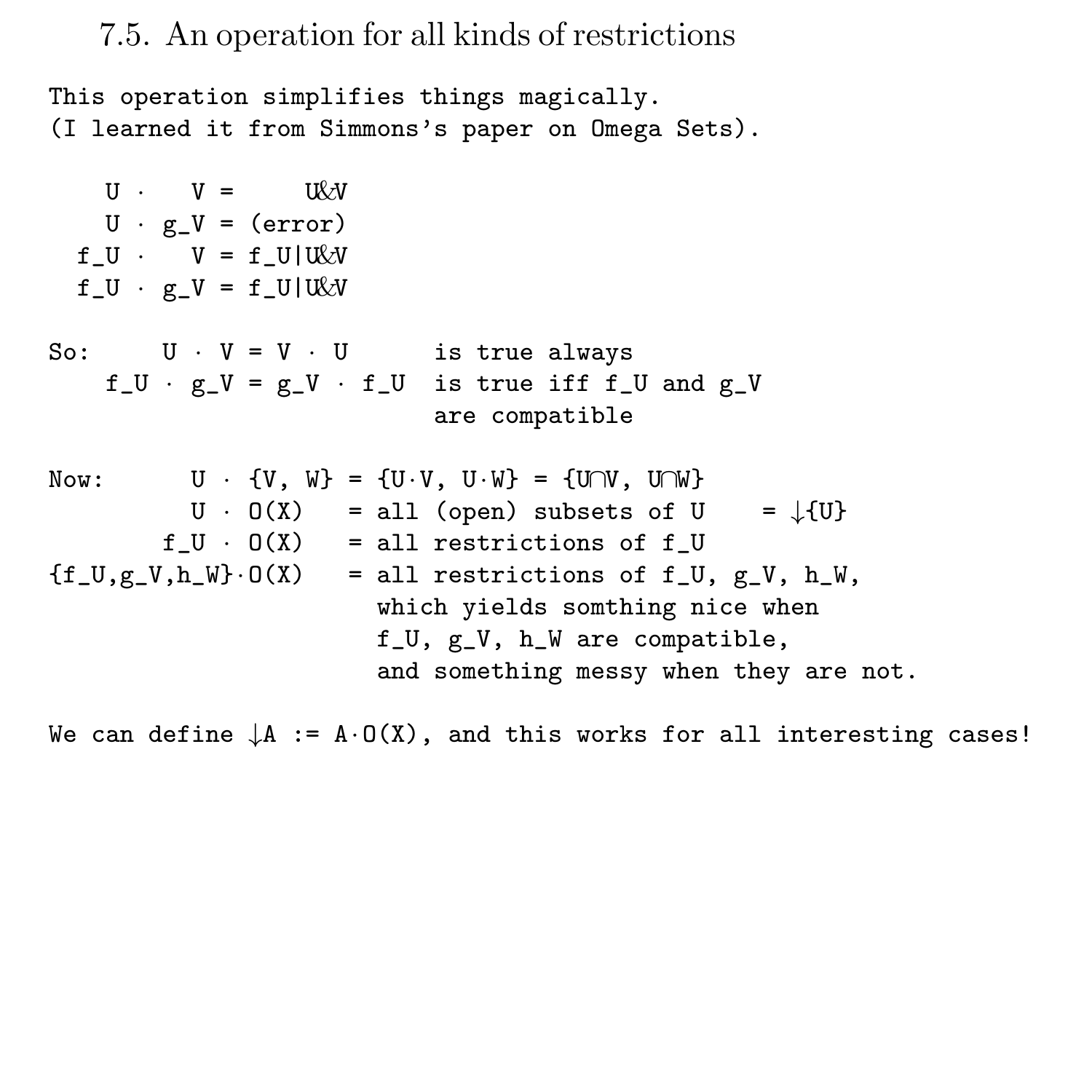### 7.5. An operation for all kinds of restrictions

```
This operation simplifies things magically.
(I learned it from Simmons's paper on Omega Sets).

   U ·   V =     U&V
   U · g_V = (error)
 f_U ·   V = f_U|U&V
 f_U · g_V = f_U|U&V

So:     U · V = V · U      is true always
   f_U · g_V = g_V · f_U  is true iff f_U and g_V
                           are compatible

Now:       U · {V, W} = {U·V, U·W} = {U∩V, U∩W}
           U · O(X)   = all (open) subsets of U    = ↓{U}
         f_U · O(X)   = all restrictions of f_U
{f_U,g_V,h_W}·O(X)    = all restrictions of f_U, g_V, h_W,
                         which yields somthing nice when
                         f_U, g_V, h_W are compatible,
                         and something messy when they are not.

We can define ↓A := A·O(X), and this works for all interesting cases!
```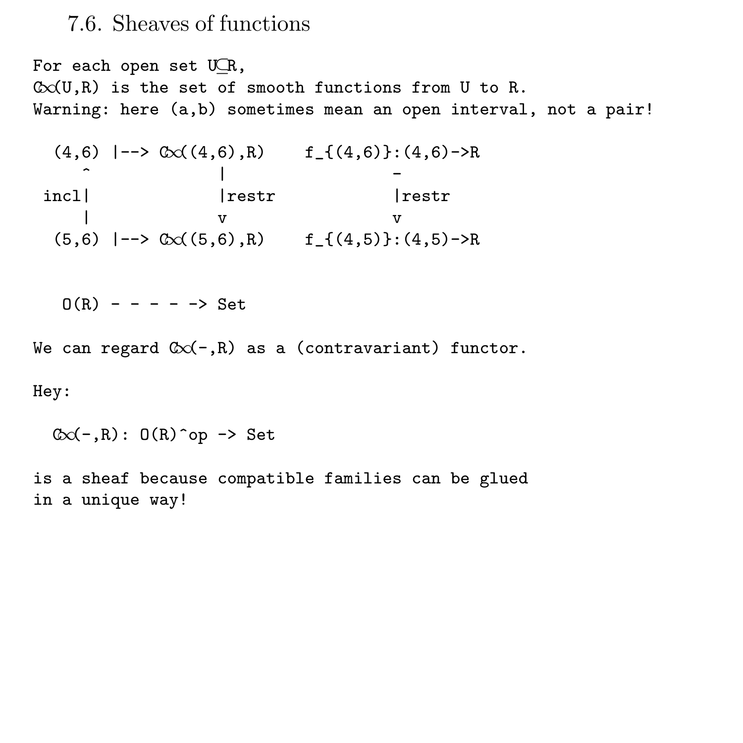## 7.6. Sheaves of functions

```
For each open set U⊆R,
C∞(U,R) is the set of smooth functions from U to R.
Warning: here (a,b) sometimes mean an open interval, not a pair!

  (4,6) |--> C∞((4,6),R)    f_{(4,6)}:(4,6)->R
     ^              |                   -
 incl|              |restr              |restr
     |              v                   v
  (5,6) |--> C∞((5,6),R)    f_{(4,5)}:(4,5)->R


   O(R) - - - - -> Set

We can regard C∞(-,R) as a (contravariant) functor.

Hey:

  C∞(-,R): O(R)^op -> Set

is a sheaf because compatible families can be glued
in a unique way!
```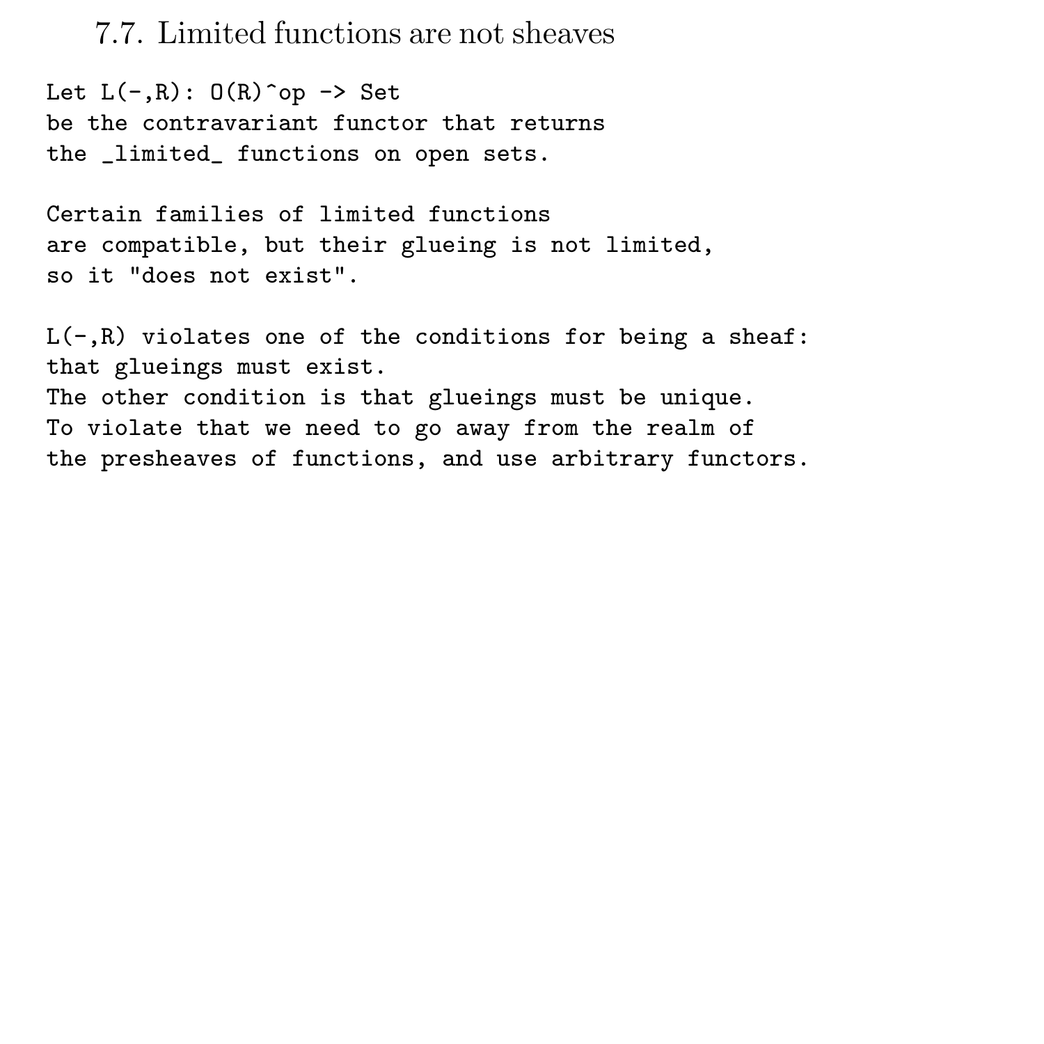## 7.7. Limited functions are not sheaves

```
Let L(-,R): O(R)^op -> Set
be the contravariant functor that returns
the _limited_ functions on open sets.

Certain families of limited functions
are compatible, but their glueing is not limited,
so it "does not exist".

L(-,R) violates one of the conditions for being a sheaf:
that glueings must exist.
The other condition is that glueings must be unique.
To violate that we need to go away from the realm of
the presheaves of functions, and use arbitrary functors.
```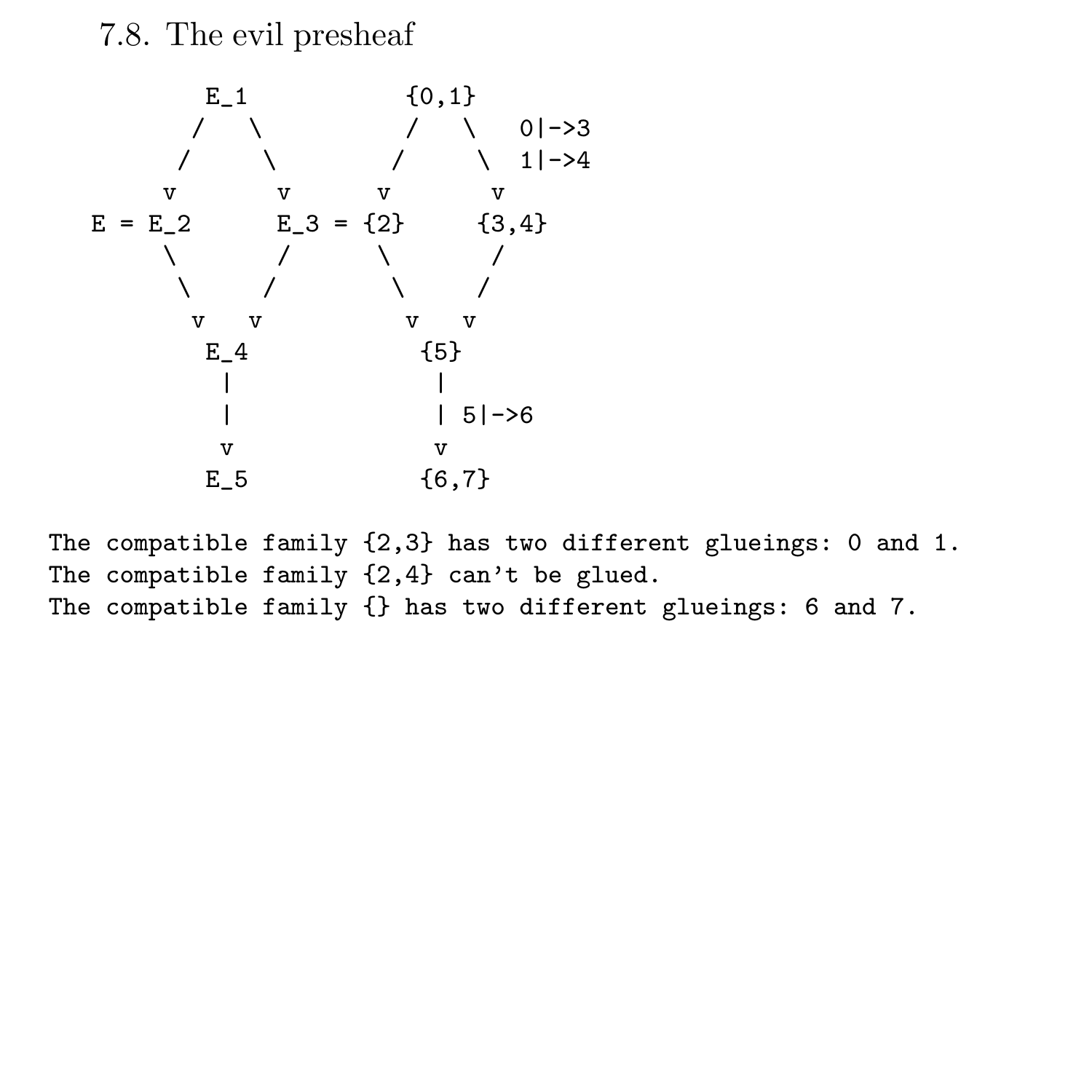## 7.8. The evil presheaf

```
         E_1            {0,1}
        /   \           /   \   0|->3
       /     \         /     \  1|->4
      v       v       v       v
  E = E_2      E_3 = {2}     {3,4}
      \       /       \       /
       \     /         \     /
        v   v           v   v
         E_4            {5}
          |              |
          |              | 5|->6
          v              v
         E_5            {6,7}
```

```
The compatible family {2,3} has two different glueings: 0 and 1.
The compatible family {2,4} can't be glued.
The compatible family {} has two different glueings: 6 and 7.
```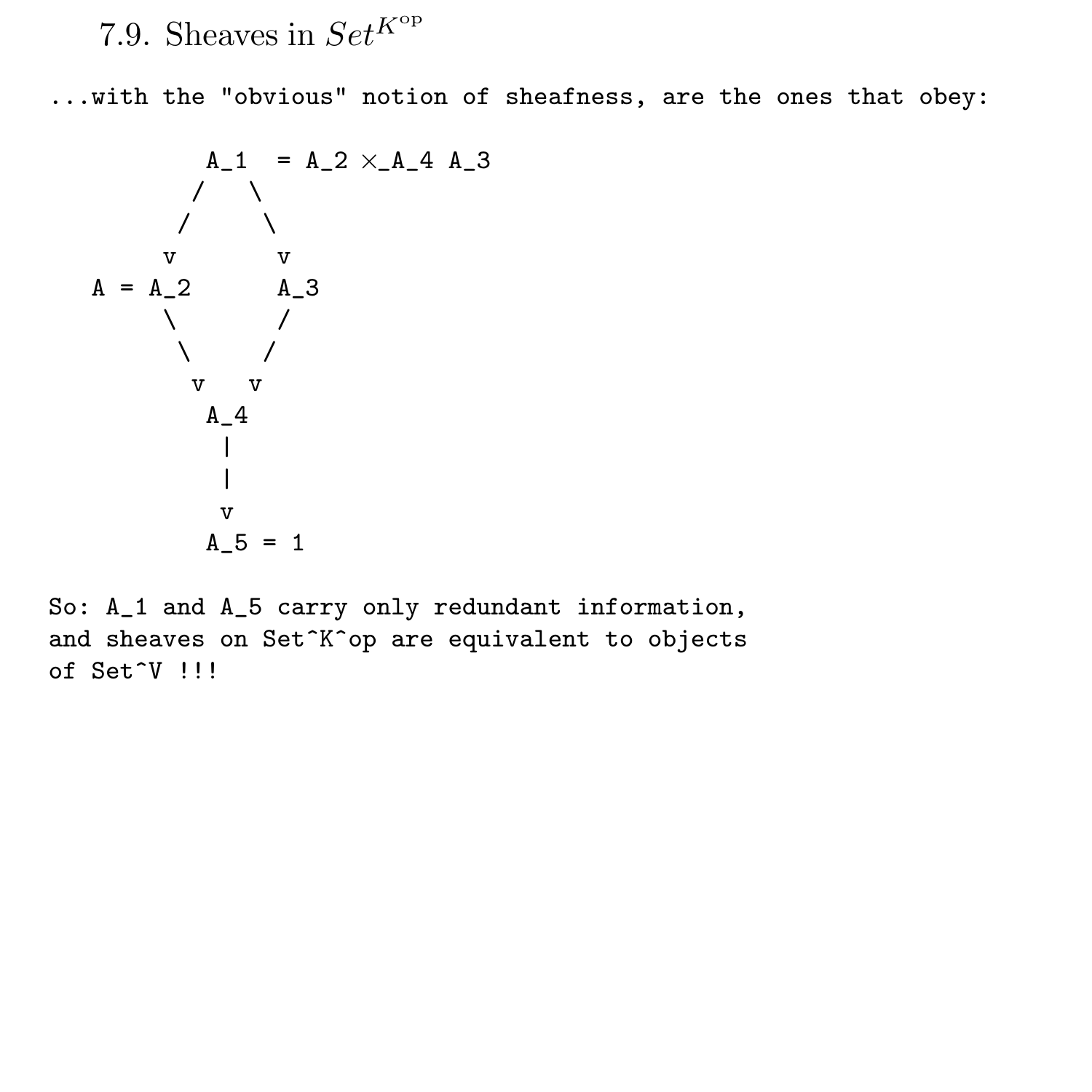### 7.9. Sheaves in $Set^{K^{op}}$

...with the "obvious" notion of sheafness, are the ones that obey:

```
          A_1  = A_2 ×_A_4 A_3
         /   \
        /     \
       v       v
   A = A_2      A_3
       \       /
        \     /
         v   v
          A_4
           |
           |
           v
          A_5 = 1
```

So: A_1 and A_5 carry only redundant information,
and sheaves on Set^K^op are equivalent to objects
of Set^V !!!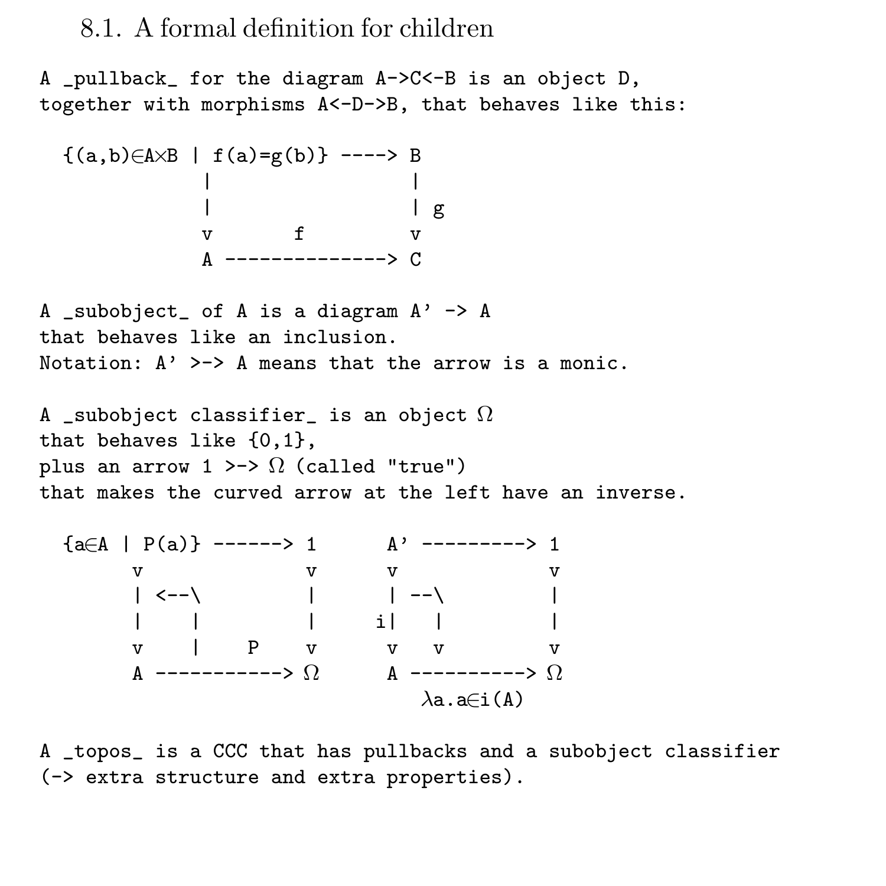## 8.1. A formal definition for children

```
A _pullback_ for the diagram A->C<-B is an object D,
together with morphisms A<-D->B, that behaves like this:

  {(a,b)∈A×B | f(a)=g(b)} ----> B
              |                 |
              |                 | g
              v       f         v
              A --------------> C

A _subobject_ of A is a diagram A' -> A
that behaves like an inclusion.
Notation: A' >-> A means that the arrow is a monic.

A _subobject_classifier_ is an object Ω
that behaves like {0,1},
plus an arrow 1 >-> Ω (called "true")
that makes the curved arrow at the left have an inverse.

  {a∈A | P(a)} ------> 1      A' ---------> 1
        v              v      v             v
        | <--\         |      | --\         |
        |    |         |     i|   |         |
        v    |    P    v      v   v         v
        A -----------> Ω      A ----------> Ω
                                 λa.a∈i(A)

A _topos_ is a CCC that has pullbacks and a subobject classifier
(-> extra structure and extra properties).
```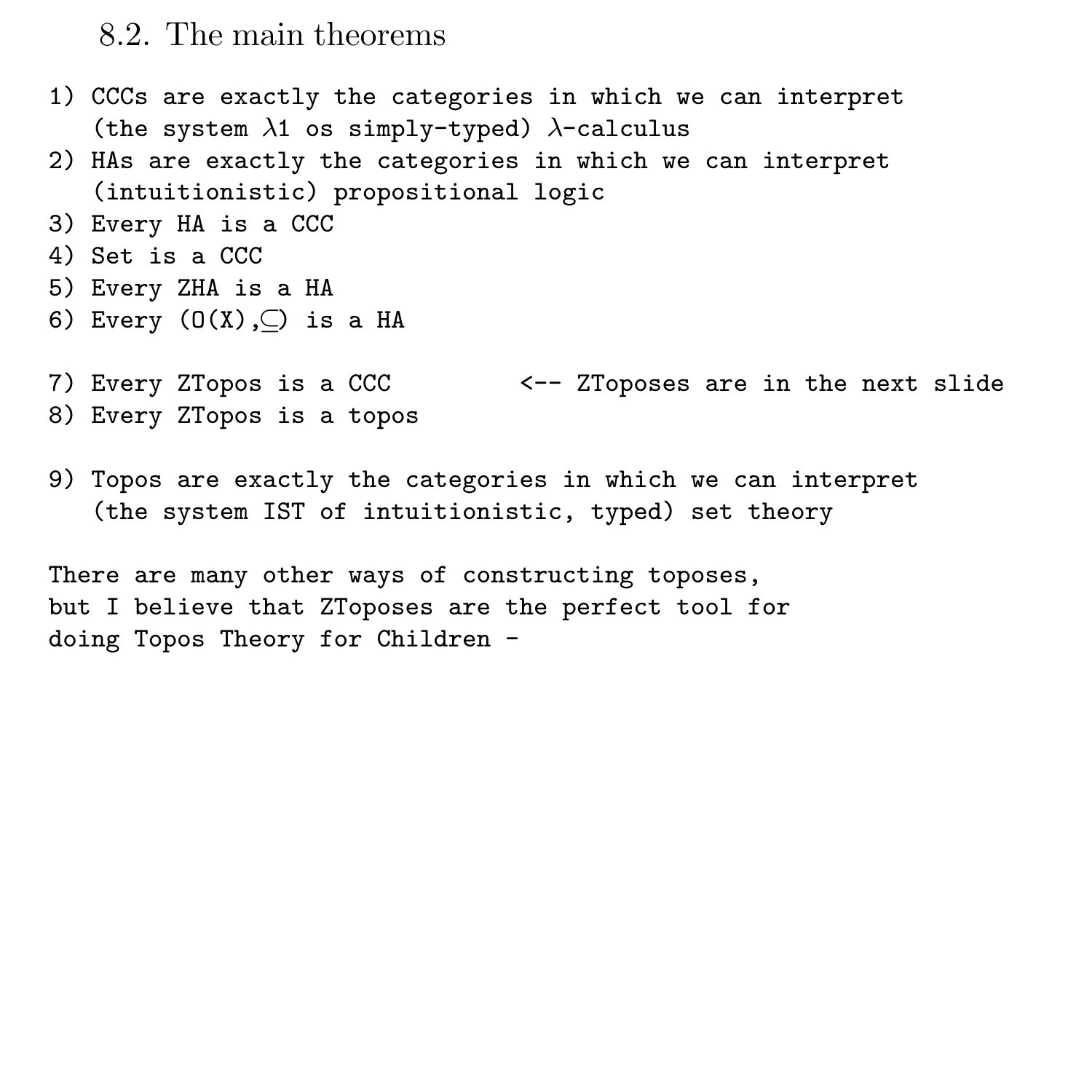## 8.2. The main theorems

```
1) CCCs are exactly the categories in which we can interpret
   (the system λ1 os simply-typed) λ-calculus
2) HAs are exactly the categories in which we can interpret
   (intuitionistic) propositional logic
3) Every HA is a CCC
4) Set is a CCC
5) Every ZHA is a HA
6) Every (O(X),⊆) is a HA

7) Every ZTopos is a CCC        <-- ZToposes are in the next slide
8) Every ZTopos is a topos

9) Topos are exactly the categories in which we can interpret
   (the system IST of intuitionistic, typed) set theory

There are many other ways of constructing toposes,
but I believe that ZToposes are the perfect tool for
doing Topos Theory for Children -
```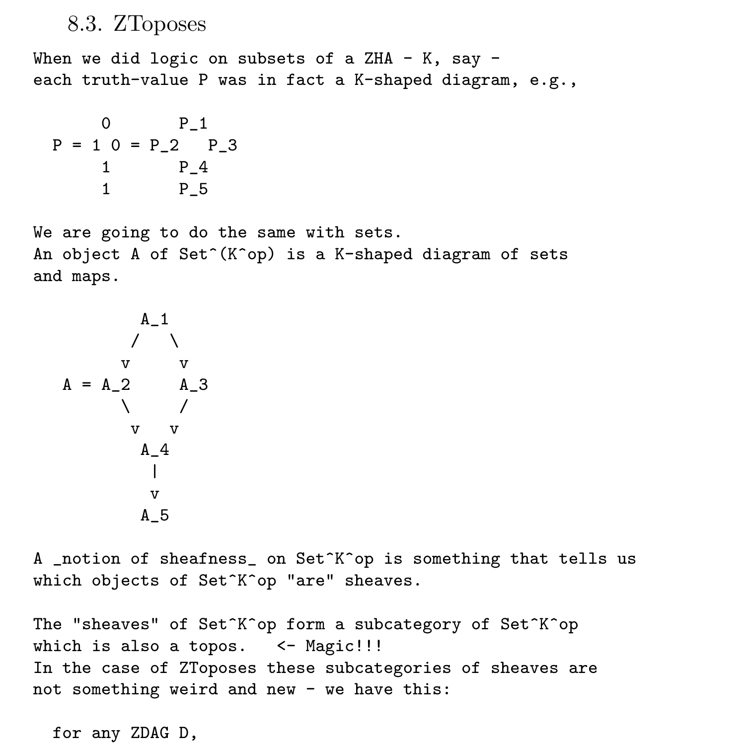### 8.3. ZToposes

```
When we did logic on subsets of a ZHA - K, say -
each truth-value P was in fact a K-shaped diagram, e.g.,

      0       P_1
 P = 1 0 = P_2   P_3
      1       P_4
      1       P_5

We are going to do the same with sets.
An object A of Set^(K^op) is a K-shaped diagram of sets
and maps.

          A_1
         /   \
        v     v
  A = A_2     A_3
        \     /
         v   v
          A_4
           |
           v
          A_5

A _notion of sheafness_ on Set^K^op is something that tells us
which objects of Set^K^op "are" sheaves.

The "sheaves" of Set^K^op form a subcategory of Set^K^op
which is also a topos.   <- Magic!!!
In the case of ZToposes these subcategories of sheaves are
not something weird and new - we have this:

  for any ZDAG D,
```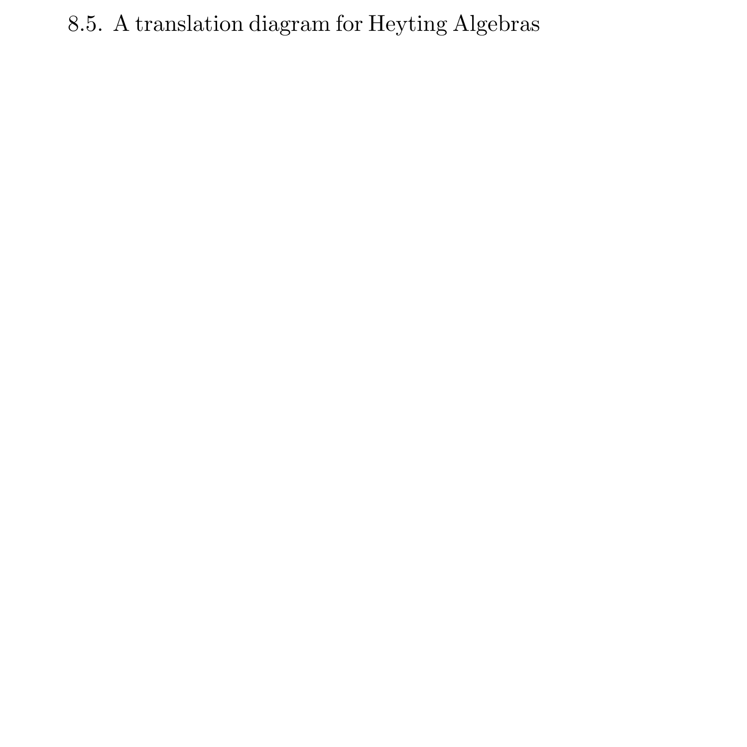8.5. A translation diagram for Heyting Algebras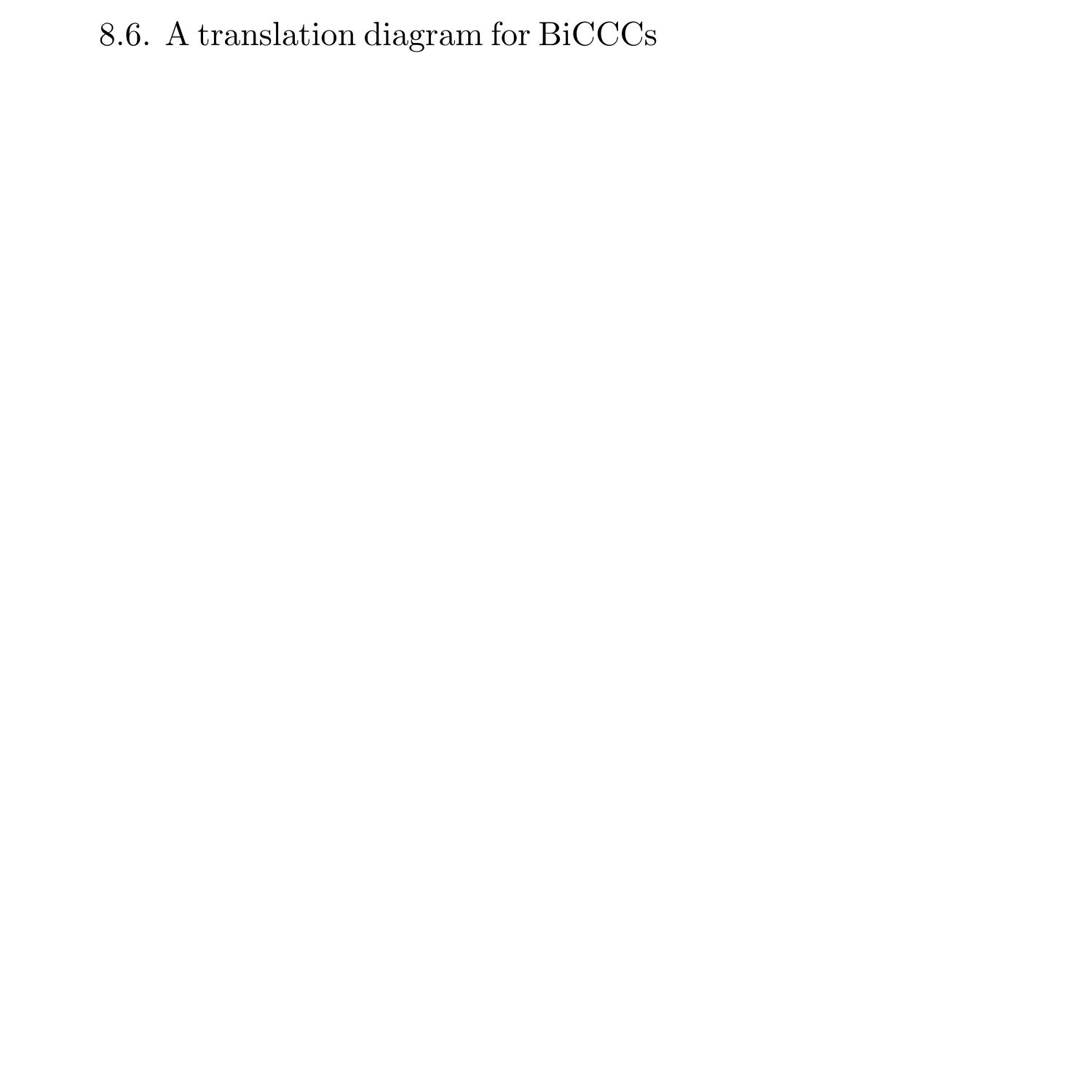## 8.6. A translation diagram for BiCCCs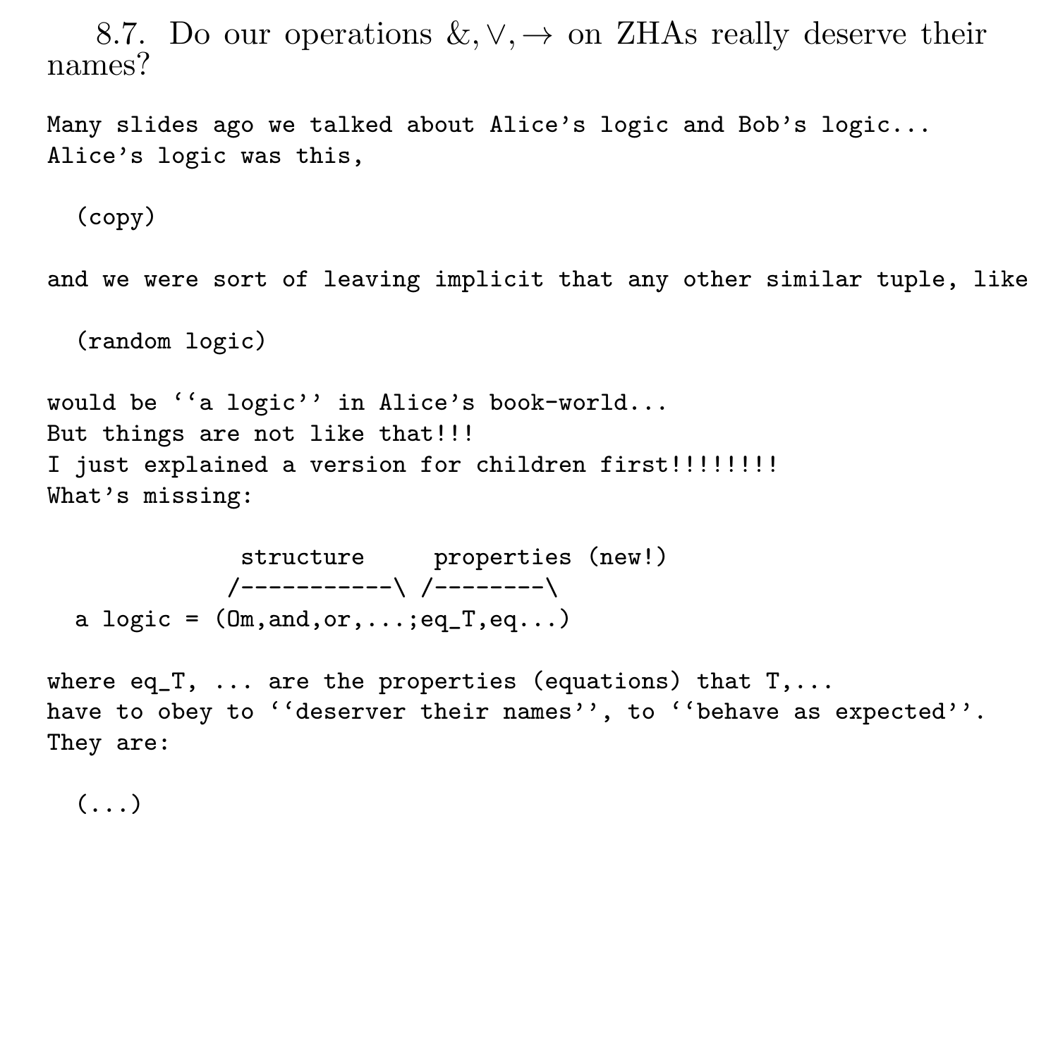## 8.7. Do our operations $\&, \vee, \to$ on ZHAs really deserve their names?

```
Many slides ago we talked about Alice's logic and Bob's logic...
Alice's logic was this,

  (copy)

and we were sort of leaving implicit that any other similar tuple, like

  (random logic)

would be ``a logic'' in Alice's book-world...
But things are not like that!!!
I just explained a version for children first!!!!!!!!
What's missing:

             structure     properties (new!)
            /-----------\ /--------\
  a logic = (Om,and,or,...;eq_T,eq...)

where eq_T, ... are the properties (equations) that T,...
have to obey to ``deserver their names'', to ``behave as expected''.
They are:

  (...)
```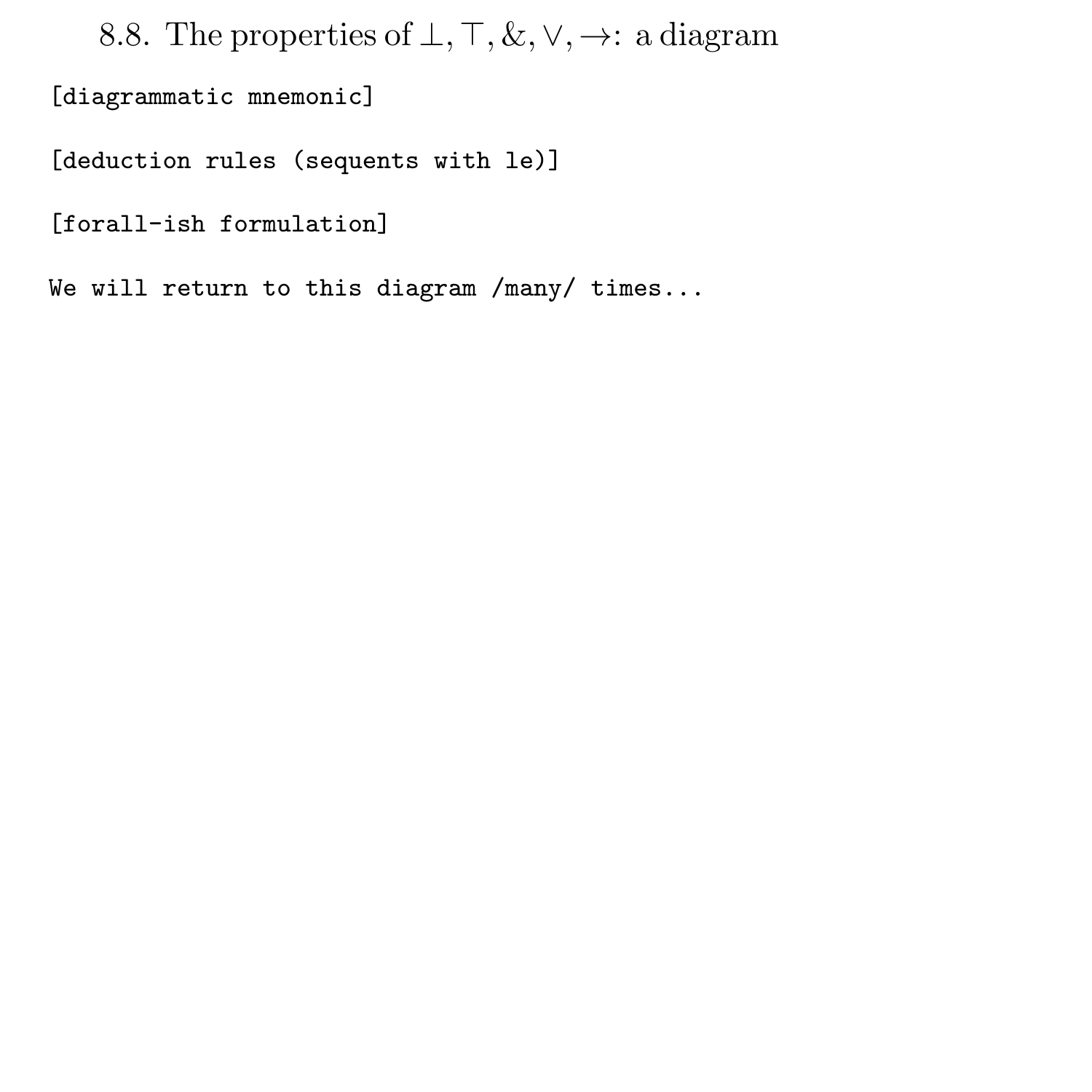## 8.8. The properties of $\bot, \top, \&, \lor, \to$: a diagram

[diagrammatic mnemonic]

[deduction rules (sequents with le)]

[forall-ish formulation]

We will return to this diagram /many/ times...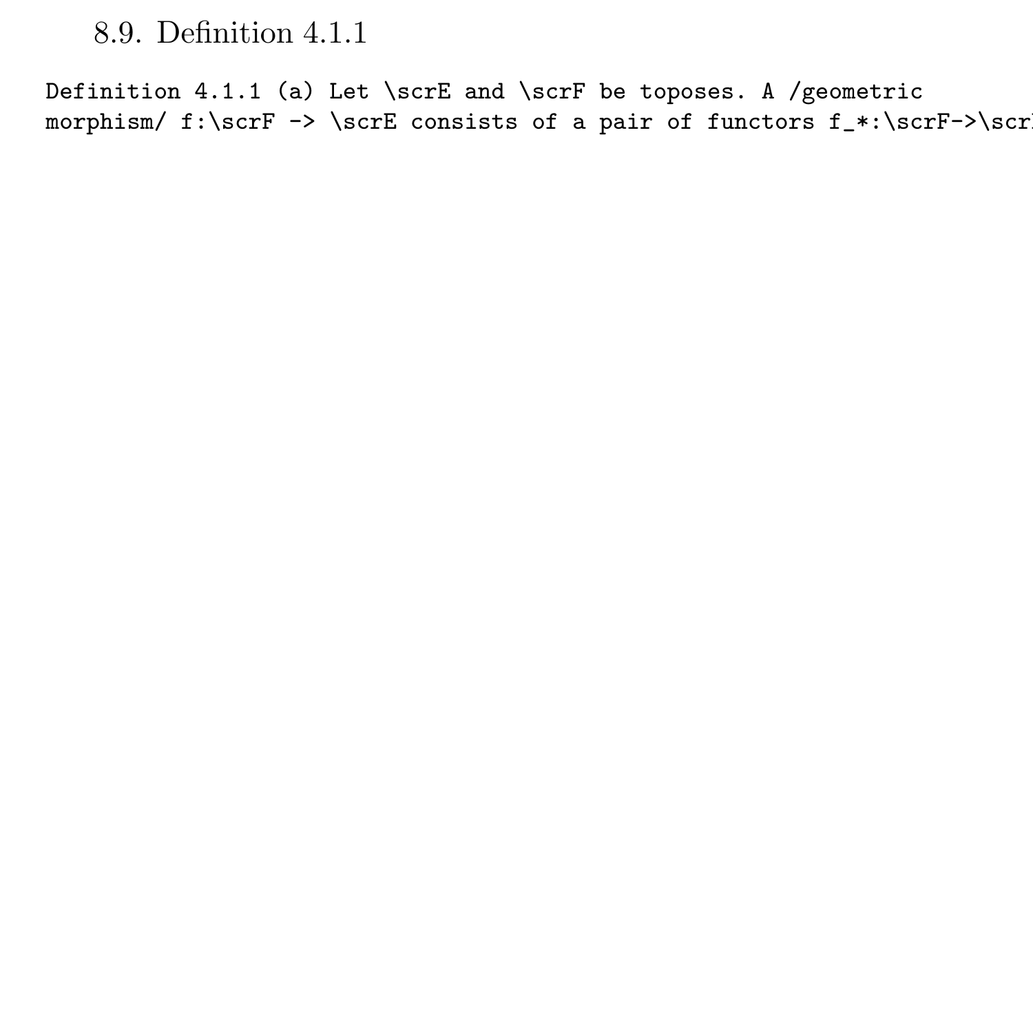## 8.9. Definition 4.1.1

```
Definition 4.1.1 (a) Let \scrE and \scrF be toposes. A /geometric
morphism/ f:\scrF -> \scrE consists of a pair of functors f_*:\scrF->\scr
```